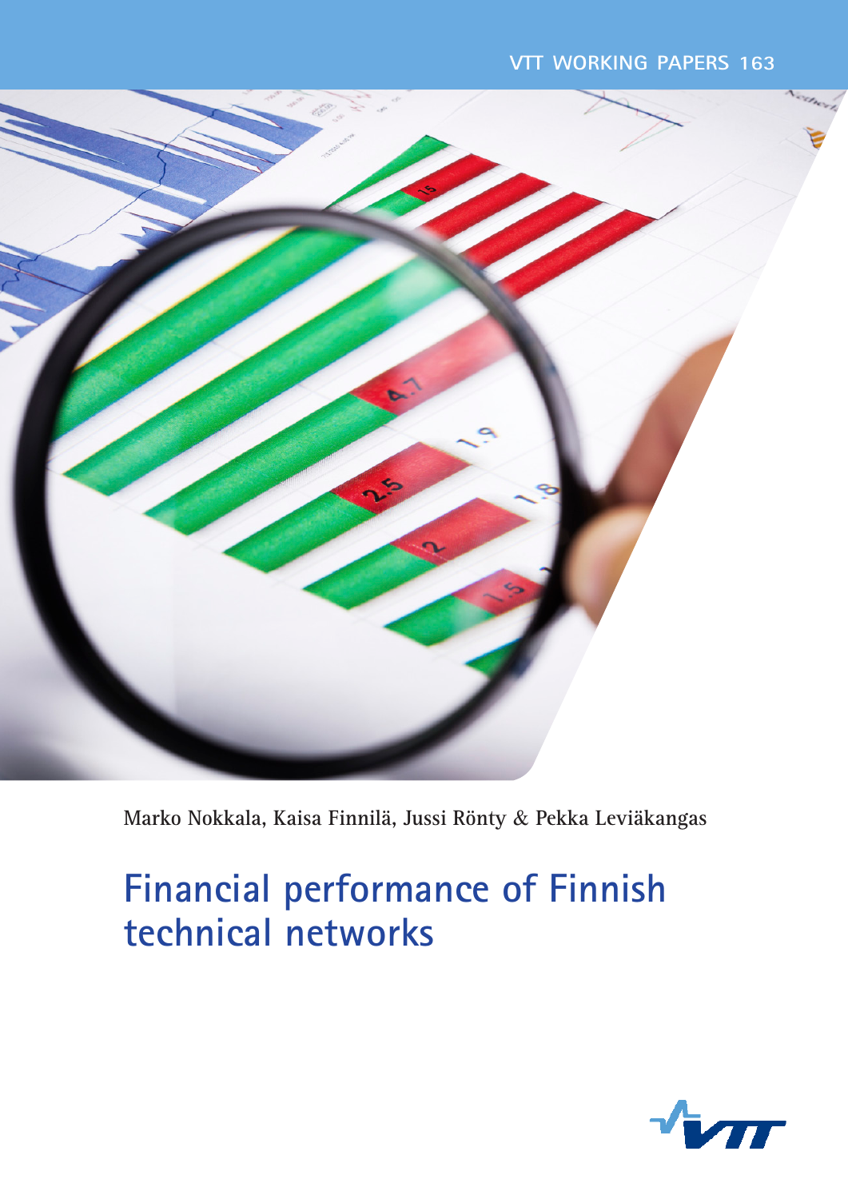VTT WORKING PAPERS 163

Marko Nokkala, Kaisa Finnilä, Jussi Rönty & Pekka Leviäkangas

# Financial performance of Finnish technical networks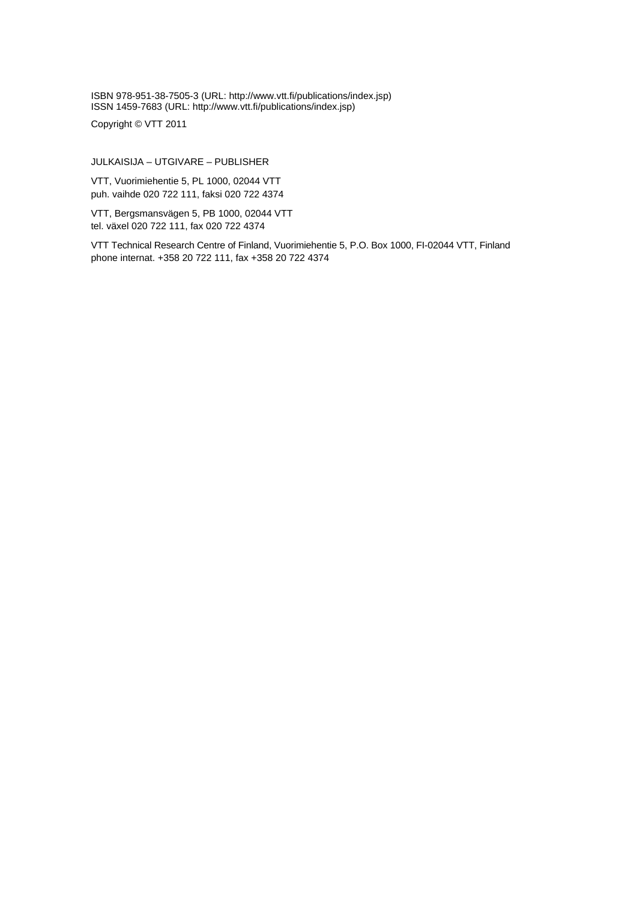ISBN 978-951-38-7505-3 (URL: http://www.vtt.fi/publications/index.jsp)
ISSN 1459-7683 (URL: http://www.vtt.fi/publications/index.jsp)

Copyright © VTT 2011

JULKAISIJA – UTGIVARE – PUBLISHER

VTT, Vuorimiehentie 5, PL 1000, 02044 VTT
puh. vaihde 020 722 111, faksi 020 722 4374

VTT, Bergsmansvägen 5, PB 1000, 02044 VTT
tel. växel 020 722 111, fax 020 722 4374

VTT Technical Research Centre of Finland, Vuorimiehentie 5, P.O. Box 1000, FI-02044 VTT, Finland
phone internat. +358 20 722 111, fax +358 20 722 4374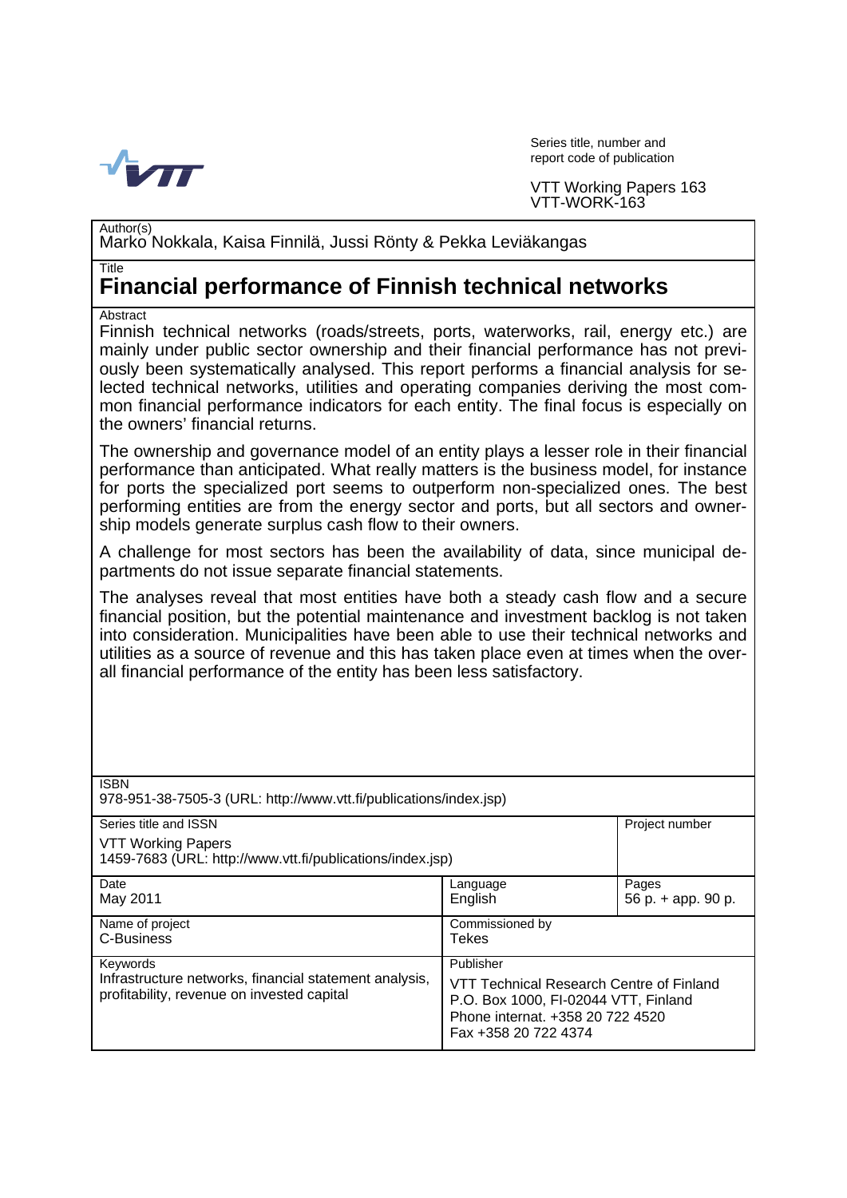Series title, number and report code of publication

VTT Working Papers 163
VTT-WORK-163

Author(s)
Marko Nokkala, Kaisa Finnilä, Jussi Rönty & Pekka Leviäkangas

Title

# Financial performance of Finnish technical networks

Abstract

Finnish technical networks (roads/streets, ports, waterworks, rail, energy etc.) are mainly under public sector ownership and their financial performance has not previously been systematically analysed. This report performs a financial analysis for selected technical networks, utilities and operating companies deriving the most common financial performance indicators for each entity. The final focus is especially on the owners' financial returns.

The ownership and governance model of an entity plays a lesser role in their financial performance than anticipated. What really matters is the business model, for instance for ports the specialized port seems to outperform non-specialized ones. The best performing entities are from the energy sector and ports, but all sectors and ownership models generate surplus cash flow to their owners.

A challenge for most sectors has been the availability of data, since municipal departments do not issue separate financial statements.

The analyses reveal that most entities have both a steady cash flow and a secure financial position, but the potential maintenance and investment backlog is not taken into consideration. Municipalities have been able to use their technical networks and utilities as a source of revenue and this has taken place even at times when the overall financial performance of the entity has been less satisfactory.

| ISBN | | |
|---|---|---|
| 978-951-38-7505-3 (URL: http://www.vtt.fi/publications/index.jsp) | | |
| Series title and ISSN<br>VTT Working Papers<br>1459-7683 (URL: http://www.vtt.fi/publications/index.jsp) | | Project number |
| Date<br>May 2011 | Language<br>English | Pages<br>56 p. + app. 90 p. |
| Name of project<br>C-Business | Commissioned by<br>Tekes | |
| Keywords<br>Infrastructure networks, financial statement analysis, profitability, revenue on invested capital | Publisher<br>VTT Technical Research Centre of Finland<br>P.O. Box 1000, FI-02044 VTT, Finland<br>Phone internat. +358 20 722 4520<br>Fax +358 20 722 4374 | |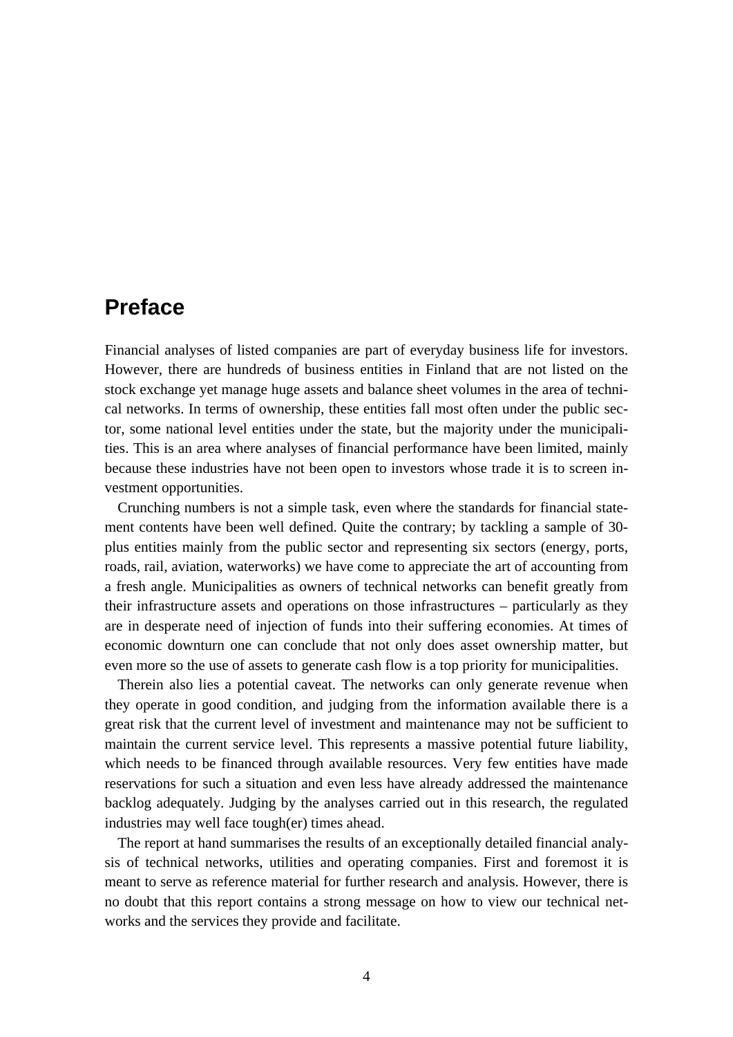# Preface

Financial analyses of listed companies are part of everyday business life for investors. However, there are hundreds of business entities in Finland that are not listed on the stock exchange yet manage huge assets and balance sheet volumes in the area of technical networks. In terms of ownership, these entities fall most often under the public sector, some national level entities under the state, but the majority under the municipalities. This is an area where analyses of financial performance have been limited, mainly because these industries have not been open to investors whose trade it is to screen investment opportunities.

Crunching numbers is not a simple task, even where the standards for financial statement contents have been well defined. Quite the contrary; by tackling a sample of 30-plus entities mainly from the public sector and representing six sectors (energy, ports, roads, rail, aviation, waterworks) we have come to appreciate the art of accounting from a fresh angle. Municipalities as owners of technical networks can benefit greatly from their infrastructure assets and operations on those infrastructures – particularly as they are in desperate need of injection of funds into their suffering economies. At times of economic downturn one can conclude that not only does asset ownership matter, but even more so the use of assets to generate cash flow is a top priority for municipalities.

Therein also lies a potential caveat. The networks can only generate revenue when they operate in good condition, and judging from the information available there is a great risk that the current level of investment and maintenance may not be sufficient to maintain the current service level. This represents a massive potential future liability, which needs to be financed through available resources. Very few entities have made reservations for such a situation and even less have already addressed the maintenance backlog adequately. Judging by the analyses carried out in this research, the regulated industries may well face tough(er) times ahead.

The report at hand summarises the results of an exceptionally detailed financial analysis of technical networks, utilities and operating companies. First and foremost it is meant to serve as reference material for further research and analysis. However, there is no doubt that this report contains a strong message on how to view our technical networks and the services they provide and facilitate.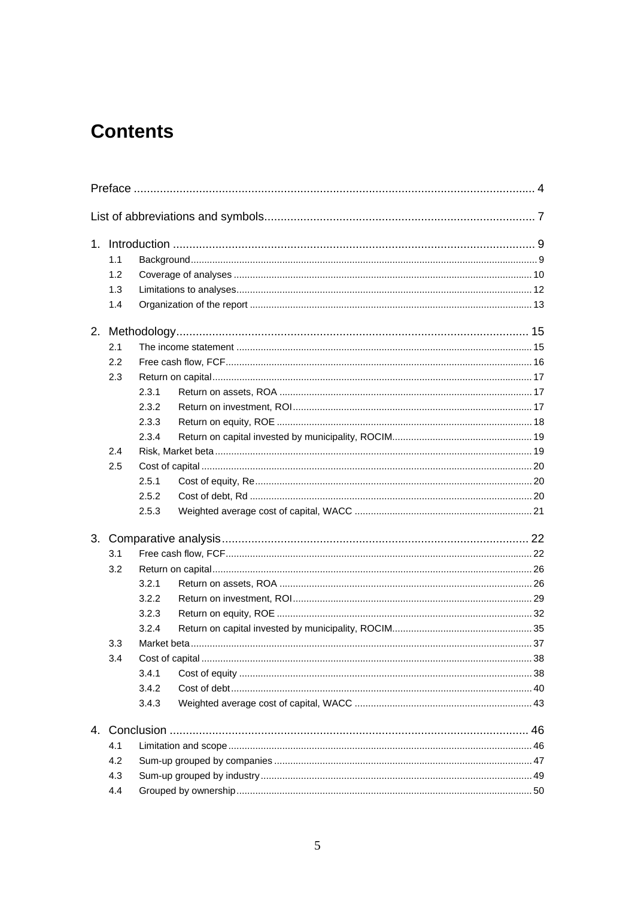# Contents

Preface ........................................................................................................................ 4

List of abbreviations and symbols................................................................................... 7

1. Introduction ............................................................................................................... 9
   - 1.1 Background ........................................................................................................... 9
   - 1.2 Coverage of analyses ........................................................................................... 10
   - 1.3 Limitations to analyses ......................................................................................... 12
   - 1.4 Organization of the report ..................................................................................... 13

2. Methodology ............................................................................................................. 15
   - 2.1 The income statement .......................................................................................... 15
   - 2.2 Free cash flow, FCF .............................................................................................. 16
   - 2.3 Return on capital ................................................................................................... 17
     - 2.3.1 Return on assets, ROA ................................................................................. 17
     - 2.3.2 Return on investment, ROI ............................................................................ 17
     - 2.3.3 Return on equity, ROE .................................................................................. 18
     - 2.3.4 Return on capital invested by municipality, ROCIM ....................................... 19
   - 2.4 Risk, Market beta ................................................................................................... 19
   - 2.5 Cost of capital ....................................................................................................... 20
     - 2.5.1 Cost of equity, Re .......................................................................................... 20
     - 2.5.2 Cost of debt, Rd ............................................................................................ 20
     - 2.5.3 Weighted average cost of capital, WACC ..................................................... 21

3. Comparative analysis ................................................................................................ 22
   - 3.1 Free cash flow, FCF .............................................................................................. 22
   - 3.2 Return on capital ................................................................................................... 26
     - 3.2.1 Return on assets, ROA ................................................................................. 26
     - 3.2.2 Return on investment, ROI ............................................................................ 29
     - 3.2.3 Return on equity, ROE .................................................................................. 32
     - 3.2.4 Return on capital invested by municipality, ROCIM ....................................... 35
   - 3.3 Market beta ........................................................................................................... 37
   - 3.4 Cost of capital ....................................................................................................... 38
     - 3.4.1 Cost of equity ................................................................................................ 38
     - 3.4.2 Cost of debt ................................................................................................... 40
     - 3.4.3 Weighted average cost of capital, WACC ..................................................... 43

4. Conclusion ................................................................................................................ 46
   - 4.1 Limitation and scope ............................................................................................. 46
   - 4.2 Sum-up grouped by companies ............................................................................ 47
   - 4.3 Sum-up grouped by industry ................................................................................. 49
   - 4.4 Grouped by ownership .......................................................................................... 50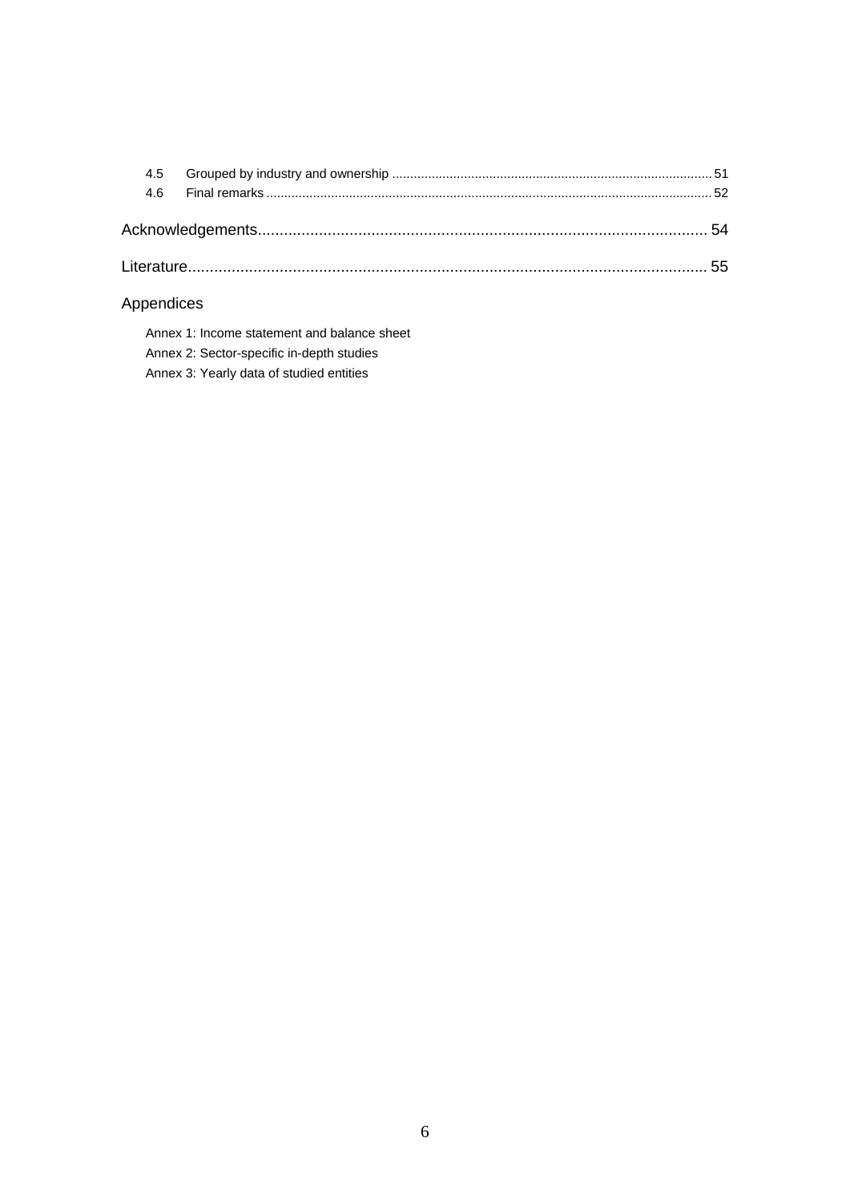4.5 Grouped by industry and ownership ........................................................................................ 51
4.6 Final remarks ........................................................................................................................... 52

Acknowledgements...................................................................................................... 54

Literature....................................................................................................................... 55

Appendices

Annex 1: Income statement and balance sheet

Annex 2: Sector-specific in-depth studies

Annex 3: Yearly data of studied entities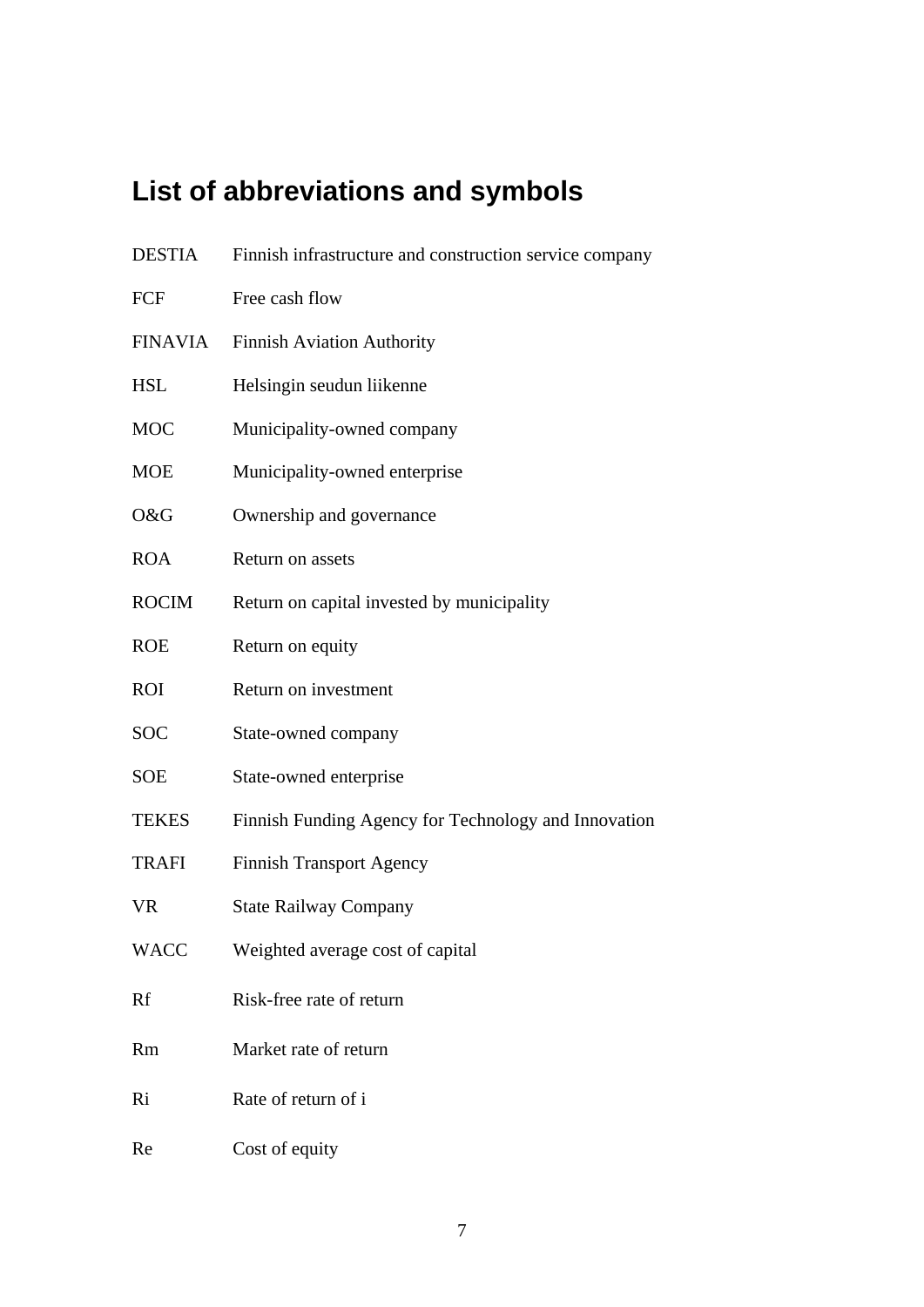# List of abbreviations and symbols

| | |
|---|---|
| DESTIA | Finnish infrastructure and construction service company |
| FCF | Free cash flow |
| FINAVIA | Finnish Aviation Authority |
| HSL | Helsingin seudun liikenne |
| MOC | Municipality-owned company |
| MOE | Municipality-owned enterprise |
| O&G | Ownership and governance |
| ROA | Return on assets |
| ROCIM | Return on capital invested by municipality |
| ROE | Return on equity |
| ROI | Return on investment |
| SOC | State-owned company |
| SOE | State-owned enterprise |
| TEKES | Finnish Funding Agency for Technology and Innovation |
| TRAFI | Finnish Transport Agency |
| VR | State Railway Company |
| WACC | Weighted average cost of capital |
| Rf | Risk-free rate of return |
| Rm | Market rate of return |
| Ri | Rate of return of i |
| Re | Cost of equity |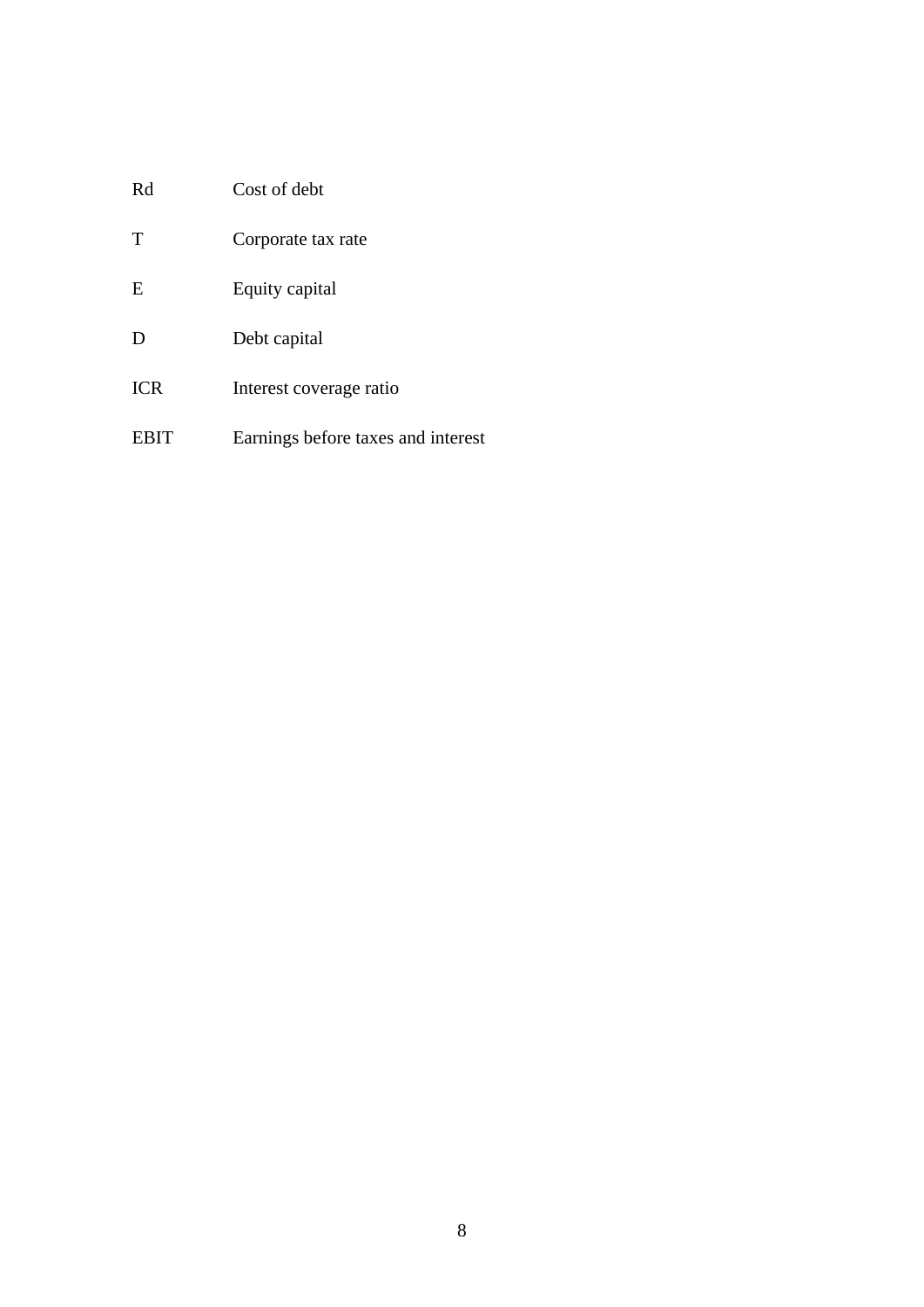| | |
|---|---|
| Rd | Cost of debt |
| T | Corporate tax rate |
| E | Equity capital |
| D | Debt capital |
| ICR | Interest coverage ratio |
| EBIT | Earnings before taxes and interest |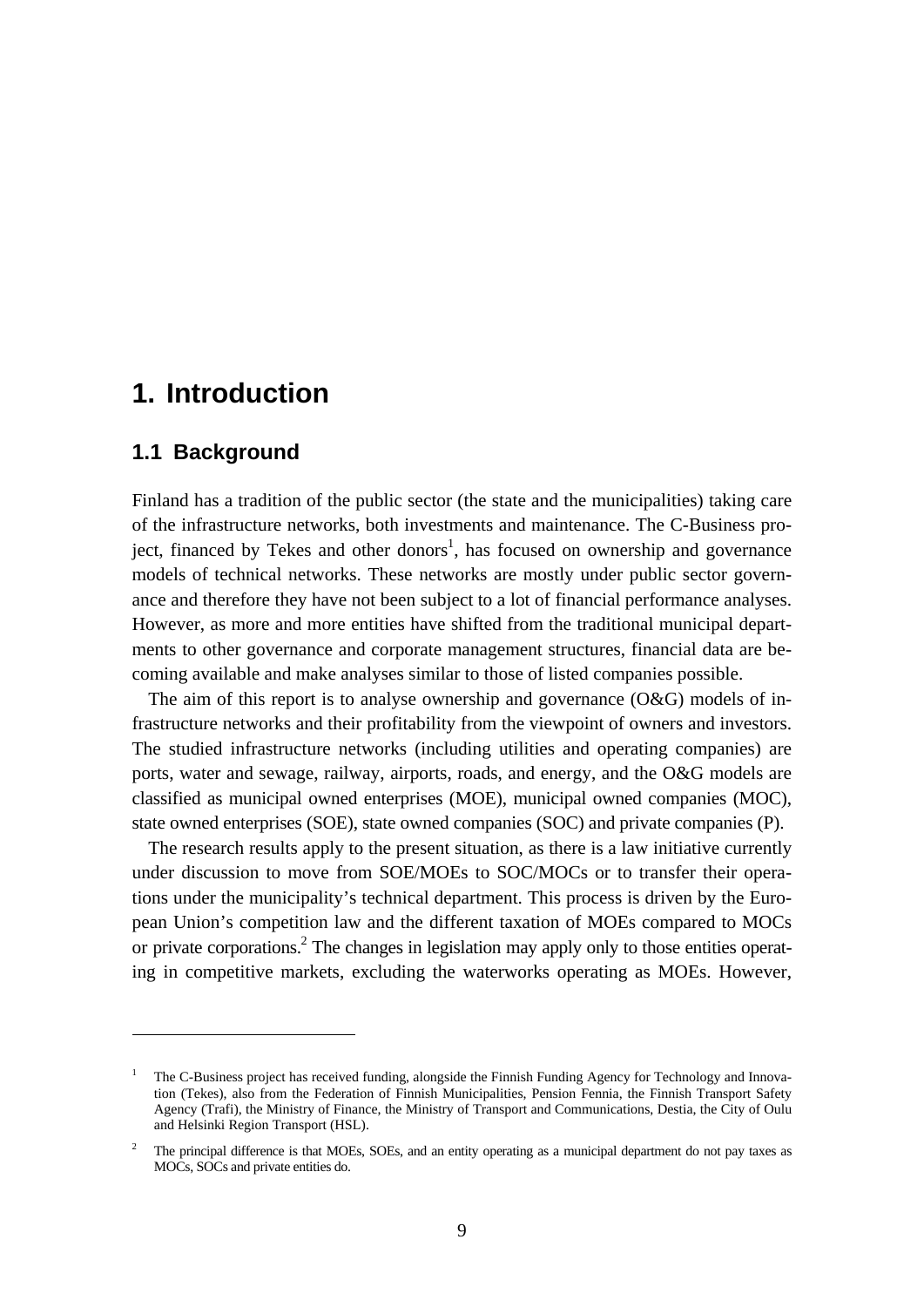# 1. Introduction

## 1.1 Background

Finland has a tradition of the public sector (the state and the municipalities) taking care of the infrastructure networks, both investments and maintenance. The C-Business project, financed by Tekes and other donors[1], has focused on ownership and governance models of technical networks. These networks are mostly under public sector governance and therefore they have not been subject to a lot of financial performance analyses. However, as more and more entities have shifted from the traditional municipal departments to other governance and corporate management structures, financial data are becoming available and make analyses similar to those of listed companies possible.

The aim of this report is to analyse ownership and governance (O&G) models of infrastructure networks and their profitability from the viewpoint of owners and investors. The studied infrastructure networks (including utilities and operating companies) are ports, water and sewage, railway, airports, roads, and energy, and the O&G models are classified as municipal owned enterprises (MOE), municipal owned companies (MOC), state owned enterprises (SOE), state owned companies (SOC) and private companies (P).

The research results apply to the present situation, as there is a law initiative currently under discussion to move from SOE/MOEs to SOC/MOCs or to transfer their operations under the municipality's technical department. This process is driven by the European Union's competition law and the different taxation of MOEs compared to MOCs or private corporations.[2] The changes in legislation may apply only to those entities operating in competitive markets, excluding the waterworks operating as MOEs. However,

---

[1] The C-Business project has received funding, alongside the Finnish Funding Agency for Technology and Innovation (Tekes), also from the Federation of Finnish Municipalities, Pension Fennia, the Finnish Transport Safety Agency (Trafi), the Ministry of Finance, the Ministry of Transport and Communications, Destia, the City of Oulu and Helsinki Region Transport (HSL).

[2] The principal difference is that MOEs, SOEs, and an entity operating as a municipal department do not pay taxes as MOCs, SOCs and private entities do.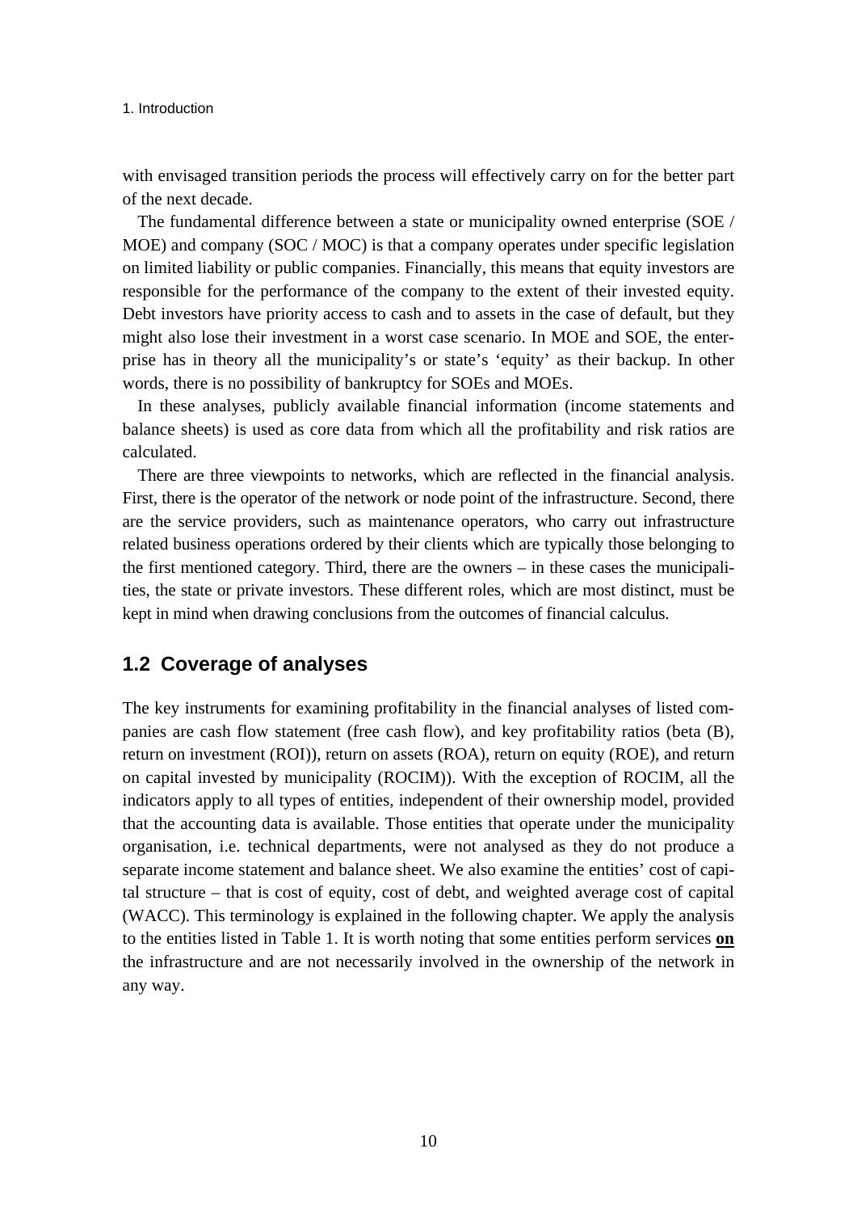with envisaged transition periods the process will effectively carry on for the better part of the next decade.

The fundamental difference between a state or municipality owned enterprise (SOE / MOE) and company (SOC / MOC) is that a company operates under specific legislation on limited liability or public companies. Financially, this means that equity investors are responsible for the performance of the company to the extent of their invested equity. Debt investors have priority access to cash and to assets in the case of default, but they might also lose their investment in a worst case scenario. In MOE and SOE, the enterprise has in theory all the municipality's or state's 'equity' as their backup. In other words, there is no possibility of bankruptcy for SOEs and MOEs.

In these analyses, publicly available financial information (income statements and balance sheets) is used as core data from which all the profitability and risk ratios are calculated.

There are three viewpoints to networks, which are reflected in the financial analysis. First, there is the operator of the network or node point of the infrastructure. Second, there are the service providers, such as maintenance operators, who carry out infrastructure related business operations ordered by their clients which are typically those belonging to the first mentioned category. Third, there are the owners – in these cases the municipalities, the state or private investors. These different roles, which are most distinct, must be kept in mind when drawing conclusions from the outcomes of financial calculus.

## 1.2 Coverage of analyses

The key instruments for examining profitability in the financial analyses of listed companies are cash flow statement (free cash flow), and key profitability ratios (beta (B), return on investment (ROI)), return on assets (ROA), return on equity (ROE), and return on capital invested by municipality (ROCIM)). With the exception of ROCIM, all the indicators apply to all types of entities, independent of their ownership model, provided that the accounting data is available. Those entities that operate under the municipality organisation, i.e. technical departments, were not analysed as they do not produce a separate income statement and balance sheet. We also examine the entities' cost of capital structure – that is cost of equity, cost of debt, and weighted average cost of capital (WACC). This terminology is explained in the following chapter. We apply the analysis to the entities listed in Table 1. It is worth noting that some entities perform services **on** the infrastructure and are not necessarily involved in the ownership of the network in any way.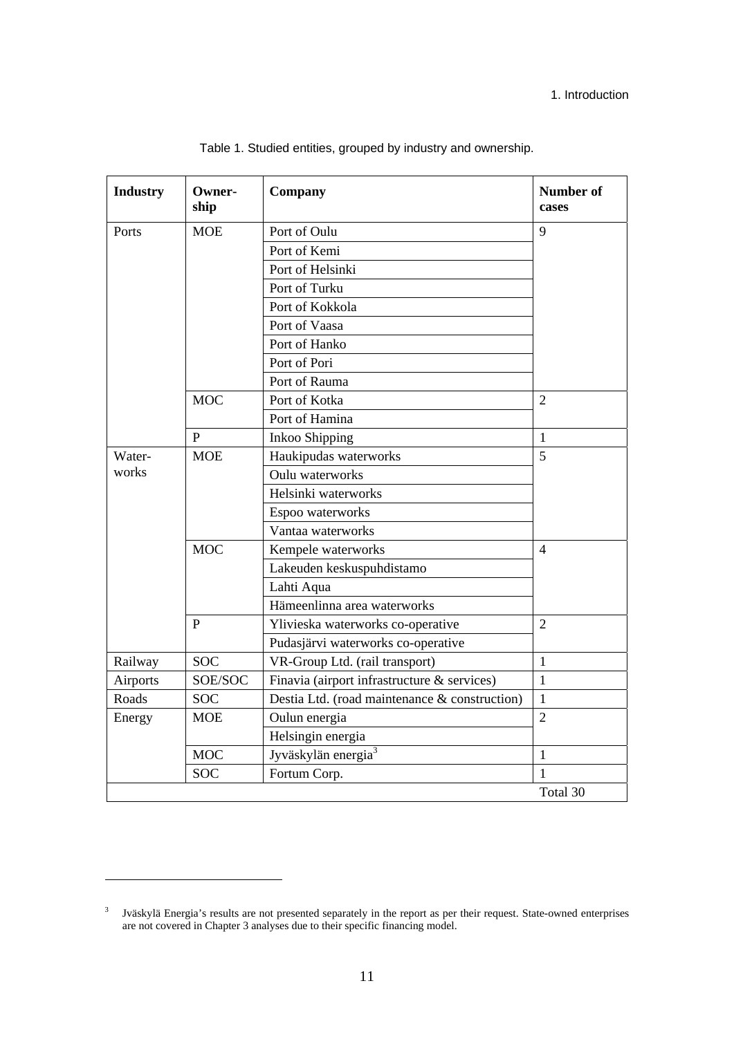Table 1. Studied entities, grouped by industry and ownership.

| Industry | Owner-ship | Company | Number of cases |
|---|---|---|---|
| Ports | MOE | Port of Oulu | 9 |
| | | Port of Kemi | |
| | | Port of Helsinki | |
| | | Port of Turku | |
| | | Port of Kokkola | |
| | | Port of Vaasa | |
| | | Port of Hanko | |
| | | Port of Pori | |
| | | Port of Rauma | |
| | MOC | Port of Kotka | 2 |
| | | Port of Hamina | |
| | P | Inkoo Shipping | 1 |
| Water-works | MOE | Haukipudas waterworks | 5 |
| | | Oulu waterworks | |
| | | Helsinki waterworks | |
| | | Espoo waterworks | |
| | | Vantaa waterworks | |
| | MOC | Kempele waterworks | 4 |
| | | Lakeuden keskuspuhdistamo | |
| | | Lahti Aqua | |
| | | Hämeenlinna area waterworks | |
| | P | Ylivieska waterworks co-operative | 2 |
| | | Pudasjärvi waterworks co-operative | |
| Railway | SOC | VR-Group Ltd. (rail transport) | 1 |
| Airports | SOE/SOC | Finavia (airport infrastructure & services) | 1 |
| Roads | SOC | Destia Ltd. (road maintenance & construction) | 1 |
| Energy | MOE | Oulun energia | 2 |
| | | Helsingin energia | |
| | MOC | Jyväskylän energia[3] | 1 |
| | SOC | Fortum Corp. | 1 |
| | | | Total 30 |

[3] Jväskylä Energia's results are not presented separately in the report as per their request. State-owned enterprises are not covered in Chapter 3 analyses due to their specific financing model.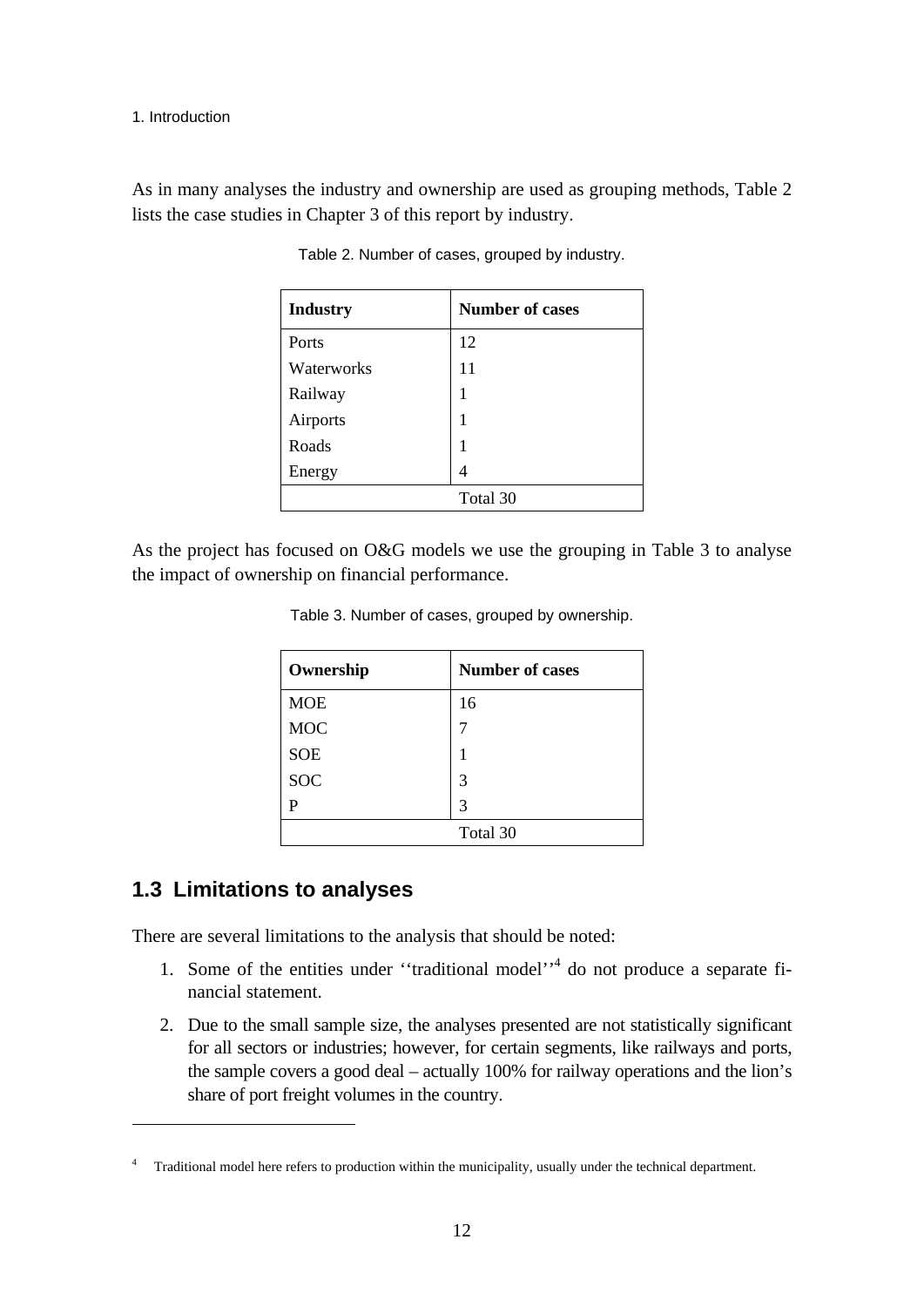As in many analyses the industry and ownership are used as grouping methods, Table 2 lists the case studies in Chapter 3 of this report by industry.

Table 2. Number of cases, grouped by industry.

| Industry | Number of cases |
|---|---|
| Ports | 12 |
| Waterworks | 11 |
| Railway | 1 |
| Airports | 1 |
| Roads | 1 |
| Energy | 4 |
| Total 30 | |

As the project has focused on O&G models we use the grouping in Table 3 to analyse the impact of ownership on financial performance.

Table 3. Number of cases, grouped by ownership.

| Ownership | Number of cases |
|---|---|
| MOE | 16 |
| MOC | 7 |
| SOE | 1 |
| SOC | 3 |
| P | 3 |
| Total 30 | |

## 1.3 Limitations to analyses

There are several limitations to the analysis that should be noted:

1. Some of the entities under ''traditional model''[4] do not produce a separate financial statement.
2. Due to the small sample size, the analyses presented are not statistically significant for all sectors or industries; however, for certain segments, like railways and ports, the sample covers a good deal – actually 100% for railway operations and the lion's share of port freight volumes in the country.

[4] Traditional model here refers to production within the municipality, usually under the technical department.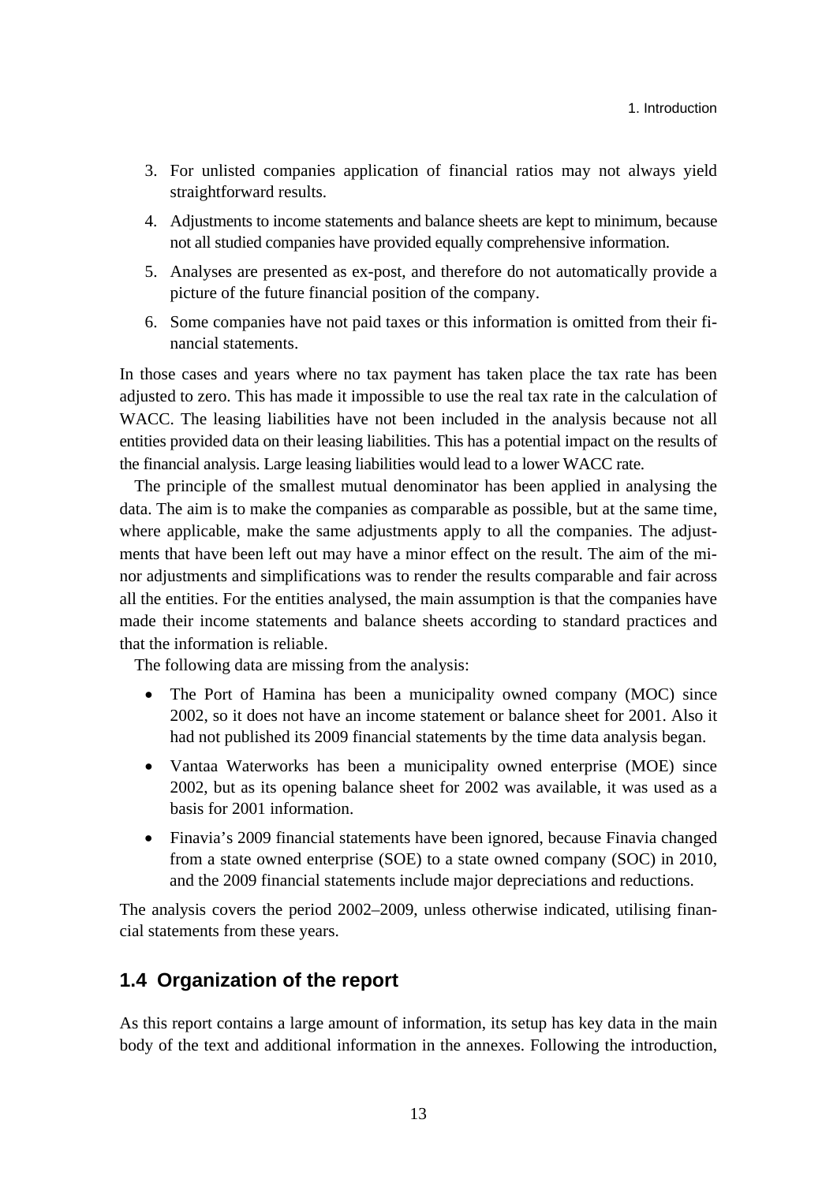3. For unlisted companies application of financial ratios may not always yield straightforward results.
4. Adjustments to income statements and balance sheets are kept to minimum, because not all studied companies have provided equally comprehensive information.
5. Analyses are presented as ex-post, and therefore do not automatically provide a picture of the future financial position of the company.
6. Some companies have not paid taxes or this information is omitted from their financial statements.

In those cases and years where no tax payment has taken place the tax rate has been adjusted to zero. This has made it impossible to use the real tax rate in the calculation of WACC. The leasing liabilities have not been included in the analysis because not all entities provided data on their leasing liabilities. This has a potential impact on the results of the financial analysis. Large leasing liabilities would lead to a lower WACC rate.

The principle of the smallest mutual denominator has been applied in analysing the data. The aim is to make the companies as comparable as possible, but at the same time, where applicable, make the same adjustments apply to all the companies. The adjustments that have been left out may have a minor effect on the result. The aim of the minor adjustments and simplifications was to render the results comparable and fair across all the entities. For the entities analysed, the main assumption is that the companies have made their income statements and balance sheets according to standard practices and that the information is reliable.

The following data are missing from the analysis:

- The Port of Hamina has been a municipality owned company (MOC) since 2002, so it does not have an income statement or balance sheet for 2001. Also it had not published its 2009 financial statements by the time data analysis began.
- Vantaa Waterworks has been a municipality owned enterprise (MOE) since 2002, but as its opening balance sheet for 2002 was available, it was used as a basis for 2001 information.
- Finavia's 2009 financial statements have been ignored, because Finavia changed from a state owned enterprise (SOE) to a state owned company (SOC) in 2010, and the 2009 financial statements include major depreciations and reductions.

The analysis covers the period 2002–2009, unless otherwise indicated, utilising financial statements from these years.

## 1.4 Organization of the report

As this report contains a large amount of information, its setup has key data in the main body of the text and additional information in the annexes. Following the introduction,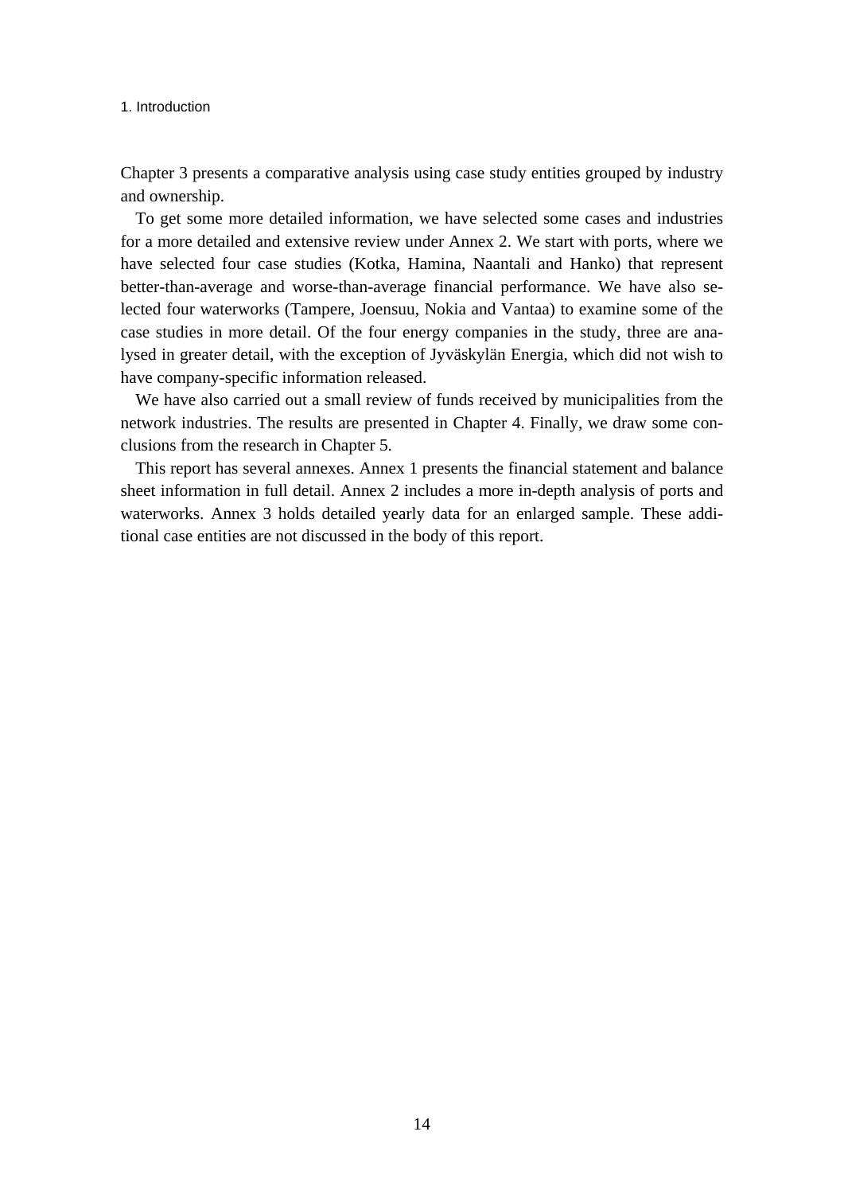Chapter 3 presents a comparative analysis using case study entities grouped by industry and ownership.

To get some more detailed information, we have selected some cases and industries for a more detailed and extensive review under Annex 2. We start with ports, where we have selected four case studies (Kotka, Hamina, Naantali and Hanko) that represent better-than-average and worse-than-average financial performance. We have also selected four waterworks (Tampere, Joensuu, Nokia and Vantaa) to examine some of the case studies in more detail. Of the four energy companies in the study, three are analysed in greater detail, with the exception of Jyväskylän Energia, which did not wish to have company-specific information released.

We have also carried out a small review of funds received by municipalities from the network industries. The results are presented in Chapter 4. Finally, we draw some conclusions from the research in Chapter 5.

This report has several annexes. Annex 1 presents the financial statement and balance sheet information in full detail. Annex 2 includes a more in-depth analysis of ports and waterworks. Annex 3 holds detailed yearly data for an enlarged sample. These additional case entities are not discussed in the body of this report.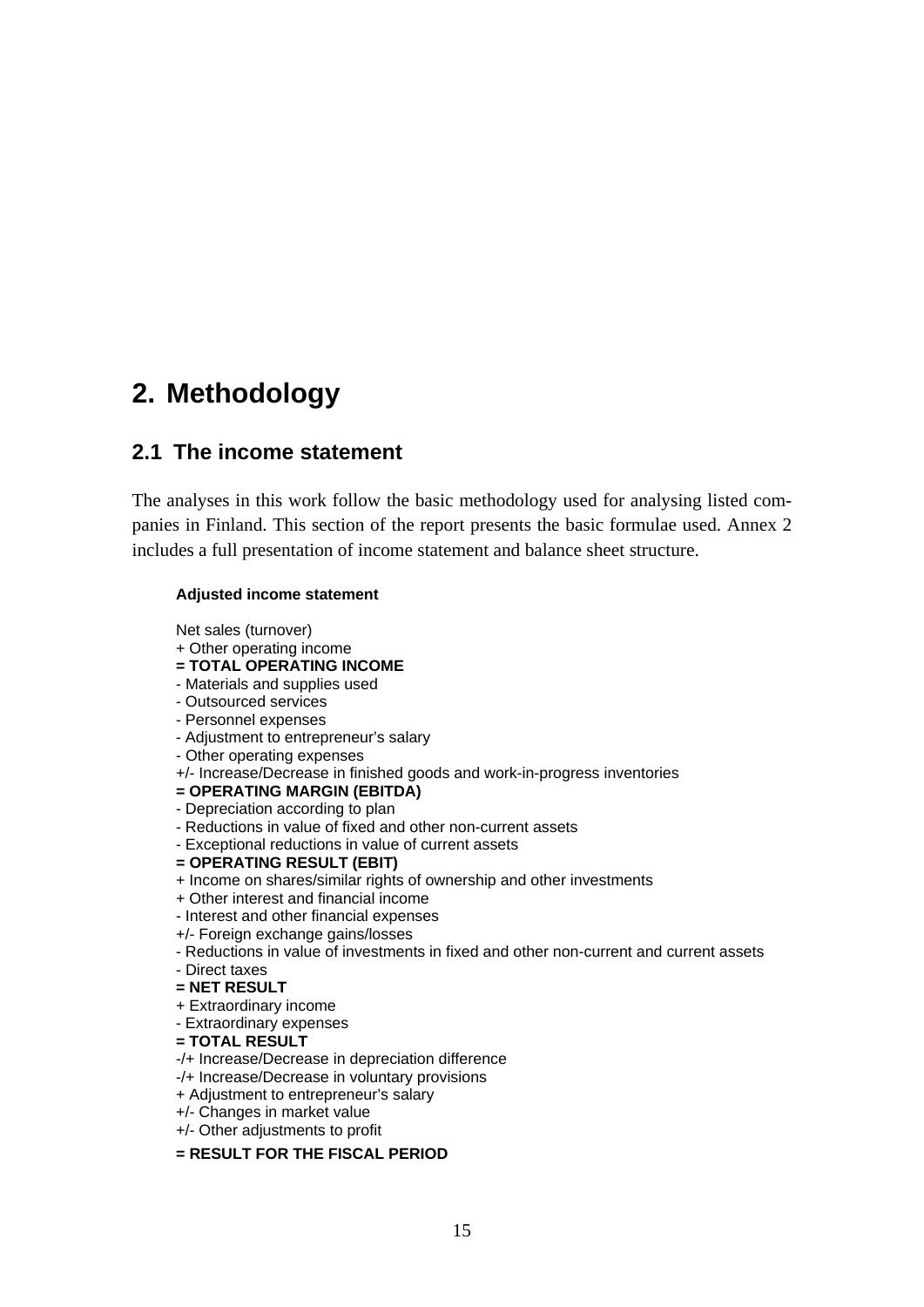# 2. Methodology

## 2.1 The income statement

The analyses in this work follow the basic methodology used for analysing listed companies in Finland. This section of the report presents the basic formulae used. Annex 2 includes a full presentation of income statement and balance sheet structure.

**Adjusted income statement**

Net sales (turnover)
+ Other operating income
**= TOTAL OPERATING INCOME**
- Materials and supplies used
- Outsourced services
- Personnel expenses
- Adjustment to entrepreneur's salary
- Other operating expenses
+/- Increase/Decrease in finished goods and work-in-progress inventories
**= OPERATING MARGIN (EBITDA)**
- Depreciation according to plan
- Reductions in value of fixed and other non-current assets
- Exceptional reductions in value of current assets
**= OPERATING RESULT (EBIT)**
+ Income on shares/similar rights of ownership and other investments
+ Other interest and financial income
- Interest and other financial expenses
+/- Foreign exchange gains/losses
- Reductions in value of investments in fixed and other non-current and current assets
- Direct taxes
**= NET RESULT**
+ Extraordinary income
- Extraordinary expenses
**= TOTAL RESULT**
-/+ Increase/Decrease in depreciation difference
-/+ Increase/Decrease in voluntary provisions
+ Adjustment to entrepreneur's salary
+/- Changes in market value
+/- Other adjustments to profit

**= RESULT FOR THE FISCAL PERIOD**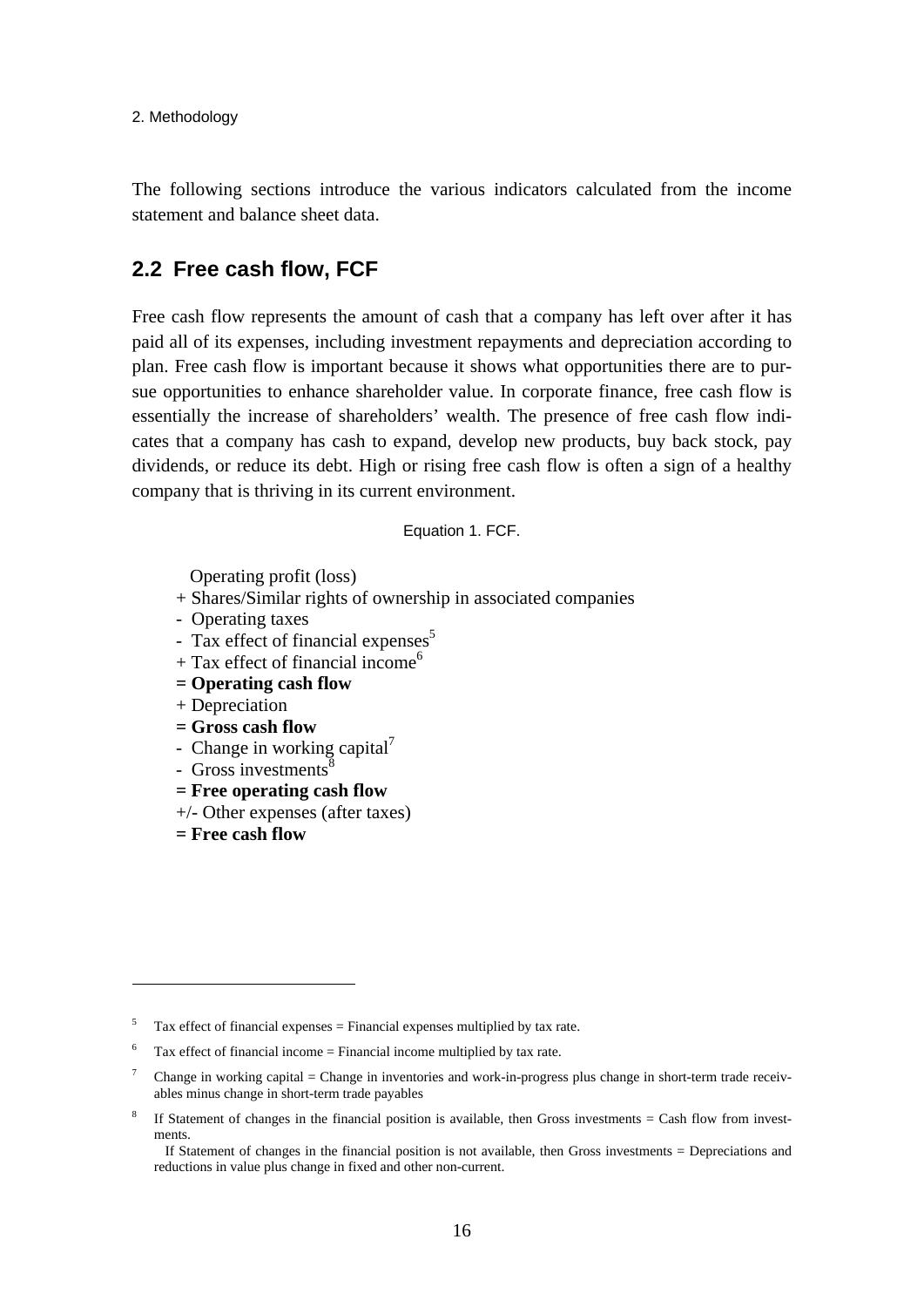The following sections introduce the various indicators calculated from the income statement and balance sheet data.

## 2.2 Free cash flow, FCF

Free cash flow represents the amount of cash that a company has left over after it has paid all of its expenses, including investment repayments and depreciation according to plan. Free cash flow is important because it shows what opportunities there are to pursue opportunities to enhance shareholder value. In corporate finance, free cash flow is essentially the increase of shareholders' wealth. The presence of free cash flow indicates that a company has cash to expand, develop new products, buy back stock, pay dividends, or reduce its debt. High or rising free cash flow is often a sign of a healthy company that is thriving in its current environment.

Equation 1. FCF.

  Operating profit (loss)
+ Shares/Similar rights of ownership in associated companies
- Operating taxes
- Tax effect of financial expenses[5]
+ Tax effect of financial income[6]
**= Operating cash flow**
+ Depreciation
**= Gross cash flow**
- Change in working capital[7]
- Gross investments[8]
**= Free operating cash flow**
+/- Other expenses (after taxes)
**= Free cash flow**

---

[5] Tax effect of financial expenses = Financial expenses multiplied by tax rate.

[6] Tax effect of financial income = Financial income multiplied by tax rate.

[7] Change in working capital = Change in inventories and work-in-progress plus change in short-term trade receivables minus change in short-term trade payables

[8] If Statement of changes in the financial position is available, then Gross investments = Cash flow from investments.
If Statement of changes in the financial position is not available, then Gross investments = Depreciations and reductions in value plus change in fixed and other non-current.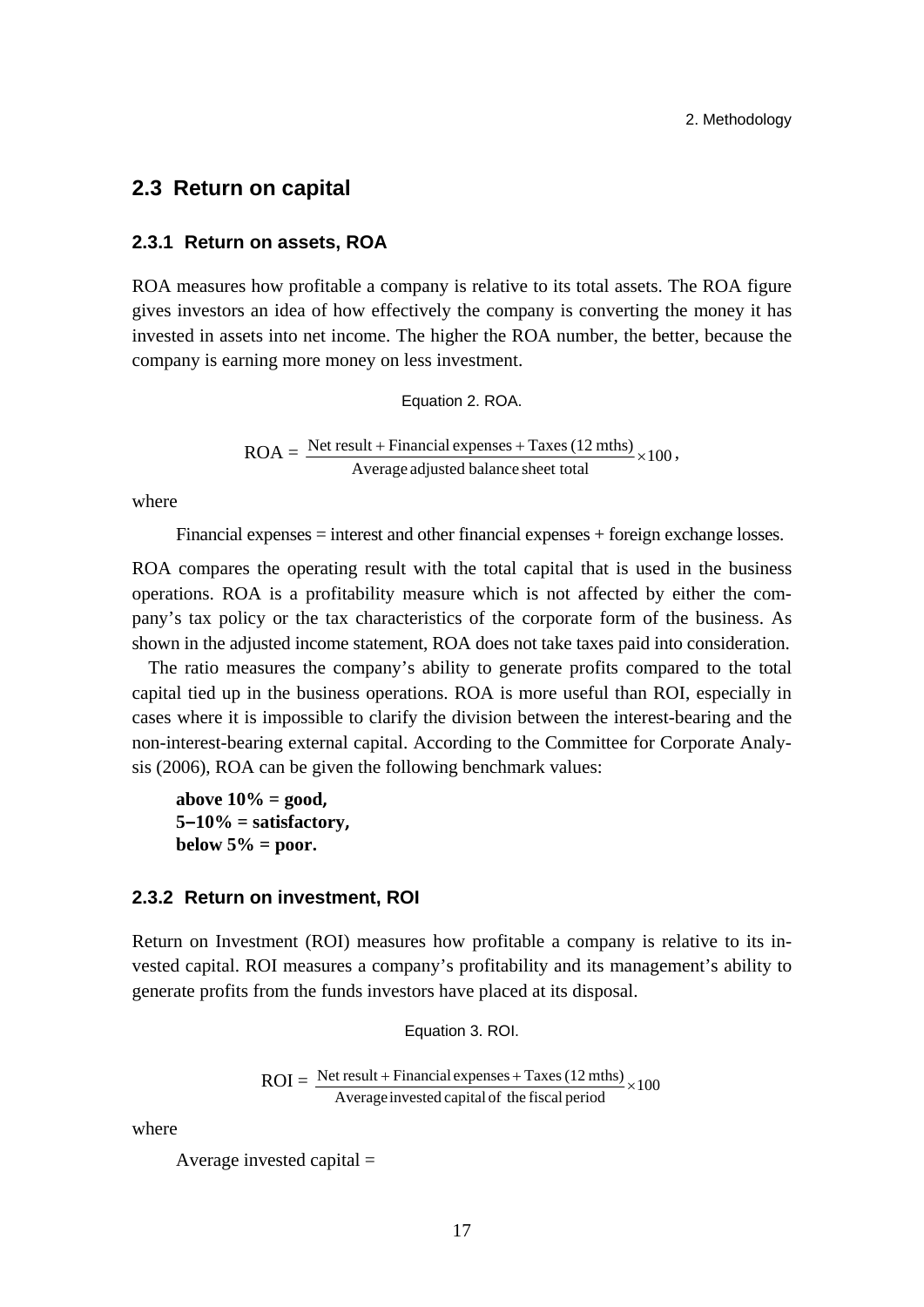## 2.3 Return on capital

### 2.3.1 Return on assets, ROA

ROA measures how profitable a company is relative to its total assets. The ROA figure gives investors an idea of how effectively the company is converting the money it has invested in assets into net income. The higher the ROA number, the better, because the company is earning more money on less investment.

Equation 2. ROA.

$$\text{ROA} = \frac{\text{Net result} + \text{Financial expenses} + \text{Taxes (12 mths)}}{\text{Average adjusted balance sheet total}} \times 100,$$

where

Financial expenses = interest and other financial expenses + foreign exchange losses.

ROA compares the operating result with the total capital that is used in the business operations. ROA is a profitability measure which is not affected by either the company's tax policy or the tax characteristics of the corporate form of the business. As shown in the adjusted income statement, ROA does not take taxes paid into consideration.

The ratio measures the company's ability to generate profits compared to the total capital tied up in the business operations. ROA is more useful than ROI, especially in cases where it is impossible to clarify the division between the interest-bearing and the non-interest-bearing external capital. According to the Committee for Corporate Analysis (2006), ROA can be given the following benchmark values:

**above 10% = good,**
**5–10% = satisfactory,**
**below 5% = poor.**

### 2.3.2 Return on investment, ROI

Return on Investment (ROI) measures how profitable a company is relative to its invested capital. ROI measures a company's profitability and its management's ability to generate profits from the funds investors have placed at its disposal.

Equation 3. ROI.

$$\text{ROI} = \frac{\text{Net result} + \text{Financial expenses} + \text{Taxes (12 mths)}}{\text{Average invested capital of the fiscal period}} \times 100$$

where

Average invested capital =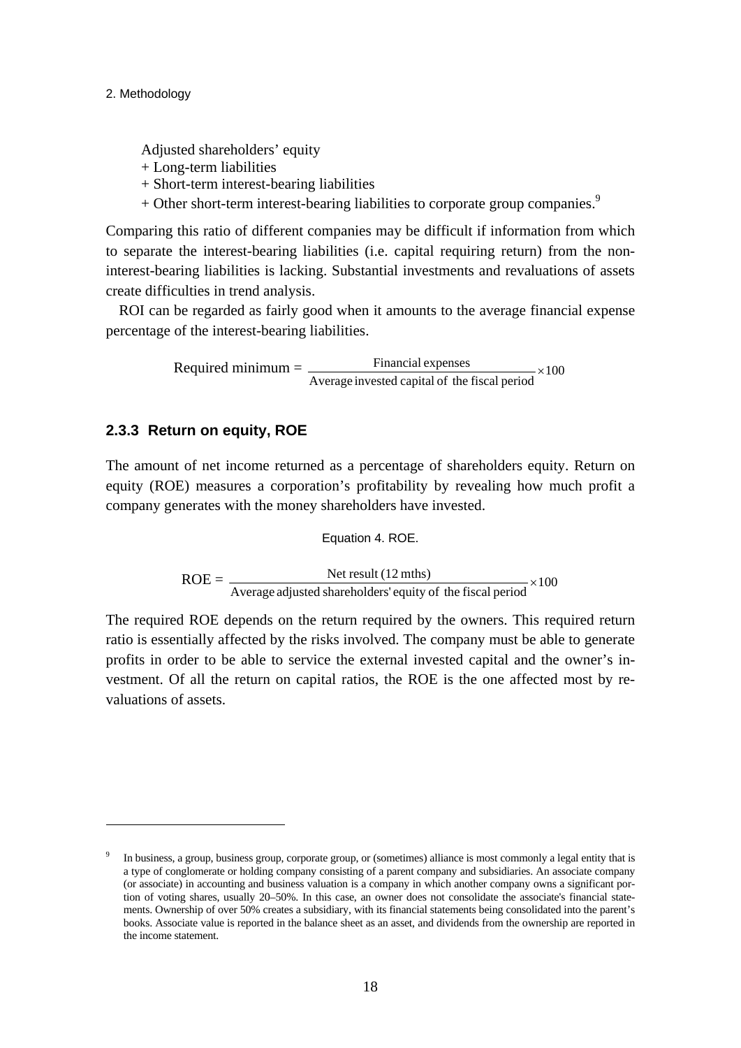Adjusted shareholders' equity  
+ Long-term liabilities  
+ Short-term interest-bearing liabilities  
+ Other short-term interest-bearing liabilities to corporate group companies.[9]

Comparing this ratio of different companies may be difficult if information from which to separate the interest-bearing liabilities (i.e. capital requiring return) from the non-interest-bearing liabilities is lacking. Substantial investments and revaluations of assets create difficulties in trend analysis.

ROI can be regarded as fairly good when it amounts to the average financial expense percentage of the interest-bearing liabilities.

$$\text{Required minimum} = \frac{\text{Financial expenses}}{\text{Average invested capital of the fiscal period}} \times 100$$

### 2.3.3 Return on equity, ROE

The amount of net income returned as a percentage of shareholders equity. Return on equity (ROE) measures a corporation's profitability by revealing how much profit a company generates with the money shareholders have invested.

Equation 4. ROE.

$$\text{ROE} = \frac{\text{Net result (12 mths)}}{\text{Average adjusted shareholders' equity of the fiscal period}} \times 100$$

The required ROE depends on the return required by the owners. This required return ratio is essentially affected by the risks involved. The company must be able to generate profits in order to be able to service the external invested capital and the owner's investment. Of all the return on capital ratios, the ROE is the one affected most by revaluations of assets.

---

[9] In business, a group, business group, corporate group, or (sometimes) alliance is most commonly a legal entity that is a type of conglomerate or holding company consisting of a parent company and subsidiaries. An associate company (or associate) in accounting and business valuation is a company in which another company owns a significant portion of voting shares, usually 20–50%. In this case, an owner does not consolidate the associate's financial statements. Ownership of over 50% creates a subsidiary, with its financial statements being consolidated into the parent's books. Associate value is reported in the balance sheet as an asset, and dividends from the ownership are reported in the income statement.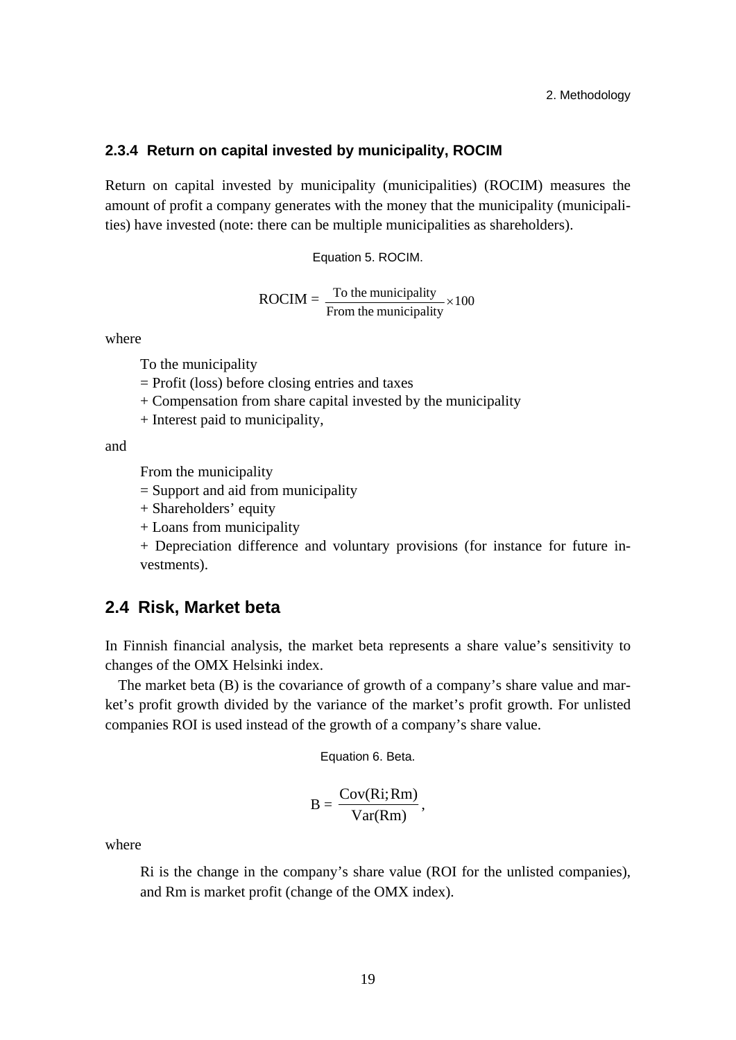### 2.3.4 Return on capital invested by municipality, ROCIM

Return on capital invested by municipality (municipalities) (ROCIM) measures the amount of profit a company generates with the money that the municipality (municipalities) have invested (note: there can be multiple municipalities as shareholders).

Equation 5. ROCIM.

$$\text{ROCIM} = \frac{\text{To the municipality}}{\text{From the municipality}} \times 100$$

where

To the municipality
= Profit (loss) before closing entries and taxes
+ Compensation from share capital invested by the municipality
+ Interest paid to municipality,

and

From the municipality
= Support and aid from municipality
+ Shareholders' equity
+ Loans from municipality
+ Depreciation difference and voluntary provisions (for instance for future investments).

## 2.4 Risk, Market beta

In Finnish financial analysis, the market beta represents a share value's sensitivity to changes of the OMX Helsinki index.

The market beta (B) is the covariance of growth of a company's share value and market's profit growth divided by the variance of the market's profit growth. For unlisted companies ROI is used instead of the growth of a company's share value.

Equation 6. Beta.

$$B = \frac{\text{Cov}(Ri; Rm)}{\text{Var}(Rm)},$$

where

Ri is the change in the company's share value (ROI for the unlisted companies), and Rm is market profit (change of the OMX index).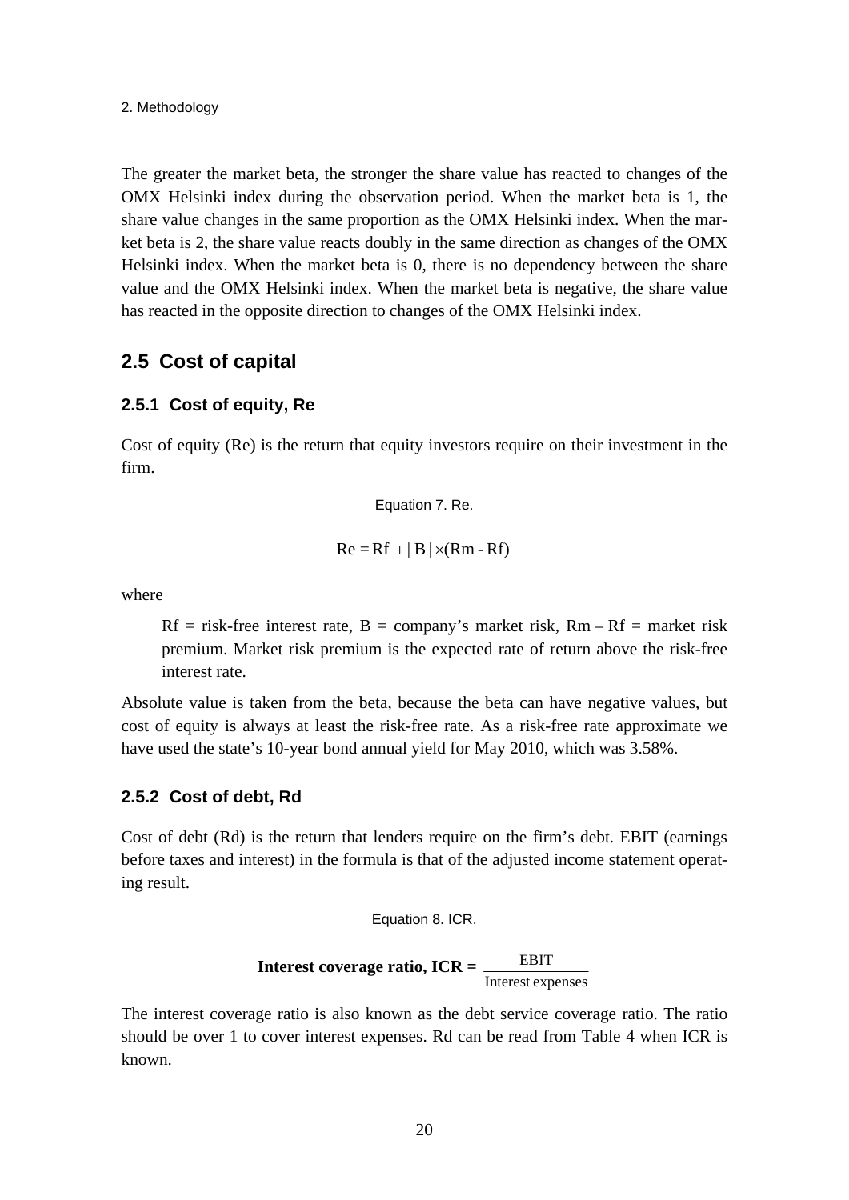The greater the market beta, the stronger the share value has reacted to changes of the OMX Helsinki index during the observation period. When the market beta is 1, the share value changes in the same proportion as the OMX Helsinki index. When the market beta is 2, the share value reacts doubly in the same direction as changes of the OMX Helsinki index. When the market beta is 0, there is no dependency between the share value and the OMX Helsinki index. When the market beta is negative, the share value has reacted in the opposite direction to changes of the OMX Helsinki index.

## 2.5 Cost of capital

### 2.5.1 Cost of equity, Re

Cost of equity (Re) is the return that equity investors require on their investment in the firm.

Equation 7. Re.

$$\text{Re} = \text{Rf} + |\,\text{B}\,| \times (\text{Rm} - \text{Rf})$$

where

> Rf = risk-free interest rate, B = company's market risk, Rm – Rf = market risk premium. Market risk premium is the expected rate of return above the risk-free interest rate.

Absolute value is taken from the beta, because the beta can have negative values, but cost of equity is always at least the risk-free rate. As a risk-free rate approximate we have used the state's 10-year bond annual yield for May 2010, which was 3.58%.

### 2.5.2 Cost of debt, Rd

Cost of debt (Rd) is the return that lenders require on the firm's debt. EBIT (earnings before taxes and interest) in the formula is that of the adjusted income statement operating result.

Equation 8. ICR.

$$\textbf{Interest coverage ratio, ICR} = \frac{\text{EBIT}}{\text{Interest expenses}}$$

The interest coverage ratio is also known as the debt service coverage ratio. The ratio should be over 1 to cover interest expenses. Rd can be read from Table 4 when ICR is known.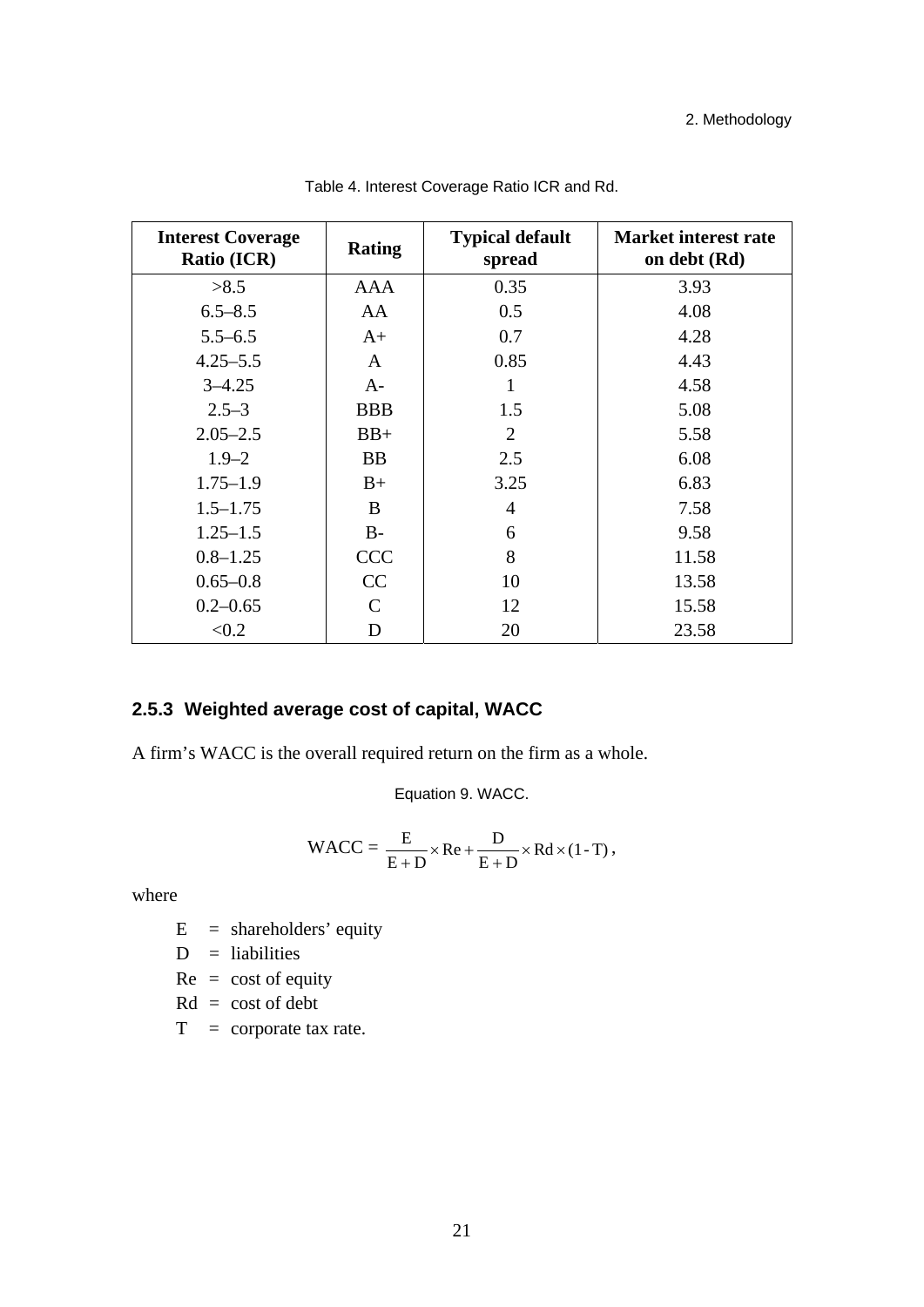Table 4. Interest Coverage Ratio ICR and Rd.

| Interest Coverage Ratio (ICR) | Rating | Typical default spread | Market interest rate on debt (Rd) |
|---|---|---|---|
| >8.5 | AAA | 0.35 | 3.93 |
| 6.5–8.5 | AA | 0.5 | 4.08 |
| 5.5–6.5 | A+ | 0.7 | 4.28 |
| 4.25–5.5 | A | 0.85 | 4.43 |
| 3–4.25 | A- | 1 | 4.58 |
| 2.5–3 | BBB | 1.5 | 5.08 |
| 2.05–2.5 | BB+ | 2 | 5.58 |
| 1.9–2 | BB | 2.5 | 6.08 |
| 1.75–1.9 | B+ | 3.25 | 6.83 |
| 1.5–1.75 | B | 4 | 7.58 |
| 1.25–1.5 | B- | 6 | 9.58 |
| 0.8–1.25 | CCC | 8 | 11.58 |
| 0.65–0.8 | CC | 10 | 13.58 |
| 0.2–0.65 | C | 12 | 15.58 |
| <0.2 | D | 20 | 23.58 |

### 2.5.3 Weighted average cost of capital, WACC

A firm's WACC is the overall required return on the firm as a whole.

Equation 9. WACC.

$$\text{WACC} = \frac{E}{E+D} \times \text{Re} + \frac{D}{E+D} \times \text{Rd} \times (1-T),$$

where

- E = shareholders' equity
- D = liabilities
- Re = cost of equity
- Rd = cost of debt
- T = corporate tax rate.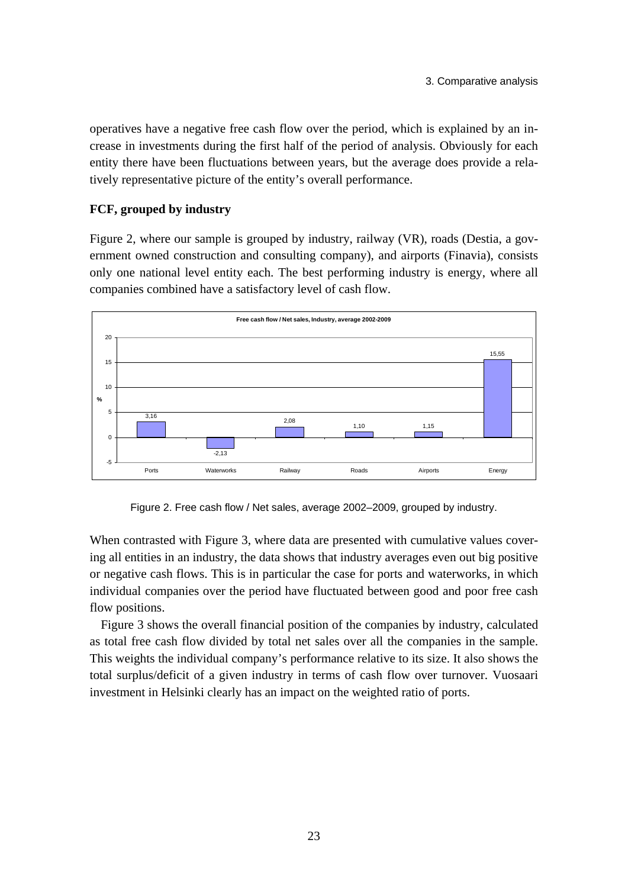operatives have a negative free cash flow over the period, which is explained by an increase in investments during the first half of the period of analysis. Obviously for each entity there have been fluctuations between years, but the average does provide a relatively representative picture of the entity's overall performance.

### FCF, grouped by industry

Figure 2, where our sample is grouped by industry, railway (VR), roads (Destia, a government owned construction and consulting company), and airports (Finavia), consists only one national level entity each. The best performing industry is energy, where all companies combined have a satisfactory level of cash flow.

| Free cash flow / Net sales, Industry, average 2002-2009 | % |
|---|---|
| Ports | 3,16 |
| Waterworks | -2,13 |
| Railway | 2,08 |
| Roads | 1,10 |
| Airports | 1,15 |
| Energy | 15,55 |

Figure 2. Free cash flow / Net sales, average 2002–2009, grouped by industry.

When contrasted with Figure 3, where data are presented with cumulative values covering all entities in an industry, the data shows that industry averages even out big positive or negative cash flows. This is in particular the case for ports and waterworks, in which individual companies over the period have fluctuated between good and poor free cash flow positions.

Figure 3 shows the overall financial position of the companies by industry, calculated as total free cash flow divided by total net sales over all the companies in the sample. This weights the individual company's performance relative to its size. It also shows the total surplus/deficit of a given industry in terms of cash flow over turnover. Vuosaari investment in Helsinki clearly has an impact on the weighted ratio of ports.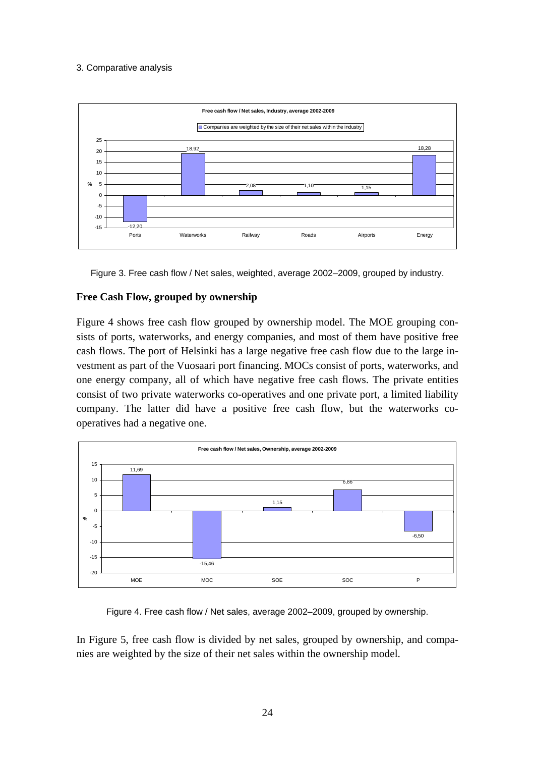Free cash flow / Net sales, Industry, average 2002-2009

Companies are weighted by the size of their net sales within the industry

| | Ports | Waterworks | Railway | Roads | Airports | Energy |
|---|---|---|---|---|---|---|
| % | -12,20 | 18,92 | 2,08 | 1,10 | 1,15 | 18,28 |

Figure 3. Free cash flow / Net sales, weighted, average 2002–2009, grouped by industry.

**Free Cash Flow, grouped by ownership**

Figure 4 shows free cash flow grouped by ownership model. The MOE grouping consists of ports, waterworks, and energy companies, and most of them have positive free cash flows. The port of Helsinki has a large negative free cash flow due to the large investment as part of the Vuosaari port financing. MOCs consist of ports, waterworks, and one energy company, all of which have negative free cash flows. The private entities consist of two private waterworks co-operatives and one private port, a limited liability company. The latter did have a positive free cash flow, but the waterworks co-operatives had a negative one.

Free cash flow / Net sales, Ownership, average 2002-2009

| | MOE | MOC | SOE | SOC | P |
|---|---|---|---|---|---|
| % | 11,69 | -15,46 | 1,15 | 6,86 | -6,50 |

Figure 4. Free cash flow / Net sales, average 2002–2009, grouped by ownership.

In Figure 5, free cash flow is divided by net sales, grouped by ownership, and companies are weighted by the size of their net sales within the ownership model.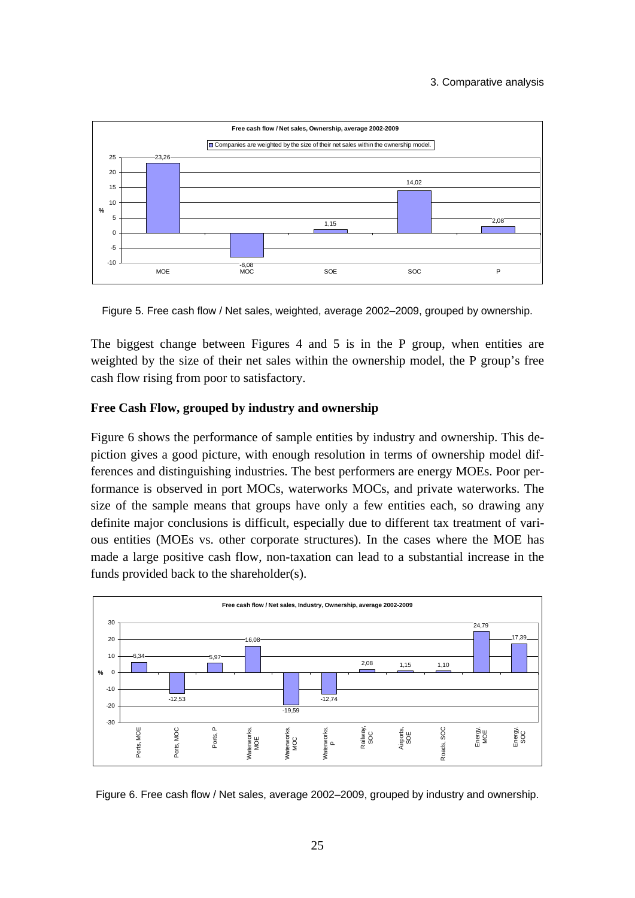Figure 5. Free cash flow / Net sales, weighted, average 2002–2009, grouped by ownership.

The biggest change between Figures 4 and 5 is in the P group, when entities are weighted by the size of their net sales within the ownership model, the P group's free cash flow rising from poor to satisfactory.

**Free Cash Flow, grouped by industry and ownership**

Figure 6 shows the performance of sample entities by industry and ownership. This depiction gives a good picture, with enough resolution in terms of ownership model differences and distinguishing industries. The best performers are energy MOEs. Poor performance is observed in port MOCs, waterworks MOCs, and private waterworks. The size of the sample means that groups have only a few entities each, so drawing any definite major conclusions is difficult, especially due to different tax treatment of various entities (MOEs vs. other corporate structures). In the cases where the MOE has made a large positive cash flow, non-taxation can lead to a substantial increase in the funds provided back to the shareholder(s).

Figure 6. Free cash flow / Net sales, average 2002–2009, grouped by industry and ownership.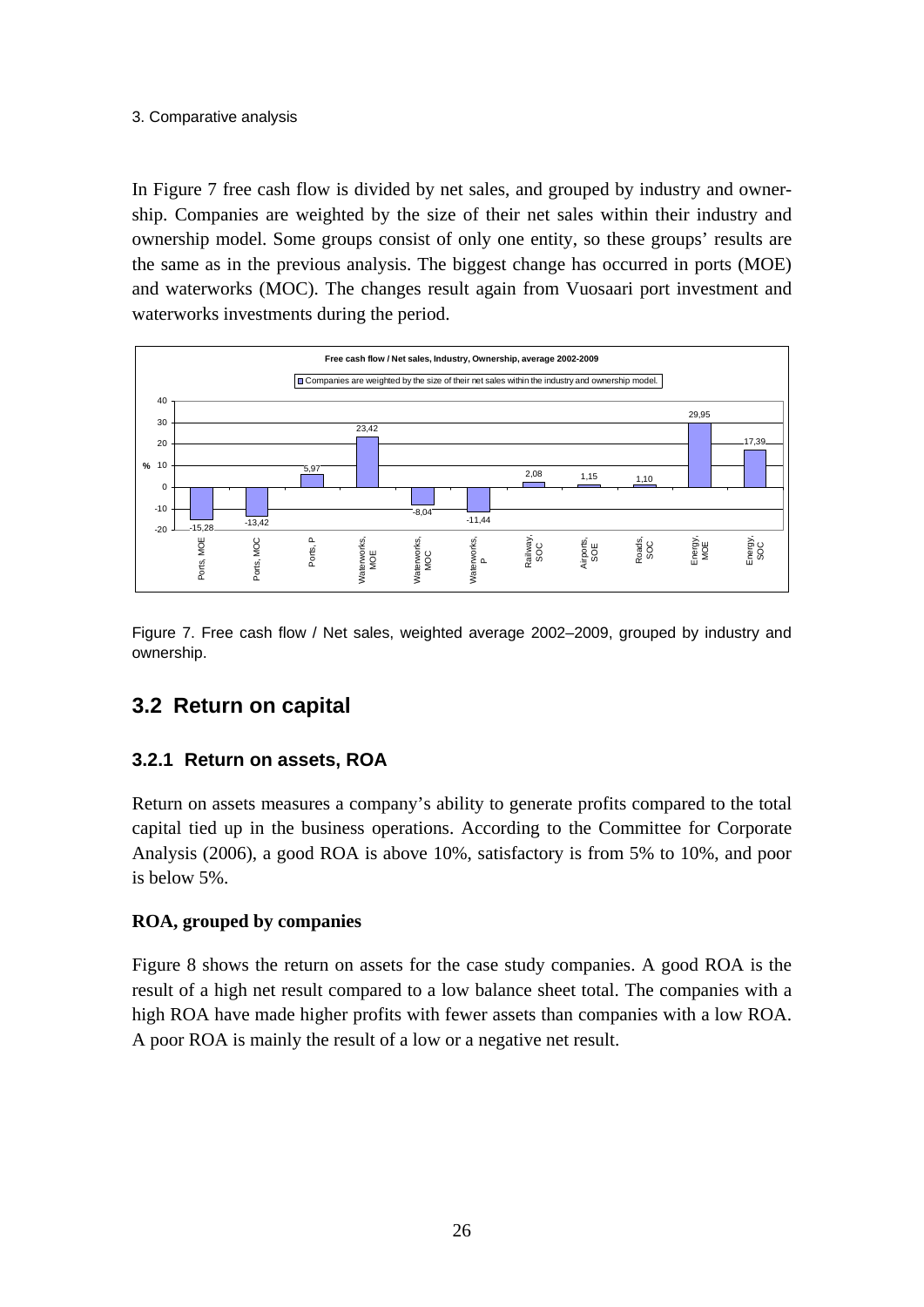In Figure 7 free cash flow is divided by net sales, and grouped by industry and ownership. Companies are weighted by the size of their net sales within their industry and ownership model. Some groups consist of only one entity, so these groups' results are the same as in the previous analysis. The biggest change has occurred in ports (MOE) and waterworks (MOC). The changes result again from Vuosaari port investment and waterworks investments during the period.

Figure 7. Free cash flow / Net sales, weighted average 2002–2009, grouped by industry and ownership.

## 3.2 Return on capital

### 3.2.1 Return on assets, ROA

Return on assets measures a company's ability to generate profits compared to the total capital tied up in the business operations. According to the Committee for Corporate Analysis (2006), a good ROA is above 10%, satisfactory is from 5% to 10%, and poor is below 5%.

**ROA, grouped by companies**

Figure 8 shows the return on assets for the case study companies. A good ROA is the result of a high net result compared to a low balance sheet total. The companies with a high ROA have made higher profits with fewer assets than companies with a low ROA. A poor ROA is mainly the result of a low or a negative net result.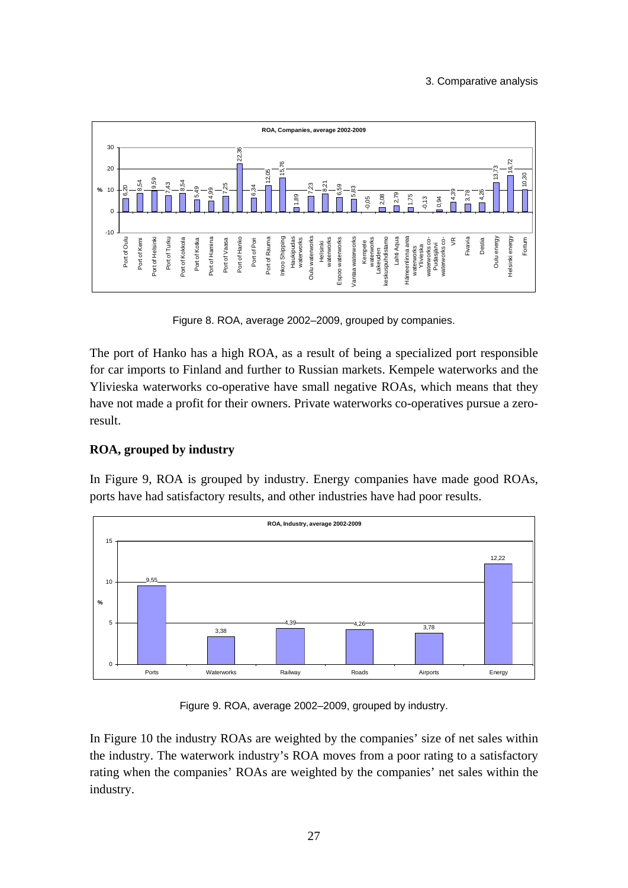Figure 8. ROA, average 2002–2009, grouped by companies.

The port of Hanko has a high ROA, as a result of being a specialized port responsible for car imports to Finland and further to Russian markets. Kempele waterworks and the Ylivieska waterworks co-operative have small negative ROAs, which means that they have not made a profit for their owners. Private waterworks co-operatives pursue a zero-result.

**ROA, grouped by industry**

In Figure 9, ROA is grouped by industry. Energy companies have made good ROAs, ports have had satisfactory results, and other industries have had poor results.

Figure 9. ROA, average 2002–2009, grouped by industry.

In Figure 10 the industry ROAs are weighted by the companies' size of net sales within the industry. The waterwork industry's ROA moves from a poor rating to a satisfactory rating when the companies' ROAs are weighted by the companies' net sales within the industry.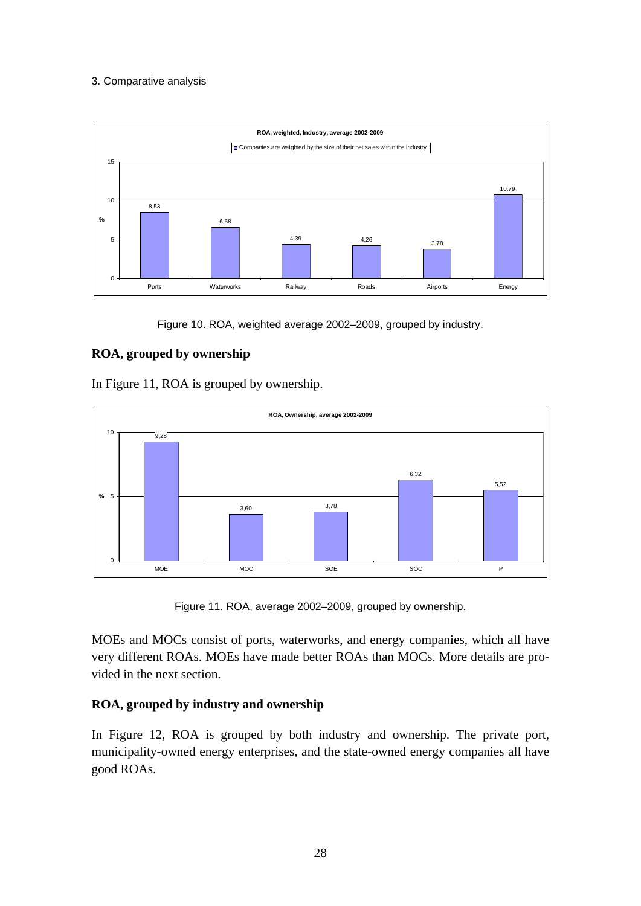Figure 10. ROA, weighted average 2002–2009, grouped by industry.

## ROA, grouped by ownership

In Figure 11, ROA is grouped by ownership.

Figure 11. ROA, average 2002–2009, grouped by ownership.

MOEs and MOCs consist of ports, waterworks, and energy companies, which all have very different ROAs. MOEs have made better ROAs than MOCs. More details are provided in the next section.

## ROA, grouped by industry and ownership

In Figure 12, ROA is grouped by both industry and ownership. The private port, municipality-owned energy enterprises, and the state-owned energy companies all have good ROAs.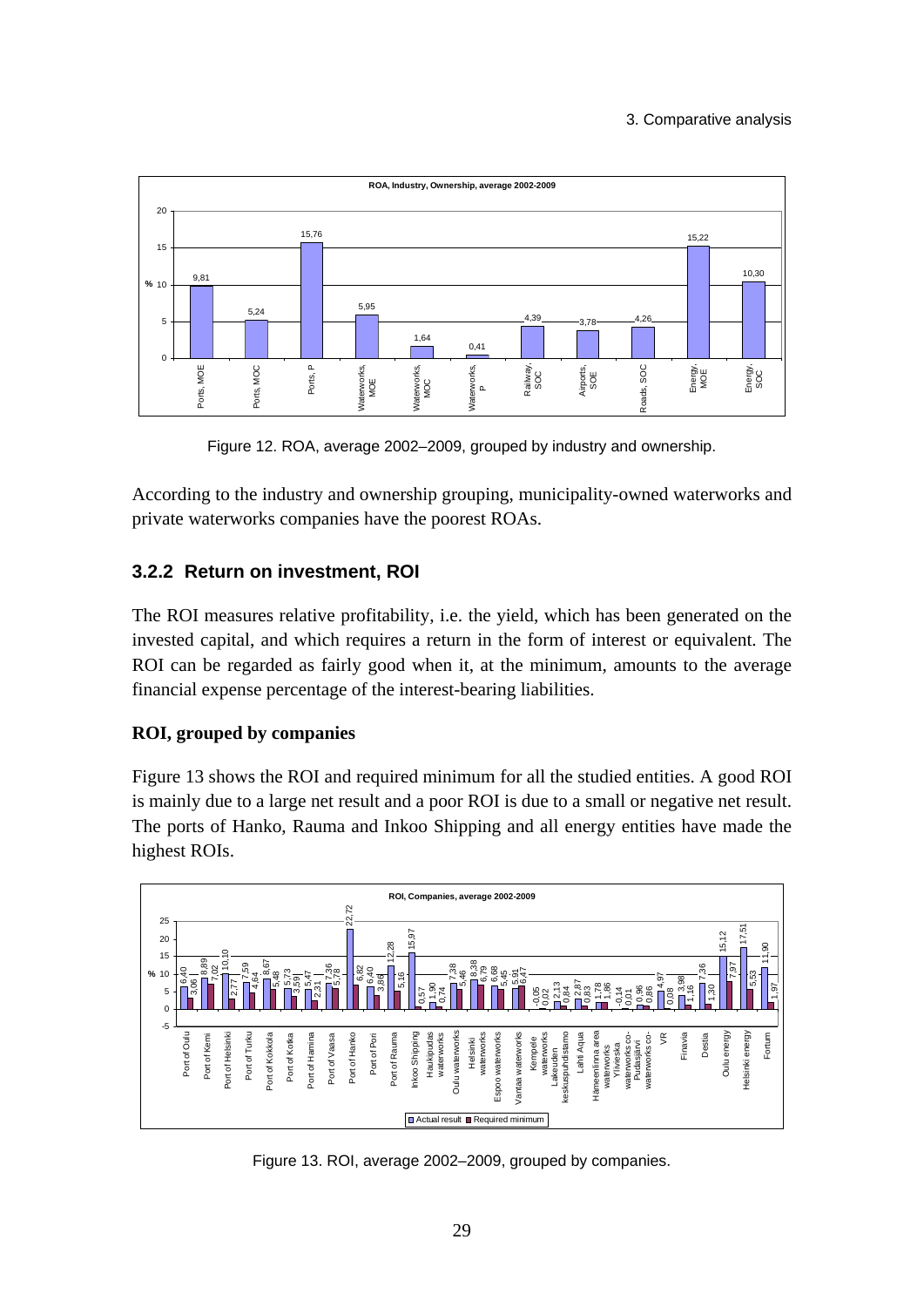Figure 12. ROA, average 2002–2009, grouped by industry and ownership.

According to the industry and ownership grouping, municipality-owned waterworks and private waterworks companies have the poorest ROAs.

### 3.2.2 Return on investment, ROI

The ROI measures relative profitability, i.e. the yield, which has been generated on the invested capital, and which requires a return in the form of interest or equivalent. The ROI can be regarded as fairly good when it, at the minimum, amounts to the average financial expense percentage of the interest-bearing liabilities.

**ROI, grouped by companies**

Figure 13 shows the ROI and required minimum for all the studied entities. A good ROI is mainly due to a large net result and a poor ROI is due to a small or negative net result. The ports of Hanko, Rauma and Inkoo Shipping and all energy entities have made the highest ROIs.

Figure 13. ROI, average 2002–2009, grouped by companies.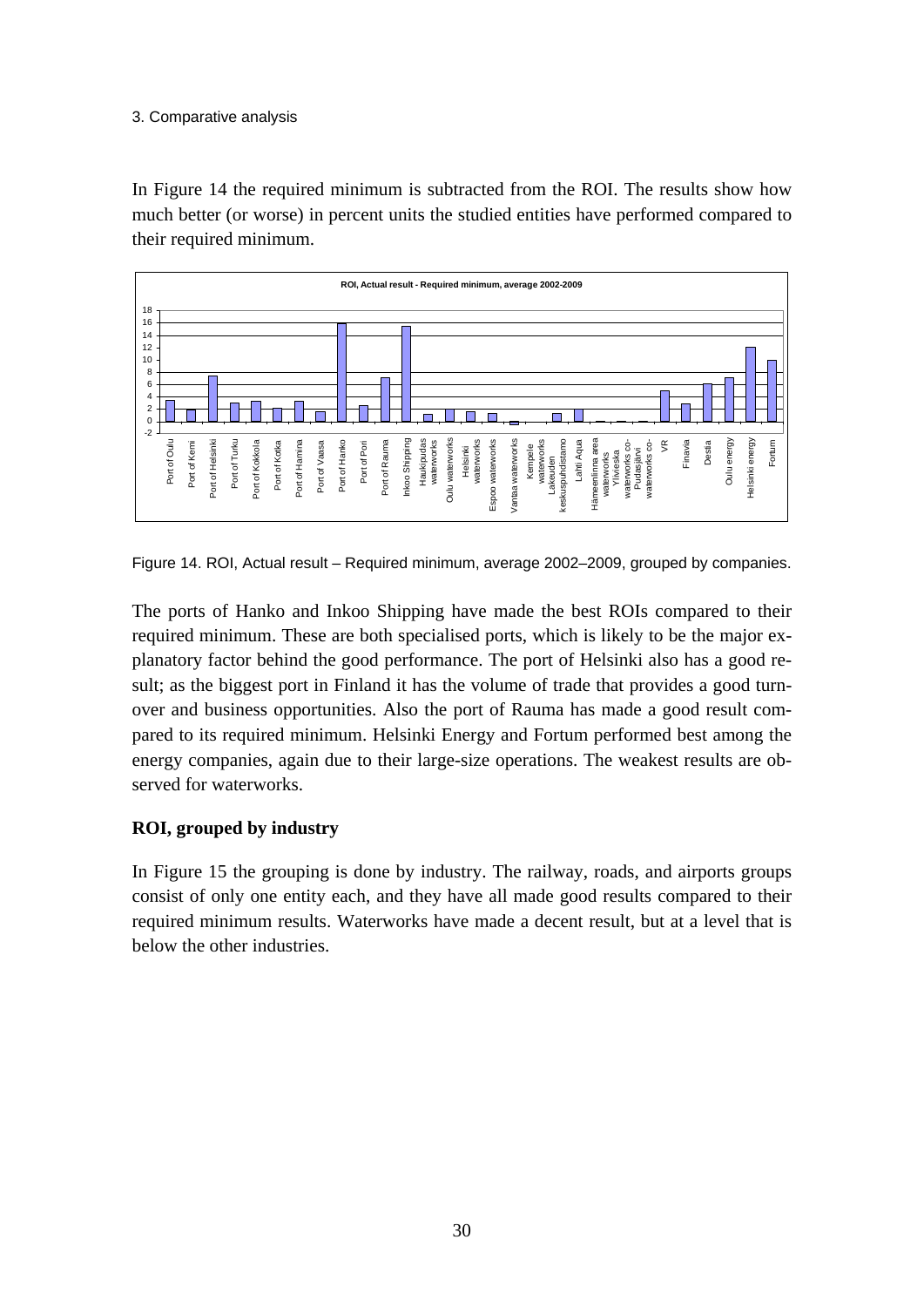In Figure 14 the required minimum is subtracted from the ROI. The results show how much better (or worse) in percent units the studied entities have performed compared to their required minimum.

Figure 14. ROI, Actual result – Required minimum, average 2002–2009, grouped by companies.

The ports of Hanko and Inkoo Shipping have made the best ROIs compared to their required minimum. These are both specialised ports, which is likely to be the major explanatory factor behind the good performance. The port of Helsinki also has a good result; as the biggest port in Finland it has the volume of trade that provides a good turnover and business opportunities. Also the port of Rauma has made a good result compared to its required minimum. Helsinki Energy and Fortum performed best among the energy companies, again due to their large-size operations. The weakest results are observed for waterworks.

### ROI, grouped by industry

In Figure 15 the grouping is done by industry. The railway, roads, and airports groups consist of only one entity each, and they have all made good results compared to their required minimum results. Waterworks have made a decent result, but at a level that is below the other industries.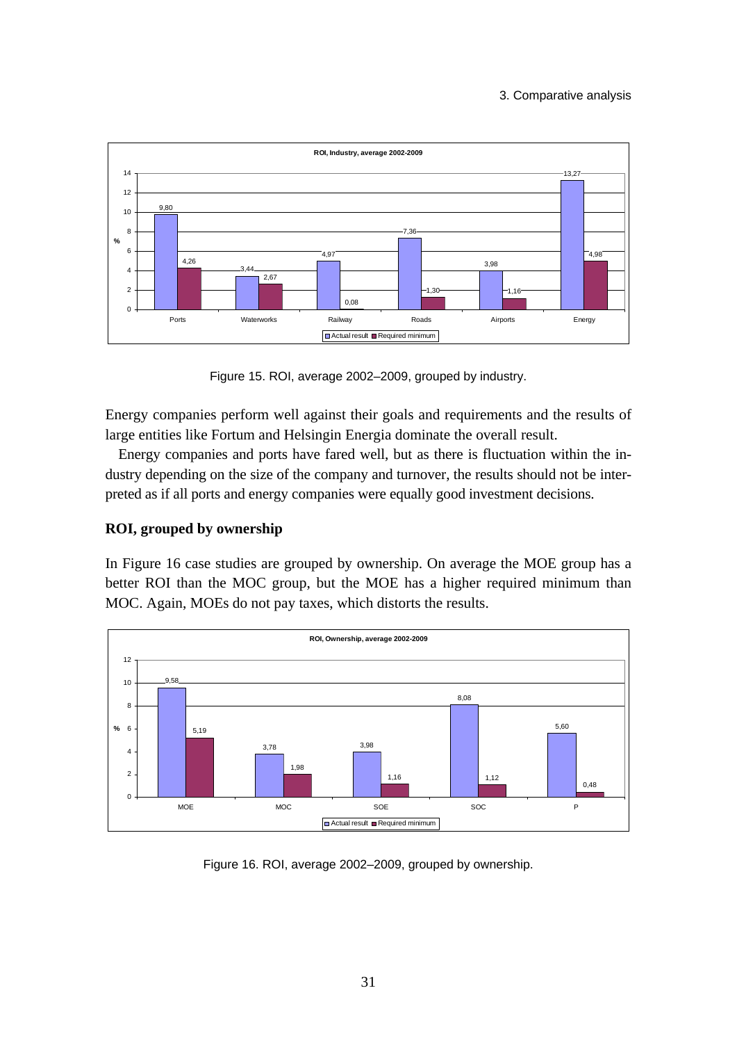Figure 15. ROI, average 2002–2009, grouped by industry.

Energy companies perform well against their goals and requirements and the results of large entities like Fortum and Helsingin Energia dominate the overall result.

Energy companies and ports have fared well, but as there is fluctuation within the industry depending on the size of the company and turnover, the results should not be interpreted as if all ports and energy companies were equally good investment decisions.

## ROI, grouped by ownership

In Figure 16 case studies are grouped by ownership. On average the MOE group has a better ROI than the MOC group, but the MOE has a higher required minimum than MOC. Again, MOEs do not pay taxes, which distorts the results.

Figure 16. ROI, average 2002–2009, grouped by ownership.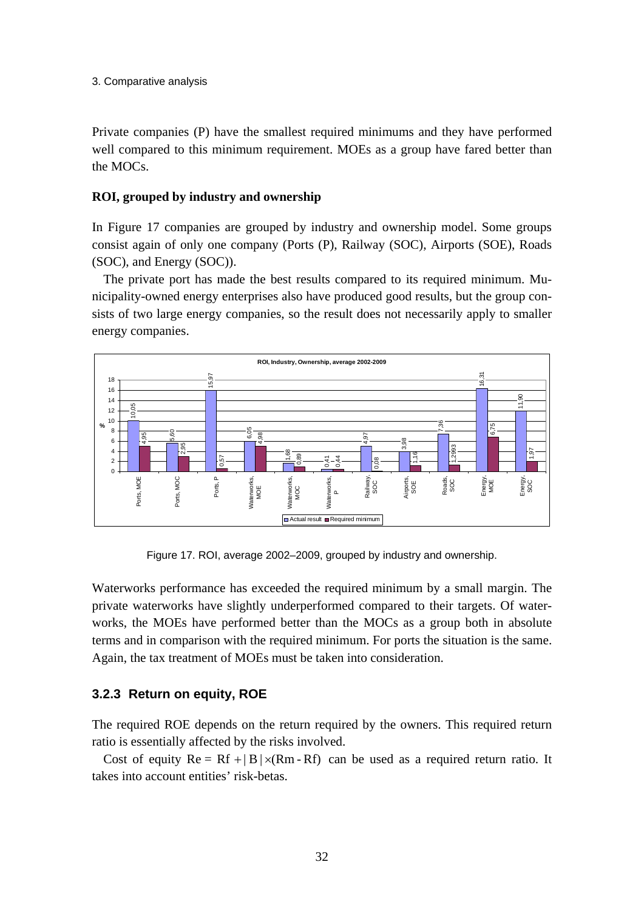Private companies (P) have the smallest required minimums and they have performed well compared to this minimum requirement. MOEs as a group have fared better than the MOCs.

### ROI, grouped by industry and ownership

In Figure 17 companies are grouped by industry and ownership model. Some groups consist again of only one company (Ports (P), Railway (SOC), Airports (SOE), Roads (SOC), and Energy (SOC)).

The private port has made the best results compared to its required minimum. Municipality-owned energy enterprises also have produced good results, but the group consists of two large energy companies, so the result does not necessarily apply to smaller energy companies.

**ROI, Industry, Ownership, average 2002-2009**

| % | Actual result | Required minimum |
|---|---|---|
| Ports, MOE | 10,05 | 4,95 |
| Ports, MOC | 5,60 | 2,95 |
| Ports, P | 15,97 | 0,57 |
| Waterworks, MOE | 6,05 | 4,98 |
| Waterworks, MOC | 1,68 | 0,89 |
| Waterworks, P | 0,41 | 0,44 |
| Railway, SOC | 4,97 | 0,08 |
| Airports, SOE | 3,98 | 1,16 |
| Roads, SOC | 7,36 | 1,2993 |
| Energy, MOE | 16,31 | 6,75 |
| Energy, SOC | 11,90 | 1,97 |

Figure 17. ROI, average 2002–2009, grouped by industry and ownership.

Waterworks performance has exceeded the required minimum by a small margin. The private waterworks have slightly underperformed compared to their targets. Of waterworks, the MOEs have performed better than the MOCs as a group both in absolute terms and in comparison with the required minimum. For ports the situation is the same. Again, the tax treatment of MOEs must be taken into consideration.

### 3.2.3 Return on equity, ROE

The required ROE depends on the return required by the owners. This required return ratio is essentially affected by the risks involved.

Cost of equity $Re = Rf + |B| \times (Rm - Rf)$ can be used as a required return ratio. It takes into account entities' risk-betas.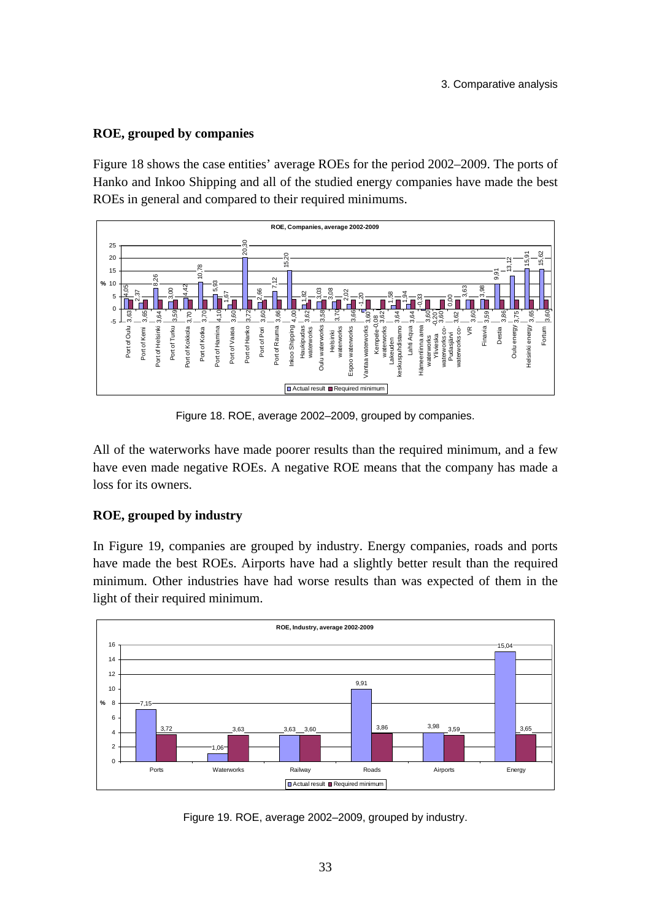**ROE, grouped by companies**

Figure 18 shows the case entities' average ROEs for the period 2002–2009. The ports of Hanko and Inkoo Shipping and all of the studied energy companies have made the best ROEs in general and compared to their required minimums.

Figure 18. ROE, average 2002–2009, grouped by companies.

All of the waterworks have made poorer results than the required minimum, and a few have even made negative ROEs. A negative ROE means that the company has made a loss for its owners.

**ROE, grouped by industry**

In Figure 19, companies are grouped by industry. Energy companies, roads and ports have made the best ROEs. Airports have had a slightly better result than the required minimum. Other industries have had worse results than was expected of them in the light of their required minimum.

Figure 19. ROE, average 2002–2009, grouped by industry.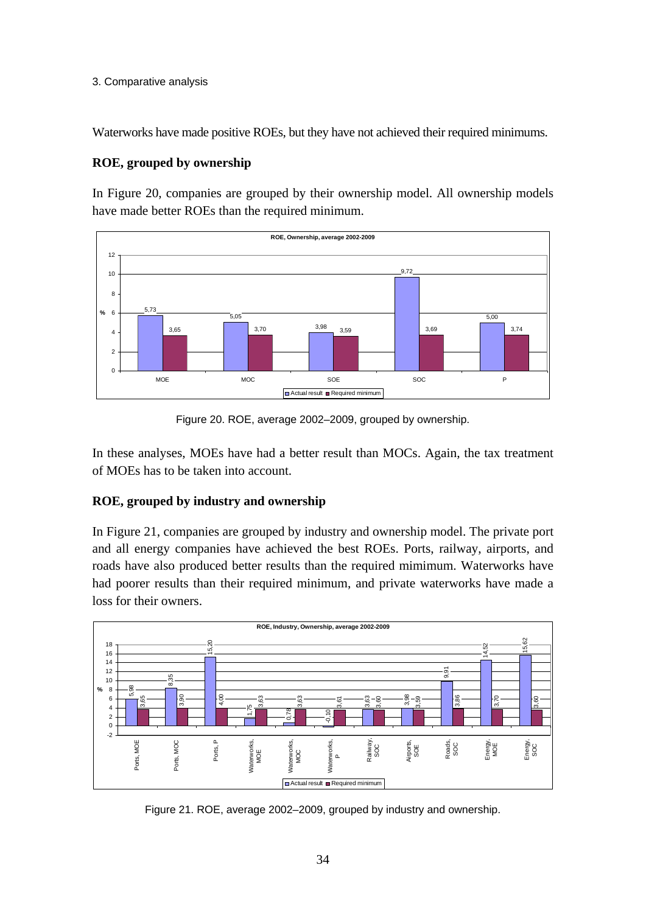Waterworks have made positive ROEs, but they have not achieved their required minimums.

### ROE, grouped by ownership

In Figure 20, companies are grouped by their ownership model. All ownership models have made better ROEs than the required minimum.

Figure 20. ROE, average 2002–2009, grouped by ownership.

In these analyses, MOEs have had a better result than MOCs. Again, the tax treatment of MOEs has to be taken into account.

### ROE, grouped by industry and ownership

In Figure 21, companies are grouped by industry and ownership model. The private port and all energy companies have achieved the best ROEs. Ports, railway, airports, and roads have also produced better results than the required mimimum. Waterworks have had poorer results than their required minimum, and private waterworks have made a loss for their owners.

Figure 21. ROE, average 2002–2009, grouped by industry and ownership.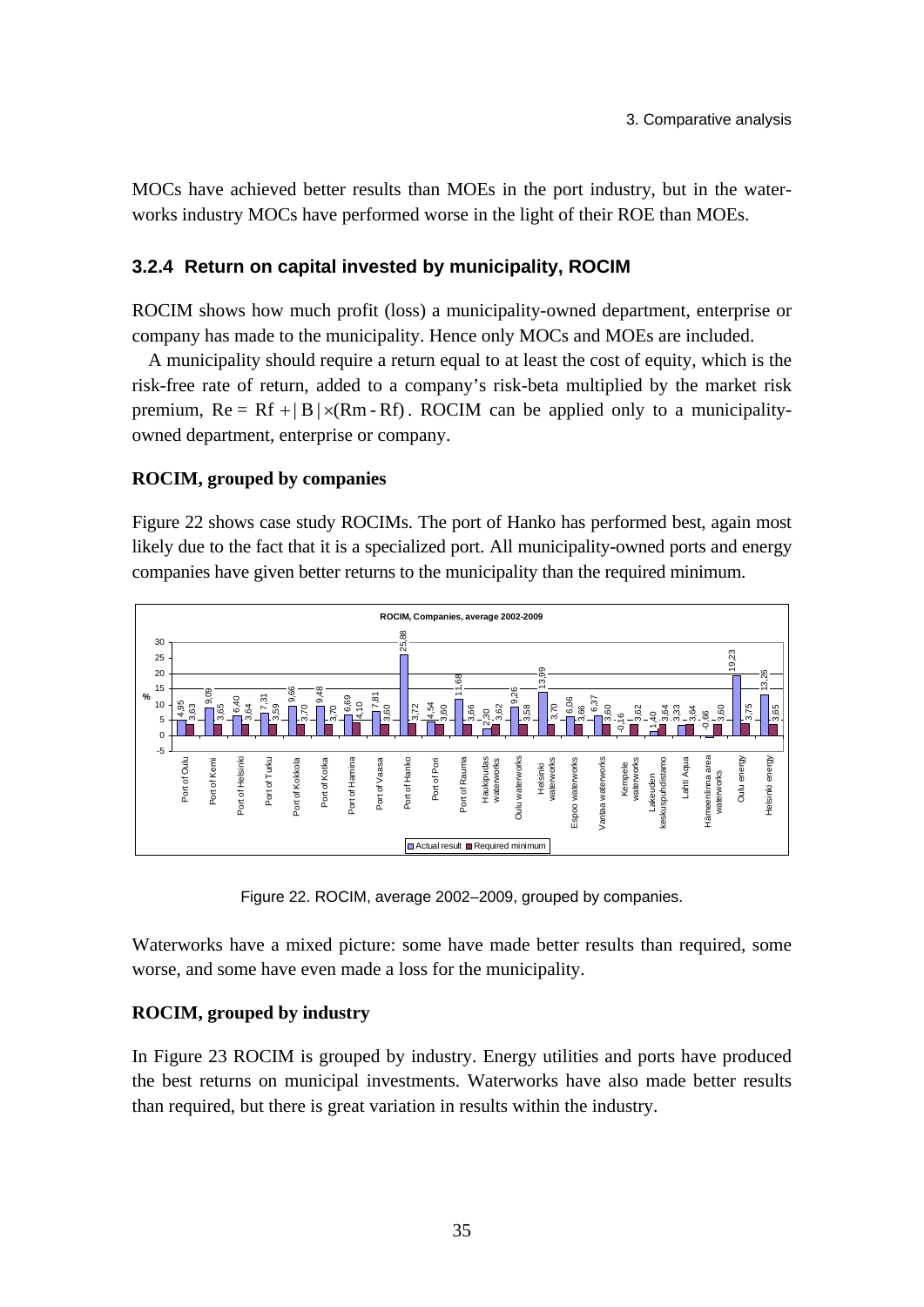MOCs have achieved better results than MOEs in the port industry, but in the waterworks industry MOCs have performed worse in the light of their ROE than MOEs.

### 3.2.4 Return on capital invested by municipality, ROCIM

ROCIM shows how much profit (loss) a municipality-owned department, enterprise or company has made to the municipality. Hence only MOCs and MOEs are included.

A municipality should require a return equal to at least the cost of equity, which is the risk-free rate of return, added to a company's risk-beta multiplied by the market risk premium, $Re = Rf + |B| \times (Rm - Rf)$. ROCIM can be applied only to a municipality-owned department, enterprise or company.

**ROCIM, grouped by companies**

Figure 22 shows case study ROCIMs. The port of Hanko has performed best, again most likely due to the fact that it is a specialized port. All municipality-owned ports and energy companies have given better returns to the municipality than the required minimum.

ROCIM, Companies, average 2002-2009

| Company | Actual result (%) | Required minimum (%) |
| --- | --- | --- |
| Port of Oulu | 4,95 | 3,63 |
| Port of Kemi | 9,09 | 3,65 |
| Port of Helsinki | 6,40 | 3,64 |
| Port of Turku | 7,31 | 3,59 |
| Port of Kokkola | 9,66 | 3,70 |
| Port of Kotka | 9,48 | 3,70 |
| Port of Hamina | 6,69 | 4,10 |
| Port of Vaasa | 7,81 | 3,60 |
| Port of Hanko | 25,88 | 3,72 |
| Port of Pori | 4,54 | 3,60 |
| Port of Rauma | 11,68 | 3,66 |
| Haukipudas waterworks | 2,30 | 3,62 |
| Oulu waterworks | 9,26 | 3,58 |
| Helsinki waterworks | 13,99 | 3,70 |
| Espoo waterworks | 6,06 | 3,66 |
| Vantaa waterworks | 6,37 | 3,60 |
| Kempele waterworks | -0,16 | 3,62 |
| Lakeuden keskuspuhdistamo | 1,40 | 3,64 |
| Lahti Aqua | 3,33 | 3,64 |
| Hämeenlinna area waterworks | -0,66 | 3,60 |
| Oulu energy | 19,23 | 3,75 |
| Helsinki energy | 13,26 | 3,65 |

Figure 22. ROCIM, average 2002–2009, grouped by companies.

Waterworks have a mixed picture: some have made better results than required, some worse, and some have even made a loss for the municipality.

**ROCIM, grouped by industry**

In Figure 23 ROCIM is grouped by industry. Energy utilities and ports have produced the best returns on municipal investments. Waterworks have also made better results than required, but there is great variation in results within the industry.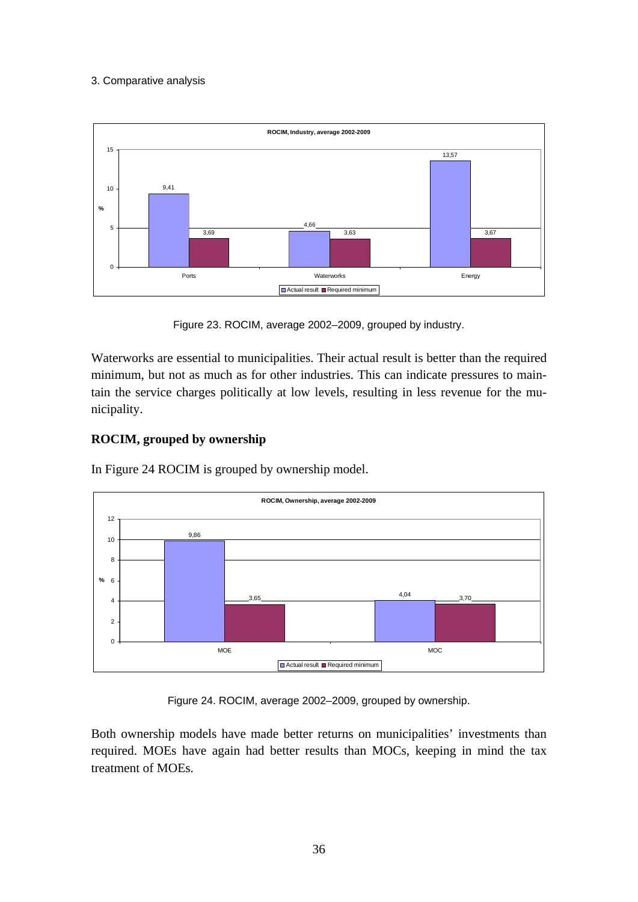Figure 23. ROCIM, average 2002–2009, grouped by industry.

Waterworks are essential to municipalities. Their actual result is better than the required minimum, but not as much as for other industries. This can indicate pressures to maintain the service charges politically at low levels, resulting in less revenue for the municipality.

### ROCIM, grouped by ownership

In Figure 24 ROCIM is grouped by ownership model.

Figure 24. ROCIM, average 2002–2009, grouped by ownership.

Both ownership models have made better returns on municipalities' investments than required. MOEs have again had better results than MOCs, keeping in mind the tax treatment of MOEs.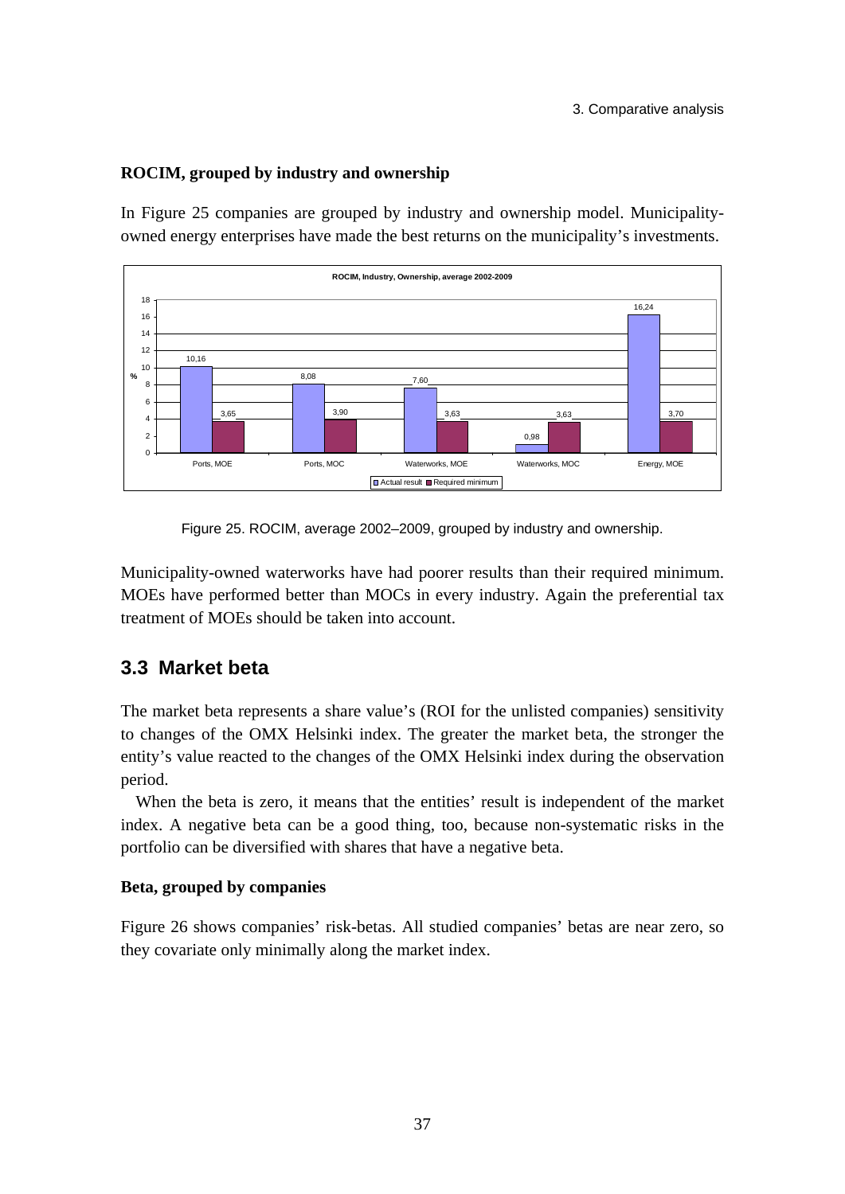**ROCIM, grouped by industry and ownership**

In Figure 25 companies are grouped by industry and ownership model. Municipality-owned energy enterprises have made the best returns on the municipality's investments.

Figure 25. ROCIM, average 2002–2009, grouped by industry and ownership.

Municipality-owned waterworks have had poorer results than their required minimum. MOEs have performed better than MOCs in every industry. Again the preferential tax treatment of MOEs should be taken into account.

## 3.3 Market beta

The market beta represents a share value's (ROI for the unlisted companies) sensitivity to changes of the OMX Helsinki index. The greater the market beta, the stronger the entity's value reacted to the changes of the OMX Helsinki index during the observation period.

When the beta is zero, it means that the entities' result is independent of the market index. A negative beta can be a good thing, too, because non-systematic risks in the portfolio can be diversified with shares that have a negative beta.

**Beta, grouped by companies**

Figure 26 shows companies' risk-betas. All studied companies' betas are near zero, so they covariate only minimally along the market index.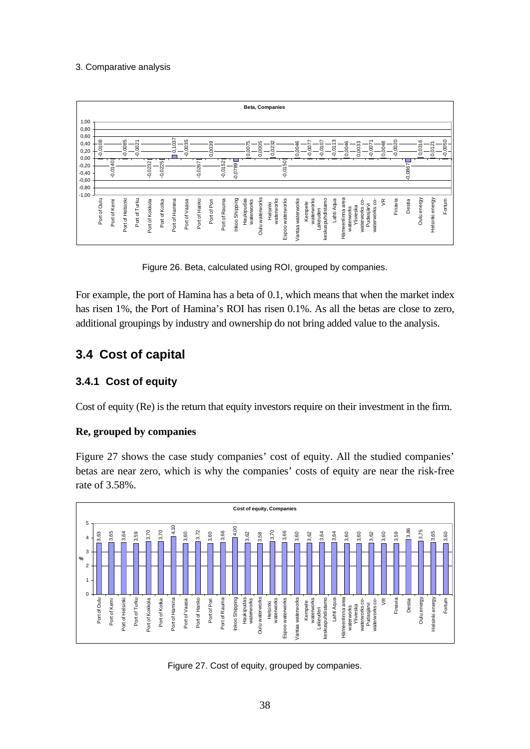Figure 26. Beta, calculated using ROI, grouped by companies.

For example, the port of Hamina has a beta of 0.1, which means that when the market index has risen 1%, the Port of Hamina's ROI has risen 0.1%. As all the betas are close to zero, additional groupings by industry and ownership do not bring added value to the analysis.

## 3.4 Cost of capital

### 3.4.1 Cost of equity

Cost of equity (Re) is the return that equity investors require on their investment in the firm.

**Re, grouped by companies**

Figure 27 shows the case study companies' cost of equity. All the studied companies' betas are near zero, which is why the companies' costs of equity are near the risk-free rate of 3.58%.

Figure 27. Cost of equity, grouped by companies.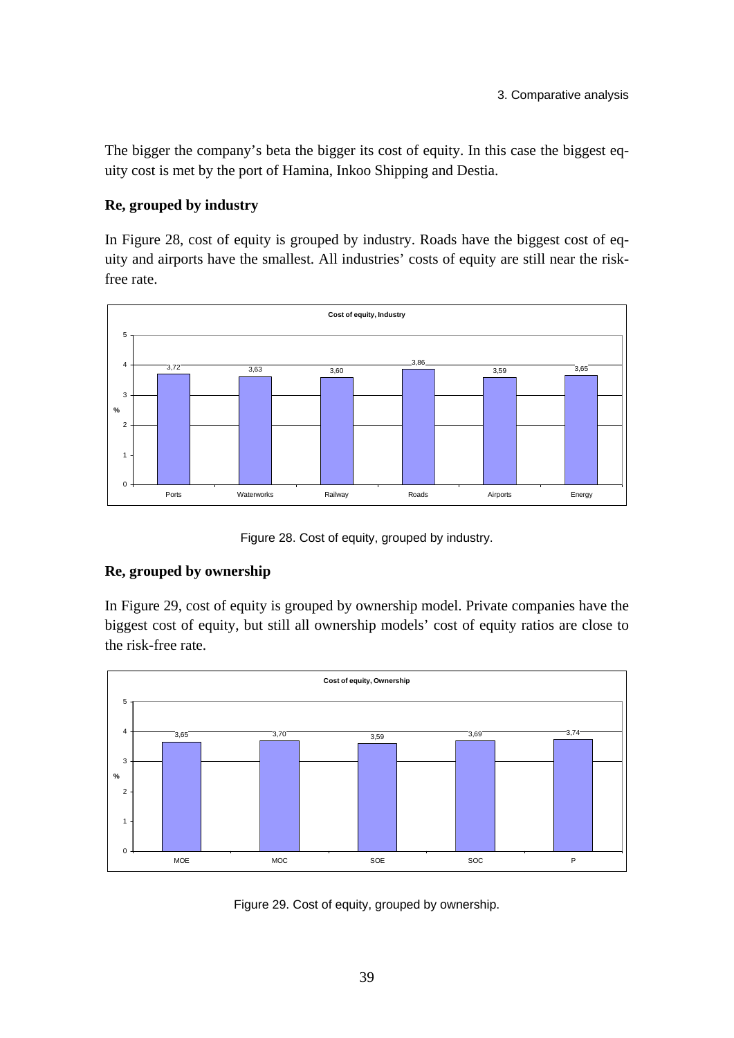The bigger the company's beta the bigger its cost of equity. In this case the biggest equity cost is met by the port of Hamina, Inkoo Shipping and Destia.

### Re, grouped by industry

In Figure 28, cost of equity is grouped by industry. Roads have the biggest cost of equity and airports have the smallest. All industries' costs of equity are still near the risk-free rate.

**Cost of equity, Industry**

| Industry | % |
|---|---|
| Ports | 3,72 |
| Waterworks | 3,63 |
| Railway | 3,60 |
| Roads | 3,86 |
| Airports | 3,59 |
| Energy | 3,65 |

Figure 28. Cost of equity, grouped by industry.

### Re, grouped by ownership

In Figure 29, cost of equity is grouped by ownership model. Private companies have the biggest cost of equity, but still all ownership models' cost of equity ratios are close to the risk-free rate.

**Cost of equity, Ownership**

| Ownership | % |
|---|---|
| MOE | 3,65 |
| MOC | 3,70 |
| SOE | 3,59 |
| SOC | 3,69 |
| P | 3,74 |

Figure 29. Cost of equity, grouped by ownership.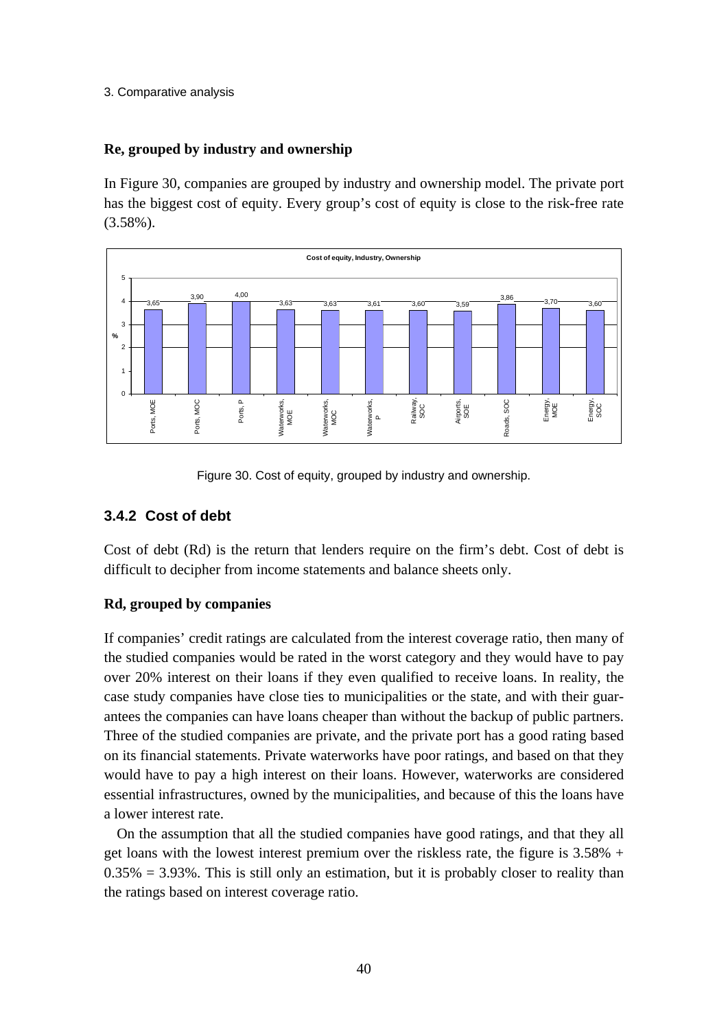**Re, grouped by industry and ownership**

In Figure 30, companies are grouped by industry and ownership model. The private port has the biggest cost of equity. Every group's cost of equity is close to the risk-free rate (3.58%).

Figure 30. Cost of equity, grouped by industry and ownership.

### 3.4.2 Cost of debt

Cost of debt (Rd) is the return that lenders require on the firm's debt. Cost of debt is difficult to decipher from income statements and balance sheets only.

**Rd, grouped by companies**

If companies' credit ratings are calculated from the interest coverage ratio, then many of the studied companies would be rated in the worst category and they would have to pay over 20% interest on their loans if they even qualified to receive loans. In reality, the case study companies have close ties to municipalities or the state, and with their guarantees the companies can have loans cheaper than without the backup of public partners. Three of the studied companies are private, and the private port has a good rating based on its financial statements. Private waterworks have poor ratings, and based on that they would have to pay a high interest on their loans. However, waterworks are considered essential infrastructures, owned by the municipalities, and because of this the loans have a lower interest rate.

On the assumption that all the studied companies have good ratings, and that they all get loans with the lowest interest premium over the riskless rate, the figure is 3.58% + 0.35% = 3.93%. This is still only an estimation, but it is probably closer to reality than the ratings based on interest coverage ratio.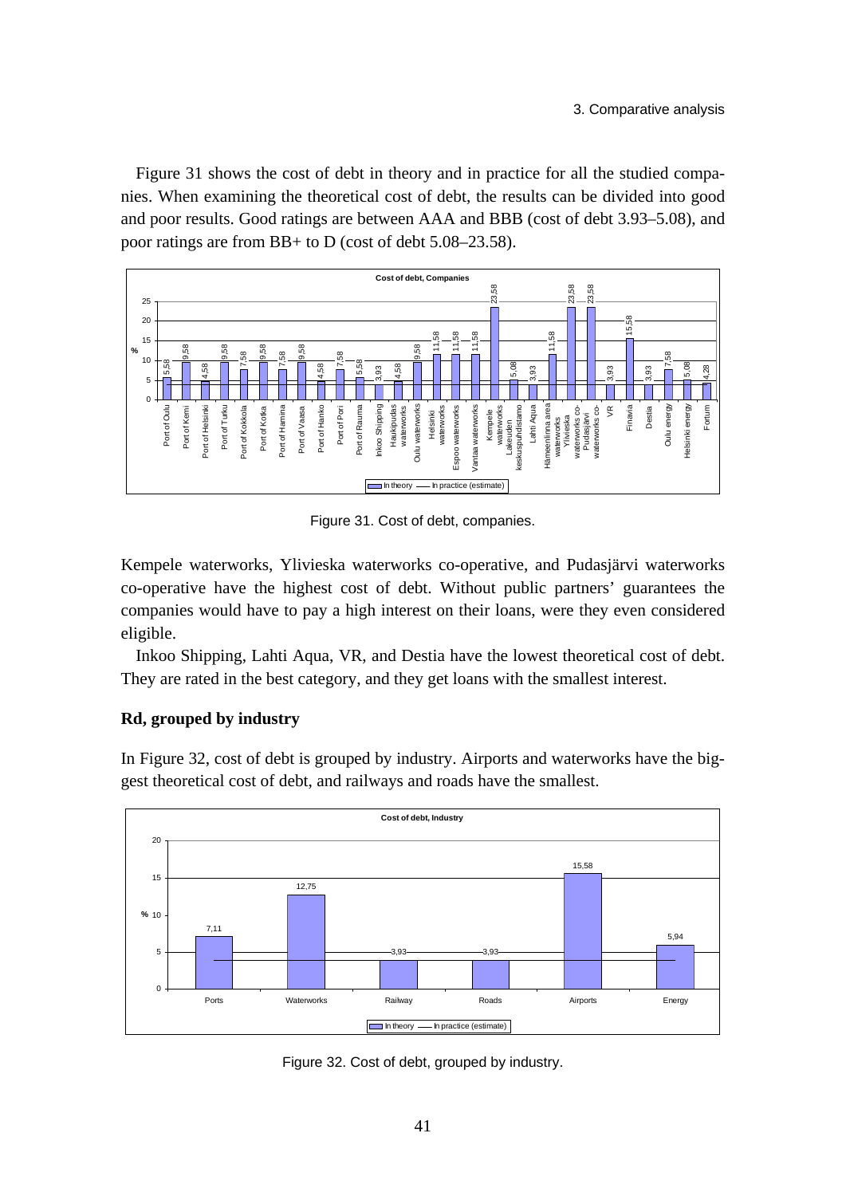Figure 31 shows the cost of debt in theory and in practice for all the studied companies. When examining the theoretical cost of debt, the results can be divided into good and poor results. Good ratings are between AAA and BBB (cost of debt 3.93–5.08), and poor ratings are from BB+ to D (cost of debt 5.08–23.58).

Figure 31. Cost of debt, companies.

Kempele waterworks, Ylivieska waterworks co-operative, and Pudasjärvi waterworks co-operative have the highest cost of debt. Without public partners' guarantees the companies would have to pay a high interest on their loans, were they even considered eligible.

Inkoo Shipping, Lahti Aqua, VR, and Destia have the lowest theoretical cost of debt. They are rated in the best category, and they get loans with the smallest interest.

**Rd, grouped by industry**

In Figure 32, cost of debt is grouped by industry. Airports and waterworks have the biggest theoretical cost of debt, and railways and roads have the smallest.

Figure 32. Cost of debt, grouped by industry.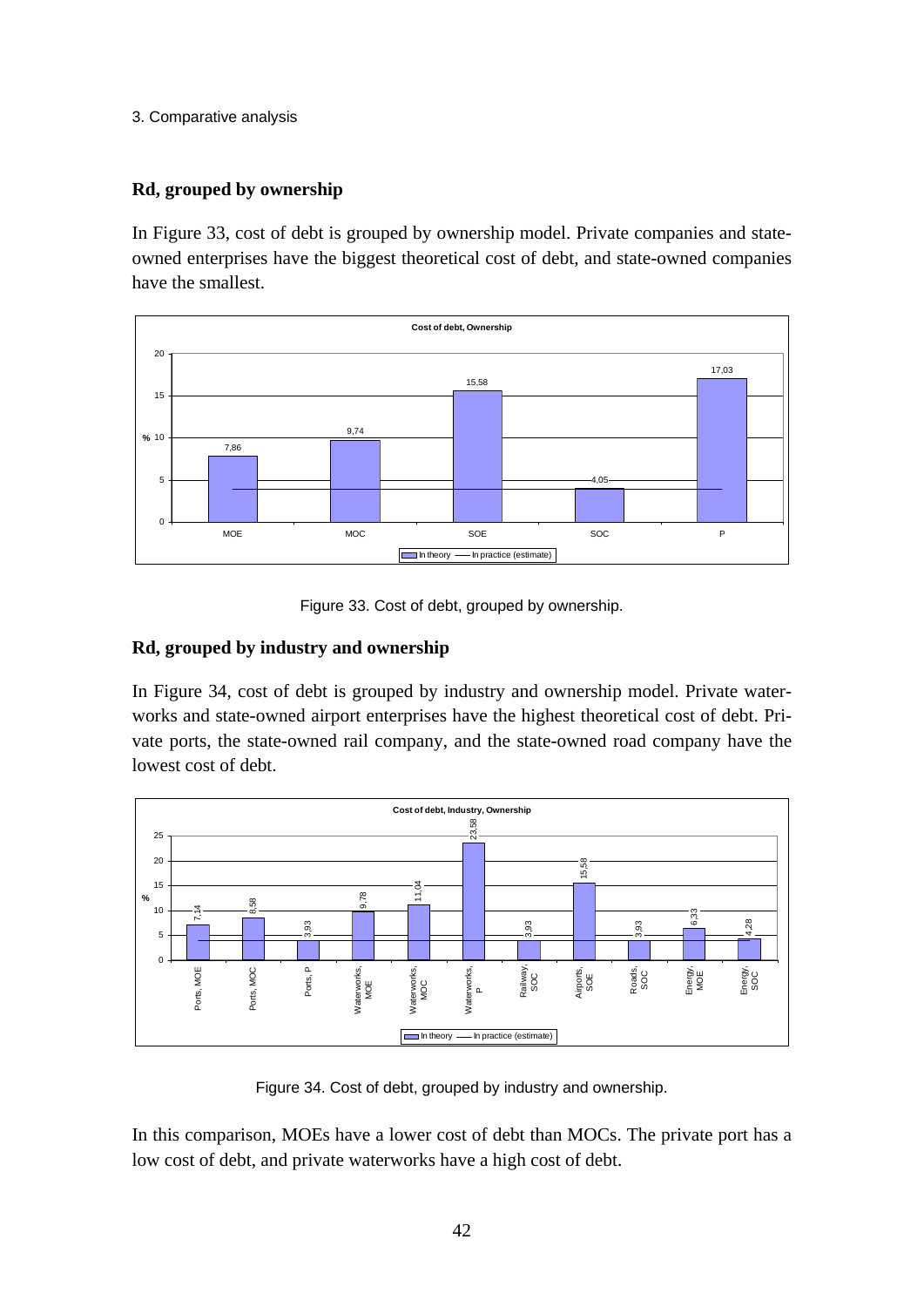## Rd, grouped by ownership

In Figure 33, cost of debt is grouped by ownership model. Private companies and state-owned enterprises have the biggest theoretical cost of debt, and state-owned companies have the smallest.

Figure 33. Cost of debt, grouped by ownership.

## Rd, grouped by industry and ownership

In Figure 34, cost of debt is grouped by industry and ownership model. Private waterworks and state-owned airport enterprises have the highest theoretical cost of debt. Private ports, the state-owned rail company, and the state-owned road company have the lowest cost of debt.

Figure 34. Cost of debt, grouped by industry and ownership.

In this comparison, MOEs have a lower cost of debt than MOCs. The private port has a low cost of debt, and private waterworks have a high cost of debt.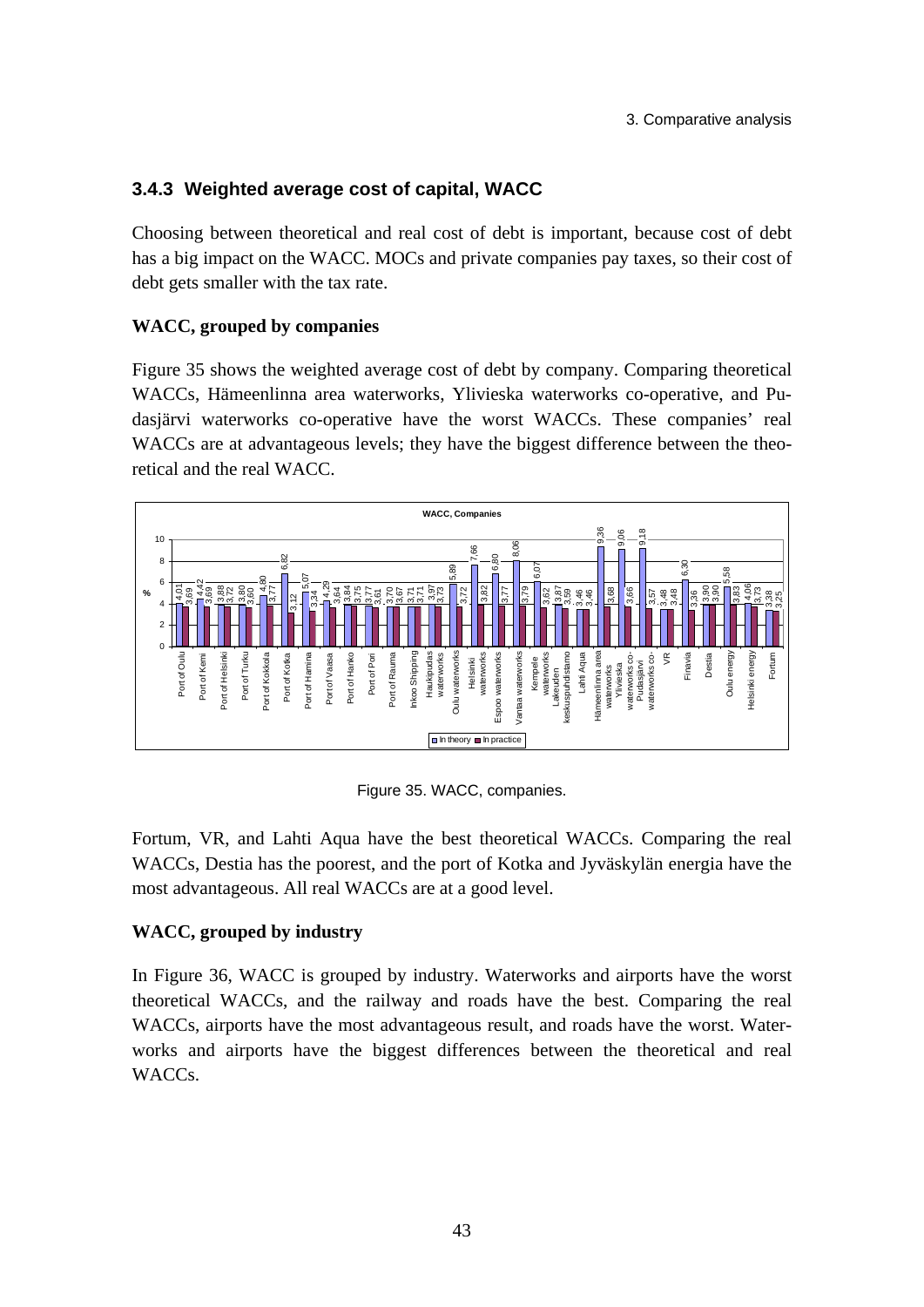### 3.4.3 Weighted average cost of capital, WACC

Choosing between theoretical and real cost of debt is important, because cost of debt has a big impact on the WACC. MOCs and private companies pay taxes, so their cost of debt gets smaller with the tax rate.

**WACC, grouped by companies**

Figure 35 shows the weighted average cost of debt by company. Comparing theoretical WACCs, Hämeenlinna area waterworks, Ylivieska waterworks co-operative, and Pudasjärvi waterworks co-operative have the worst WACCs. These companies' real WACCs are at advantageous levels; they have the biggest difference between the theoretical and the real WACC.

Figure 35. WACC, companies.

Fortum, VR, and Lahti Aqua have the best theoretical WACCs. Comparing the real WACCs, Destia has the poorest, and the port of Kotka and Jyväskylän energia have the most advantageous. All real WACCs are at a good level.

**WACC, grouped by industry**

In Figure 36, WACC is grouped by industry. Waterworks and airports have the worst theoretical WACCs, and the railway and roads have the best. Comparing the real WACCs, airports have the most advantageous result, and roads have the worst. Waterworks and airports have the biggest differences between the theoretical and real WACCs.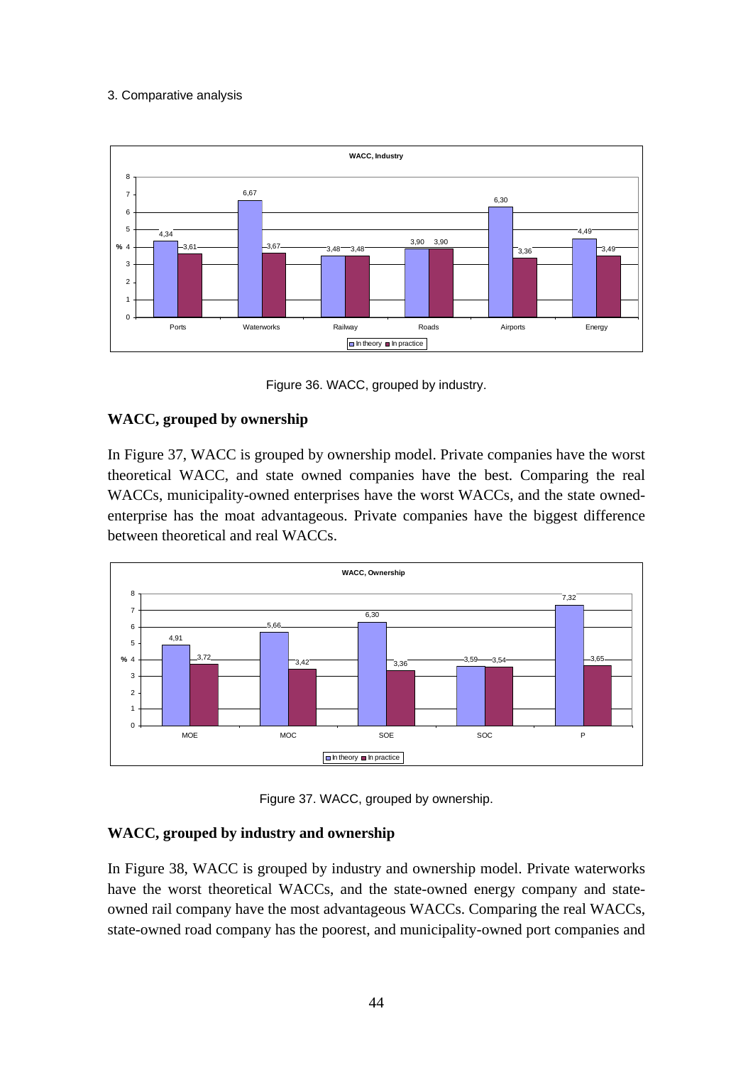**WACC, Industry**

| | Ports | Waterworks | Railway | Roads | Airports | Energy |
|---|---|---|---|---|---|---|
| In theory | 4,34 | 6,67 | 3,48 | 3,90 | 6,30 | 4,49 |
| In practice | 3,61 | 3,67 | 3,48 | 3,90 | 3,36 | 3,49 |

Figure 36. WACC, grouped by industry.

### WACC, grouped by ownership

In Figure 37, WACC is grouped by ownership model. Private companies have the worst theoretical WACC, and state owned companies have the best. Comparing the real WACCs, municipality-owned enterprises have the worst WACCs, and the state owned-enterprise has the moat advantageous. Private companies have the biggest difference between theoretical and real WACCs.

**WACC, Ownership**

| | MOE | MOC | SOE | SOC | P |
|---|---|---|---|---|---|
| In theory | 4,91 | 5,66 | 6,30 | 3,59 | 7,32 |
| In practice | 3,72 | 3,42 | 3,36 | 3,54 | 3,65 |

Figure 37. WACC, grouped by ownership.

### WACC, grouped by industry and ownership

In Figure 38, WACC is grouped by industry and ownership model. Private waterworks have the worst theoretical WACCs, and the state-owned energy company and state-owned rail company have the most advantageous WACCs. Comparing the real WACCs, state-owned road company has the poorest, and municipality-owned port companies and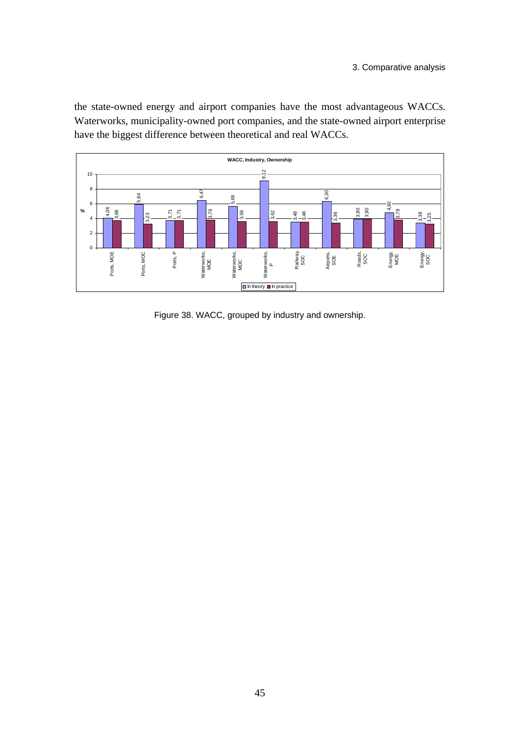the state-owned energy and airport companies have the most advantageous WACCs. Waterworks, municipality-owned port companies, and the state-owned airport enterprise have the biggest difference between theoretical and real WACCs.

**WACC, Industry, Ownership**

| % | In theory | In practice |
|---|---|---|
| Ports, MOE | 4,06 | 3,68 |
| Ports, MOC | 5,94 | 3,23 |
| Ports, P | 3,71 | 3,71 |
| Waterworks, MOE | 6,47 | 3,76 |
| Waterworks, MOC | 5,69 | 3,59 |
| Waterworks, P | 9,12 | 3,62 |
| Railway, SOC | 3,48 | 3,48 |
| Airports, SOE | 6,30 | 3,36 |
| Roads, SOC | 3,90 | 3,90 |
| Energy, MOE | 4,82 | 3,78 |
| Energy, SOC | 3,38 | 3,25 |

Figure 38. WACC, grouped by industry and ownership.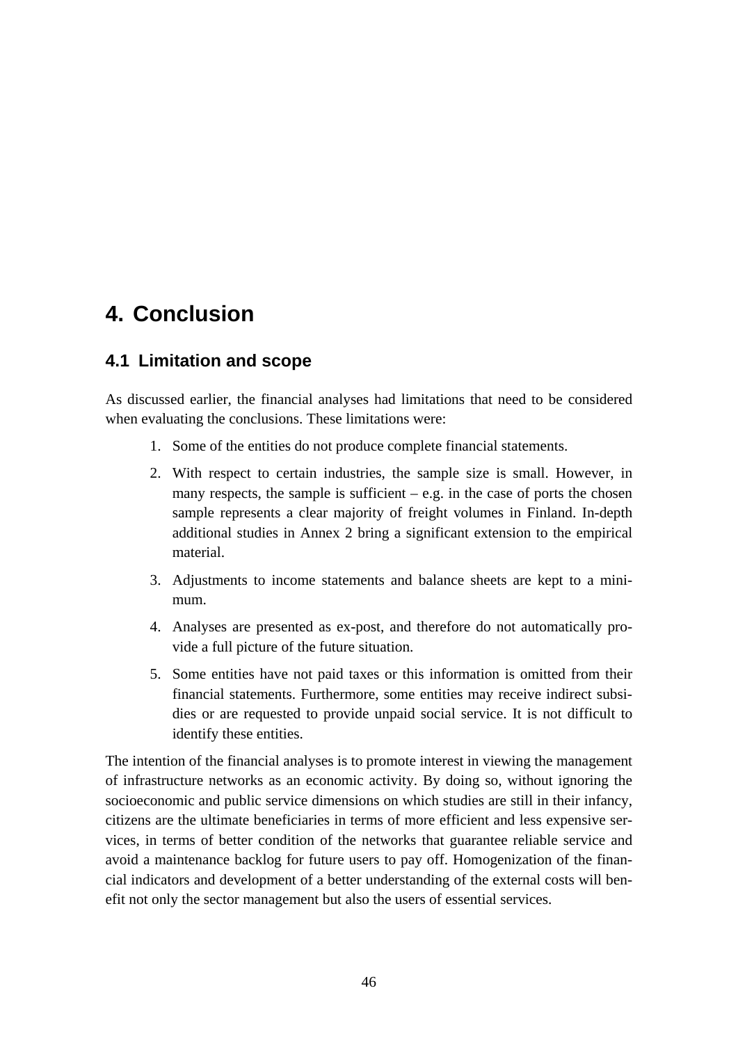# 4. Conclusion

## 4.1 Limitation and scope

As discussed earlier, the financial analyses had limitations that need to be considered when evaluating the conclusions. These limitations were:

1. Some of the entities do not produce complete financial statements.
2. With respect to certain industries, the sample size is small. However, in many respects, the sample is sufficient – e.g. in the case of ports the chosen sample represents a clear majority of freight volumes in Finland. In-depth additional studies in Annex 2 bring a significant extension to the empirical material.
3. Adjustments to income statements and balance sheets are kept to a minimum.
4. Analyses are presented as ex-post, and therefore do not automatically provide a full picture of the future situation.
5. Some entities have not paid taxes or this information is omitted from their financial statements. Furthermore, some entities may receive indirect subsidies or are requested to provide unpaid social service. It is not difficult to identify these entities.

The intention of the financial analyses is to promote interest in viewing the management of infrastructure networks as an economic activity. By doing so, without ignoring the socioeconomic and public service dimensions on which studies are still in their infancy, citizens are the ultimate beneficiaries in terms of more efficient and less expensive services, in terms of better condition of the networks that guarantee reliable service and avoid a maintenance backlog for future users to pay off. Homogenization of the financial indicators and development of a better understanding of the external costs will benefit not only the sector management but also the users of essential services.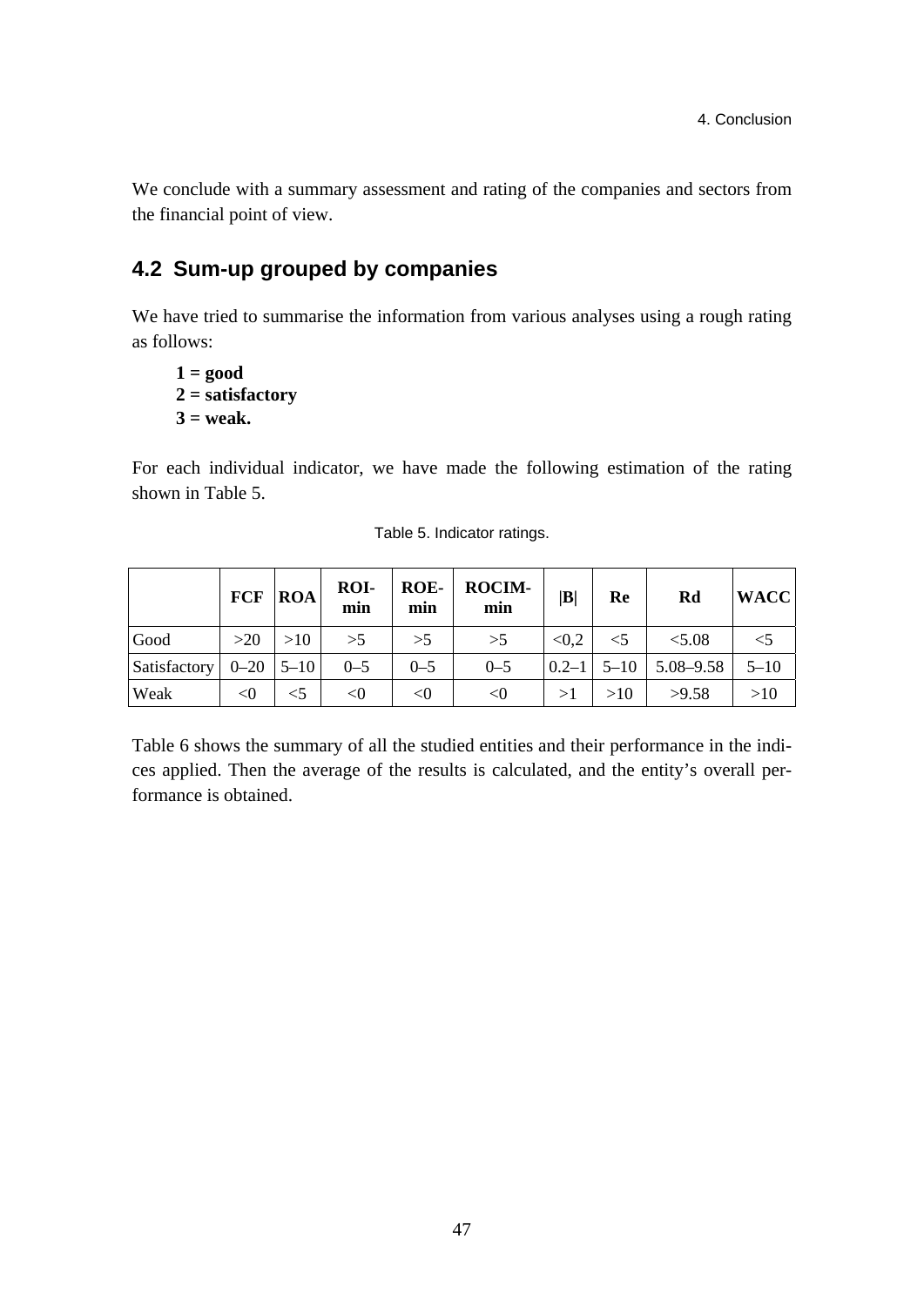We conclude with a summary assessment and rating of the companies and sectors from the financial point of view.

## 4.2 Sum-up grouped by companies

We have tried to summarise the information from various analyses using a rough rating as follows:

**1 = good**
**2 = satisfactory**
**3 = weak.**

For each individual indicator, we have made the following estimation of the rating shown in Table 5.

Table 5. Indicator ratings.

| | FCF | ROA | ROI-min | ROE-min | ROCIM-min | \|B\| | Re | Rd | WACC |
|---|---|---|---|---|---|---|---|---|---|
| Good | >20 | >10 | >5 | >5 | >5 | <0,2 | <5 | <5.08 | <5 |
| Satisfactory | 0–20 | 5–10 | 0–5 | 0–5 | 0–5 | 0.2–1 | 5–10 | 5.08–9.58 | 5–10 |
| Weak | <0 | <5 | <0 | <0 | <0 | >1 | >10 | >9.58 | >10 |

Table 6 shows the summary of all the studied entities and their performance in the indices applied. Then the average of the results is calculated, and the entity's overall performance is obtained.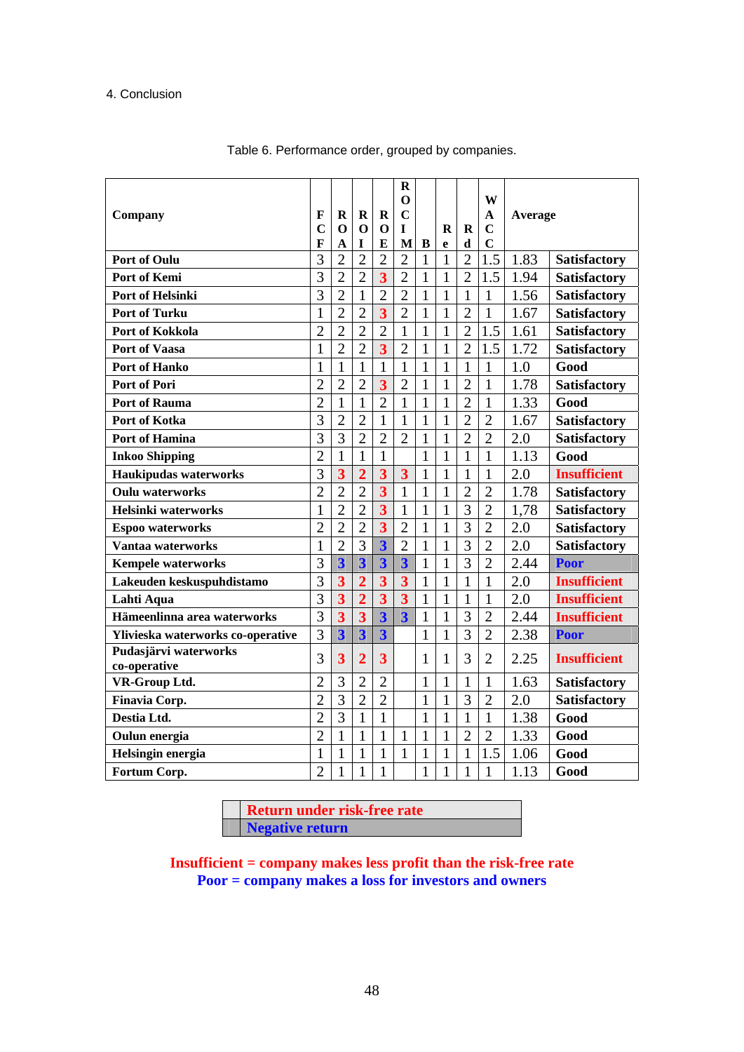4. Conclusion

Table 6. Performance order, grouped by companies.

| Company | FCF | ROA | ROI | ROE | ROCIM | B | Re | Rd | WACC | Average | |
|---|---|---|---|---|---|---|---|---|---|---|---|
| Port of Oulu | 3 | 2 | 2 | 2 | 2 | 1 | 1 | 2 | 1.5 | 1.83 | Satisfactory |
| Port of Kemi | 3 | 2 | 2 | 3 | 2 | 1 | 1 | 2 | 1.5 | 1.94 | Satisfactory |
| Port of Helsinki | 3 | 2 | 1 | 2 | 2 | 1 | 1 | 1 | 1 | 1.56 | Satisfactory |
| Port of Turku | 1 | 2 | 2 | 3 | 2 | 1 | 1 | 2 | 1 | 1.67 | Satisfactory |
| Port of Kokkola | 2 | 2 | 2 | 2 | 1 | 1 | 1 | 2 | 1.5 | 1.61 | Satisfactory |
| Port of Vaasa | 1 | 2 | 2 | 3 | 2 | 1 | 1 | 2 | 1.5 | 1.72 | Satisfactory |
| Port of Hanko | 1 | 1 | 1 | 1 | 1 | 1 | 1 | 1 | 1 | 1.0 | Good |
| Port of Pori | 2 | 2 | 2 | 3 | 2 | 1 | 1 | 2 | 1 | 1.78 | Satisfactory |
| Port of Rauma | 2 | 1 | 1 | 2 | 1 | 1 | 1 | 2 | 1 | 1.33 | Good |
| Port of Kotka | 3 | 2 | 2 | 1 | 1 | 1 | 1 | 2 | 2 | 1.67 | Satisfactory |
| Port of Hamina | 3 | 3 | 2 | 2 | 2 | 1 | 1 | 2 | 2 | 2.0 | Satisfactory |
| Inkoo Shipping | 2 | 1 | 1 | 1 | | 1 | 1 | 1 | 1 | 1.13 | Good |
| Haukipudas waterworks | 3 | 3 | 2 | 3 | 3 | 1 | 1 | 1 | 1 | 2.0 | Insufficient |
| Oulu waterworks | 2 | 2 | 2 | 3 | 1 | 1 | 1 | 2 | 2 | 1.78 | Satisfactory |
| Helsinki waterworks | 1 | 2 | 2 | 3 | 1 | 1 | 1 | 3 | 2 | 1,78 | Satisfactory |
| Espoo waterworks | 2 | 2 | 2 | 3 | 2 | 1 | 1 | 3 | 2 | 2.0 | Satisfactory |
| Vantaa waterworks | 1 | 2 | 3 | 3 | 2 | 1 | 1 | 3 | 2 | 2.0 | Satisfactory |
| Kempele waterworks | 3 | 3 | 3 | 3 | 3 | 1 | 1 | 3 | 2 | 2.44 | Poor |
| Lakeuden keskuspuhdistamo | 3 | 3 | 2 | 3 | 3 | 1 | 1 | 1 | 1 | 2.0 | Insufficient |
| Lahti Aqua | 3 | 3 | 2 | 3 | 3 | 1 | 1 | 1 | 1 | 2.0 | Insufficient |
| Hämeenlinna area waterworks | 3 | 3 | 3 | 3 | 3 | 1 | 1 | 3 | 2 | 2.44 | Insufficient |
| Ylivieska waterworks co-operative | 3 | 3 | 3 | 3 | | 1 | 1 | 3 | 2 | 2.38 | Poor |
| Pudasjärvi waterworks co-operative | 3 | 3 | 2 | 3 | | 1 | 1 | 3 | 2 | 2.25 | Insufficient |
| VR-Group Ltd. | 2 | 3 | 2 | 2 | | 1 | 1 | 1 | 1 | 1.63 | Satisfactory |
| Finavia Corp. | 2 | 3 | 2 | 2 | | 1 | 1 | 3 | 2 | 2.0 | Satisfactory |
| Destia Ltd. | 2 | 3 | 1 | 1 | | 1 | 1 | 1 | 1 | 1.38 | Good |
| Oulun energia | 2 | 1 | 1 | 1 | 1 | 1 | 1 | 2 | 2 | 1.33 | Good |
| Helsingin energia | 1 | 1 | 1 | 1 | 1 | 1 | 1 | 1 | 1.5 | 1.06 | Good |
| Fortum Corp. | 2 | 1 | 1 | 1 | | 1 | 1 | 1 | 1 | 1.13 | Good |

| | Legend |
|---|---|
| | **Return under risk-free rate** |
| | **Negative return** |

**Insufficient = company makes less profit than the risk-free rate**
**Poor = company makes a loss for investors and owners**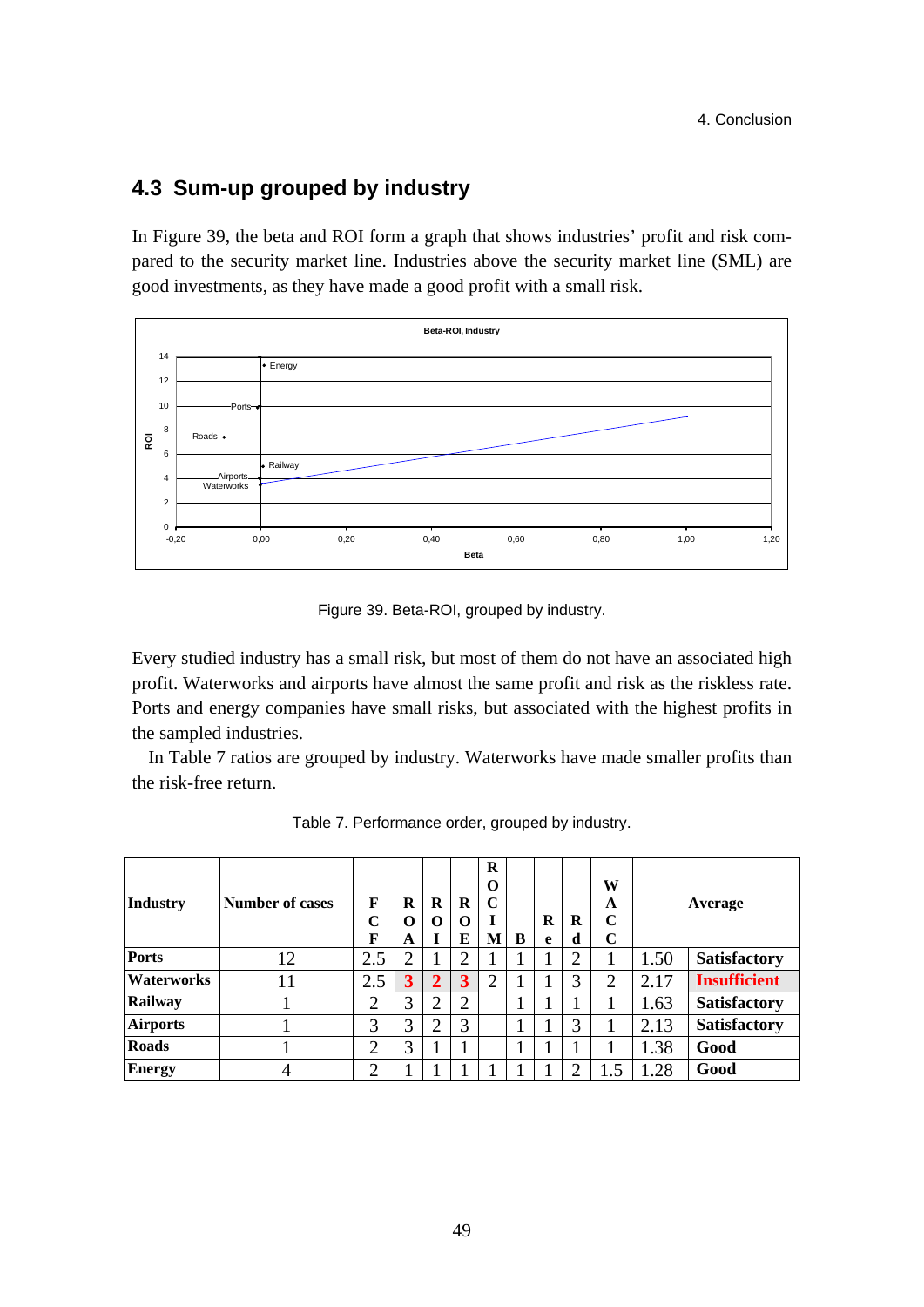## 4.3 Sum-up grouped by industry

In Figure 39, the beta and ROI form a graph that shows industries' profit and risk compared to the security market line. Industries above the security market line (SML) are good investments, as they have made a good profit with a small risk.

Figure 39. Beta-ROI, grouped by industry.

Every studied industry has a small risk, but most of them do not have an associated high profit. Waterworks and airports have almost the same profit and risk as the riskless rate. Ports and energy companies have small risks, but associated with the highest profits in the sampled industries.

In Table 7 ratios are grouped by industry. Waterworks have made smaller profits than the risk-free return.

Table 7. Performance order, grouped by industry.

| Industry | Number of cases | FCF | ROA | ROI | ROE | ROCIM | B | Re | Rd | WACC | Average | |
|---|---|---|---|---|---|---|---|---|---|---|---|---|
| **Ports** | 12 | 2.5 | 2 | 1 | 2 | 1 | 1 | 1 | 2 | 1 | 1.50 | **Satisfactory** |
| **Waterworks** | 11 | 2.5 | 3 | 2 | 3 | 2 | 1 | 1 | 3 | 2 | 2.17 | **Insufficient** |
| **Railway** | 1 | 2 | 3 | 2 | 2 | | 1 | 1 | 1 | 1 | 1.63 | **Satisfactory** |
| **Airports** | 1 | 3 | 3 | 2 | 3 | | 1 | 1 | 3 | 1 | 2.13 | **Satisfactory** |
| **Roads** | 1 | 2 | 3 | 1 | 1 | | 1 | 1 | 1 | 1 | 1.38 | **Good** |
| **Energy** | 4 | 2 | 1 | 1 | 1 | 1 | 1 | 1 | 2 | 1.5 | 1.28 | **Good** |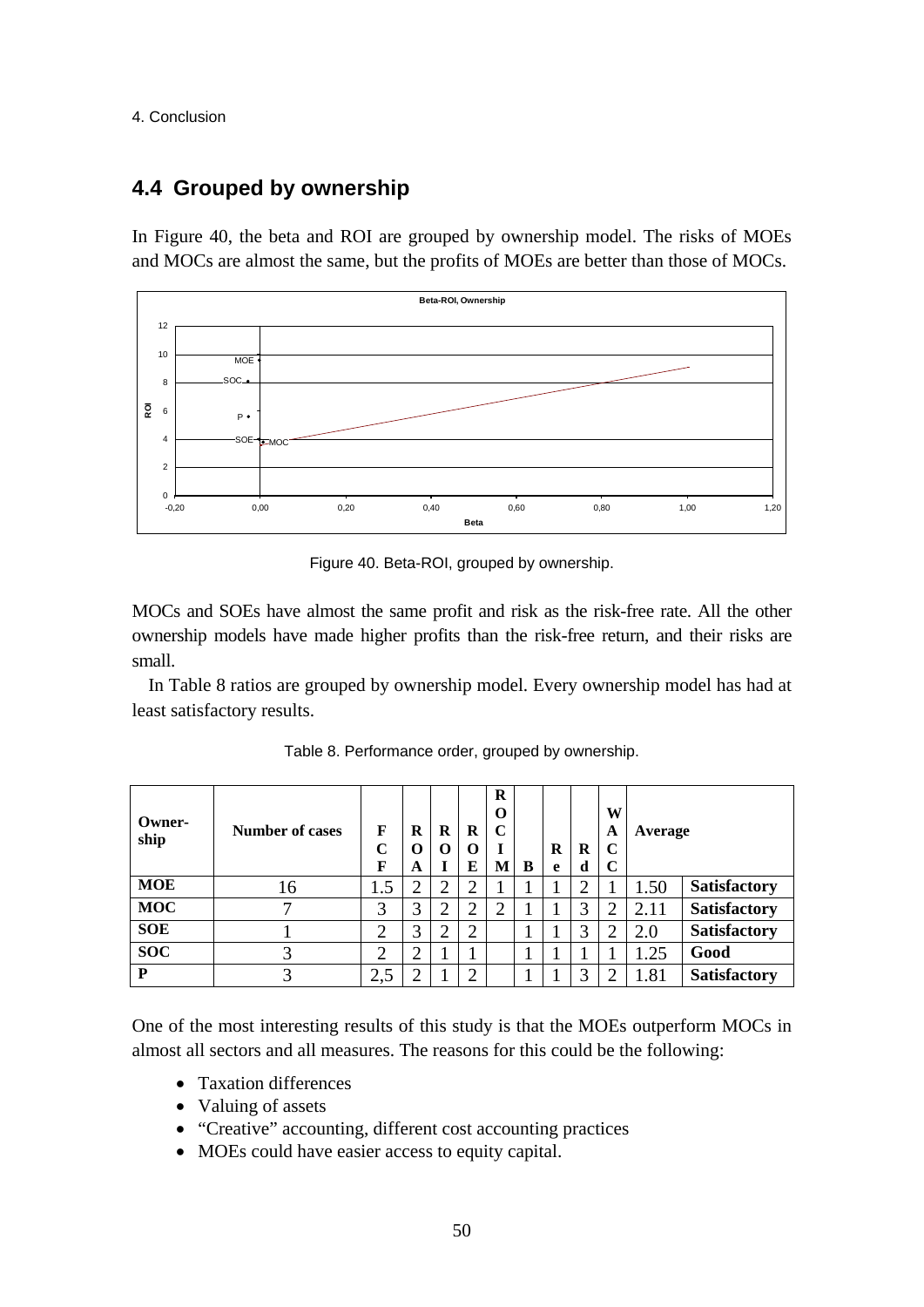## 4.4 Grouped by ownership

In Figure 40, the beta and ROI are grouped by ownership model. The risks of MOEs and MOCs are almost the same, but the profits of MOEs are better than those of MOCs.

Figure 40. Beta-ROI, grouped by ownership.

MOCs and SOEs have almost the same profit and risk as the risk-free rate. All the other ownership models have made higher profits than the risk-free return, and their risks are small.

In Table 8 ratios are grouped by ownership model. Every ownership model has had at least satisfactory results.

Table 8. Performance order, grouped by ownership.

| Owner-ship | Number of cases | FCF | ROA | ROI | ROE | ROCIM | B | Re | Rd | WACC | Average | |
|---|---|---|---|---|---|---|---|---|---|---|---|---|
| **MOE** | 16 | 1.5 | 2 | 2 | 2 | 1 | 1 | 1 | 2 | 1 | 1.50 | **Satisfactory** |
| **MOC** | 7 | 3 | 3 | 2 | 2 | 2 | 1 | 1 | 3 | 2 | 2.11 | **Satisfactory** |
| **SOE** | 1 | 2 | 3 | 2 | 2 | | 1 | 1 | 3 | 2 | 2.0 | **Satisfactory** |
| **SOC** | 3 | 2 | 2 | 1 | 1 | | 1 | 1 | 1 | 1 | 1.25 | **Good** |
| **P** | 3 | 2,5 | 2 | 1 | 2 | | 1 | 1 | 3 | 2 | 1.81 | **Satisfactory** |

One of the most interesting results of this study is that the MOEs outperform MOCs in almost all sectors and all measures. The reasons for this could be the following:

- Taxation differences
- Valuing of assets
- "Creative" accounting, different cost accounting practices
- MOEs could have easier access to equity capital.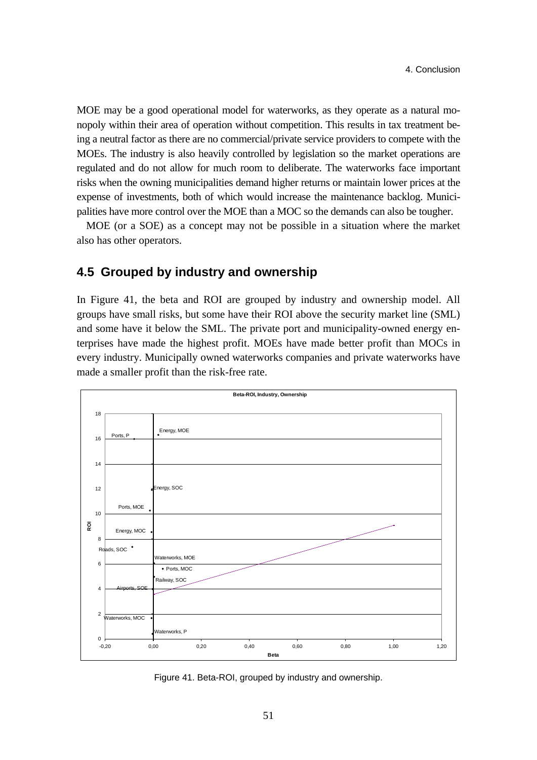MOE may be a good operational model for waterworks, as they operate as a natural monopoly within their area of operation without competition. This results in tax treatment being a neutral factor as there are no commercial/private service providers to compete with the MOEs. The industry is also heavily controlled by legislation so the market operations are regulated and do not allow for much room to deliberate. The waterworks face important risks when the owning municipalities demand higher returns or maintain lower prices at the expense of investments, both of which would increase the maintenance backlog. Municipalities have more control over the MOE than a MOC so the demands can also be tougher.

MOE (or a SOE) as a concept may not be possible in a situation where the market also has other operators.

## 4.5 Grouped by industry and ownership

In Figure 41, the beta and ROI are grouped by industry and ownership model. All groups have small risks, but some have their ROI above the security market line (SML) and some have it below the SML. The private port and municipality-owned energy enterprises have made the highest profit. MOEs have made better profit than MOCs in every industry. Municipally owned waterworks companies and private waterworks have made a smaller profit than the risk-free rate.

Figure 41. Beta-ROI, grouped by industry and ownership.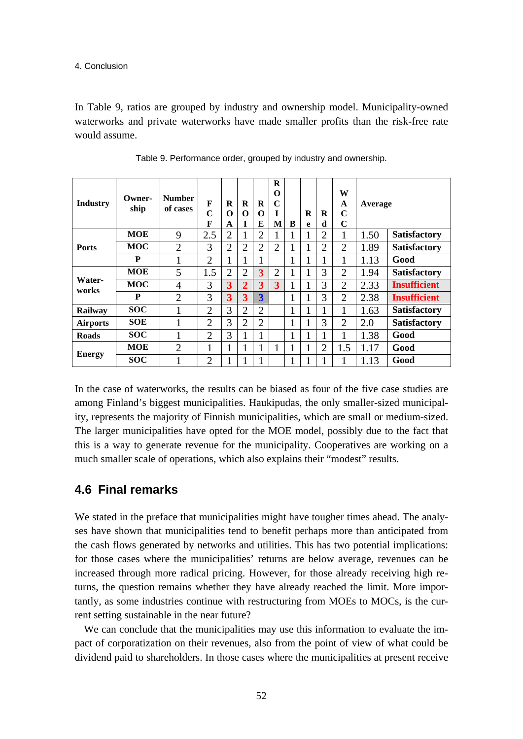4. Conclusion

In Table 9, ratios are grouped by industry and ownership model. Municipality-owned waterworks and private waterworks have made smaller profits than the risk-free rate would assume.

Table 9. Performance order, grouped by industry and ownership.

| Industry | Ownership | Number of cases | FCF | ROA | ROI | ROE | ROCIM | B | Re | Rd | WACC | Average | |
|---|---|---|---|---|---|---|---|---|---|---|---|---|---|
| Ports | MOE | 9 | 2.5 | 2 | 1 | 2 | 1 | 1 | 1 | 2 | 1 | 1.50 | Satisfactory |
| | MOC | 2 | 3 | 2 | 2 | 2 | 2 | 1 | 1 | 2 | 2 | 1.89 | Satisfactory |
| | P | 1 | 2 | 1 | 1 | 1 | | 1 | 1 | 1 | 1 | 1.13 | Good |
| Waterworks | MOE | 5 | 1.5 | 2 | 2 | 3 | 2 | 1 | 1 | 3 | 2 | 1.94 | Satisfactory |
| | MOC | 4 | 3 | 3 | 2 | 3 | 3 | 1 | 1 | 3 | 2 | 2.33 | Insufficient |
| | P | 2 | 3 | 3 | 3 | 3 | | 1 | 1 | 3 | 2 | 2.38 | Insufficient |
| Railway | SOC | 1 | 2 | 3 | 2 | 2 | | 1 | 1 | 1 | 1 | 1.63 | Satisfactory |
| Airports | SOE | 1 | 2 | 3 | 2 | 2 | | 1 | 1 | 3 | 2 | 2.0 | Satisfactory |
| Roads | SOC | 1 | 2 | 3 | 1 | 1 | | 1 | 1 | 1 | 1 | 1.38 | Good |
| Energy | MOE | 2 | 1 | 1 | 1 | 1 | 1 | 1 | 1 | 2 | 1.5 | 1.17 | Good |
| | SOC | 1 | 2 | 1 | 1 | 1 | | 1 | 1 | 1 | 1 | 1.13 | Good |

In the case of waterworks, the results can be biased as four of the five case studies are among Finland's biggest municipalities. Haukipudas, the only smaller-sized municipality, represents the majority of Finnish municipalities, which are small or medium-sized. The larger municipalities have opted for the MOE model, possibly due to the fact that this is a way to generate revenue for the municipality. Cooperatives are working on a much smaller scale of operations, which also explains their "modest" results.

## 4.6 Final remarks

We stated in the preface that municipalities might have tougher times ahead. The analyses have shown that municipalities tend to benefit perhaps more than anticipated from the cash flows generated by networks and utilities. This has two potential implications: for those cases where the municipalities' returns are below average, revenues can be increased through more radical pricing. However, for those already receiving high returns, the question remains whether they have already reached the limit. More importantly, as some industries continue with restructuring from MOEs to MOCs, is the current setting sustainable in the near future?

We can conclude that the municipalities may use this information to evaluate the impact of corporatization on their revenues, also from the point of view of what could be dividend paid to shareholders. In those cases where the municipalities at present receive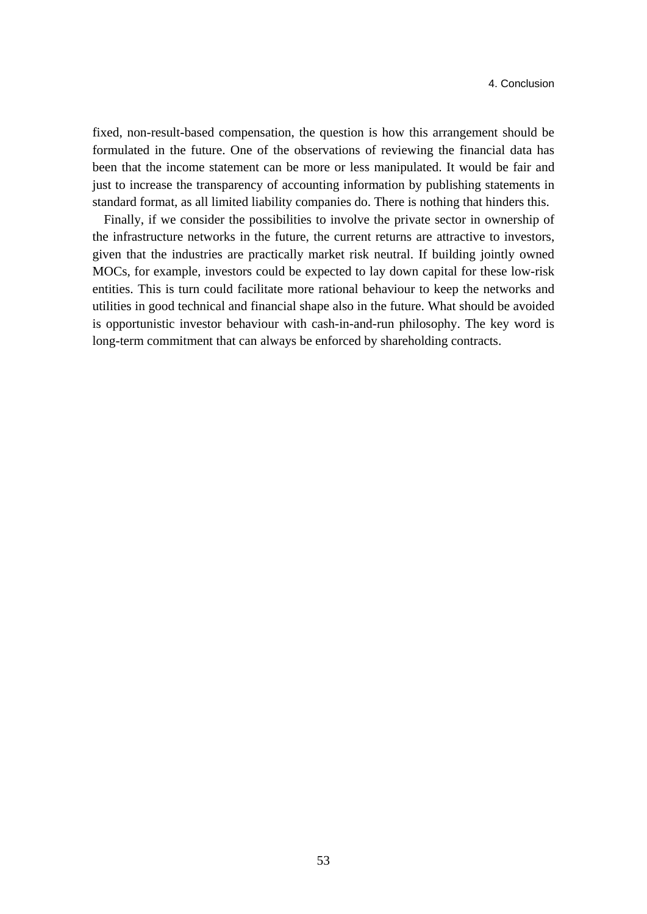fixed, non-result-based compensation, the question is how this arrangement should be formulated in the future. One of the observations of reviewing the financial data has been that the income statement can be more or less manipulated. It would be fair and just to increase the transparency of accounting information by publishing statements in standard format, as all limited liability companies do. There is nothing that hinders this.

Finally, if we consider the possibilities to involve the private sector in ownership of the infrastructure networks in the future, the current returns are attractive to investors, given that the industries are practically market risk neutral. If building jointly owned MOCs, for example, investors could be expected to lay down capital for these low-risk entities. This is turn could facilitate more rational behaviour to keep the networks and utilities in good technical and financial shape also in the future. What should be avoided is opportunistic investor behaviour with cash-in-and-run philosophy. The key word is long-term commitment that can always be enforced by shareholding contracts.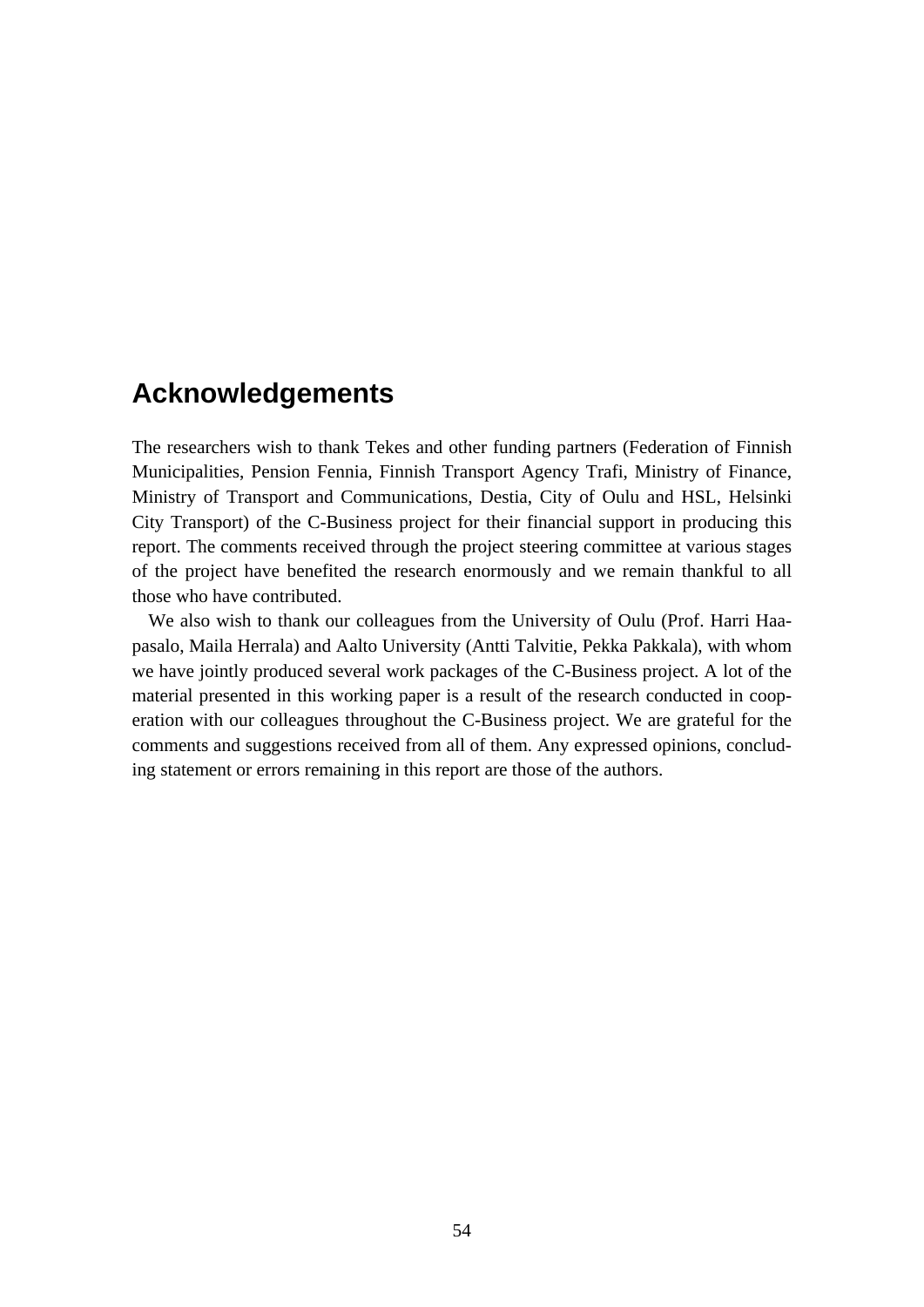## Acknowledgements

The researchers wish to thank Tekes and other funding partners (Federation of Finnish Municipalities, Pension Fennia, Finnish Transport Agency Trafi, Ministry of Finance, Ministry of Transport and Communications, Destia, City of Oulu and HSL, Helsinki City Transport) of the C-Business project for their financial support in producing this report. The comments received through the project steering committee at various stages of the project have benefited the research enormously and we remain thankful to all those who have contributed.

We also wish to thank our colleagues from the University of Oulu (Prof. Harri Haapasalo, Maila Herrala) and Aalto University (Antti Talvitie, Pekka Pakkala), with whom we have jointly produced several work packages of the C-Business project. A lot of the material presented in this working paper is a result of the research conducted in cooperation with our colleagues throughout the C-Business project. We are grateful for the comments and suggestions received from all of them. Any expressed opinions, concluding statement or errors remaining in this report are those of the authors.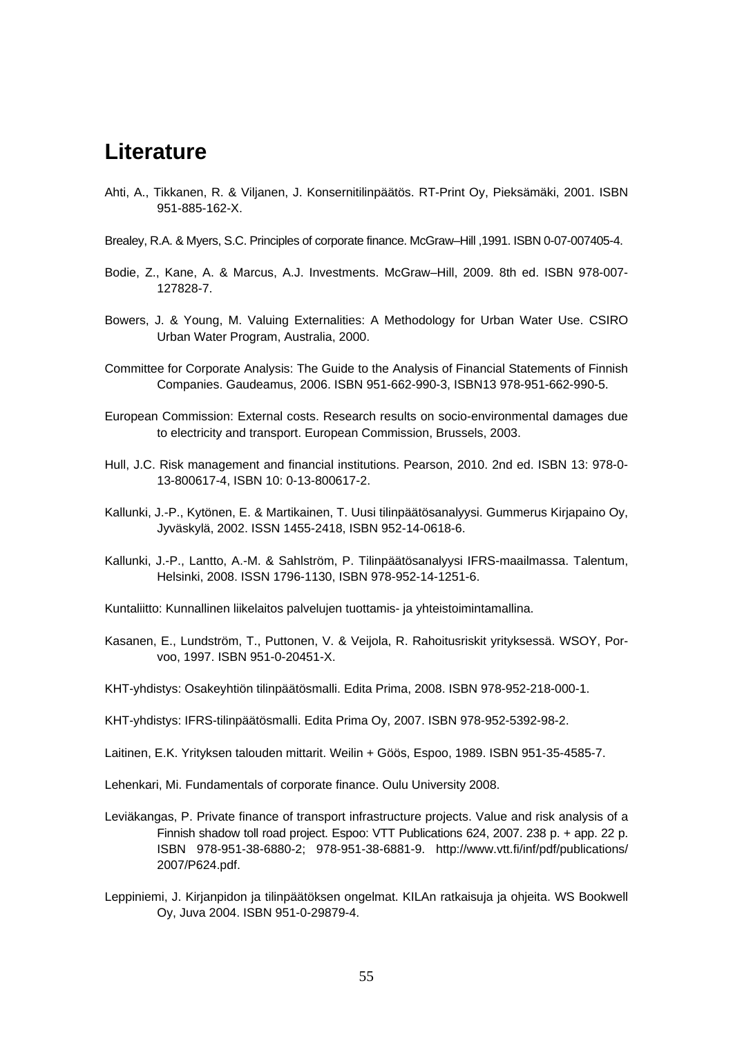## Literature

Ahti, A., Tikkanen, R. & Viljanen, J. Konsernitilinpäätös. RT-Print Oy, Pieksämäki, 2001. ISBN 951-885-162-X.

Brealey, R.A. & Myers, S.C. Principles of corporate finance. McGraw–Hill ,1991. ISBN 0-07-007405-4.

Bodie, Z., Kane, A. & Marcus, A.J. Investments. McGraw–Hill, 2009. 8th ed. ISBN 978-007-127828-7.

Bowers, J. & Young, M. Valuing Externalities: A Methodology for Urban Water Use. CSIRO Urban Water Program, Australia, 2000.

Committee for Corporate Analysis: The Guide to the Analysis of Financial Statements of Finnish Companies. Gaudeamus, 2006. ISBN 951-662-990-3, ISBN13 978-951-662-990-5.

European Commission: External costs. Research results on socio-environmental damages due to electricity and transport. European Commission, Brussels, 2003.

Hull, J.C. Risk management and financial institutions. Pearson, 2010. 2nd ed. ISBN 13: 978-0-13-800617-4, ISBN 10: 0-13-800617-2.

Kallunki, J.-P., Kytönen, E. & Martikainen, T. Uusi tilinpäätösanalyysi. Gummerus Kirjapaino Oy, Jyväskylä, 2002. ISSN 1455-2418, ISBN 952-14-0618-6.

Kallunki, J.-P., Lantto, A.-M. & Sahlström, P. Tilinpäätösanalyysi IFRS-maailmassa. Talentum, Helsinki, 2008. ISSN 1796-1130, ISBN 978-952-14-1251-6.

Kuntaliitto: Kunnallinen liikelaitos palvelujen tuottamis- ja yhteistoimintamallina.

Kasanen, E., Lundström, T., Puttonen, V. & Veijola, R. Rahoitusriskit yrityksessä. WSOY, Porvoo, 1997. ISBN 951-0-20451-X.

KHT-yhdistys: Osakeyhtiön tilinpäätösmalli. Edita Prima, 2008. ISBN 978-952-218-000-1.

KHT-yhdistys: IFRS-tilinpäätösmalli. Edita Prima Oy, 2007. ISBN 978-952-5392-98-2.

Laitinen, E.K. Yrityksen talouden mittarit. Weilin + Göös, Espoo, 1989. ISBN 951-35-4585-7.

Lehenkari, Mi. Fundamentals of corporate finance. Oulu University 2008.

Leviäkangas, P. Private finance of transport infrastructure projects. Value and risk analysis of a Finnish shadow toll road project. Espoo: VTT Publications 624, 2007. 238 p. + app. 22 p. ISBN 978-951-38-6880-2; 978-951-38-6881-9. http://www.vtt.fi/inf/pdf/publications/2007/P624.pdf.

Leppiniemi, J. Kirjanpidon ja tilinpäätöksen ongelmat. KILAn ratkaisuja ja ohjeita. WS Bookwell Oy, Juva 2004. ISBN 951-0-29879-4.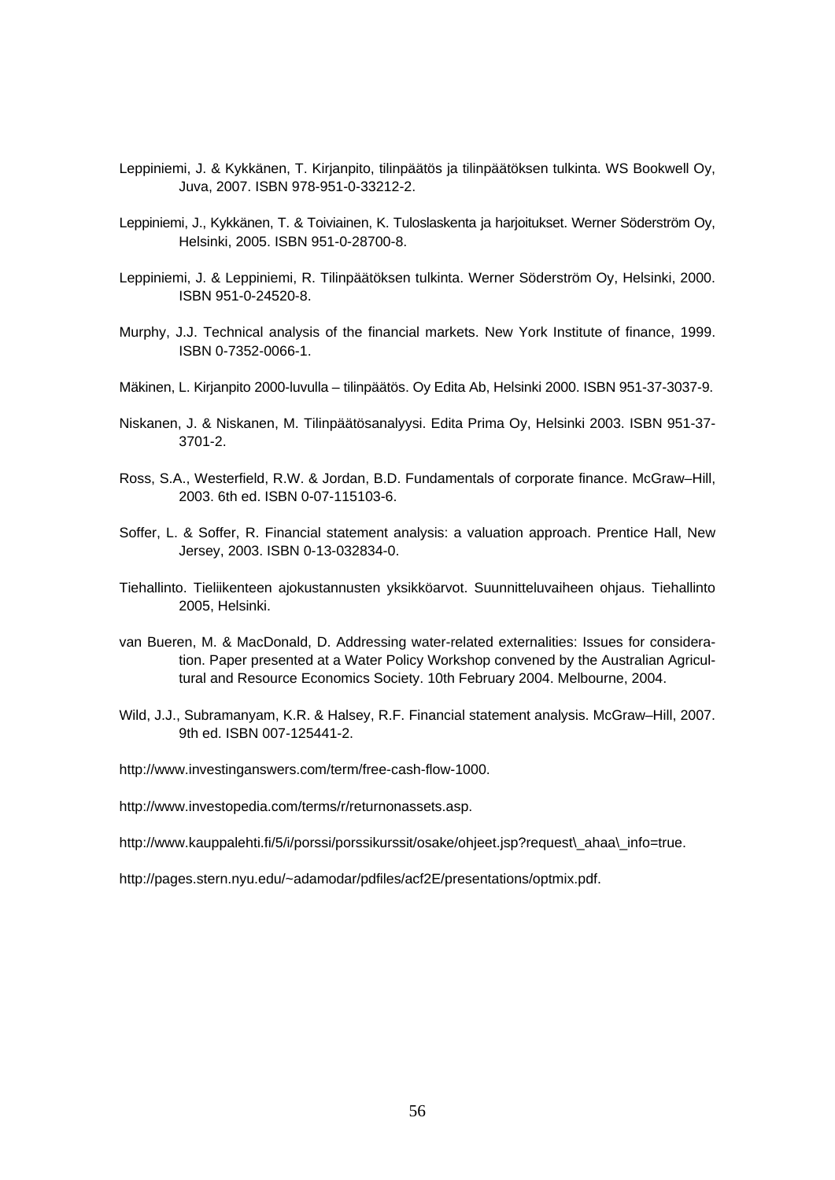Leppiniemi, J. & Kykkänen, T. Kirjanpito, tilinpäätös ja tilinpäätöksen tulkinta. WS Bookwell Oy, Juva, 2007. ISBN 978-951-0-33212-2.

Leppiniemi, J., Kykkänen, T. & Toiviainen, K. Tuloslaskenta ja harjoitukset. Werner Söderström Oy, Helsinki, 2005. ISBN 951-0-28700-8.

Leppiniemi, J. & Leppiniemi, R. Tilinpäätöksen tulkinta. Werner Söderström Oy, Helsinki, 2000. ISBN 951-0-24520-8.

Murphy, J.J. Technical analysis of the financial markets. New York Institute of finance, 1999. ISBN 0-7352-0066-1.

Mäkinen, L. Kirjanpito 2000-luvulla – tilinpäätös. Oy Edita Ab, Helsinki 2000. ISBN 951-37-3037-9.

Niskanen, J. & Niskanen, M. Tilinpäätösanalyysi. Edita Prima Oy, Helsinki 2003. ISBN 951-37-3701-2.

Ross, S.A., Westerfield, R.W. & Jordan, B.D. Fundamentals of corporate finance. McGraw–Hill, 2003. 6th ed. ISBN 0-07-115103-6.

Soffer, L. & Soffer, R. Financial statement analysis: a valuation approach. Prentice Hall, New Jersey, 2003. ISBN 0-13-032834-0.

Tiehallinto. Tieliikenteen ajokustannusten yksikköarvot. Suunnitteluvaiheen ohjaus. Tiehallinto 2005, Helsinki.

van Bueren, M. & MacDonald, D. Addressing water-related externalities: Issues for consideration. Paper presented at a Water Policy Workshop convened by the Australian Agricultural and Resource Economics Society. 10th February 2004. Melbourne, 2004.

Wild, J.J., Subramanyam, K.R. & Halsey, R.F. Financial statement analysis. McGraw–Hill, 2007. 9th ed. ISBN 007-125441-2.

http://www.investinganswers.com/term/free-cash-flow-1000.

http://www.investopedia.com/terms/r/returnonassets.asp.

http://www.kauppalehti.fi/5/i/porssi/porssikurssit/osake/ohjeet.jsp?request\_ahaa\_info=true.

http://pages.stern.nyu.edu/~adamodar/pdfiles/acf2E/presentations/optmix.pdf.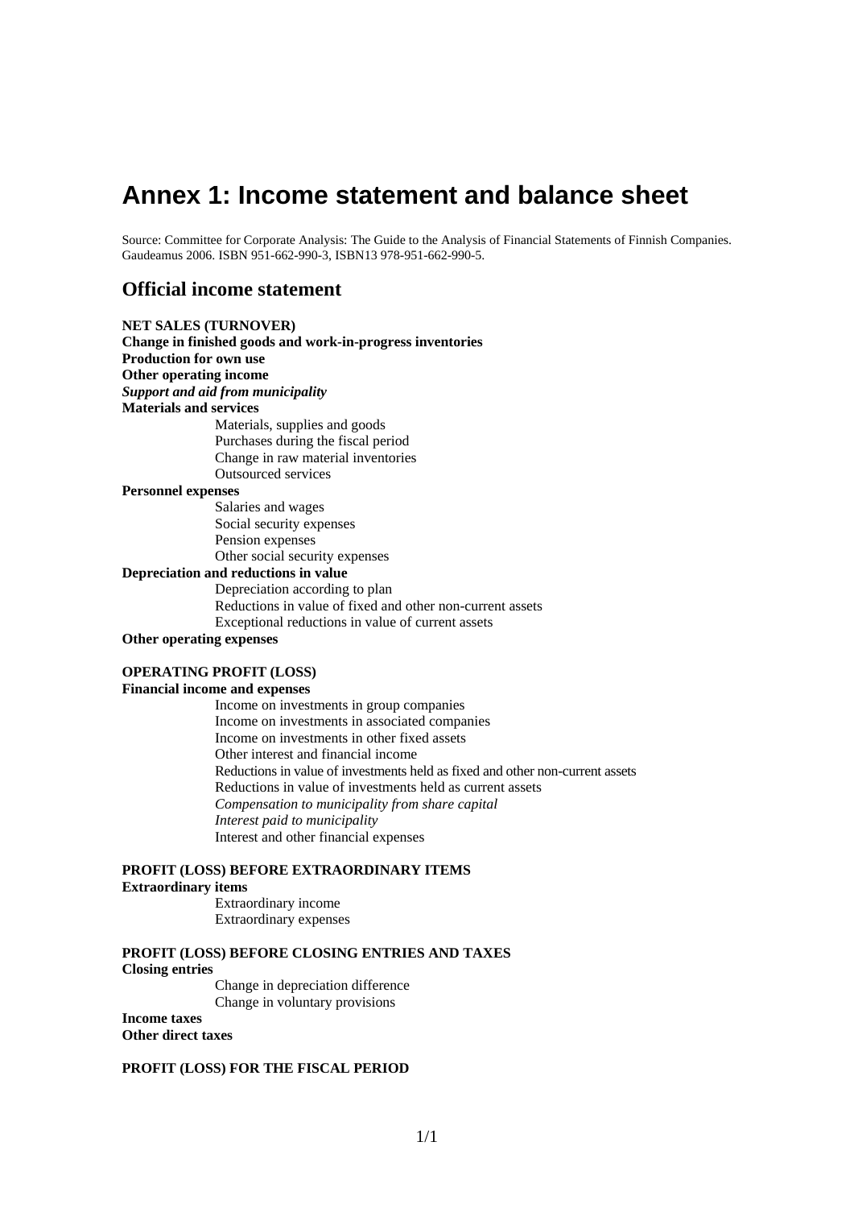# Annex 1: Income statement and balance sheet

Source: Committee for Corporate Analysis: The Guide to the Analysis of Financial Statements of Finnish Companies. Gaudeamus 2006. ISBN 951-662-990-3, ISBN13 978-951-662-990-5.

## Official income statement

**NET SALES (TURNOVER)**
**Change in finished goods and work-in-progress inventories**
**Production for own use**
**Other operating income**
***Support and aid from municipality***
**Materials and services**

- Materials, supplies and goods
- Purchases during the fiscal period
- Change in raw material inventories
- Outsourced services

**Personnel expenses**

- Salaries and wages
- Social security expenses
- Pension expenses
- Other social security expenses

**Depreciation and reductions in value**

- Depreciation according to plan
- Reductions in value of fixed and other non-current assets
- Exceptional reductions in value of current assets

**Other operating expenses**

**OPERATING PROFIT (LOSS)**
**Financial income and expenses**

- Income on investments in group companies
- Income on investments in associated companies
- Income on investments in other fixed assets
- Other interest and financial income
- Reductions in value of investments held as fixed and other non-current assets
- Reductions in value of investments held as current assets
- *Compensation to municipality from share capital*
- *Interest paid to municipality*
- Interest and other financial expenses

**PROFIT (LOSS) BEFORE EXTRAORDINARY ITEMS**
**Extraordinary items**

- Extraordinary income
- Extraordinary expenses

**PROFIT (LOSS) BEFORE CLOSING ENTRIES AND TAXES**
**Closing entries**

- Change in depreciation difference
- Change in voluntary provisions

**Income taxes**
**Other direct taxes**

**PROFIT (LOSS) FOR THE FISCAL PERIOD**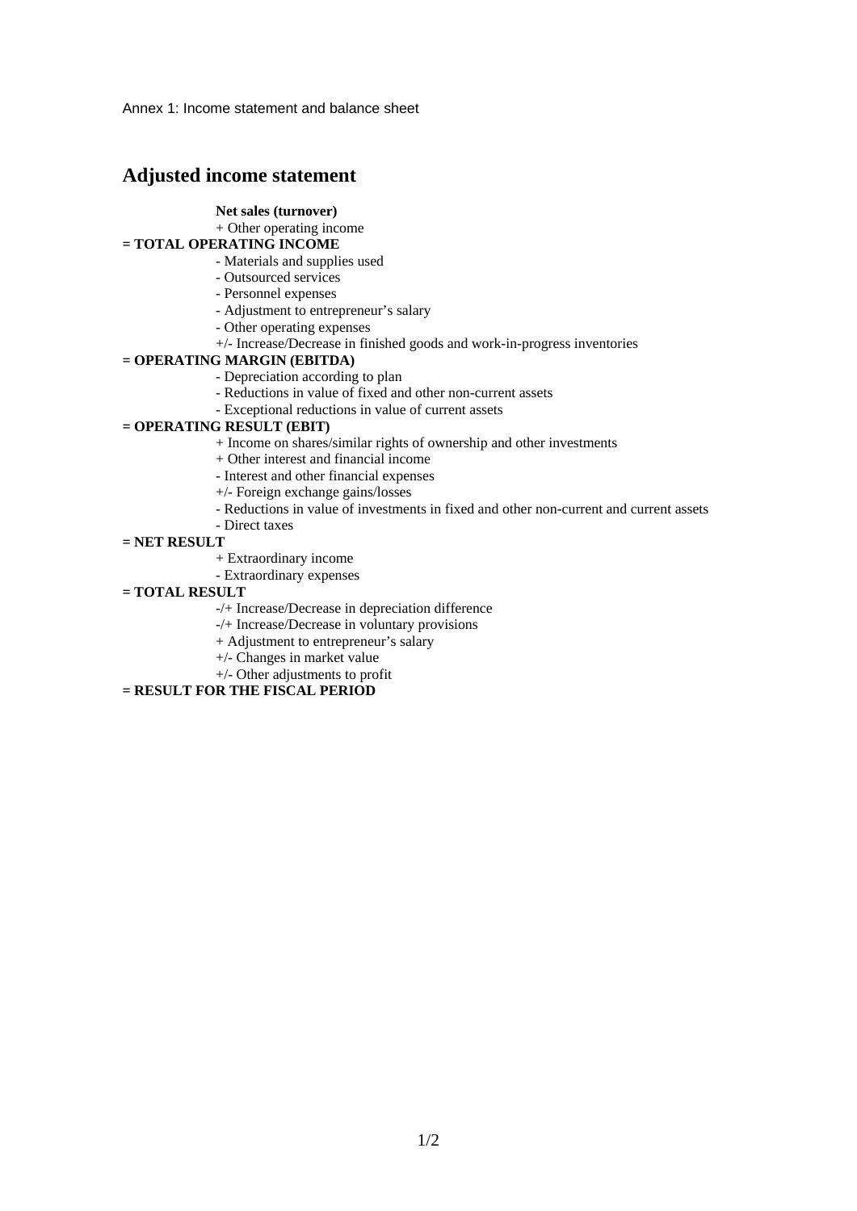Annex 1: Income statement and balance sheet

## Adjusted income statement

**Net sales (turnover)**

+ Other operating income

**= TOTAL OPERATING INCOME**

- Materials and supplies used
- Outsourced services
- Personnel expenses
- Adjustment to entrepreneur's salary
- Other operating expenses

+/- Increase/Decrease in finished goods and work-in-progress inventories

**= OPERATING MARGIN (EBITDA)**

- Depreciation according to plan
- Reductions in value of fixed and other non-current assets
- Exceptional reductions in value of current assets

**= OPERATING RESULT (EBIT)**

+ Income on shares/similar rights of ownership and other investments
+ Other interest and financial income

- Interest and other financial expenses

+/- Foreign exchange gains/losses

- Reductions in value of investments in fixed and other non-current and current assets
- Direct taxes

**= NET RESULT**

+ Extraordinary income

- Extraordinary expenses

**= TOTAL RESULT**

-/+ Increase/Decrease in depreciation difference

-/+ Increase/Decrease in voluntary provisions

+ Adjustment to entrepreneur's salary

+/- Changes in market value

+/- Other adjustments to profit

**= RESULT FOR THE FISCAL PERIOD**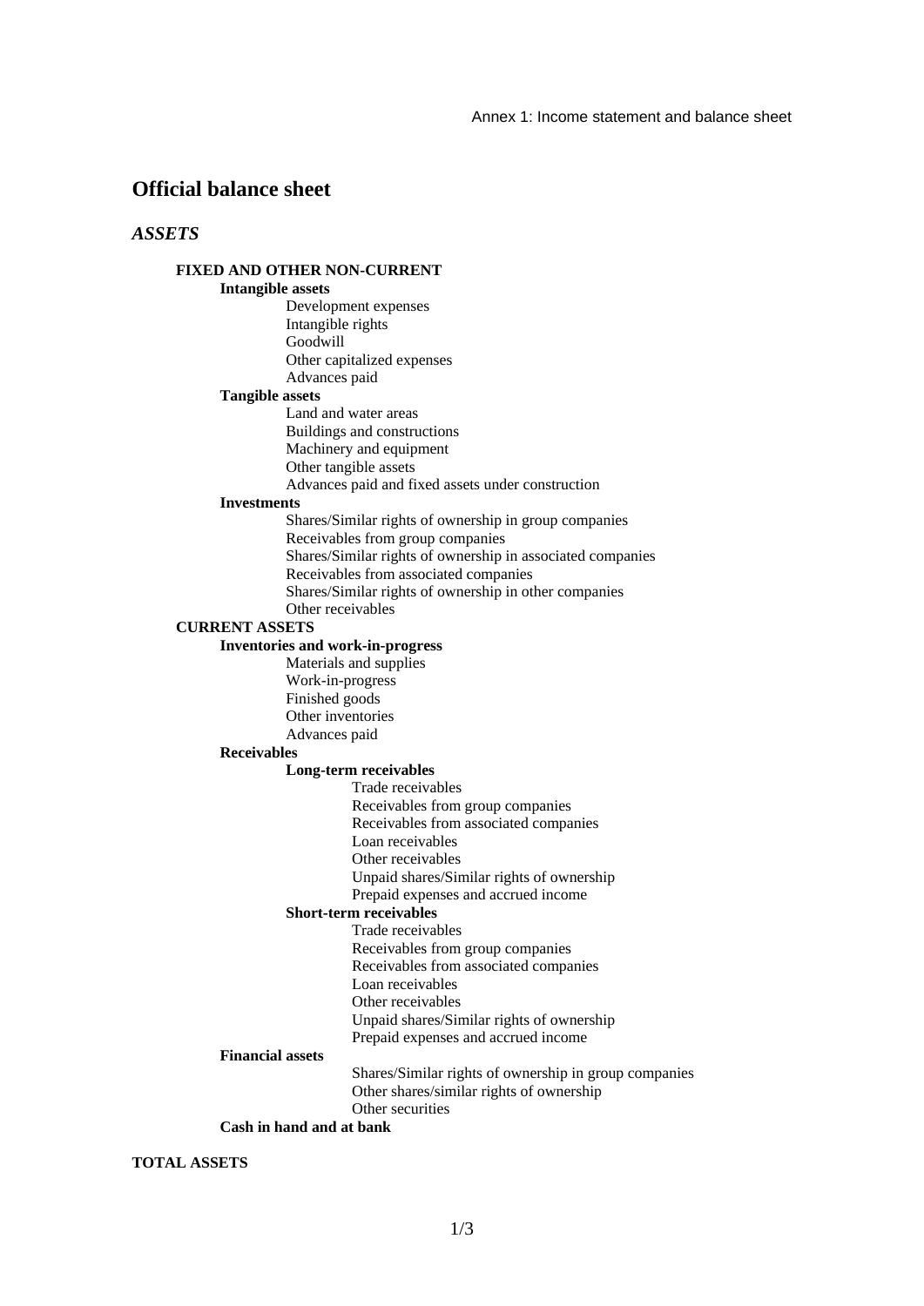## Official balance sheet

### *ASSETS*

**FIXED AND OTHER NON-CURRENT**

- **Intangible assets**
  - Development expenses
  - Intangible rights
  - Goodwill
  - Other capitalized expenses
  - Advances paid
- **Tangible assets**
  - Land and water areas
  - Buildings and constructions
  - Machinery and equipment
  - Other tangible assets
  - Advances paid and fixed assets under construction
- **Investments**
  - Shares/Similar rights of ownership in group companies
  - Receivables from group companies
  - Shares/Similar rights of ownership in associated companies
  - Receivables from associated companies
  - Shares/Similar rights of ownership in other companies
  - Other receivables

**CURRENT ASSETS**

- **Inventories and work-in-progress**
  - Materials and supplies
  - Work-in-progress
  - Finished goods
  - Other inventories
  - Advances paid
- **Receivables**
  - **Long-term receivables**
    - Trade receivables
    - Receivables from group companies
    - Receivables from associated companies
    - Loan receivables
    - Other receivables
    - Unpaid shares/Similar rights of ownership
    - Prepaid expenses and accrued income
  - **Short-term receivables**
    - Trade receivables
    - Receivables from group companies
    - Receivables from associated companies
    - Loan receivables
    - Other receivables
    - Unpaid shares/Similar rights of ownership
    - Prepaid expenses and accrued income
- **Financial assets**
  - Shares/Similar rights of ownership in group companies
  - Other shares/similar rights of ownership
  - Other securities
- **Cash in hand and at bank**

**TOTAL ASSETS**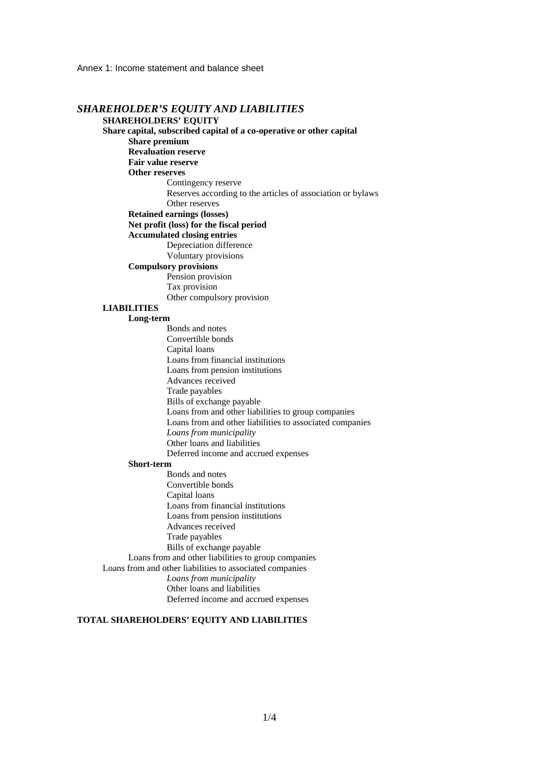Annex 1: Income statement and balance sheet

## *SHAREHOLDER'S EQUITY AND LIABILITIES*

**SHAREHOLDERS' EQUITY**

**Share capital, subscribed capital of a co-operative or other capital**

- **Share premium**
- **Revaluation reserve**
- **Fair value reserve**
- **Other reserves**
  - Contingency reserve
  - Reserves according to the articles of association or bylaws
  - Other reserves
- **Retained earnings (losses)**
- **Net profit (loss) for the fiscal period**
- **Accumulated closing entries**
  - Depreciation difference
  - Voluntary provisions
- **Compulsory provisions**
  - Pension provision
  - Tax provision
  - Other compulsory provision

**LIABILITIES**

- **Long-term**
  - Bonds and notes
  - Convertible bonds
  - Capital loans
  - Loans from financial institutions
  - Loans from pension institutions
  - Advances received
  - Trade payables
  - Bills of exchange payable
  - Loans from and other liabilities to group companies
  - Loans from and other liabilities to associated companies
  - *Loans from municipality*
  - Other loans and liabilities
  - Deferred income and accrued expenses
- **Short-term**
  - Bonds and notes
  - Convertible bonds
  - Capital loans
  - Loans from financial institutions
  - Loans from pension institutions
  - Advances received
  - Trade payables
  - Bills of exchange payable
  - Loans from and other liabilities to group companies
  - Loans from and other liabilities to associated companies
  - *Loans from municipality*
  - Other loans and liabilities
  - Deferred income and accrued expenses

**TOTAL SHAREHOLDERS' EQUITY AND LIABILITIES**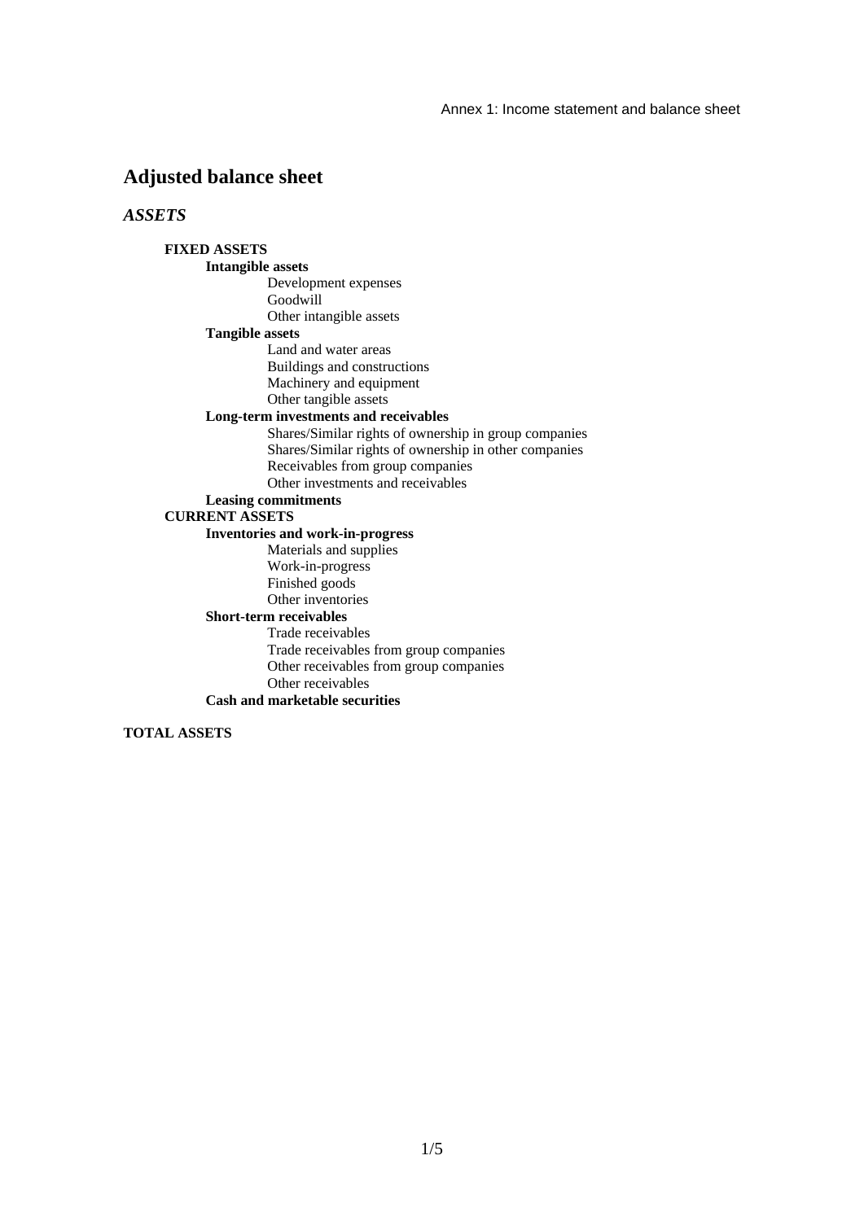## Adjusted balance sheet

### *ASSETS*

**FIXED ASSETS**

**Intangible assets**

- Development expenses
- Goodwill
- Other intangible assets

**Tangible assets**

- Land and water areas
- Buildings and constructions
- Machinery and equipment
- Other tangible assets

**Long-term investments and receivables**

- Shares/Similar rights of ownership in group companies
- Shares/Similar rights of ownership in other companies
- Receivables from group companies
- Other investments and receivables

**Leasing commitments**

**CURRENT ASSETS**

**Inventories and work-in-progress**

- Materials and supplies
- Work-in-progress
- Finished goods
- Other inventories

**Short-term receivables**

- Trade receivables
- Trade receivables from group companies
- Other receivables from group companies
- Other receivables

**Cash and marketable securities**

**TOTAL ASSETS**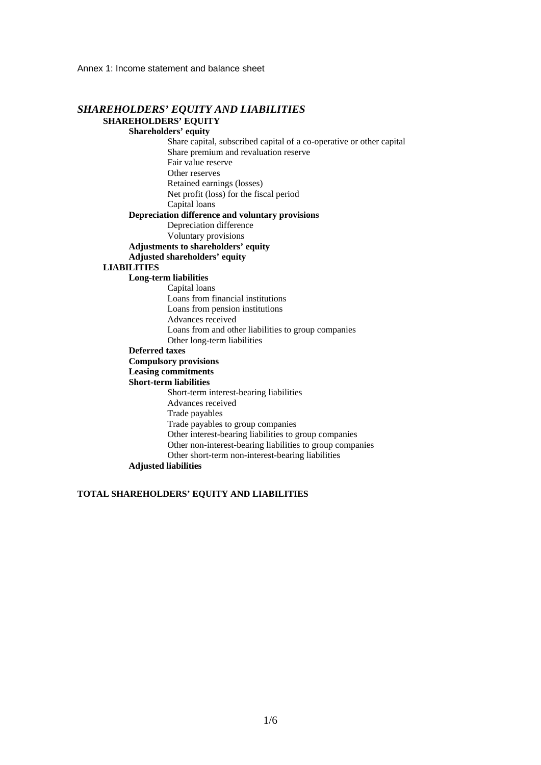Annex 1: Income statement and balance sheet

## *SHAREHOLDERS' EQUITY AND LIABILITIES*

**SHAREHOLDERS' EQUITY**

**Shareholders' equity**

- Share capital, subscribed capital of a co-operative or other capital
- Share premium and revaluation reserve
- Fair value reserve
- Other reserves
- Retained earnings (losses)
- Net profit (loss) for the fiscal period
- Capital loans

**Depreciation difference and voluntary provisions**

- Depreciation difference
- Voluntary provisions

**Adjustments to shareholders' equity**

**Adjusted shareholders' equity**

**LIABILITIES**

**Long-term liabilities**

- Capital loans
- Loans from financial institutions
- Loans from pension institutions
- Advances received
- Loans from and other liabilities to group companies
- Other long-term liabilities

**Deferred taxes**

**Compulsory provisions**

**Leasing commitments**

**Short-term liabilities**

- Short-term interest-bearing liabilities
- Advances received
- Trade payables
- Trade payables to group companies
- Other interest-bearing liabilities to group companies
- Other non-interest-bearing liabilities to group companies
- Other short-term non-interest-bearing liabilities

**Adjusted liabilities**

**TOTAL SHAREHOLDERS' EQUITY AND LIABILITIES**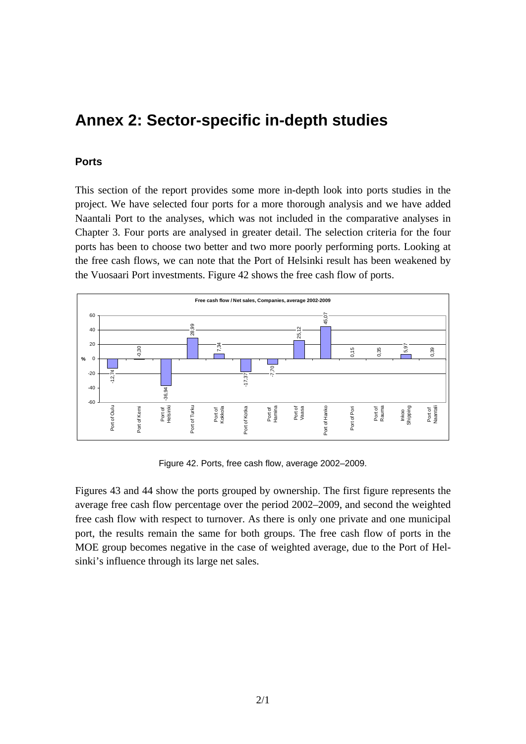# Annex 2: Sector-specific in-depth studies

## Ports

This section of the report provides some more in-depth look into ports studies in the project. We have selected four ports for a more thorough analysis and we have added Naantali Port to the analyses, which was not included in the comparative analyses in Chapter 3. Four ports are analysed in greater detail. The selection criteria for the four ports has been to choose two better and two more poorly performing ports. Looking at the free cash flows, we can note that the Port of Helsinki result has been weakened by the Vuosaari Port investments. Figure 42 shows the free cash flow of ports.

**Free cash flow / Net sales, Companies, average 2002-2009**

| Port | % |
|---|---|
| Port of Oulu | -12,74 |
| Port of Kemi | -0,30 |
| Port of Helsinki | -36,94 |
| Port of Turku | 28,99 |
| Port of Kokkola | 7,34 |
| Port of Kotka | -17,37 |
| Port of Hamina | -7,70 |
| Port of Vaasa | 25,12 |
| Port of Hanko | 45,07 |
| Port of Pori | 0,15 |
| Port of Rauma | 0,35 |
| Inkoo Shipping | 5,97 |
| Port of Naantali | 0,39 |

Figure 42. Ports, free cash flow, average 2002–2009.

Figures 43 and 44 show the ports grouped by ownership. The first figure represents the average free cash flow percentage over the period 2002–2009, and second the weighted free cash flow with respect to turnover. As there is only one private and one municipal port, the results remain the same for both groups. The free cash flow of ports in the MOE group becomes negative in the case of weighted average, due to the Port of Helsinki's influence through its large net sales.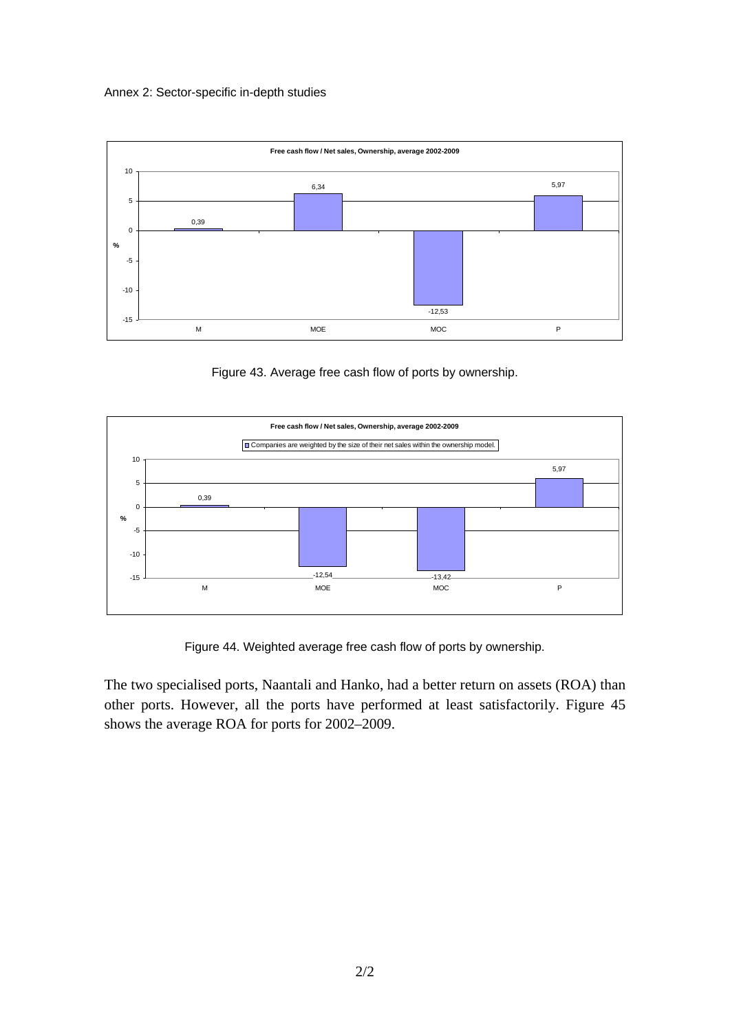**Free cash flow / Net sales, Ownership, average 2002-2009**

| Ownership | % |
|---|---|
| M | 0,39 |
| MOE | 6,34 |
| MOC | -12,53 |
| P | 5,97 |

Figure 43. Average free cash flow of ports by ownership.

**Free cash flow / Net sales, Ownership, average 2002-2009**

Companies are weighted by the size of their net sales within the ownership model.

| Ownership | % |
|---|---|
| M | 0,39 |
| MOE | -12,54 |
| MOC | -13,42 |
| P | 5,97 |

Figure 44. Weighted average free cash flow of ports by ownership.

The two specialised ports, Naantali and Hanko, had a better return on assets (ROA) than other ports. However, all the ports have performed at least satisfactorily. Figure 45 shows the average ROA for ports for 2002–2009.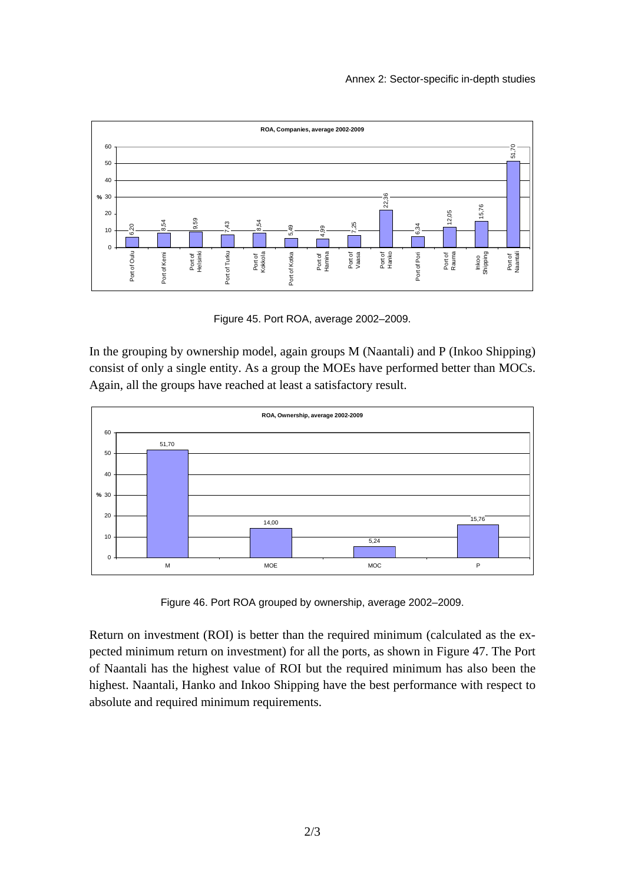**ROA, Companies, average 2002-2009**

| Port | ROA (%) |
|---|---|
| Port of Oulu | 6,20 |
| Port of Kemi | 8,54 |
| Port of Helsinki | 9,59 |
| Port of Turku | 7,43 |
| Port of Kokkola | 8,54 |
| Port of Kotka | 5,49 |
| Port of Hamina | 4,99 |
| Port of Vaasa | 7,25 |
| Port of Hanko | 22,36 |
| Port of Pori | 6,34 |
| Port of Rauma | 12,05 |
| Inkoo Shipping | 15,76 |
| Port of Naantali | 51,70 |

Figure 45. Port ROA, average 2002–2009.

In the grouping by ownership model, again groups M (Naantali) and P (Inkoo Shipping) consist of only a single entity. As a group the MOEs have performed better than MOCs. Again, all the groups have reached at least a satisfactory result.

**ROA, Ownership, average 2002-2009**

| Ownership | ROA (%) |
|---|---|
| M | 51,70 |
| MOE | 14,00 |
| MOC | 5,24 |
| P | 15,76 |

Figure 46. Port ROA grouped by ownership, average 2002–2009.

Return on investment (ROI) is better than the required minimum (calculated as the expected minimum return on investment) for all the ports, as shown in Figure 47. The Port of Naantali has the highest value of ROI but the required minimum has also been the highest. Naantali, Hanko and Inkoo Shipping have the best performance with respect to absolute and required minimum requirements.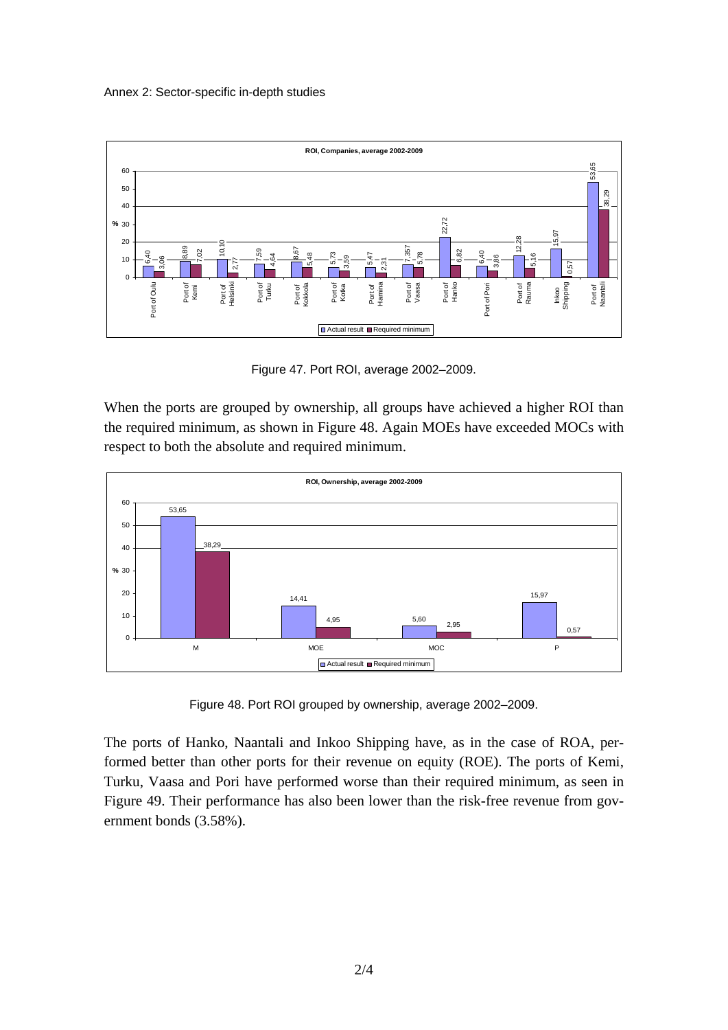Figure 47. Port ROI, average 2002–2009.

When the ports are grouped by ownership, all groups have achieved a higher ROI than the required minimum, as shown in Figure 48. Again MOEs have exceeded MOCs with respect to both the absolute and required minimum.

Figure 48. Port ROI grouped by ownership, average 2002–2009.

The ports of Hanko, Naantali and Inkoo Shipping have, as in the case of ROA, performed better than other ports for their revenue on equity (ROE). The ports of Kemi, Turku, Vaasa and Pori have performed worse than their required minimum, as seen in Figure 49. Their performance has also been lower than the risk-free revenue from government bonds (3.58%).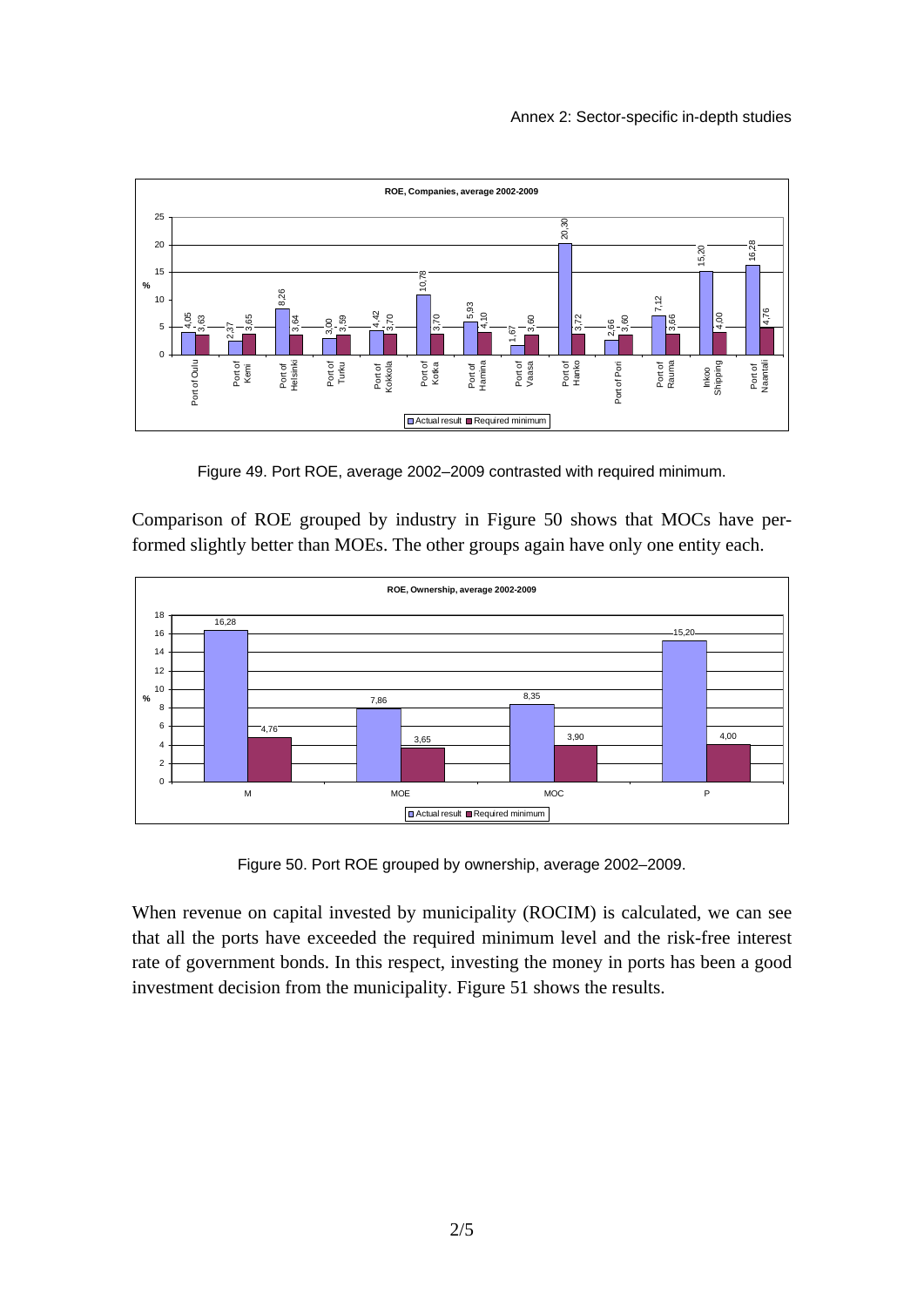ROE, Companies, average 2002-2009

| Port | Actual result (%) | Required minimum (%) |
| --- | --- | --- |
| Port of Oulu | 4,05 | 3,63 |
| Port of Kemi | 2,37 | 3,65 |
| Port of Helsinki | 8,26 | 3,64 |
| Port of Turku | 3,00 | 3,59 |
| Port of Kokkola | 4,42 | 3,70 |
| Port of Kotka | 10,78 | 3,70 |
| Port of Hamina | 5,93 | 4,10 |
| Port of Vaasa | 1,67 | 3,60 |
| Port of Hanko | 20,30 | 3,72 |
| Port of Pori | 2,66 | 3,60 |
| Port of Rauma | 7,12 | 3,66 |
| Inkoo Shipping | 15,20 | 4,00 |
| Port of Naantali | 16,28 | 4,76 |

Figure 49. Port ROE, average 2002–2009 contrasted with required minimum.

Comparison of ROE grouped by industry in Figure 50 shows that MOCs have performed slightly better than MOEs. The other groups again have only one entity each.

ROE, Ownership, average 2002-2009

| Ownership | Actual result (%) | Required minimum (%) |
| --- | --- | --- |
| M | 16,28 | 4,76 |
| MOE | 7,86 | 3,65 |
| MOC | 8,35 | 3,90 |
| P | 15,20 | 4,00 |

Figure 50. Port ROE grouped by ownership, average 2002–2009.

When revenue on capital invested by municipality (ROCIM) is calculated, we can see that all the ports have exceeded the required minimum level and the risk-free interest rate of government bonds. In this respect, investing the money in ports has been a good investment decision from the municipality. Figure 51 shows the results.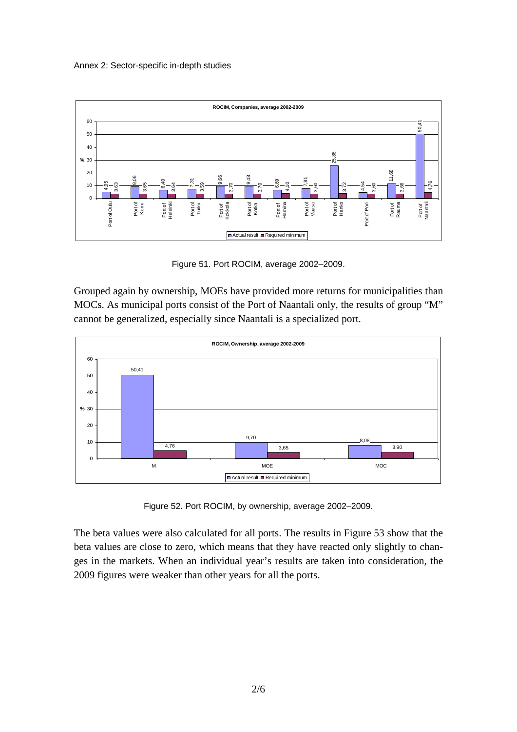Figure 51. Port ROCIM, average 2002–2009.

Grouped again by ownership, MOEs have provided more returns for municipalities than MOCs. As municipal ports consist of the Port of Naantali only, the results of group "M" cannot be generalized, especially since Naantali is a specialized port.

Figure 52. Port ROCIM, by ownership, average 2002–2009.

The beta values were also calculated for all ports. The results in Figure 53 show that the beta values are close to zero, which means that they have reacted only slightly to changes in the markets. When an individual year's results are taken into consideration, the 2009 figures were weaker than other years for all the ports.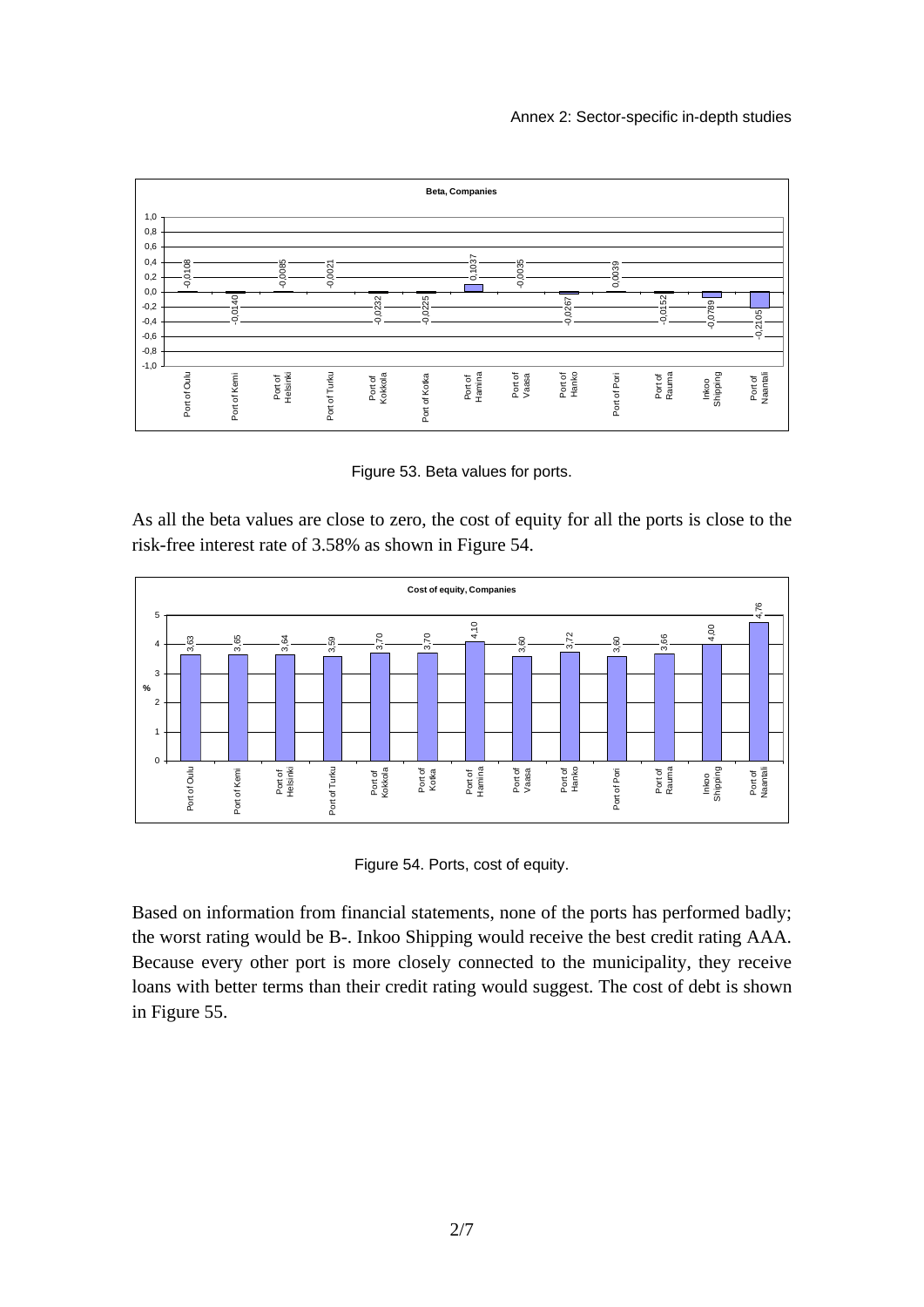**Beta, Companies**

| Company | Beta |
|---|---|
| Port of Oulu | -0,0108 |
| Port of Kemi | -0,0140 |
| Port of Helsinki | -0,0085 |
| Port of Turku | -0,0021 |
| Port of Kokkola | -0,0232 |
| Port of Kotka | -0,0225 |
| Port of Hamina | 0,1037 |
| Port of Vaasa | -0,0035 |
| Port of Hanko | -0,0267 |
| Port of Pori | 0,0039 |
| Port of Rauma | -0,0152 |
| Inkoo Shipping | -0,0789 |
| Port of Naantali | -0,2105 |

Figure 53. Beta values for ports.

As all the beta values are close to zero, the cost of equity for all the ports is close to the risk-free interest rate of 3.58% as shown in Figure 54.

**Cost of equity, Companies**

| Company | % |
|---|---|
| Port of Oulu | 3,63 |
| Port of Kemi | 3,65 |
| Port of Helsinki | 3,64 |
| Port of Turku | 3,59 |
| Port of Kokkola | 3,70 |
| Port of Kotka | 3,70 |
| Port of Hamina | 4,10 |
| Port of Vaasa | 3,60 |
| Port of Hanko | 3,72 |
| Port of Pori | 3,60 |
| Port of Rauma | 3,66 |
| Inkoo Shipping | 4,00 |
| Port of Naantali | 4,76 |

Figure 54. Ports, cost of equity.

Based on information from financial statements, none of the ports has performed badly; the worst rating would be B-. Inkoo Shipping would receive the best credit rating AAA. Because every other port is more closely connected to the municipality, they receive loans with better terms than their credit rating would suggest. The cost of debt is shown in Figure 55.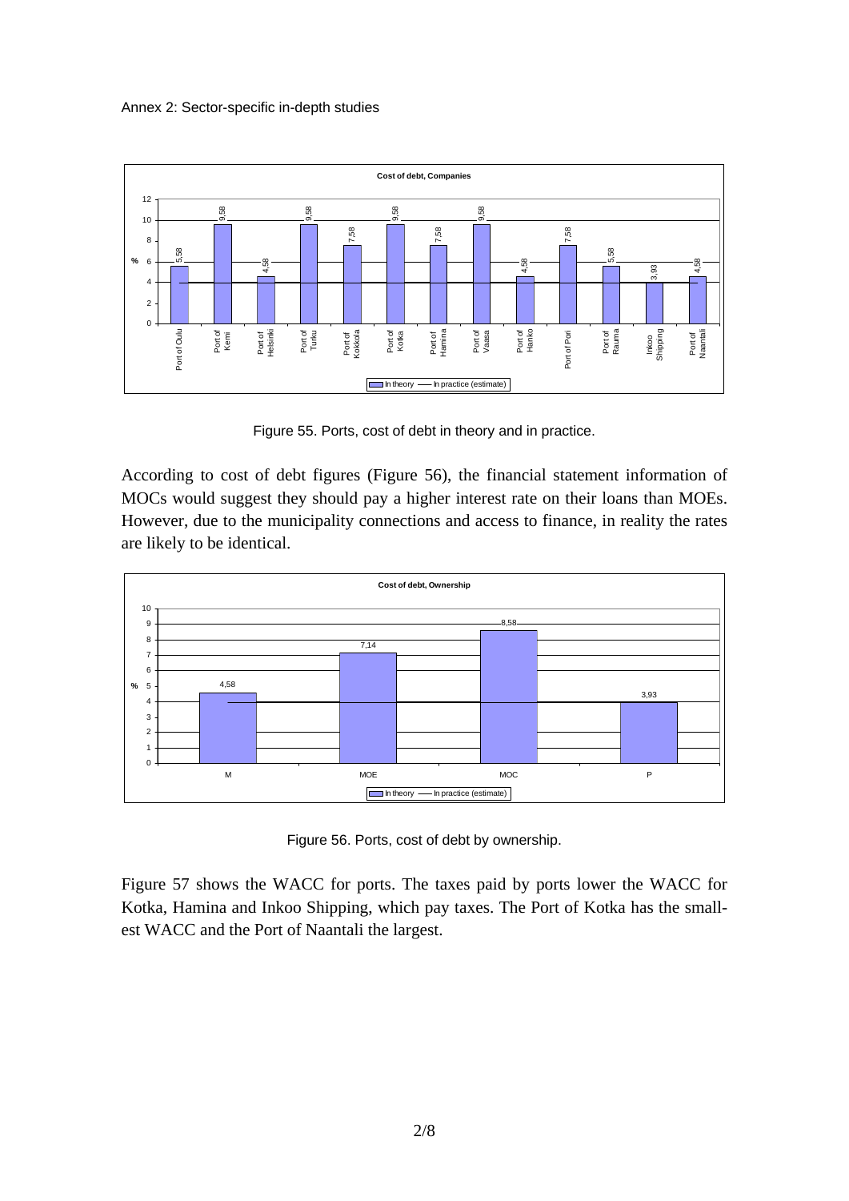Figure 55. Ports, cost of debt in theory and in practice.

According to cost of debt figures (Figure 56), the financial statement information of MOCs would suggest they should pay a higher interest rate on their loans than MOEs. However, due to the municipality connections and access to finance, in reality the rates are likely to be identical.

Figure 56. Ports, cost of debt by ownership.

Figure 57 shows the WACC for ports. The taxes paid by ports lower the WACC for Kotka, Hamina and Inkoo Shipping, which pay taxes. The Port of Kotka has the smallest WACC and the Port of Naantali the largest.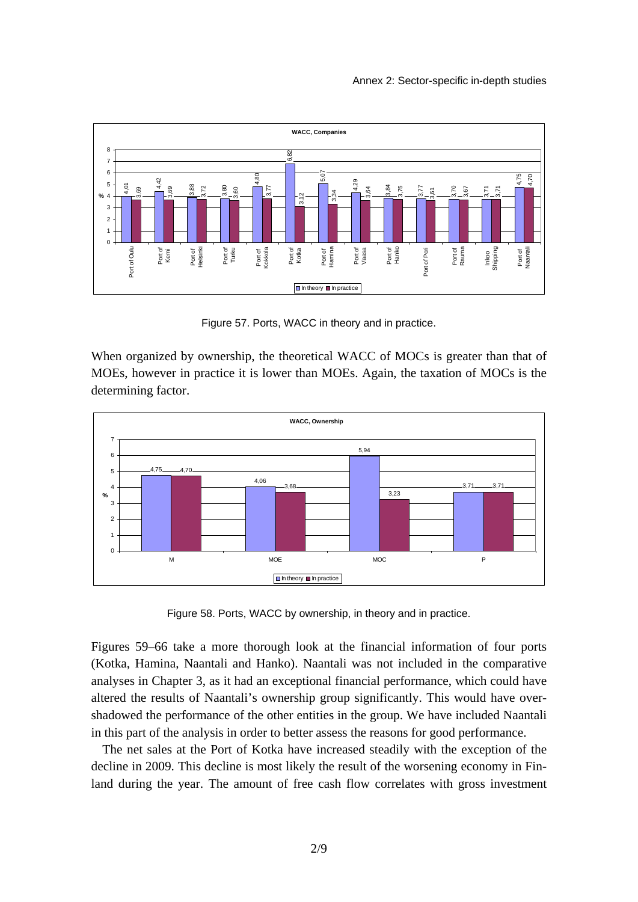**WACC, Companies**

| | In theory | In practice |
|---|---|---|
| Port of Oulu | 4,01 | 3,69 |
| Port of Kemi | 4,42 | 3,69 |
| Port of Helsinki | 3,88 | 3,72 |
| Port of Turku | 3,80 | 3,60 |
| Port of Kokkola | 4,80 | 3,77 |
| Port of Kotka | 6,82 | 3,12 |
| Port of Hamina | 5,07 | 3,34 |
| Port of Vaasa | 4,29 | 3,64 |
| Port of Hanko | 3,84 | 3,75 |
| Port of Pori | 3,77 | 3,61 |
| Port of Rauma | 3,70 | 3,67 |
| Inkoo Shipping | 3,71 | 3,71 |
| Port of Naantali | 4,75 | 4,70 |

Figure 57. Ports, WACC in theory and in practice.

When organized by ownership, the theoretical WACC of MOCs is greater than that of MOEs, however in practice it is lower than MOEs. Again, the taxation of MOCs is the determining factor.

**WACC, Ownership**

| | In theory | In practice |
|---|---|---|
| M | 4,75 | 4,70 |
| MOE | 4,06 | 3,68 |
| MOC | 5,94 | 3,23 |
| P | 3,71 | 3,71 |

Figure 58. Ports, WACC by ownership, in theory and in practice.

Figures 59–66 take a more thorough look at the financial information of four ports (Kotka, Hamina, Naantali and Hanko). Naantali was not included in the comparative analyses in Chapter 3, as it had an exceptional financial performance, which could have altered the results of Naantali's ownership group significantly. This would have overshadowed the performance of the other entities in the group. We have included Naantali in this part of the analysis in order to better assess the reasons for good performance.

The net sales at the Port of Kotka have increased steadily with the exception of the decline in 2009. This decline is most likely the result of the worsening economy in Finland during the year. The amount of free cash flow correlates with gross investment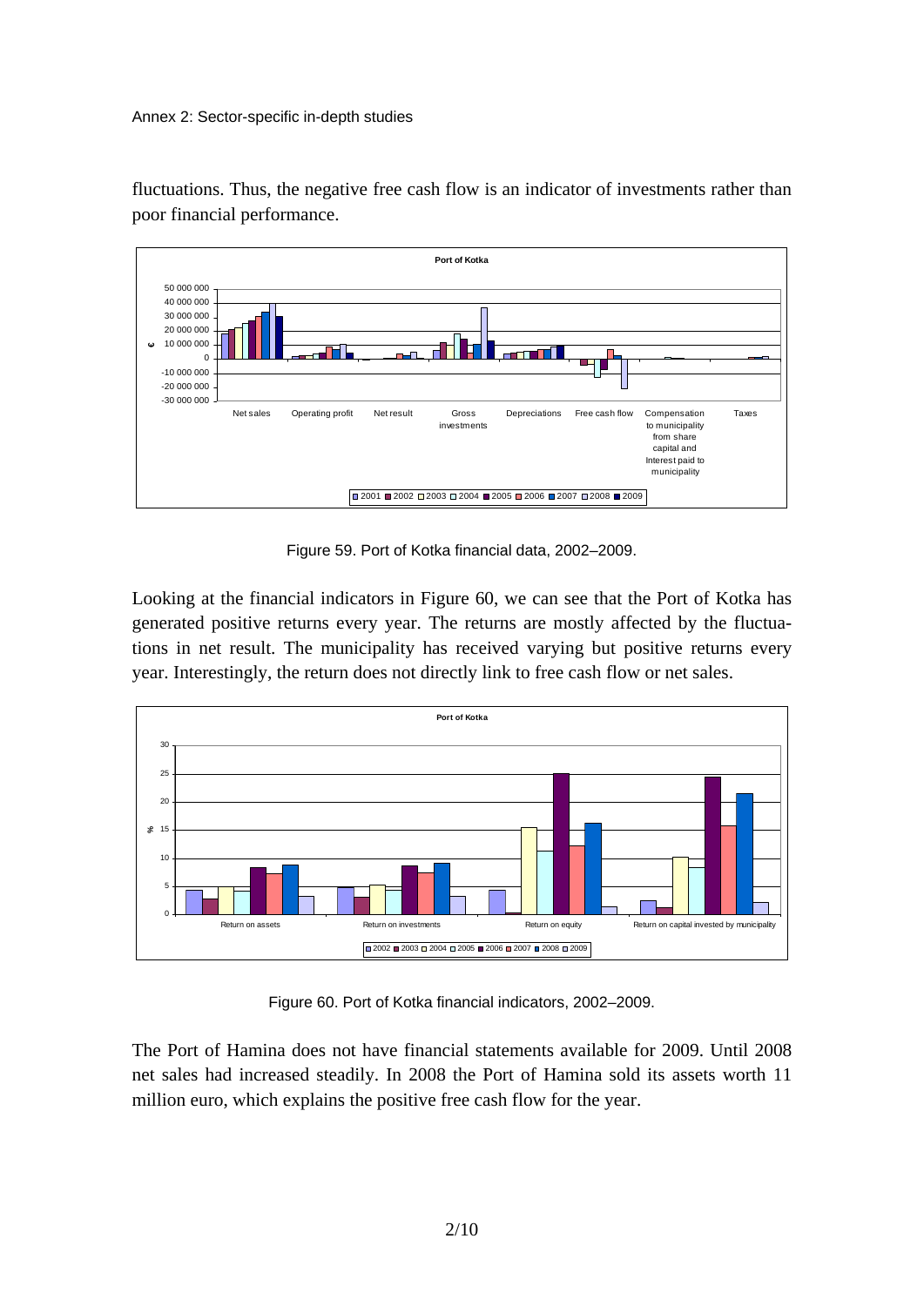fluctuations. Thus, the negative free cash flow is an indicator of investments rather than poor financial performance.

Figure 59. Port of Kotka financial data, 2002–2009.

Looking at the financial indicators in Figure 60, we can see that the Port of Kotka has generated positive returns every year. The returns are mostly affected by the fluctuations in net result. The municipality has received varying but positive returns every year. Interestingly, the return does not directly link to free cash flow or net sales.

Figure 60. Port of Kotka financial indicators, 2002–2009.

The Port of Hamina does not have financial statements available for 2009. Until 2008 net sales had increased steadily. In 2008 the Port of Hamina sold its assets worth 11 million euro, which explains the positive free cash flow for the year.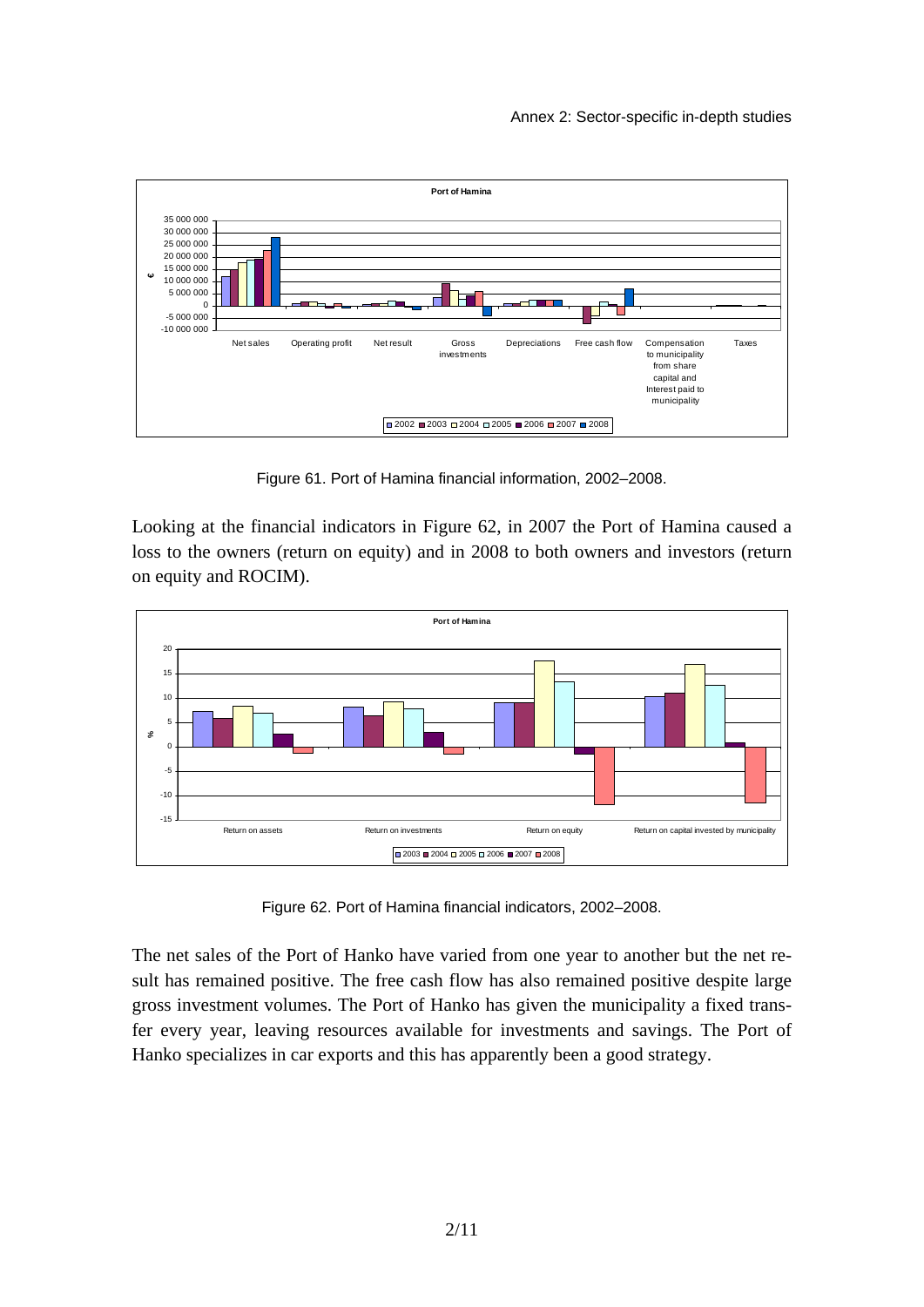Figure 61. Port of Hamina financial information, 2002–2008.

Looking at the financial indicators in Figure 62, in 2007 the Port of Hamina caused a loss to the owners (return on equity) and in 2008 to both owners and investors (return on equity and ROCIM).

Figure 62. Port of Hamina financial indicators, 2002–2008.

The net sales of the Port of Hanko have varied from one year to another but the net result has remained positive. The free cash flow has also remained positive despite large gross investment volumes. The Port of Hanko has given the municipality a fixed transfer every year, leaving resources available for investments and savings. The Port of Hanko specializes in car exports and this has apparently been a good strategy.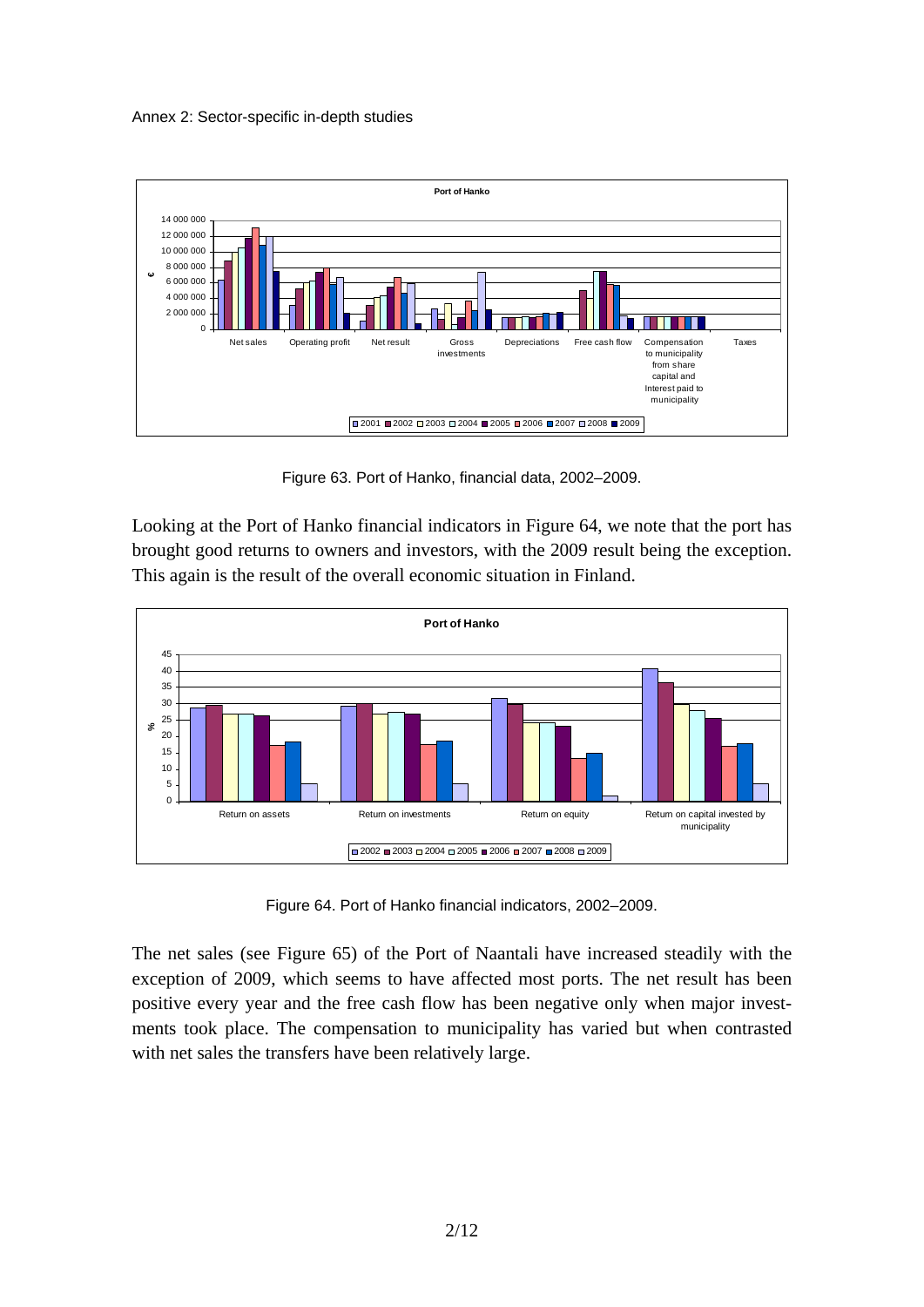Figure 63. Port of Hanko, financial data, 2002–2009.

Looking at the Port of Hanko financial indicators in Figure 64, we note that the port has brought good returns to owners and investors, with the 2009 result being the exception. This again is the result of the overall economic situation in Finland.

Figure 64. Port of Hanko financial indicators, 2002–2009.

The net sales (see Figure 65) of the Port of Naantali have increased steadily with the exception of 2009, which seems to have affected most ports. The net result has been positive every year and the free cash flow has been negative only when major investments took place. The compensation to municipality has varied but when contrasted with net sales the transfers have been relatively large.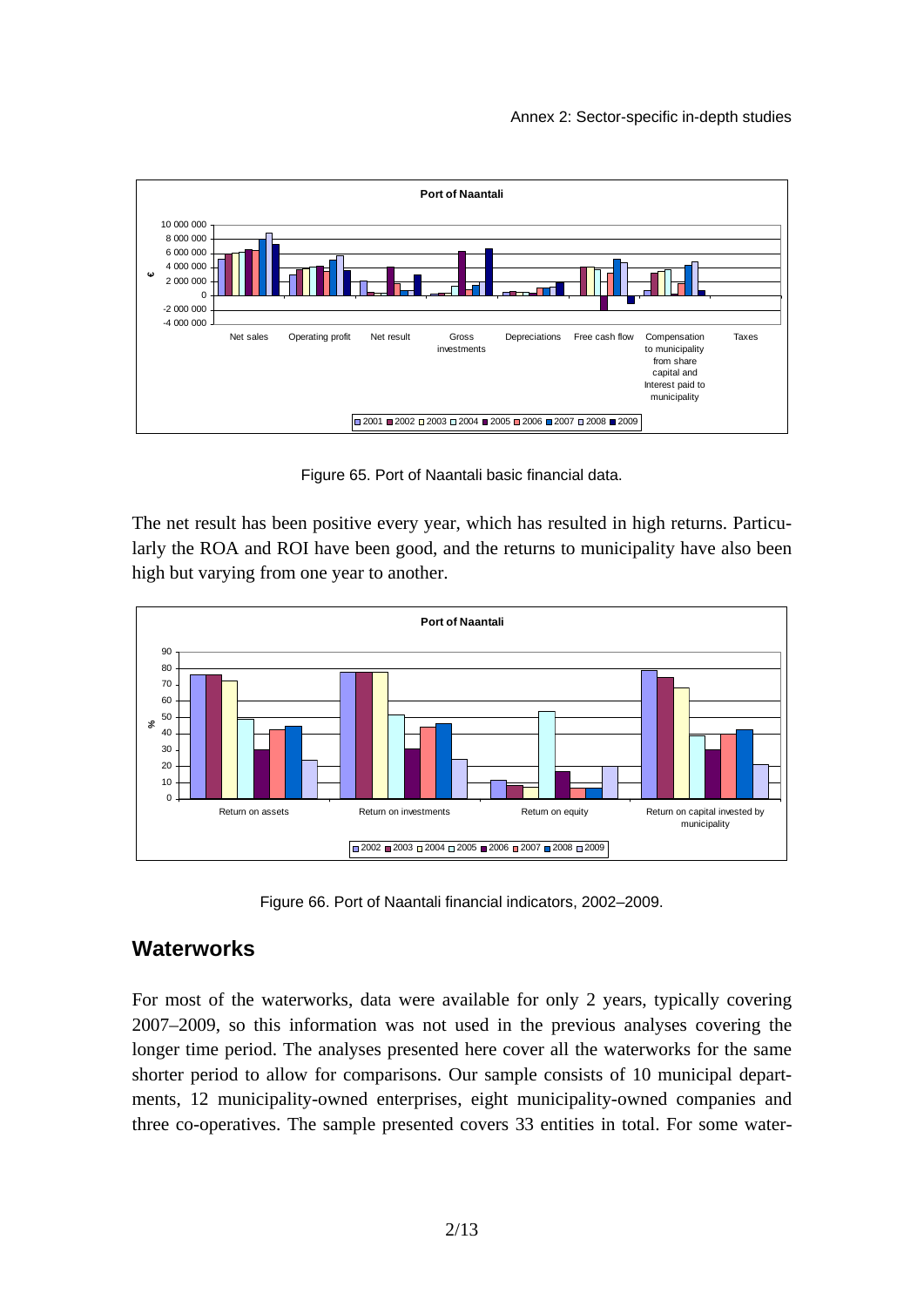Figure 65. Port of Naantali basic financial data.

The net result has been positive every year, which has resulted in high returns. Particularly the ROA and ROI have been good, and the returns to municipality have also been high but varying from one year to another.

Figure 66. Port of Naantali financial indicators, 2002–2009.

## Waterworks

For most of the waterworks, data were available for only 2 years, typically covering 2007–2009, so this information was not used in the previous analyses covering the longer time period. The analyses presented here cover all the waterworks for the same shorter period to allow for comparisons. Our sample consists of 10 municipal departments, 12 municipality-owned enterprises, eight municipality-owned companies and three co-operatives. The sample presented covers 33 entities in total. For some water-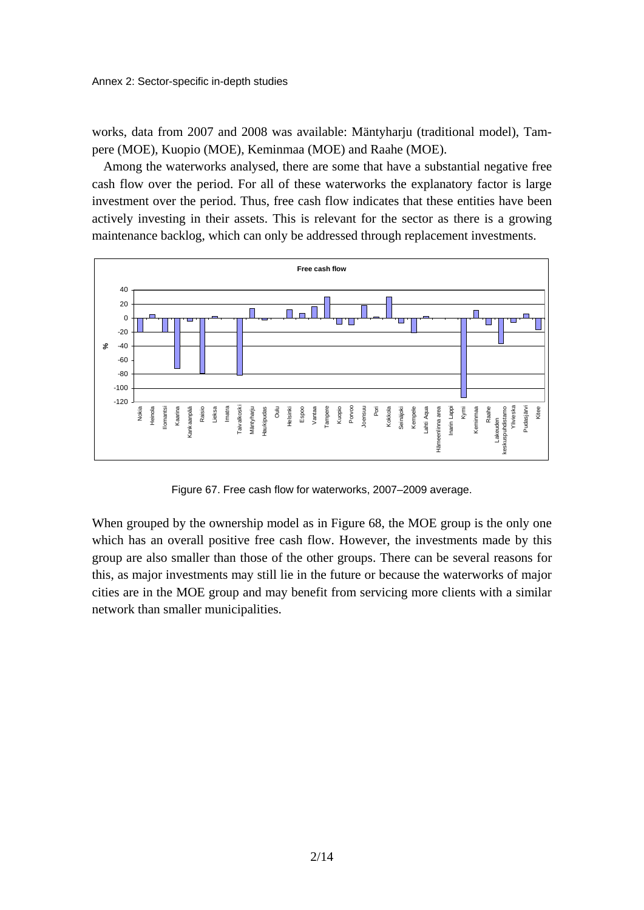works, data from 2007 and 2008 was available: Mäntyharju (traditional model), Tampere (MOE), Kuopio (MOE), Keminmaa (MOE) and Raahe (MOE).

Among the waterworks analysed, there are some that have a substantial negative free cash flow over the period. For all of these waterworks the explanatory factor is large investment over the period. Thus, free cash flow indicates that these entities have been actively investing in their assets. This is relevant for the sector as there is a growing maintenance backlog, which can only be addressed through replacement investments.

Figure 67. Free cash flow for waterworks, 2007–2009 average.

When grouped by the ownership model as in Figure 68, the MOE group is the only one which has an overall positive free cash flow. However, the investments made by this group are also smaller than those of the other groups. There can be several reasons for this, as major investments may still lie in the future or because the waterworks of major cities are in the MOE group and may benefit from servicing more clients with a similar network than smaller municipalities.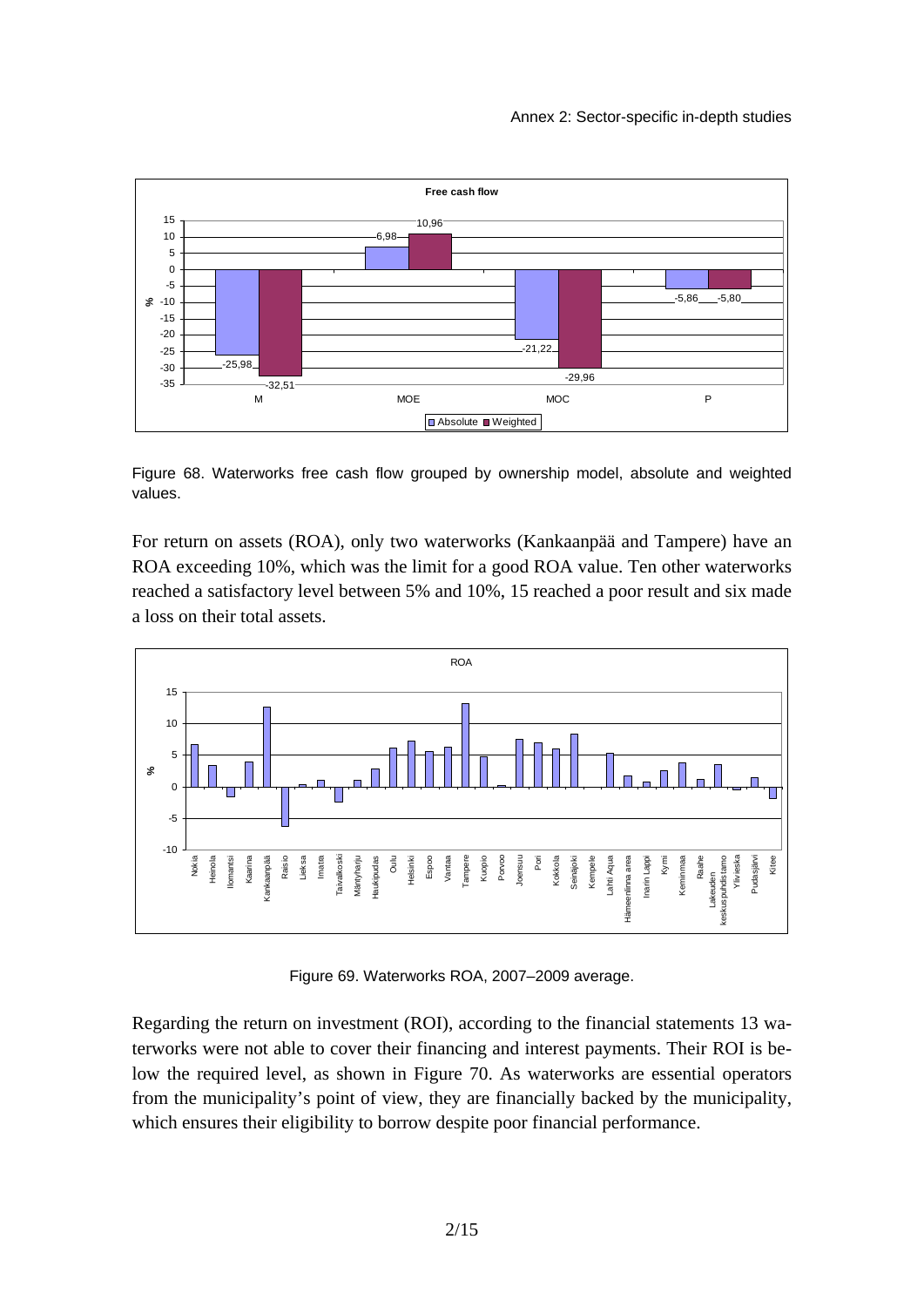Figure 68. Waterworks free cash flow grouped by ownership model, absolute and weighted values.

For return on assets (ROA), only two waterworks (Kankaanpää and Tampere) have an ROA exceeding 10%, which was the limit for a good ROA value. Ten other waterworks reached a satisfactory level between 5% and 10%, 15 reached a poor result and six made a loss on their total assets.

Figure 69. Waterworks ROA, 2007–2009 average.

Regarding the return on investment (ROI), according to the financial statements 13 waterworks were not able to cover their financing and interest payments. Their ROI is below the required level, as shown in Figure 70. As waterworks are essential operators from the municipality's point of view, they are financially backed by the municipality, which ensures their eligibility to borrow despite poor financial performance.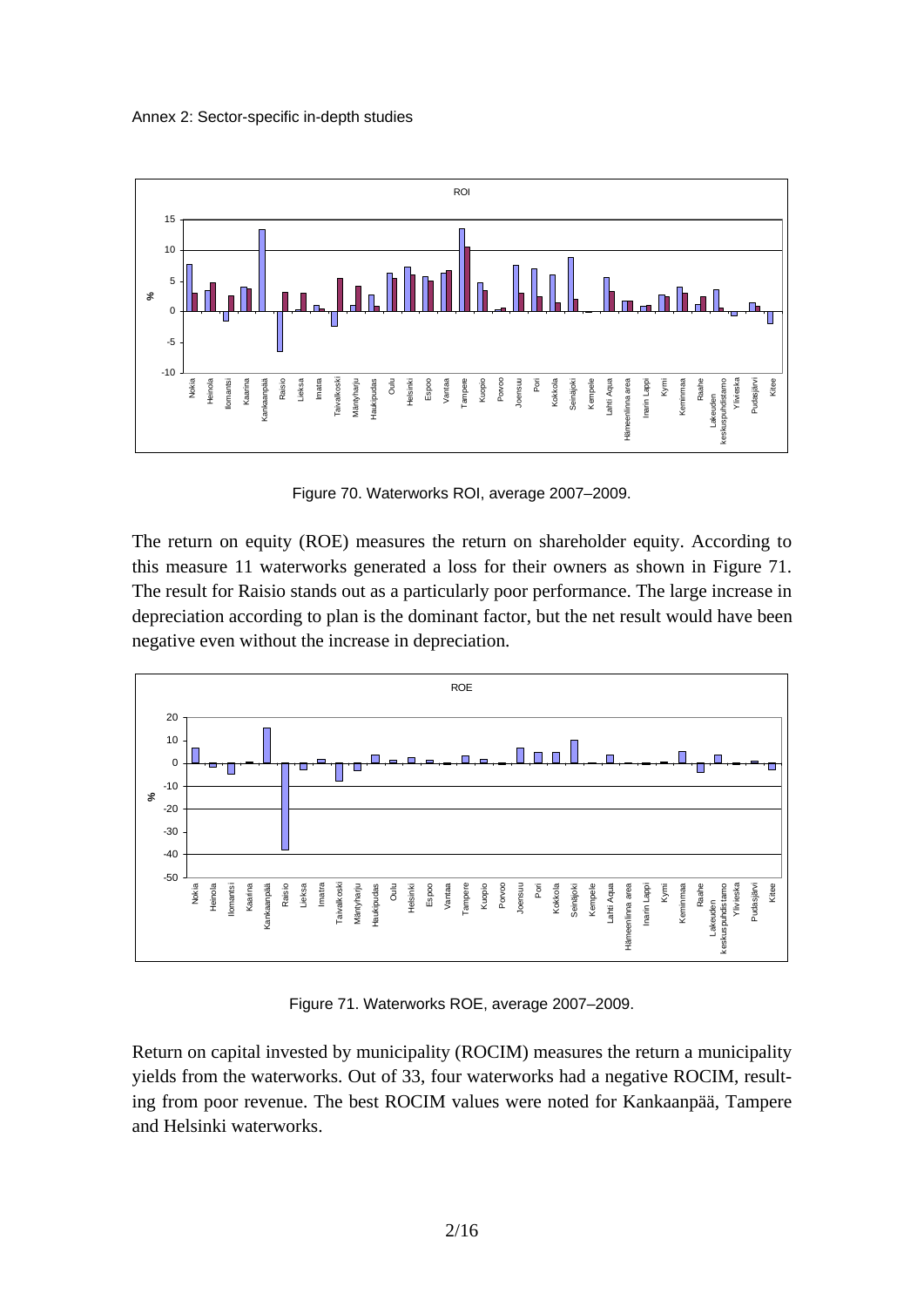Figure 70. Waterworks ROI, average 2007–2009.

The return on equity (ROE) measures the return on shareholder equity. According to this measure 11 waterworks generated a loss for their owners as shown in Figure 71. The result for Raisio stands out as a particularly poor performance. The large increase in depreciation according to plan is the dominant factor, but the net result would have been negative even without the increase in depreciation.

Figure 71. Waterworks ROE, average 2007–2009.

Return on capital invested by municipality (ROCIM) measures the return a municipality yields from the waterworks. Out of 33, four waterworks had a negative ROCIM, resulting from poor revenue. The best ROCIM values were noted for Kankaanpää, Tampere and Helsinki waterworks.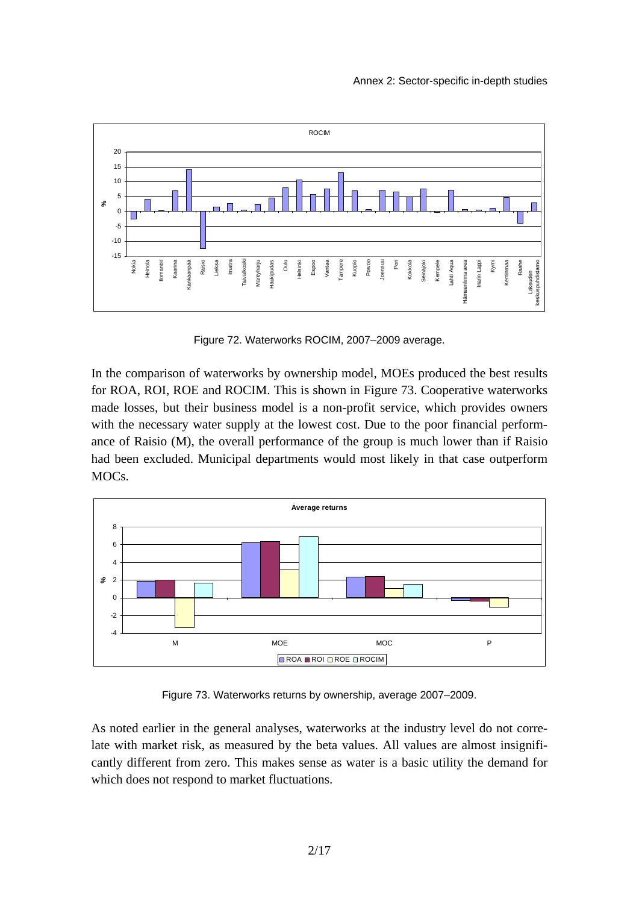Figure 72. Waterworks ROCIM, 2007–2009 average.

In the comparison of waterworks by ownership model, MOEs produced the best results for ROA, ROI, ROE and ROCIM. This is shown in Figure 73. Cooperative waterworks made losses, but their business model is a non-profit service, which provides owners with the necessary water supply at the lowest cost. Due to the poor financial performance of Raisio (M), the overall performance of the group is much lower than if Raisio had been excluded. Municipal departments would most likely in that case outperform MOCs.

Figure 73. Waterworks returns by ownership, average 2007–2009.

As noted earlier in the general analyses, waterworks at the industry level do not correlate with market risk, as measured by the beta values. All values are almost insignificantly different from zero. This makes sense as water is a basic utility the demand for which does not respond to market fluctuations.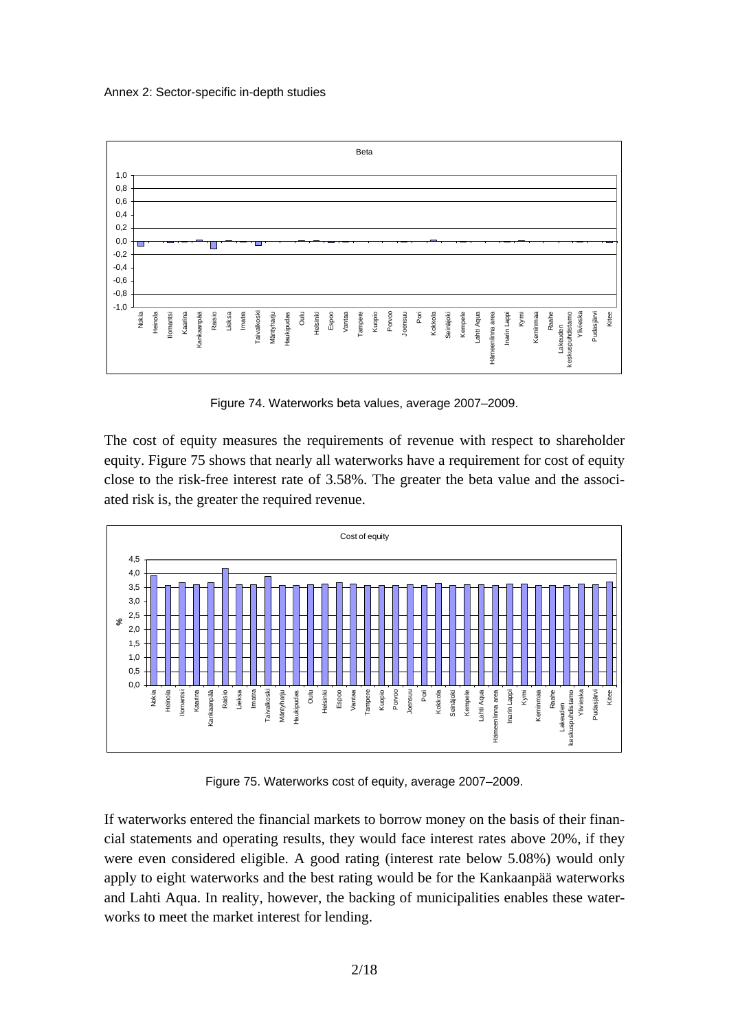Figure 74. Waterworks beta values, average 2007–2009.

The cost of equity measures the requirements of revenue with respect to shareholder equity. Figure 75 shows that nearly all waterworks have a requirement for cost of equity close to the risk-free interest rate of 3.58%. The greater the beta value and the associated risk is, the greater the required revenue.

Figure 75. Waterworks cost of equity, average 2007–2009.

If waterworks entered the financial markets to borrow money on the basis of their financial statements and operating results, they would face interest rates above 20%, if they were even considered eligible. A good rating (interest rate below 5.08%) would only apply to eight waterworks and the best rating would be for the Kankaanpää waterworks and Lahti Aqua. In reality, however, the backing of municipalities enables these waterworks to meet the market interest for lending.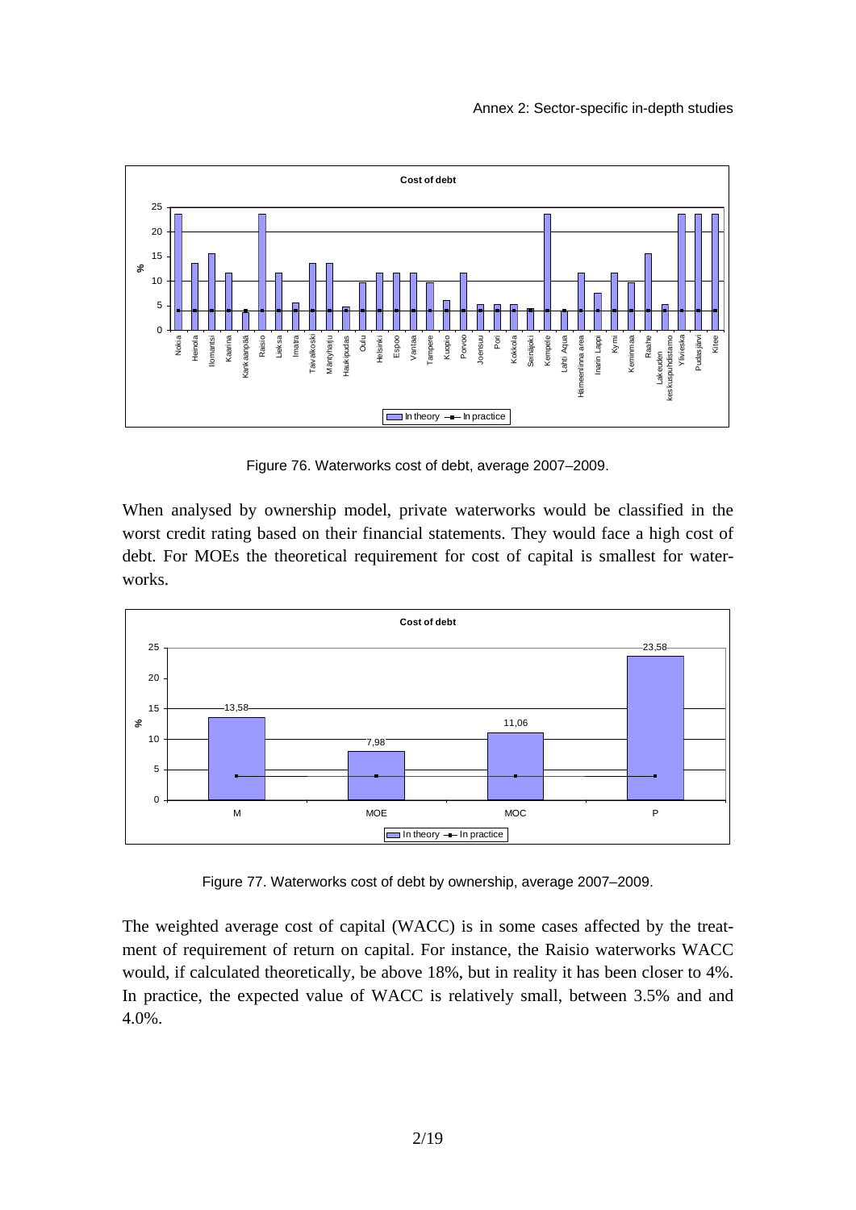Figure 76. Waterworks cost of debt, average 2007–2009.

When analysed by ownership model, private waterworks would be classified in the worst credit rating based on their financial statements. They would face a high cost of debt. For MOEs the theoretical requirement for cost of capital is smallest for waterworks.

Figure 77. Waterworks cost of debt by ownership, average 2007–2009.

The weighted average cost of capital (WACC) is in some cases affected by the treatment of requirement of return on capital. For instance, the Raisio waterworks WACC would, if calculated theoretically, be above 18%, but in reality it has been closer to 4%. In practice, the expected value of WACC is relatively small, between 3.5% and and 4.0%.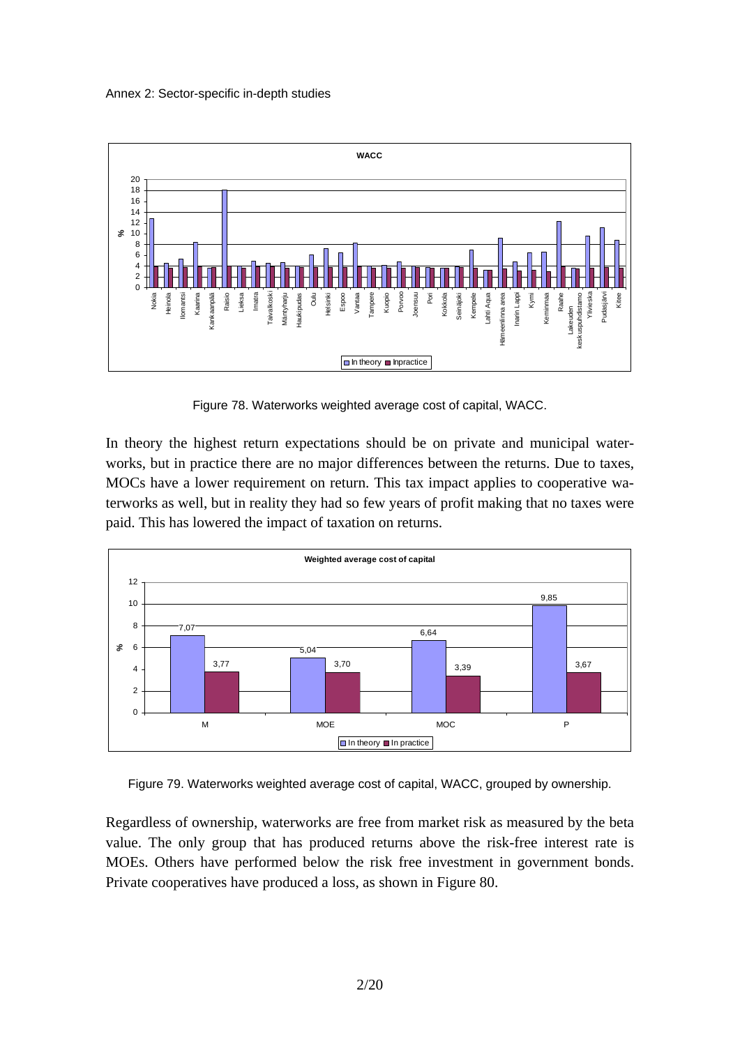Figure 78. Waterworks weighted average cost of capital, WACC.

In theory the highest return expectations should be on private and municipal waterworks, but in practice there are no major differences between the returns. Due to taxes, MOCs have a lower requirement on return. This tax impact applies to cooperative waterworks as well, but in reality they had so few years of profit making that no taxes were paid. This has lowered the impact of taxation on returns.

Figure 79. Waterworks weighted average cost of capital, WACC, grouped by ownership.

Regardless of ownership, waterworks are free from market risk as measured by the beta value. The only group that has produced returns above the risk-free interest rate is MOEs. Others have performed below the risk free investment in government bonds. Private cooperatives have produced a loss, as shown in Figure 80.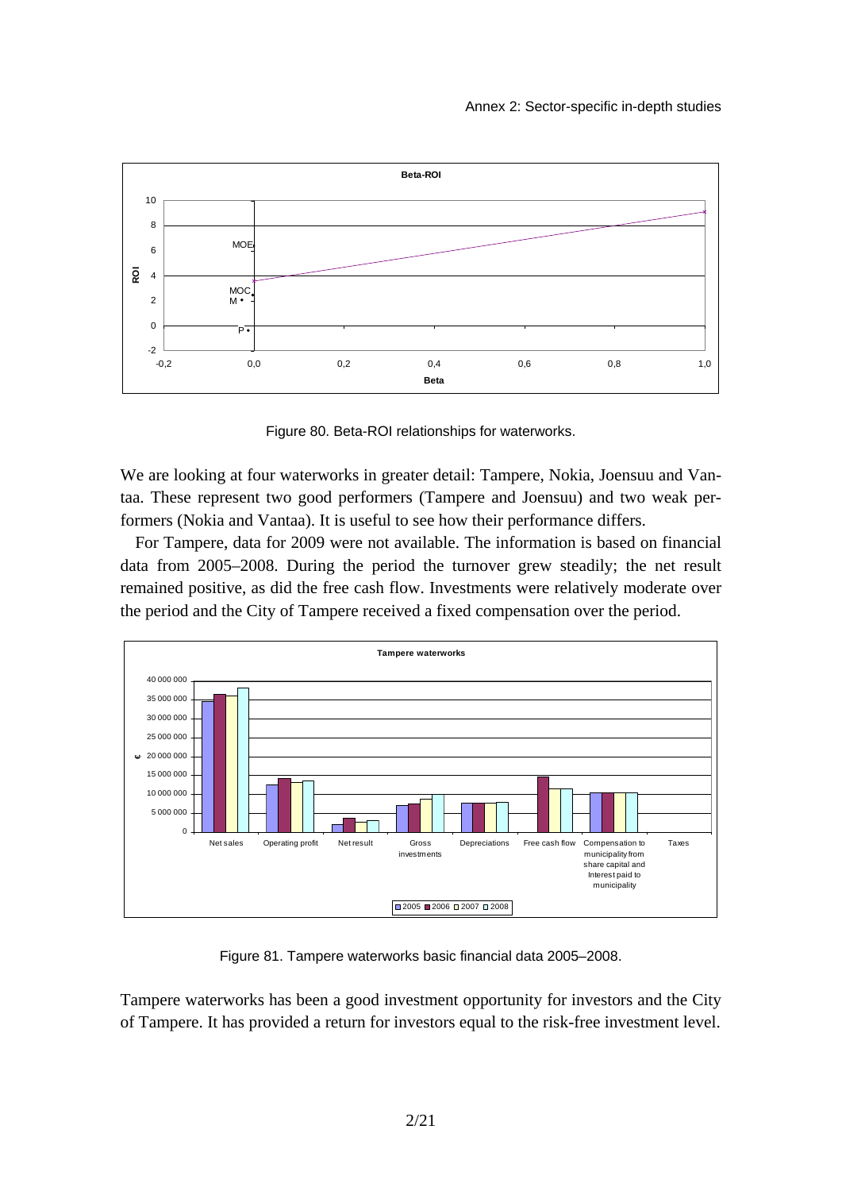Figure 80. Beta-ROI relationships for waterworks.

We are looking at four waterworks in greater detail: Tampere, Nokia, Joensuu and Vantaa. These represent two good performers (Tampere and Joensuu) and two weak performers (Nokia and Vantaa). It is useful to see how their performance differs.

For Tampere, data for 2009 were not available. The information is based on financial data from 2005–2008. During the period the turnover grew steadily; the net result remained positive, as did the free cash flow. Investments were relatively moderate over the period and the City of Tampere received a fixed compensation over the period.

Figure 81. Tampere waterworks basic financial data 2005–2008.

Tampere waterworks has been a good investment opportunity for investors and the City of Tampere. It has provided a return for investors equal to the risk-free investment level.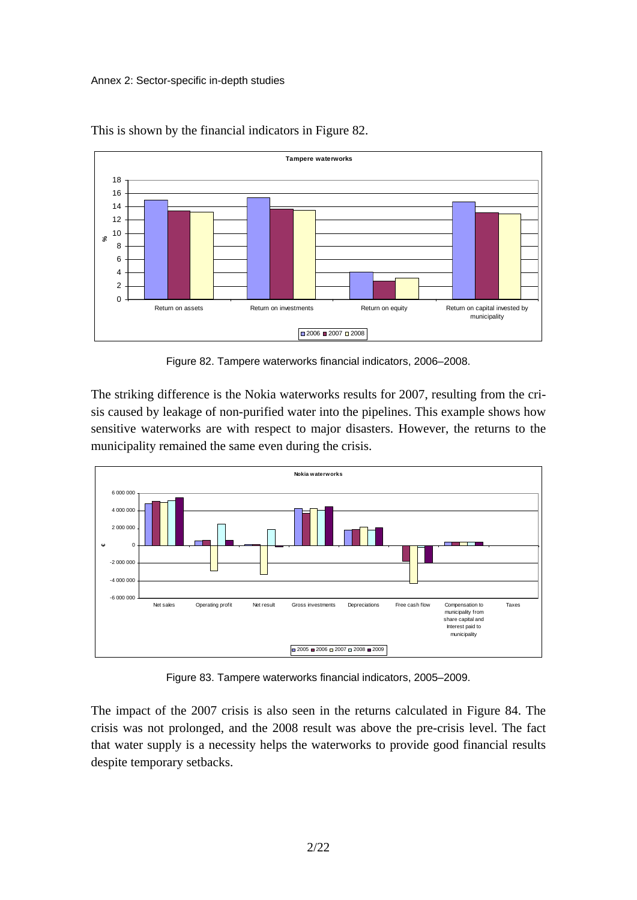This is shown by the financial indicators in Figure 82.

Figure 82. Tampere waterworks financial indicators, 2006–2008.

The striking difference is the Nokia waterworks results for 2007, resulting from the crisis caused by leakage of non-purified water into the pipelines. This example shows how sensitive waterworks are with respect to major disasters. However, the returns to the municipality remained the same even during the crisis.

Figure 83. Tampere waterworks financial indicators, 2005–2009.

The impact of the 2007 crisis is also seen in the returns calculated in Figure 84. The crisis was not prolonged, and the 2008 result was above the pre-crisis level. The fact that water supply is a necessity helps the waterworks to provide good financial results despite temporary setbacks.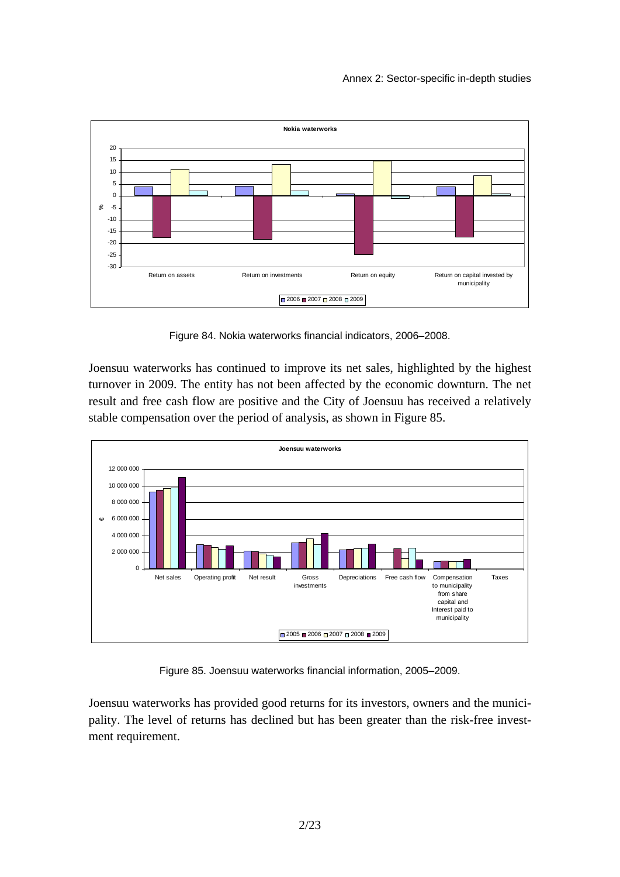Figure 84. Nokia waterworks financial indicators, 2006–2008.

Joensuu waterworks has continued to improve its net sales, highlighted by the highest turnover in 2009. The entity has not been affected by the economic downturn. The net result and free cash flow are positive and the City of Joensuu has received a relatively stable compensation over the period of analysis, as shown in Figure 85.

Figure 85. Joensuu waterworks financial information, 2005–2009.

Joensuu waterworks has provided good returns for its investors, owners and the municipality. The level of returns has declined but has been greater than the risk-free investment requirement.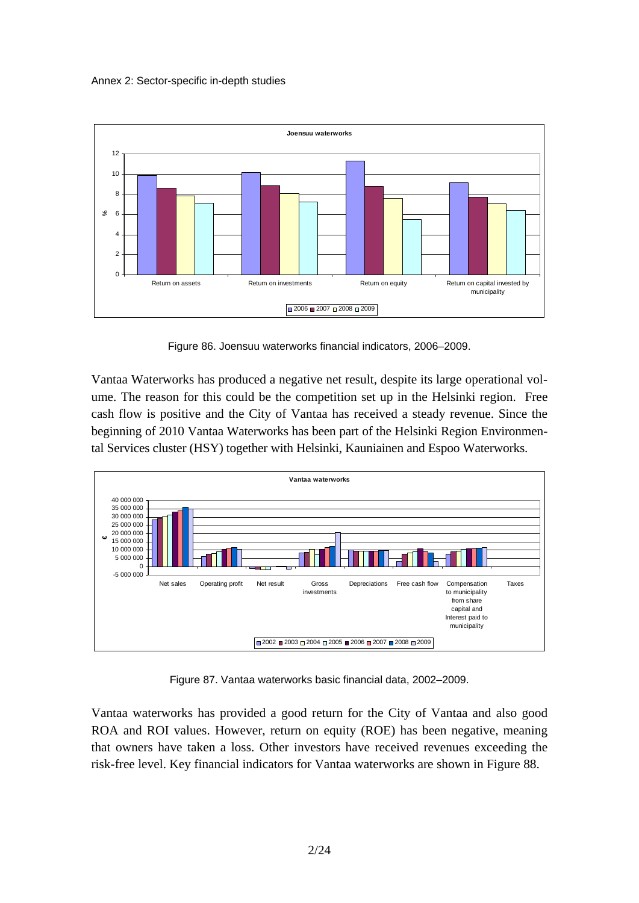Figure 86. Joensuu waterworks financial indicators, 2006–2009.

Vantaa Waterworks has produced a negative net result, despite its large operational volume. The reason for this could be the competition set up in the Helsinki region. Free cash flow is positive and the City of Vantaa has received a steady revenue. Since the beginning of 2010 Vantaa Waterworks has been part of the Helsinki Region Environmental Services cluster (HSY) together with Helsinki, Kauniainen and Espoo Waterworks.

Figure 87. Vantaa waterworks basic financial data, 2002–2009.

Vantaa waterworks has provided a good return for the City of Vantaa and also good ROA and ROI values. However, return on equity (ROE) has been negative, meaning that owners have taken a loss. Other investors have received revenues exceeding the risk-free level. Key financial indicators for Vantaa waterworks are shown in Figure 88.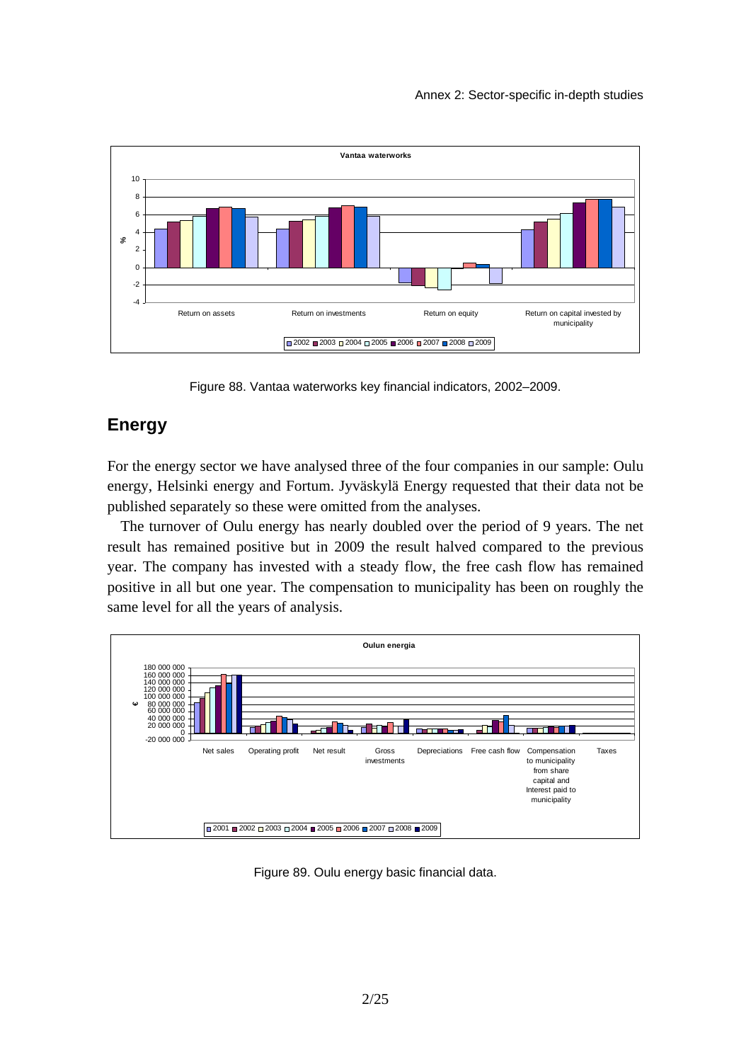Figure 88. Vantaa waterworks key financial indicators, 2002–2009.

## Energy

For the energy sector we have analysed three of the four companies in our sample: Oulu energy, Helsinki energy and Fortum. Jyväskylä Energy requested that their data not be published separately so these were omitted from the analyses.

The turnover of Oulu energy has nearly doubled over the period of 9 years. The net result has remained positive but in 2009 the result halved compared to the previous year. The company has invested with a steady flow, the free cash flow has remained positive in all but one year. The compensation to municipality has been on roughly the same level for all the years of analysis.

Figure 89. Oulu energy basic financial data.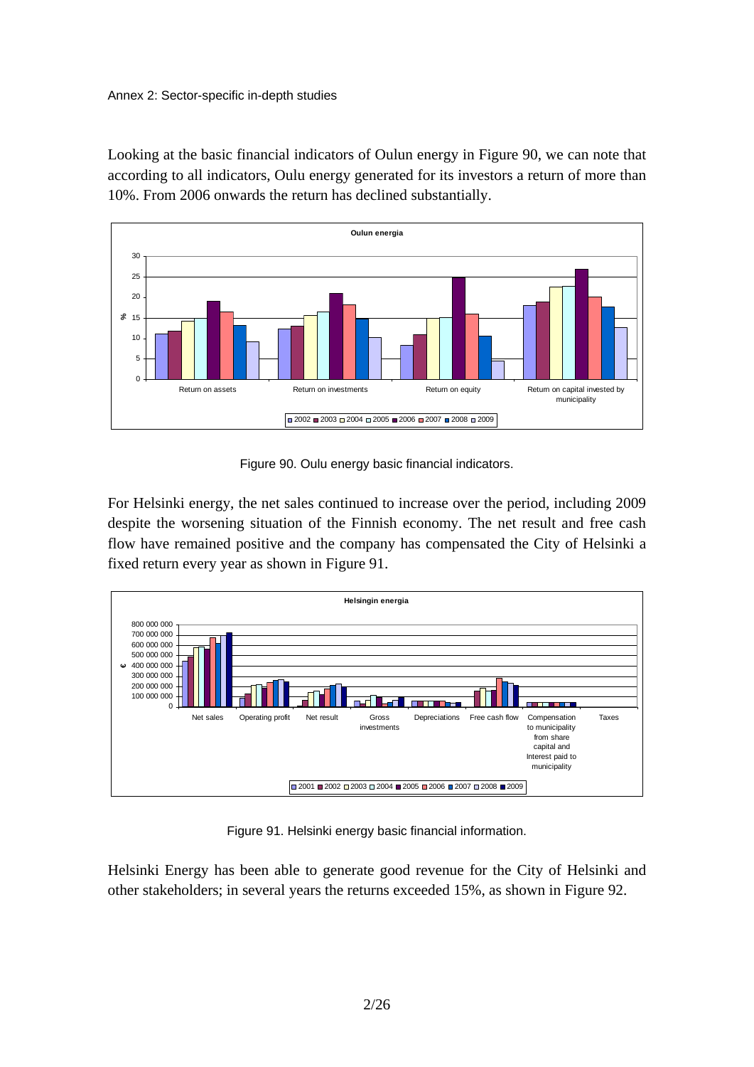Looking at the basic financial indicators of Oulun energy in Figure 90, we can note that according to all indicators, Oulu energy generated for its investors a return of more than 10%. From 2006 onwards the return has declined substantially.

Figure 90. Oulu energy basic financial indicators.

For Helsinki energy, the net sales continued to increase over the period, including 2009 despite the worsening situation of the Finnish economy. The net result and free cash flow have remained positive and the company has compensated the City of Helsinki a fixed return every year as shown in Figure 91.

Figure 91. Helsinki energy basic financial information.

Helsinki Energy has been able to generate good revenue for the City of Helsinki and other stakeholders; in several years the returns exceeded 15%, as shown in Figure 92.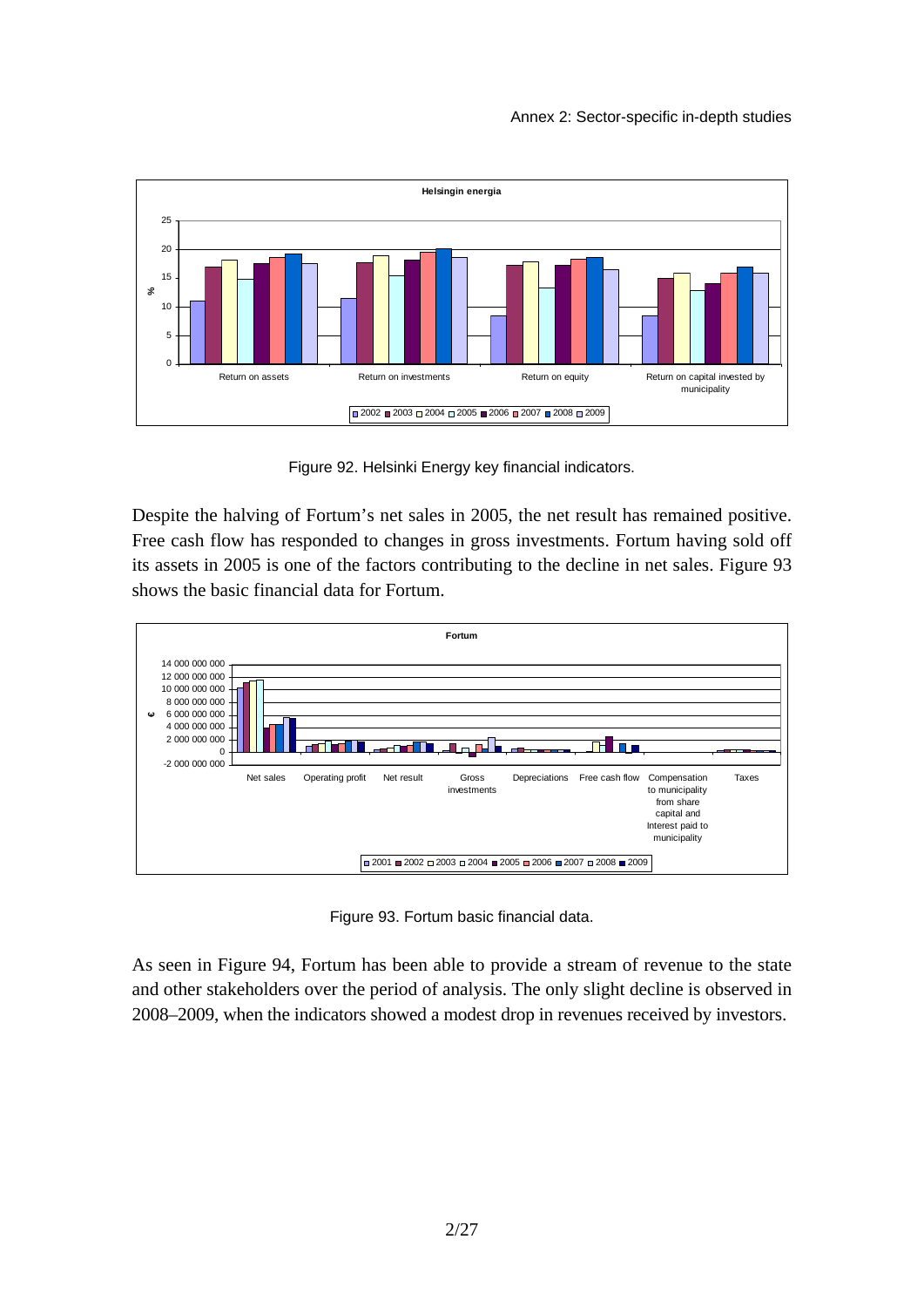Figure 92. Helsinki Energy key financial indicators.

Despite the halving of Fortum's net sales in 2005, the net result has remained positive. Free cash flow has responded to changes in gross investments. Fortum having sold off its assets in 2005 is one of the factors contributing to the decline in net sales. Figure 93 shows the basic financial data for Fortum.

Figure 93. Fortum basic financial data.

As seen in Figure 94, Fortum has been able to provide a stream of revenue to the state and other stakeholders over the period of analysis. The only slight decline is observed in 2008–2009, when the indicators showed a modest drop in revenues received by investors.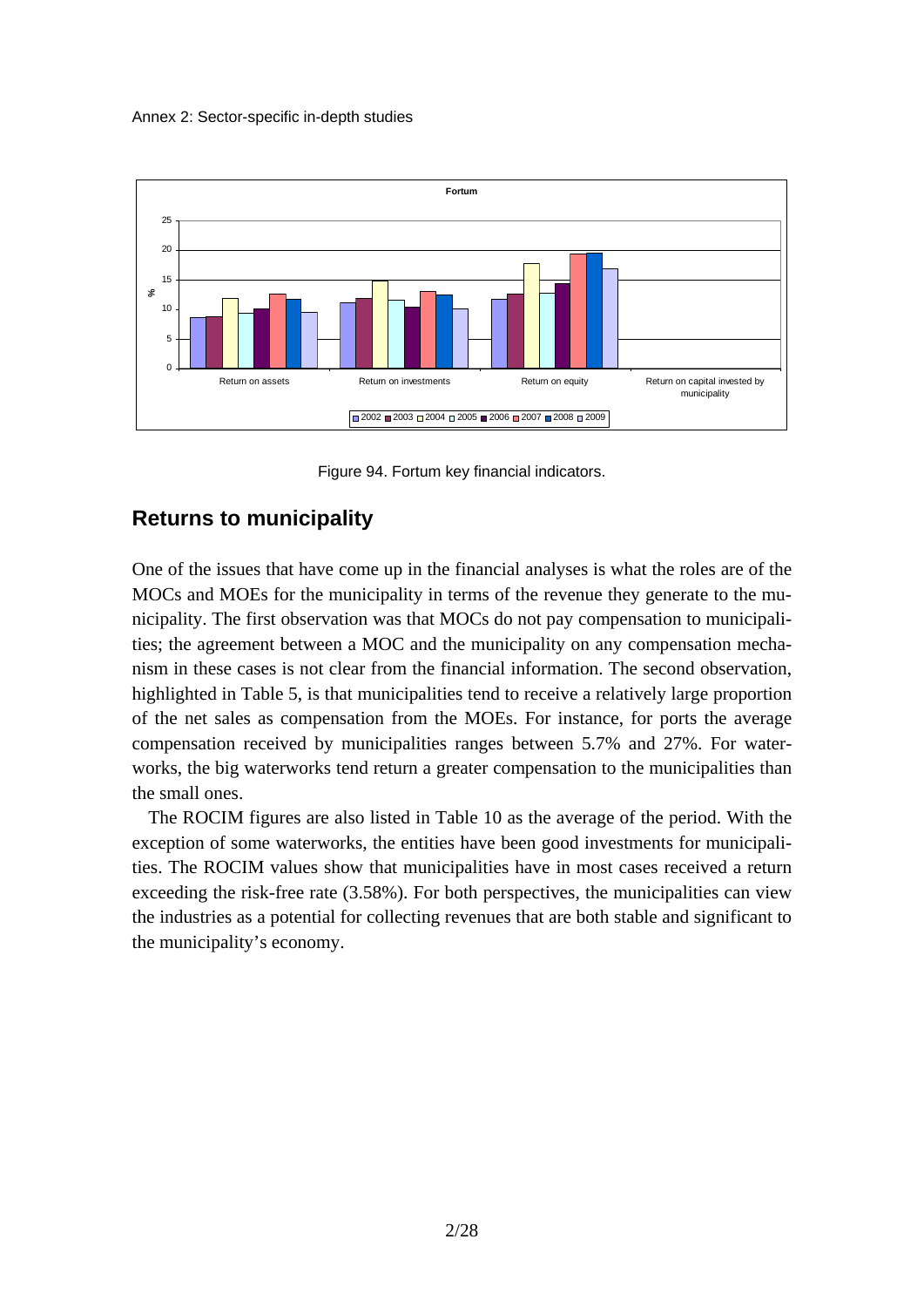Figure 94. Fortum key financial indicators.

## Returns to municipality

One of the issues that have come up in the financial analyses is what the roles are of the MOCs and MOEs for the municipality in terms of the revenue they generate to the municipality. The first observation was that MOCs do not pay compensation to municipalities; the agreement between a MOC and the municipality on any compensation mechanism in these cases is not clear from the financial information. The second observation, highlighted in Table 5, is that municipalities tend to receive a relatively large proportion of the net sales as compensation from the MOEs. For instance, for ports the average compensation received by municipalities ranges between 5.7% and 27%. For waterworks, the big waterworks tend return a greater compensation to the municipalities than the small ones.

The ROCIM figures are also listed in Table 10 as the average of the period. With the exception of some waterworks, the entities have been good investments for municipalities. The ROCIM values show that municipalities have in most cases received a return exceeding the risk-free rate (3.58%). For both perspectives, the municipalities can view the industries as a potential for collecting revenues that are both stable and significant to the municipality's economy.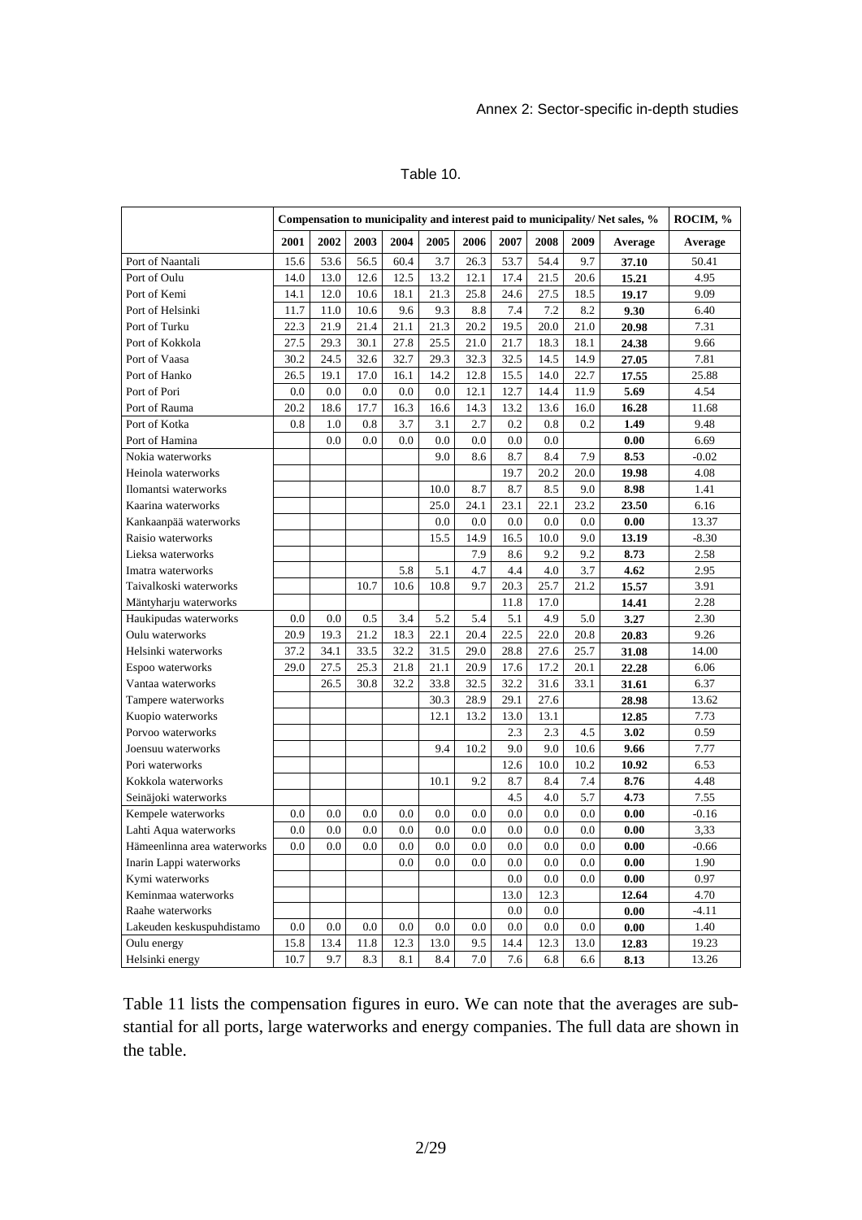Table 10.

| | Compensation to municipality and interest paid to municipality/ Net sales, % | | | | | | | | | | ROCIM, % |
|---|---|---|---|---|---|---|---|---|---|---|---|
| | 2001 | 2002 | 2003 | 2004 | 2005 | 2006 | 2007 | 2008 | 2009 | Average | Average |
| Port of Naantali | 15.6 | 53.6 | 56.5 | 60.4 | 3.7 | 26.3 | 53.7 | 54.4 | 9.7 | **37.10** | 50.41 |
| Port of Oulu | 14.0 | 13.0 | 12.6 | 12.5 | 13.2 | 12.1 | 17.4 | 21.5 | 20.6 | **15.21** | 4.95 |
| Port of Kemi | 14.1 | 12.0 | 10.6 | 18.1 | 21.3 | 25.8 | 24.6 | 27.5 | 18.5 | **19.17** | 9.09 |
| Port of Helsinki | 11.7 | 11.0 | 10.6 | 9.6 | 9.3 | 8.8 | 7.4 | 7.2 | 8.2 | **9.30** | 6.40 |
| Port of Turku | 22.3 | 21.9 | 21.4 | 21.1 | 21.3 | 20.2 | 19.5 | 20.0 | 21.0 | **20.98** | 7.31 |
| Port of Kokkola | 27.5 | 29.3 | 30.1 | 27.8 | 25.5 | 21.0 | 21.7 | 18.3 | 18.1 | **24.38** | 9.66 |
| Port of Vaasa | 30.2 | 24.5 | 32.6 | 32.7 | 29.3 | 32.3 | 32.5 | 14.5 | 14.9 | **27.05** | 7.81 |
| Port of Hanko | 26.5 | 19.1 | 17.0 | 16.1 | 14.2 | 12.8 | 15.5 | 14.0 | 22.7 | **17.55** | 25.88 |
| Port of Pori | 0.0 | 0.0 | 0.0 | 0.0 | 0.0 | 12.1 | 12.7 | 14.4 | 11.9 | **5.69** | 4.54 |
| Port of Rauma | 20.2 | 18.6 | 17.7 | 16.3 | 16.6 | 14.3 | 13.2 | 13.6 | 16.0 | **16.28** | 11.68 |
| Port of Kotka | 0.8 | 1.0 | 0.8 | 3.7 | 3.1 | 2.7 | 0.2 | 0.8 | 0.2 | **1.49** | 9.48 |
| Port of Hamina | | 0.0 | 0.0 | 0.0 | 0.0 | 0.0 | 0.0 | 0.0 | | **0.00** | 6.69 |
| Nokia waterworks | | | | | 9.0 | 8.6 | 8.7 | 8.4 | 7.9 | **8.53** | -0.02 |
| Heinola waterworks | | | | | | | 19.7 | 20.2 | 20.0 | **19.98** | 4.08 |
| Ilomantsi waterworks | | | | | 10.0 | 8.7 | 8.7 | 8.5 | 9.0 | **8.98** | 1.41 |
| Kaarina waterworks | | | | | 25.0 | 24.1 | 23.1 | 22.1 | 23.2 | **23.50** | 6.16 |
| Kankaanpää waterworks | | | | | 0.0 | 0.0 | 0.0 | 0.0 | 0.0 | **0.00** | 13.37 |
| Raisio waterworks | | | | | 15.5 | 14.9 | 16.5 | 10.0 | 9.0 | **13.19** | -8.30 |
| Lieksa waterworks | | | | | | 7.9 | 8.6 | 9.2 | 9.2 | **8.73** | 2.58 |
| Imatra waterworks | | | | 5.8 | 5.1 | 4.7 | 4.4 | 4.0 | 3.7 | **4.62** | 2.95 |
| Taivalkoski waterworks | | | 10.7 | 10.6 | 10.8 | 9.7 | 20.3 | 25.7 | 21.2 | **15.57** | 3.91 |
| Mäntyharju waterworks | | | | | | | 11.8 | 17.0 | | **14.41** | 2.28 |
| Haukipudas waterworks | 0.0 | 0.0 | 0.5 | 3.4 | 5.2 | 5.4 | 5.1 | 4.9 | 5.0 | **3.27** | 2.30 |
| Oulu waterworks | 20.9 | 19.3 | 21.2 | 18.3 | 22.1 | 20.4 | 22.5 | 22.0 | 20.8 | **20.83** | 9.26 |
| Helsinki waterworks | 37.2 | 34.1 | 33.5 | 32.2 | 31.5 | 29.0 | 28.8 | 27.6 | 25.7 | **31.08** | 14.00 |
| Espoo waterworks | 29.0 | 27.5 | 25.3 | 21.8 | 21.1 | 20.9 | 17.6 | 17.2 | 20.1 | **22.28** | 6.06 |
| Vantaa waterworks | | 26.5 | 30.8 | 32.2 | 33.8 | 32.5 | 32.2 | 31.6 | 33.1 | **31.61** | 6.37 |
| Tampere waterworks | | | | | 30.3 | 28.9 | 29.1 | 27.6 | | **28.98** | 13.62 |
| Kuopio waterworks | | | | | 12.1 | 13.2 | 13.0 | 13.1 | | **12.85** | 7.73 |
| Porvoo waterworks | | | | | | | 2.3 | 2.3 | 4.5 | **3.02** | 0.59 |
| Joensuu waterworks | | | | | 9.4 | 10.2 | 9.0 | 9.0 | 10.6 | **9.66** | 7.77 |
| Pori waterworks | | | | | | | 12.6 | 10.0 | 10.2 | **10.92** | 6.53 |
| Kokkola waterworks | | | | | 10.1 | 9.2 | 8.7 | 8.4 | 7.4 | **8.76** | 4.48 |
| Seinäjoki waterworks | | | | | | | 4.5 | 4.0 | 5.7 | **4.73** | 7.55 |
| Kempele waterworks | 0.0 | 0.0 | 0.0 | 0.0 | 0.0 | 0.0 | 0.0 | 0.0 | 0.0 | **0.00** | -0.16 |
| Lahti Aqua waterworks | 0.0 | 0.0 | 0.0 | 0.0 | 0.0 | 0.0 | 0.0 | 0.0 | 0.0 | **0.00** | 3,33 |
| Hämeenlinna area waterworks | 0.0 | 0.0 | 0.0 | 0.0 | 0.0 | 0.0 | 0.0 | 0.0 | 0.0 | **0.00** | -0.66 |
| Inarin Lappi waterworks | | | | 0.0 | 0.0 | 0.0 | 0.0 | 0.0 | 0.0 | **0.00** | 1.90 |
| Kymi waterworks | | | | | | | 0.0 | 0.0 | 0.0 | **0.00** | 0.97 |
| Keminmaa waterworks | | | | | | | 13.0 | 12.3 | | **12.64** | 4.70 |
| Raahe waterworks | | | | | | | 0.0 | 0.0 | | **0.00** | -4.11 |
| Lakeuden keskuspuhdistamo | 0.0 | 0.0 | 0.0 | 0.0 | 0.0 | 0.0 | 0.0 | 0.0 | 0.0 | **0.00** | 1.40 |
| Oulu energy | 15.8 | 13.4 | 11.8 | 12.3 | 13.0 | 9.5 | 14.4 | 12.3 | 13.0 | **12.83** | 19.23 |
| Helsinki energy | 10.7 | 9.7 | 8.3 | 8.1 | 8.4 | 7.0 | 7.6 | 6.8 | 6.6 | **8.13** | 13.26 |

Table 11 lists the compensation figures in euro. We can note that the averages are substantial for all ports, large waterworks and energy companies. The full data are shown in the table.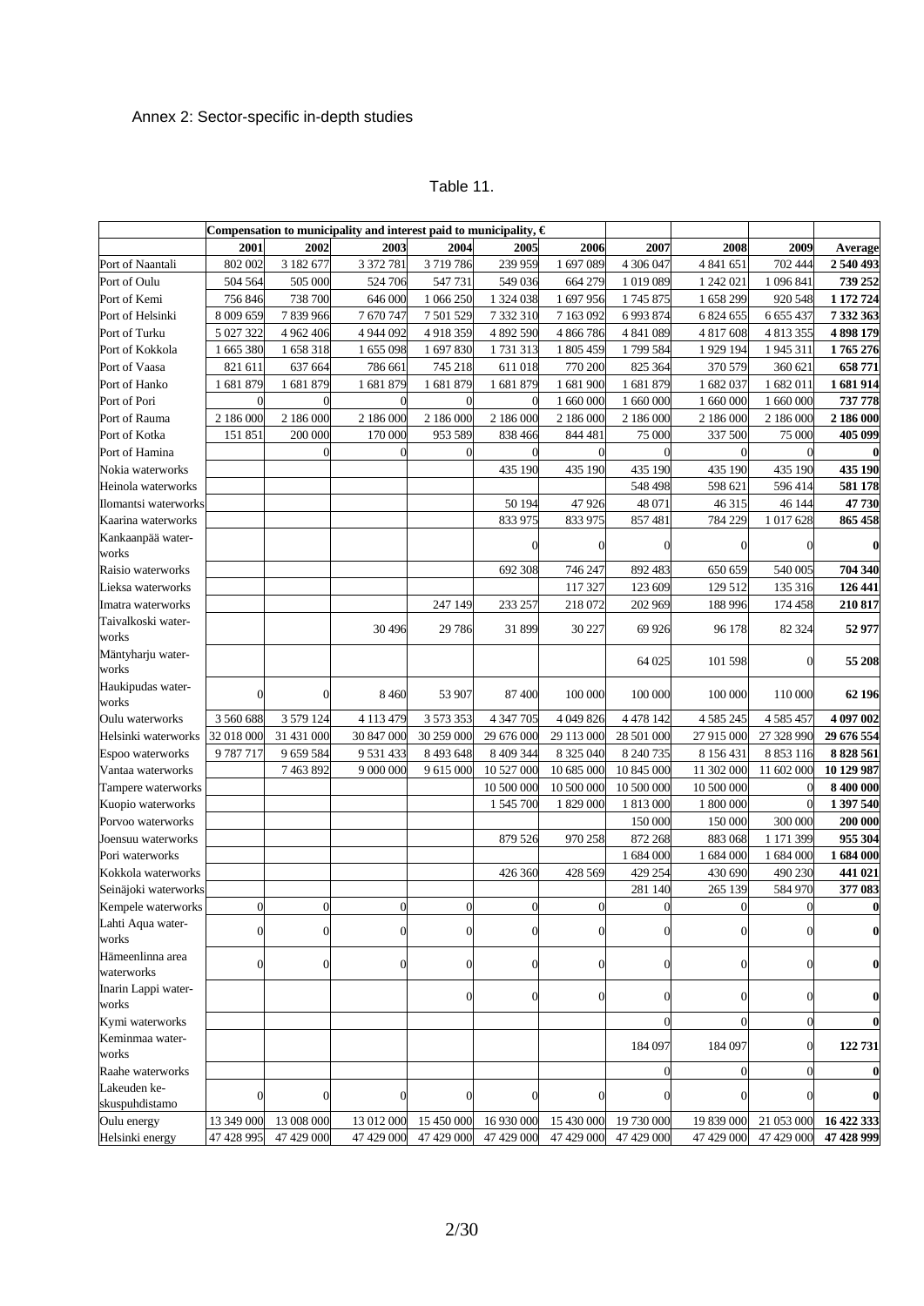Annex 2: Sector-specific in-depth studies

Table 11.

| | Compensation to municipality and interest paid to municipality, € | | | | | | | | | |
|---|---|---|---|---|---|---|---|---|---|---|
| | 2001 | 2002 | 2003 | 2004 | 2005 | 2006 | 2007 | 2008 | 2009 | Average |
| Port of Naantali | 802 002 | 3 182 677 | 3 372 781 | 3 719 786 | 239 959 | 1 697 089 | 4 306 047 | 4 841 651 | 702 444 | **2 540 493** |
| Port of Oulu | 504 564 | 505 000 | 524 706 | 547 731 | 549 036 | 664 279 | 1 019 089 | 1 242 021 | 1 096 841 | **739 252** |
| Port of Kemi | 756 846 | 738 700 | 646 000 | 1 066 250 | 1 324 038 | 1 697 956 | 1 745 875 | 1 658 299 | 920 548 | **1 172 724** |
| Port of Helsinki | 8 009 659 | 7 839 966 | 7 670 747 | 7 501 529 | 7 332 310 | 7 163 092 | 6 993 874 | 6 824 655 | 6 655 437 | **7 332 363** |
| Port of Turku | 5 027 322 | 4 962 406 | 4 944 092 | 4 918 359 | 4 892 590 | 4 866 786 | 4 841 089 | 4 817 608 | 4 813 355 | **4 898 179** |
| Port of Kokkola | 1 665 380 | 1 658 318 | 1 655 098 | 1 697 830 | 1 731 313 | 1 805 459 | 1 799 584 | 1 929 194 | 1 945 311 | **1 765 276** |
| Port of Vaasa | 821 611 | 637 664 | 786 661 | 745 218 | 611 018 | 770 200 | 825 364 | 370 579 | 360 621 | **658 771** |
| Port of Hanko | 1 681 879 | 1 681 879 | 1 681 879 | 1 681 879 | 1 681 879 | 1 681 900 | 1 681 879 | 1 682 037 | 1 682 011 | **1 681 914** |
| Port of Pori | 0 | 0 | 0 | 0 | 0 | 1 660 000 | 1 660 000 | 1 660 000 | 1 660 000 | **737 778** |
| Port of Rauma | 2 186 000 | 2 186 000 | 2 186 000 | 2 186 000 | 2 186 000 | 2 186 000 | 2 186 000 | 2 186 000 | 2 186 000 | **2 186 000** |
| Port of Kotka | 151 851 | 200 000 | 170 000 | 953 589 | 838 466 | 844 481 | 75 000 | 337 500 | 75 000 | **405 099** |
| Port of Hamina | | 0 | 0 | 0 | 0 | 0 | 0 | 0 | 0 | **0** |
| Nokia waterworks | | | | | 435 190 | 435 190 | 435 190 | 435 190 | 435 190 | **435 190** |
| Heinola waterworks | | | | | | | 548 498 | 598 621 | 596 414 | **581 178** |
| Ilomantsi waterworks | | | | | 50 194 | 47 926 | 48 071 | 46 315 | 46 144 | **47 730** |
| Kaarina waterworks | | | | | 833 975 | 833 975 | 857 481 | 784 229 | 1 017 628 | **865 458** |
| Kankaanpää waterworks | | | | | 0 | 0 | 0 | 0 | 0 | **0** |
| Raisio waterworks | | | | | 692 308 | 746 247 | 892 483 | 650 659 | 540 005 | **704 340** |
| Lieksa waterworks | | | | | | 117 327 | 123 609 | 129 512 | 135 316 | **126 441** |
| Imatra waterworks | | | | 247 149 | 233 257 | 218 072 | 202 969 | 188 996 | 174 458 | **210 817** |
| Taivalkoski waterworks | | | 30 496 | 29 786 | 31 899 | 30 227 | 69 926 | 96 178 | 82 324 | **52 977** |
| Mäntyharju waterworks | | | | | | | 64 025 | 101 598 | 0 | **55 208** |
| Haukipudas waterworks | 0 | 0 | 8 460 | 53 907 | 87 400 | 100 000 | 100 000 | 100 000 | 110 000 | **62 196** |
| Oulu waterworks | 3 560 688 | 3 579 124 | 4 113 479 | 3 573 353 | 4 347 705 | 4 049 826 | 4 478 142 | 4 585 245 | 4 585 457 | **4 097 002** |
| Helsinki waterworks | 32 018 000 | 31 431 000 | 30 847 000 | 30 259 000 | 29 676 000 | 29 113 000 | 28 501 000 | 27 915 000 | 27 328 990 | **29 676 554** |
| Espoo waterworks | 9 787 717 | 9 659 584 | 9 531 433 | 8 493 648 | 8 409 344 | 8 325 040 | 8 240 735 | 8 156 431 | 8 853 116 | **8 828 561** |
| Vantaa waterworks | | 7 463 892 | 9 000 000 | 9 615 000 | 10 527 000 | 10 685 000 | 10 845 000 | 11 302 000 | 11 602 000 | **10 129 987** |
| Tampere waterworks | | | | | 10 500 000 | 10 500 000 | 10 500 000 | 10 500 000 | 0 | **8 400 000** |
| Kuopio waterworks | | | | | 1 545 700 | 1 829 000 | 1 813 000 | 1 800 000 | 0 | **1 397 540** |
| Porvoo waterworks | | | | | | | 150 000 | 150 000 | 300 000 | **200 000** |
| Joensuu waterworks | | | | | 879 526 | 970 258 | 872 268 | 883 068 | 1 171 399 | **955 304** |
| Pori waterworks | | | | | | | 1 684 000 | 1 684 000 | 1 684 000 | **1 684 000** |
| Kokkola waterworks | | | | | 426 360 | 428 569 | 429 254 | 430 690 | 490 230 | **441 021** |
| Seinäjoki waterworks | | | | | | | 281 140 | 265 139 | 584 970 | **377 083** |
| Kempele waterworks | 0 | 0 | 0 | 0 | 0 | 0 | 0 | 0 | 0 | **0** |
| Lahti Aqua waterworks | 0 | 0 | 0 | 0 | 0 | 0 | 0 | 0 | 0 | **0** |
| Hämeenlinna area waterworks | 0 | 0 | 0 | 0 | 0 | 0 | 0 | 0 | 0 | **0** |
| Inarin Lappi waterworks | | | | 0 | 0 | 0 | 0 | 0 | 0 | **0** |
| Kymi waterworks | | | | | | | 0 | 0 | 0 | **0** |
| Keminmaa waterworks | | | | | | | 184 097 | 184 097 | 0 | **122 731** |
| Raahe waterworks | | | | | | | 0 | 0 | 0 | **0** |
| Lakeuden keskuspuhdistamo | 0 | 0 | 0 | 0 | 0 | 0 | 0 | 0 | 0 | **0** |
| Oulu energy | 13 349 000 | 13 008 000 | 13 012 000 | 15 450 000 | 16 930 000 | 15 430 000 | 19 730 000 | 19 839 000 | 21 053 000 | **16 422 333** |
| Helsinki energy | 47 428 995 | 47 429 000 | 47 429 000 | 47 429 000 | 47 429 000 | 47 429 000 | 47 429 000 | 47 429 000 | 47 429 000 | **47 428 999** |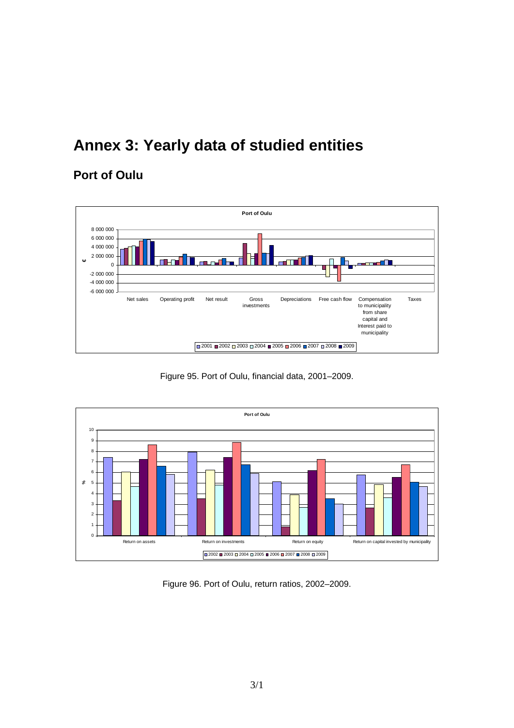# Annex 3: Yearly data of studied entities

## Port of Oulu

Figure 95. Port of Oulu, financial data, 2001–2009.

Figure 96. Port of Oulu, return ratios, 2002–2009.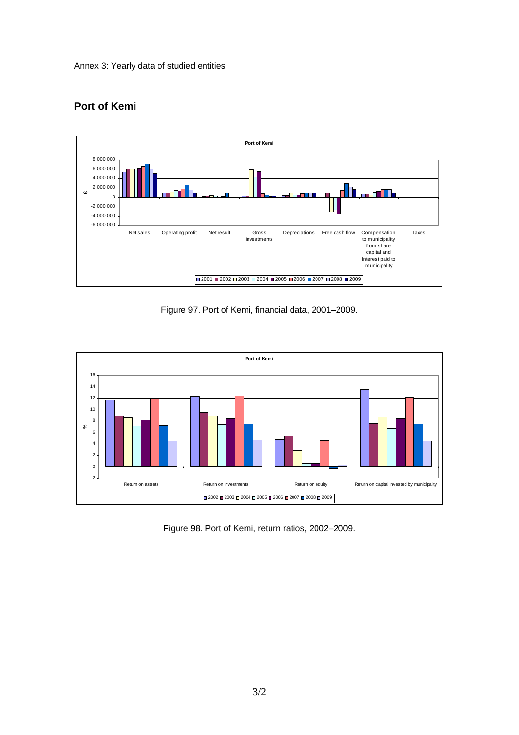Annex 3: Yearly data of studied entities

## Port of Kemi

Figure 97. Port of Kemi, financial data, 2001–2009.

Figure 98. Port of Kemi, return ratios, 2002–2009.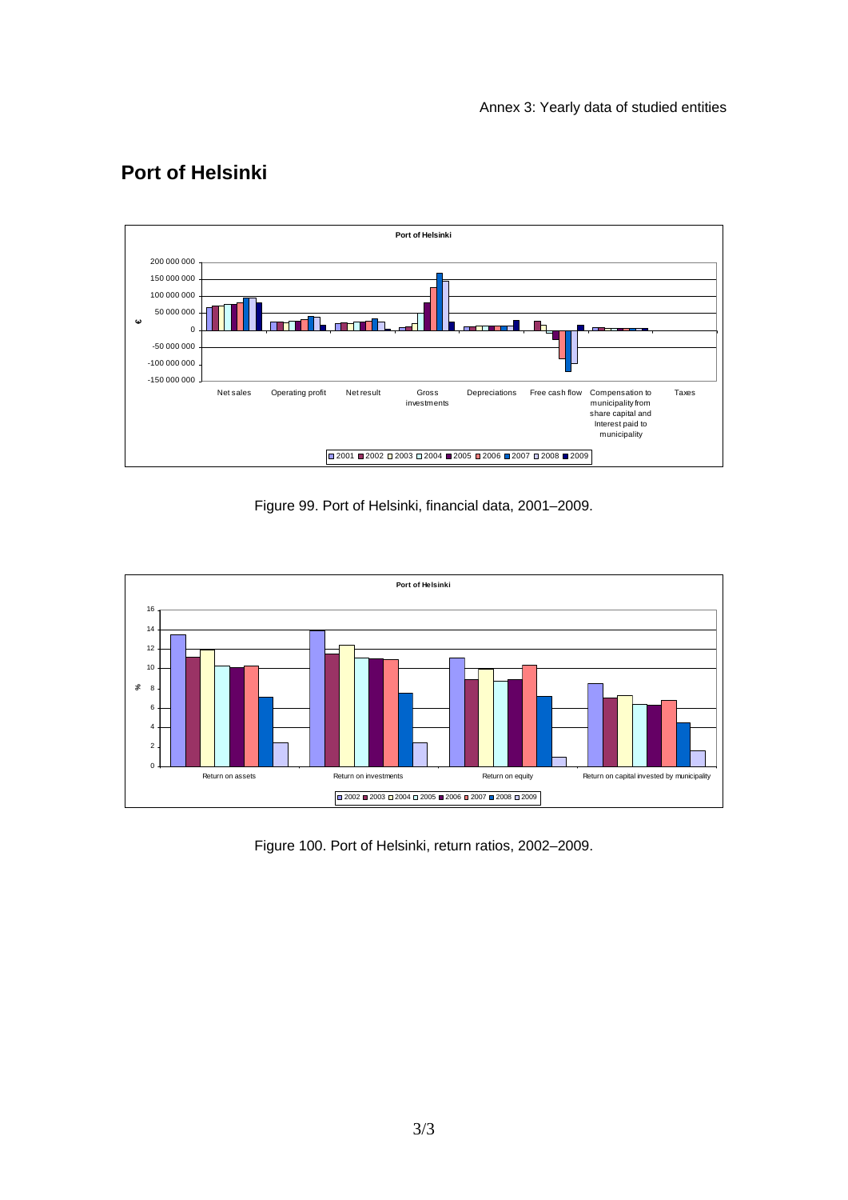## Port of Helsinki

Figure 99. Port of Helsinki, financial data, 2001–2009.

Figure 100. Port of Helsinki, return ratios, 2002–2009.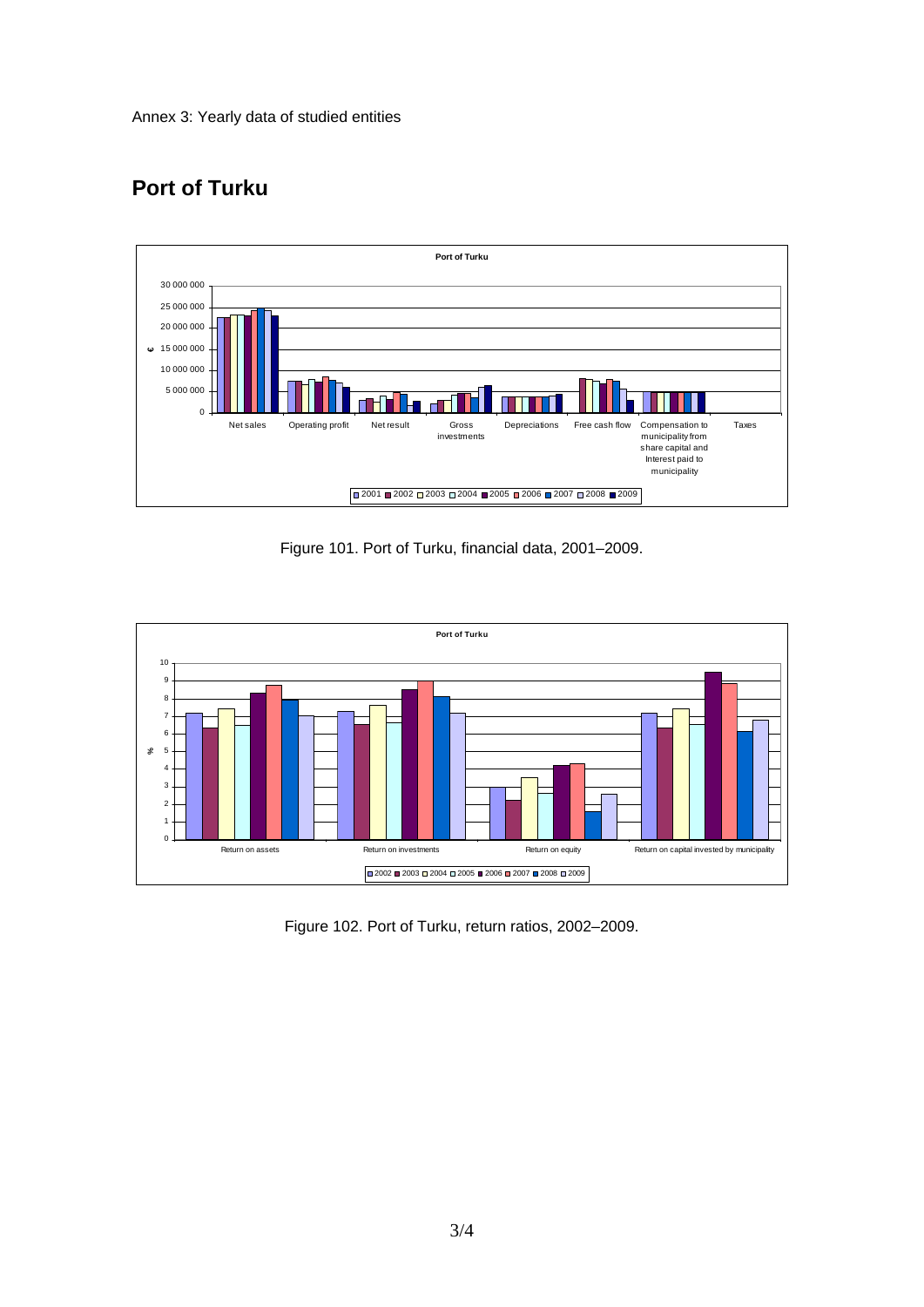Annex 3: Yearly data of studied entities

## Port of Turku

Figure 101. Port of Turku, financial data, 2001–2009.

Figure 102. Port of Turku, return ratios, 2002–2009.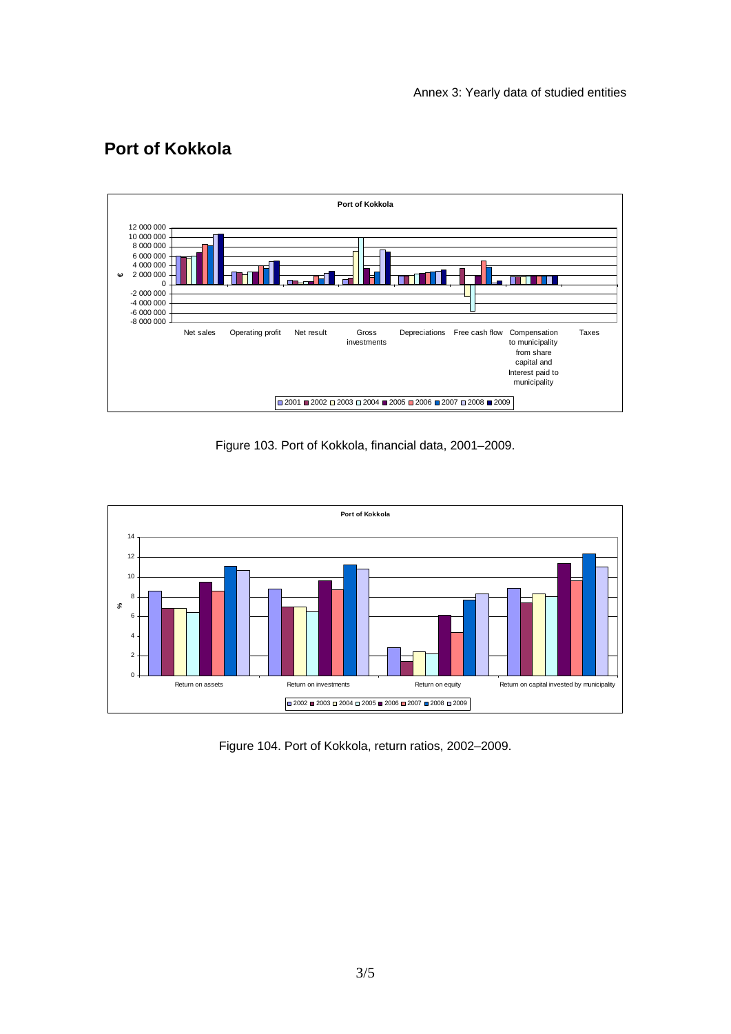## Port of Kokkola

Figure 103. Port of Kokkola, financial data, 2001–2009.

Figure 104. Port of Kokkola, return ratios, 2002–2009.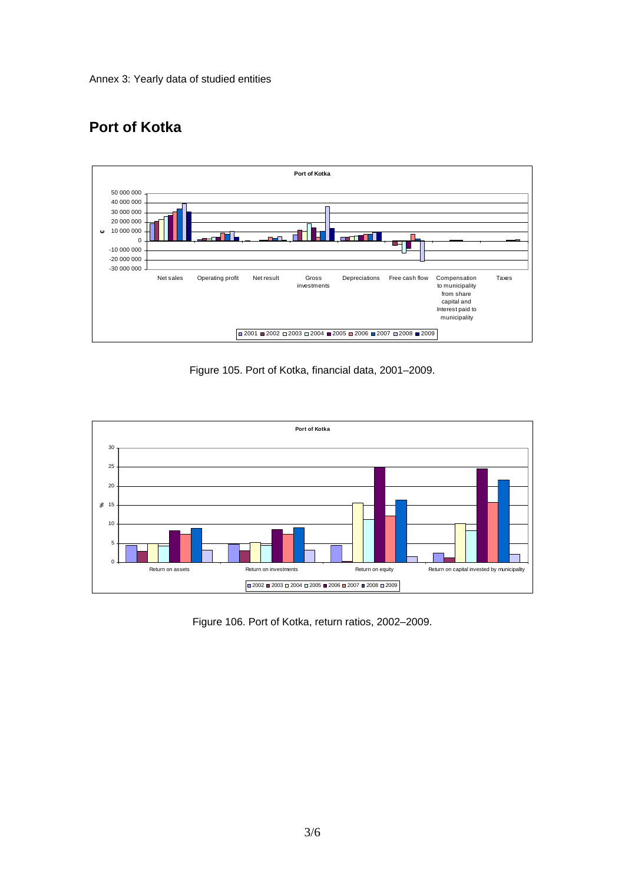Annex 3: Yearly data of studied entities

## Port of Kotka

Figure 105. Port of Kotka, financial data, 2001–2009.

Figure 106. Port of Kotka, return ratios, 2002–2009.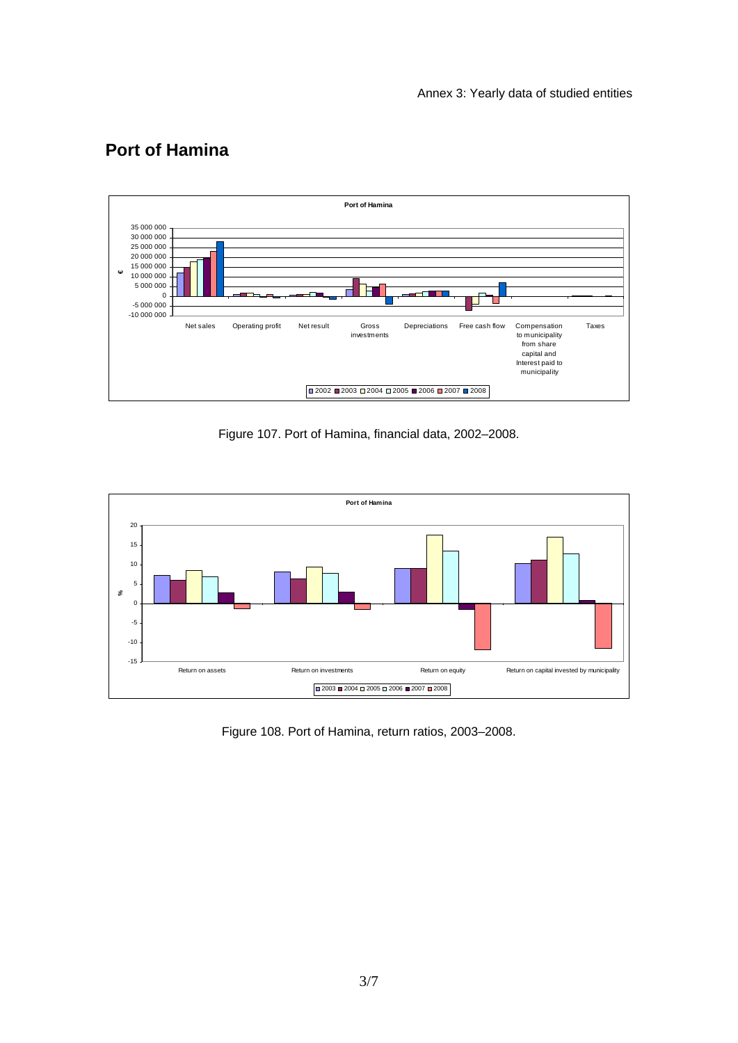## Port of Hamina

Figure 107. Port of Hamina, financial data, 2002–2008.

Figure 108. Port of Hamina, return ratios, 2003–2008.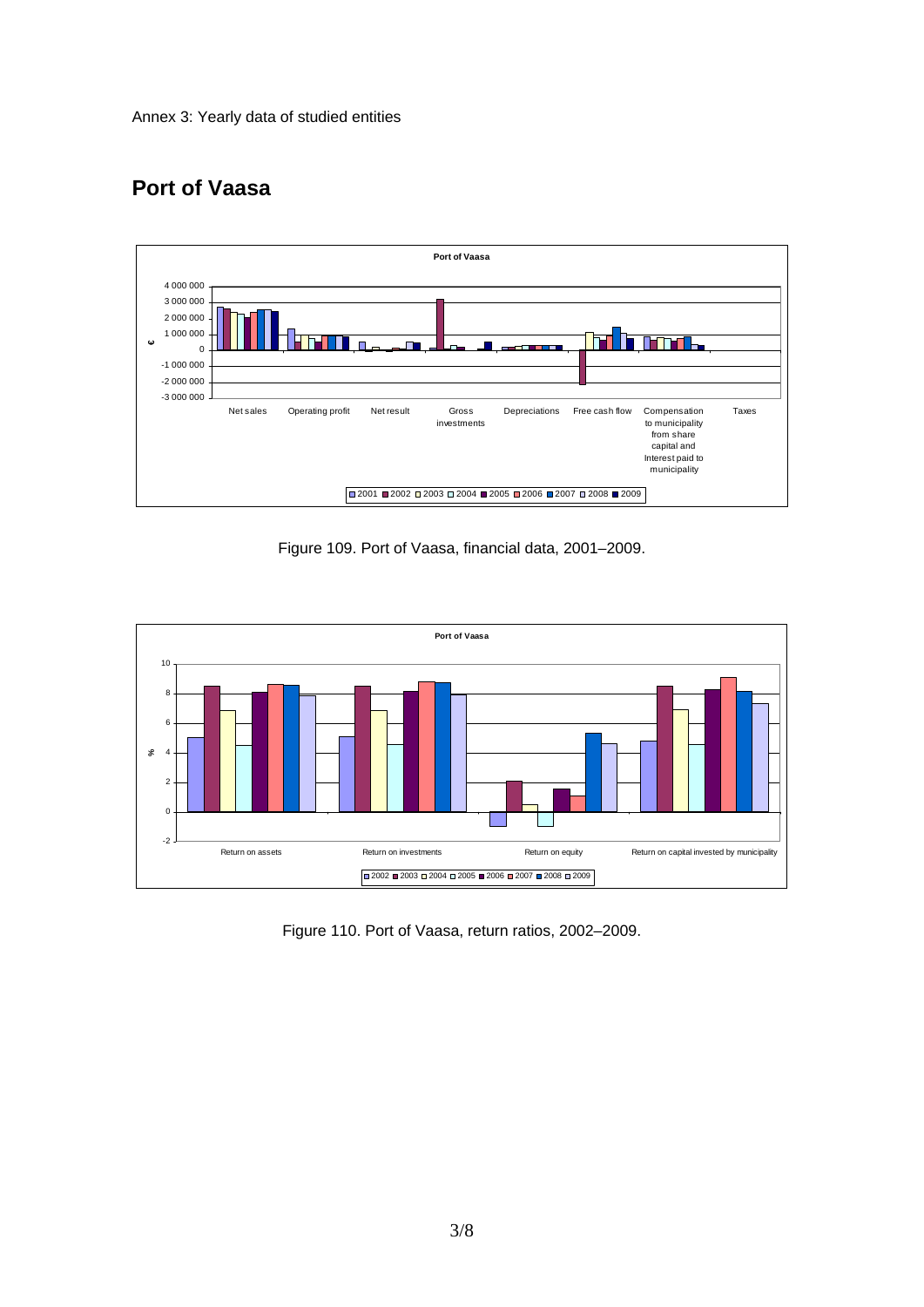Annex 3: Yearly data of studied entities

## Port of Vaasa

Figure 109. Port of Vaasa, financial data, 2001–2009.

Figure 110. Port of Vaasa, return ratios, 2002–2009.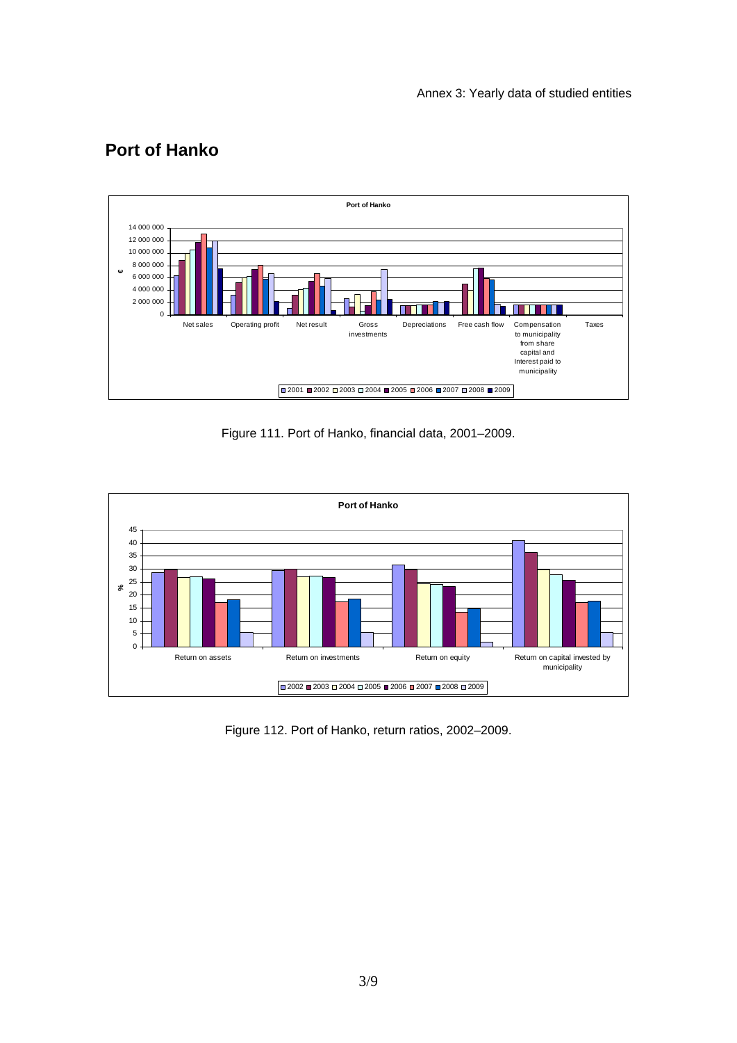## Port of Hanko

Figure 111. Port of Hanko, financial data, 2001–2009.

Figure 112. Port of Hanko, return ratios, 2002–2009.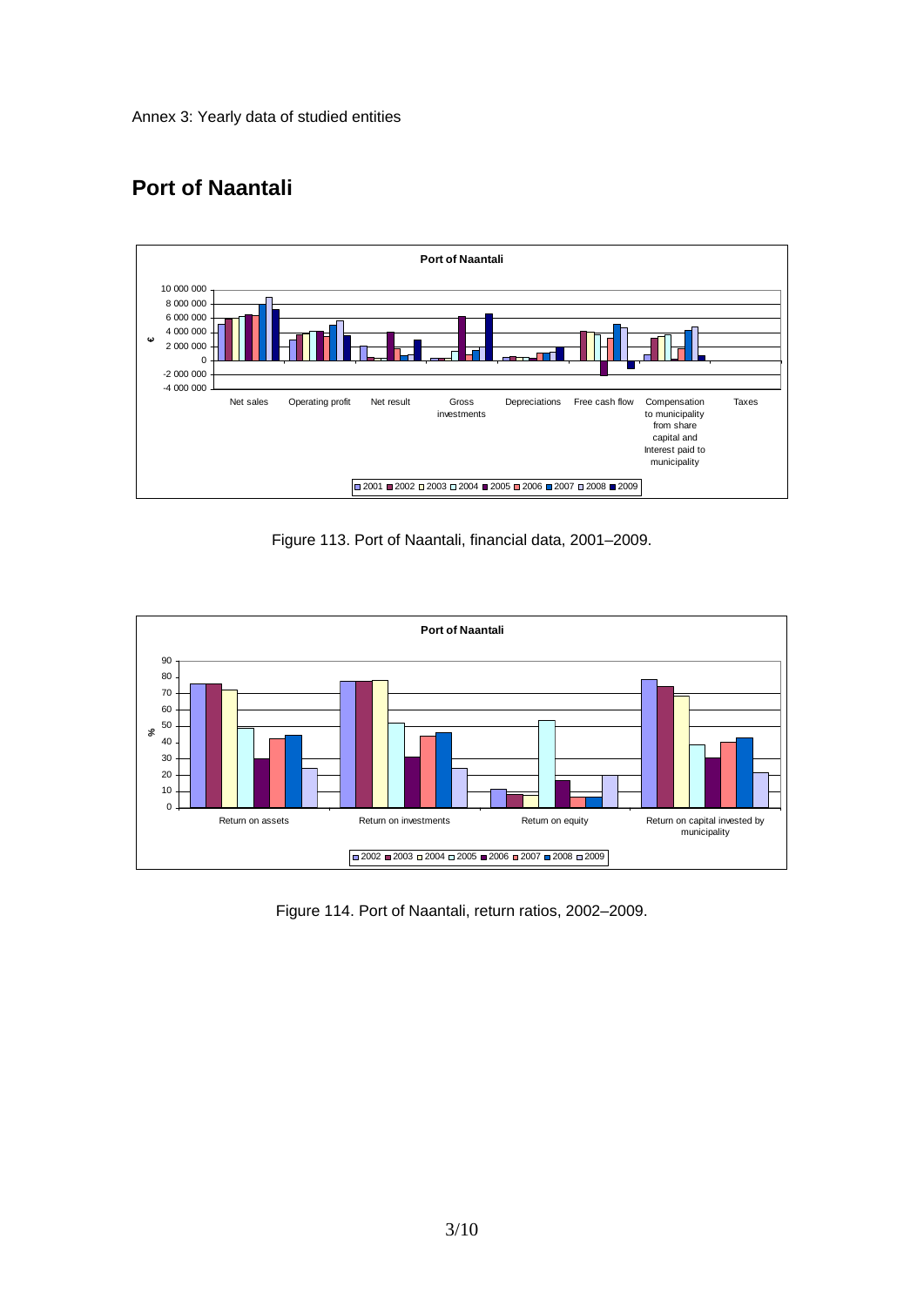Annex 3: Yearly data of studied entities

## Port of Naantali

Figure 113. Port of Naantali, financial data, 2001–2009.

Figure 114. Port of Naantali, return ratios, 2002–2009.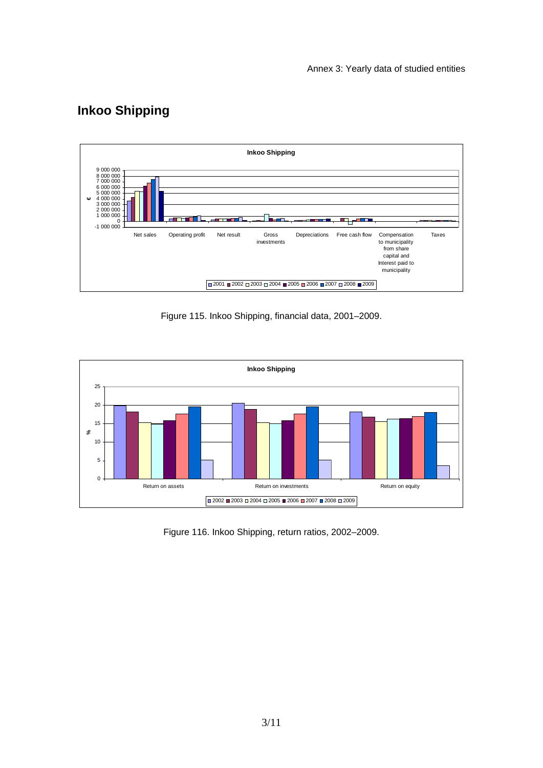## Inkoo Shipping

Figure 115. Inkoo Shipping, financial data, 2001–2009.

Figure 116. Inkoo Shipping, return ratios, 2002–2009.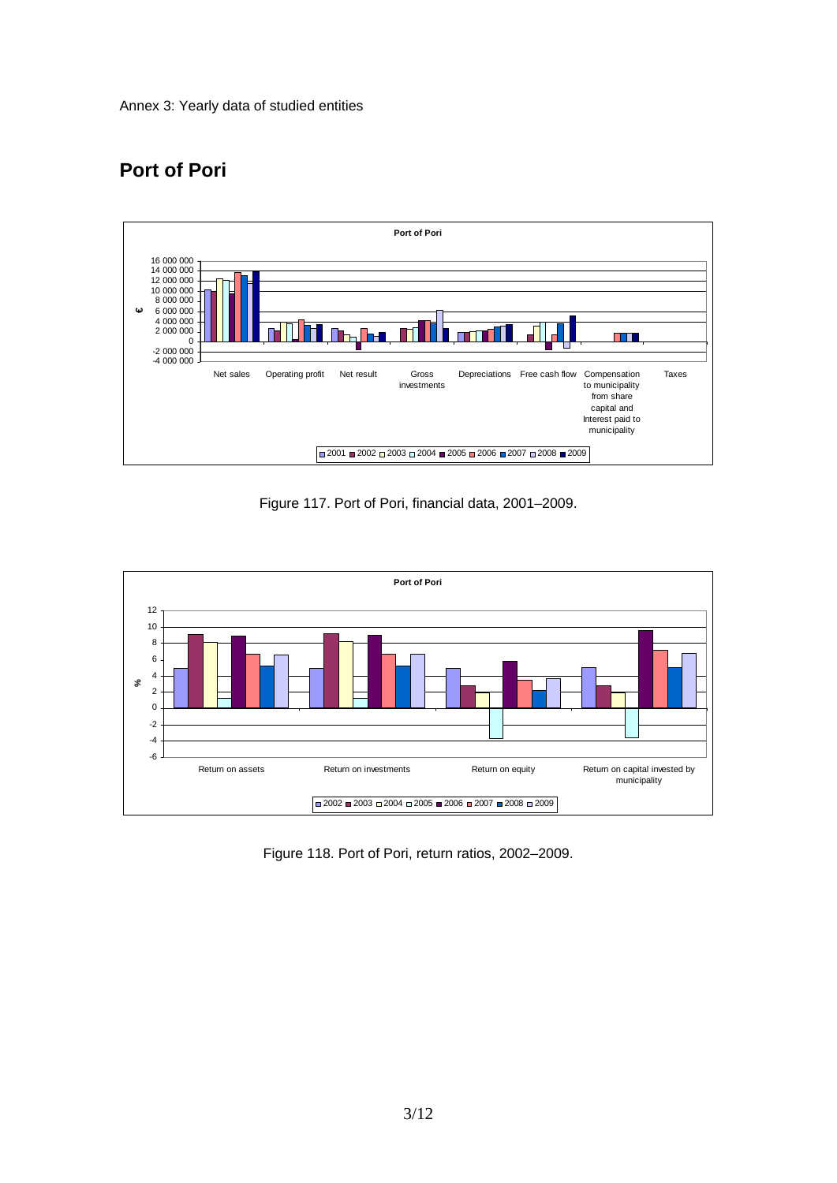Annex 3: Yearly data of studied entities

## Port of Pori

Figure 117. Port of Pori, financial data, 2001–2009.

Figure 118. Port of Pori, return ratios, 2002–2009.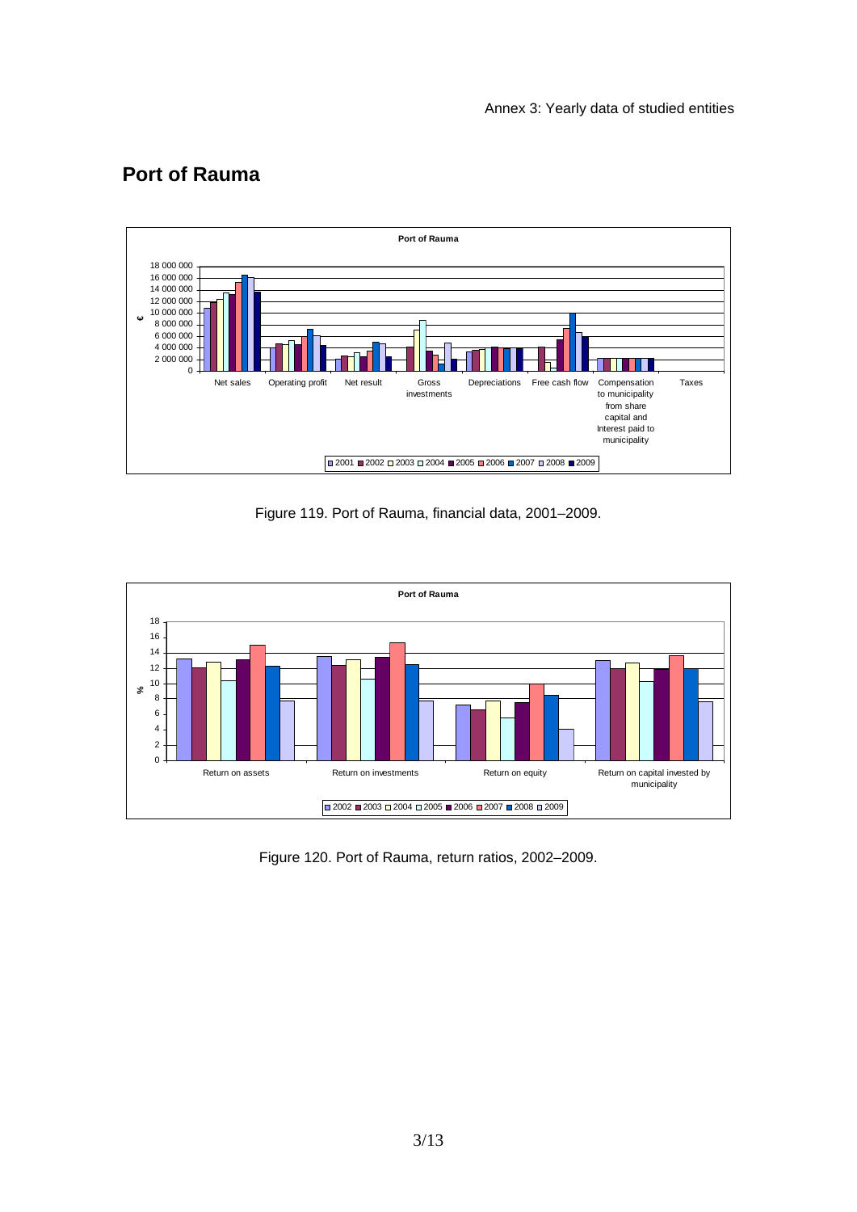## Port of Rauma

Figure 119. Port of Rauma, financial data, 2001–2009.

Figure 120. Port of Rauma, return ratios, 2002–2009.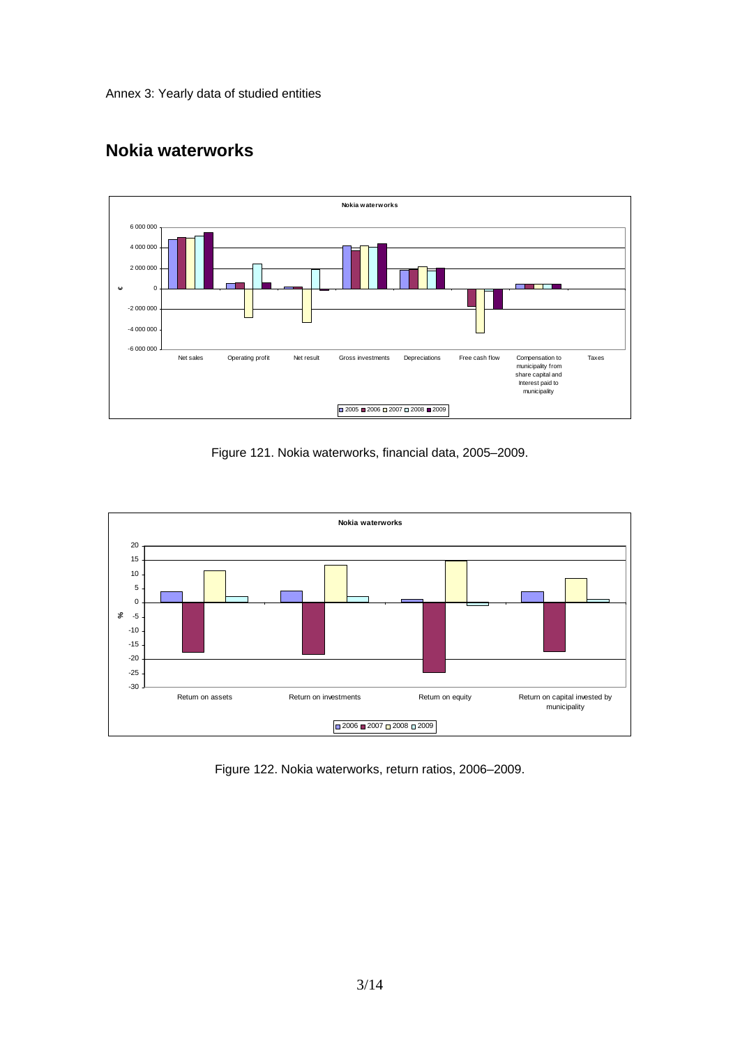Annex 3: Yearly data of studied entities

## Nokia waterworks

Figure 121. Nokia waterworks, financial data, 2005–2009.

Figure 122. Nokia waterworks, return ratios, 2006–2009.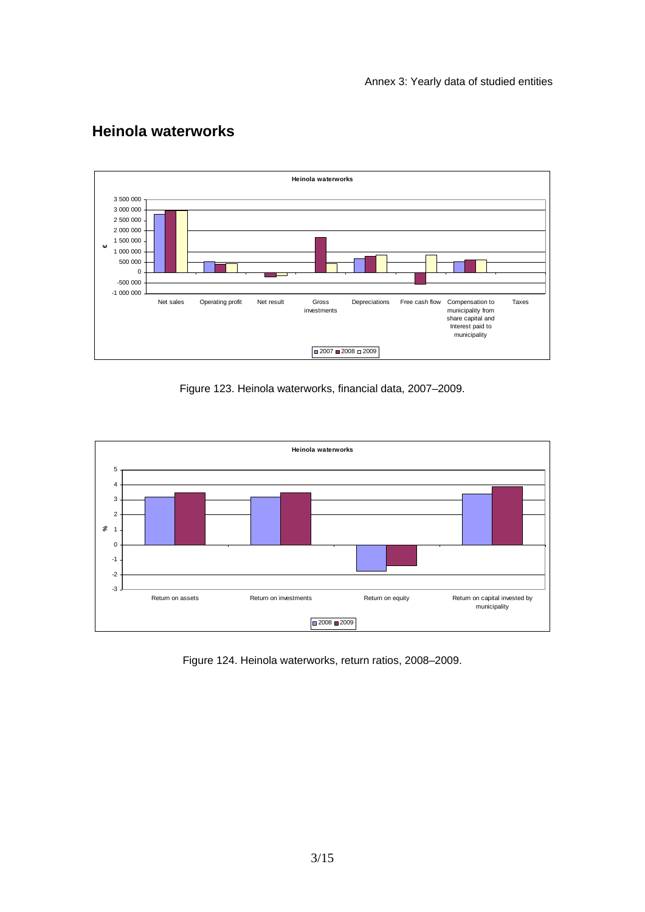## Heinola waterworks

Figure 123. Heinola waterworks, financial data, 2007–2009.

Figure 124. Heinola waterworks, return ratios, 2008–2009.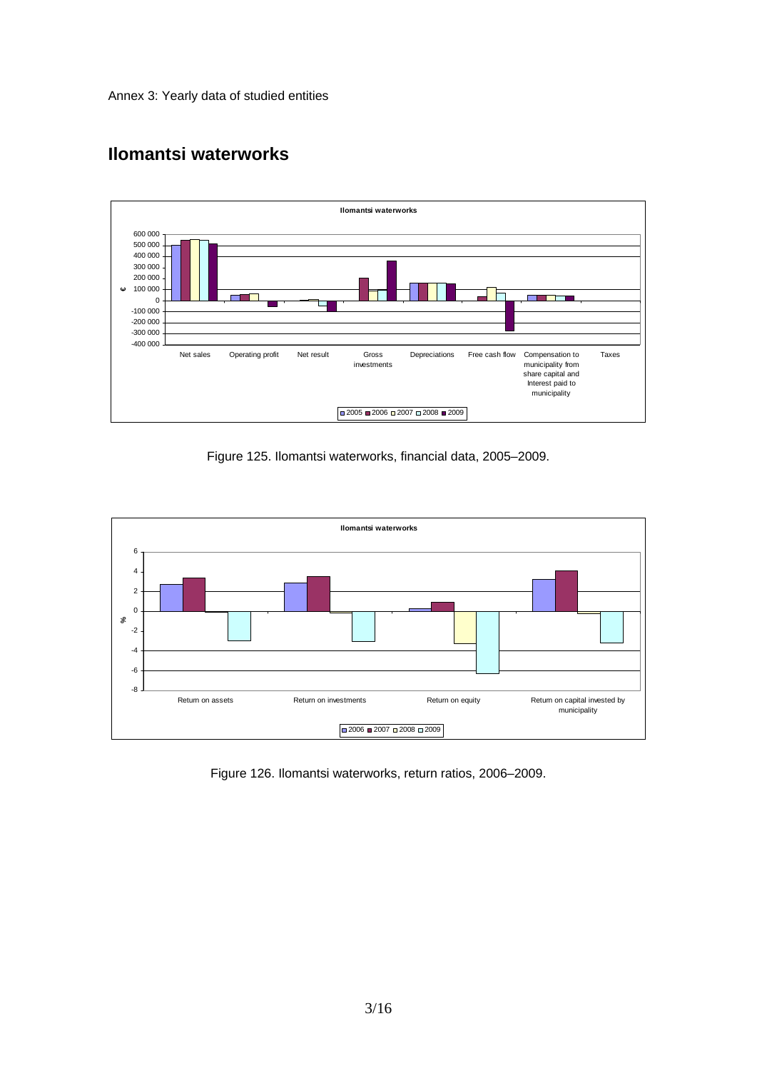Annex 3: Yearly data of studied entities

## Ilomantsi waterworks

Figure 125. Ilomantsi waterworks, financial data, 2005–2009.

Figure 126. Ilomantsi waterworks, return ratios, 2006–2009.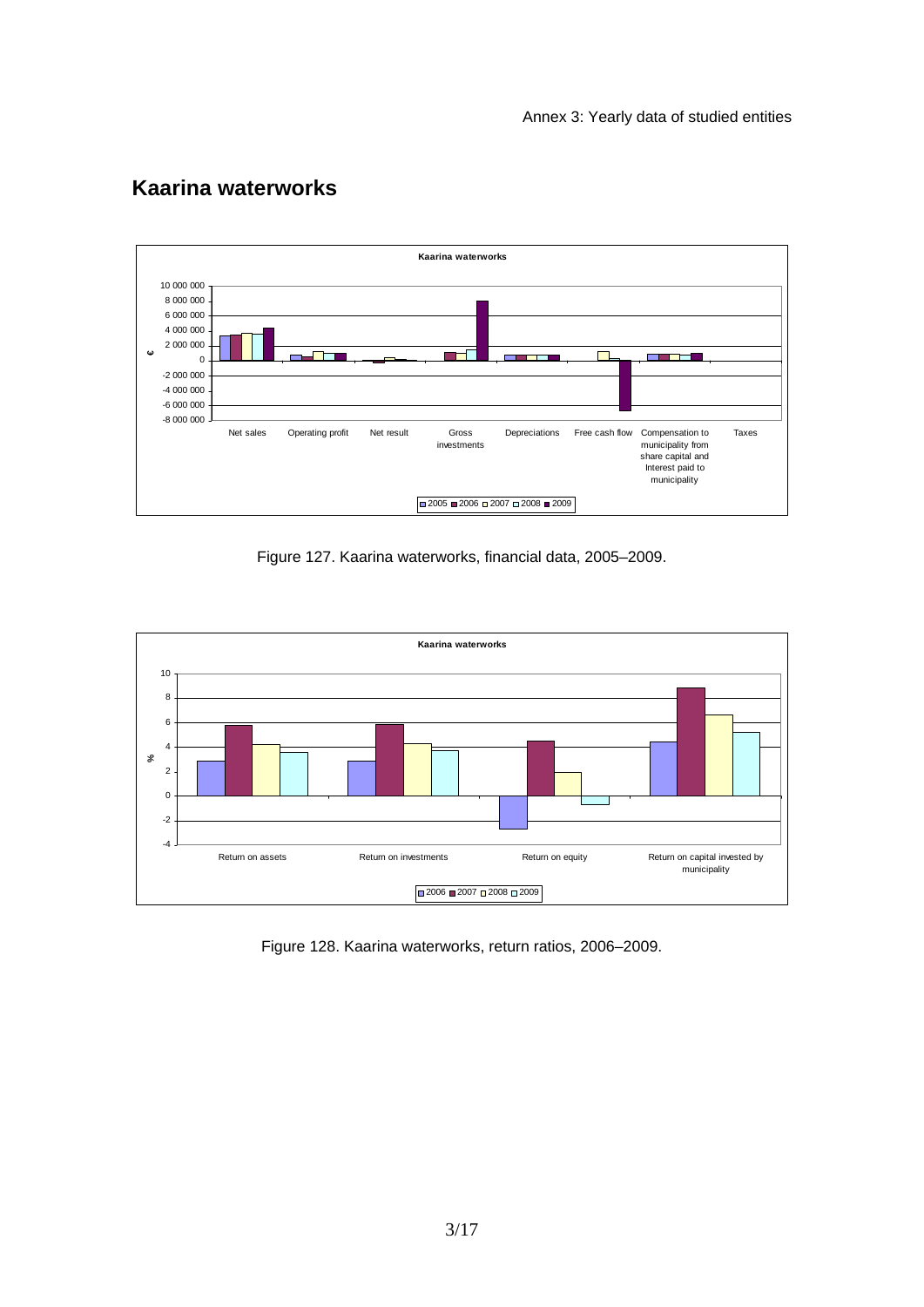## Kaarina waterworks

Figure 127. Kaarina waterworks, financial data, 2005–2009.

Figure 128. Kaarina waterworks, return ratios, 2006–2009.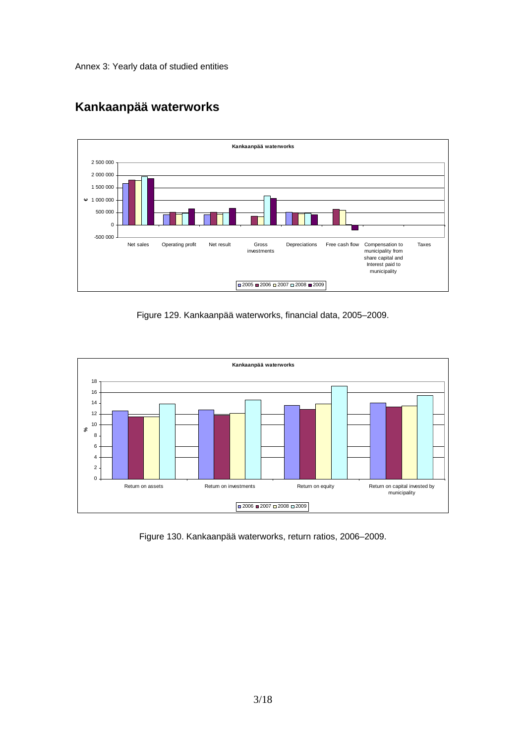Annex 3: Yearly data of studied entities

## Kankaanpää waterworks

Figure 129. Kankaanpää waterworks, financial data, 2005–2009.

Figure 130. Kankaanpää waterworks, return ratios, 2006–2009.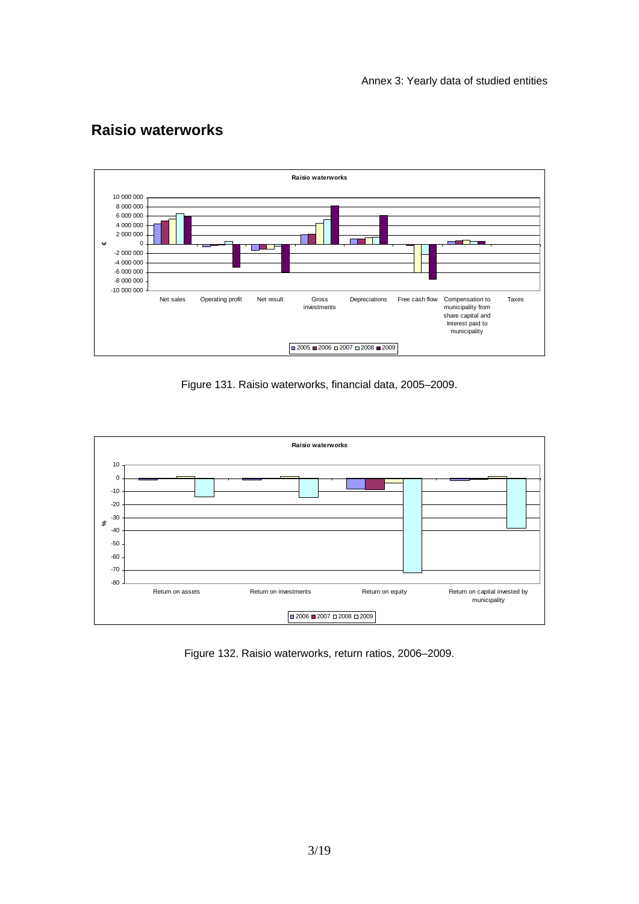## Raisio waterworks

Figure 131. Raisio waterworks, financial data, 2005–2009.

Figure 132. Raisio waterworks, return ratios, 2006–2009.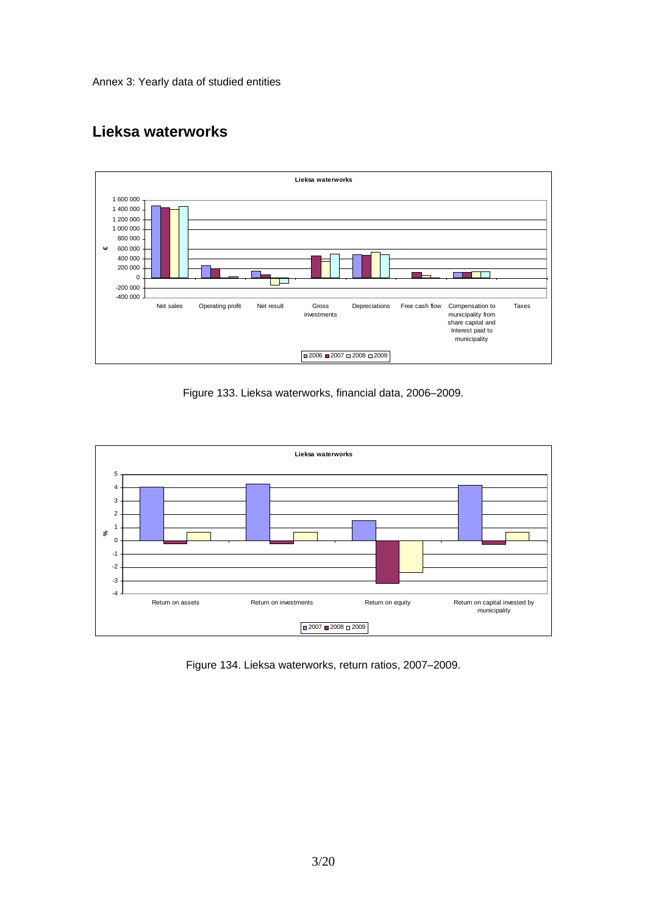Annex 3: Yearly data of studied entities

## Lieksa waterworks

Figure 133. Lieksa waterworks, financial data, 2006–2009.

Figure 134. Lieksa waterworks, return ratios, 2007–2009.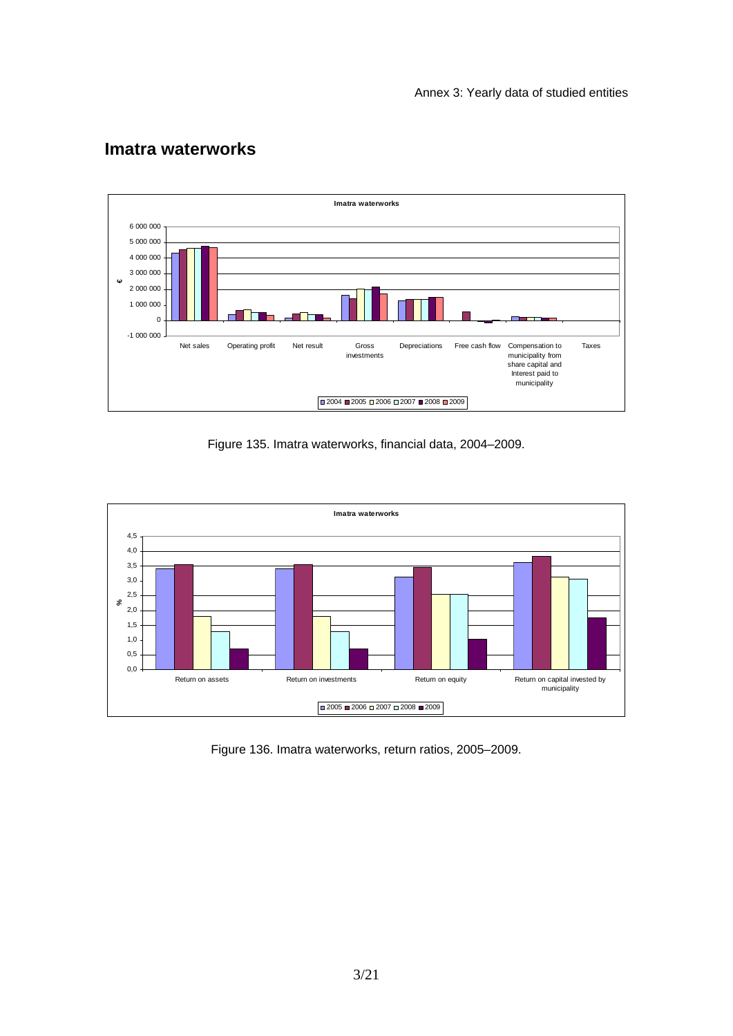## Imatra waterworks

Figure 135. Imatra waterworks, financial data, 2004–2009.

Figure 136. Imatra waterworks, return ratios, 2005–2009.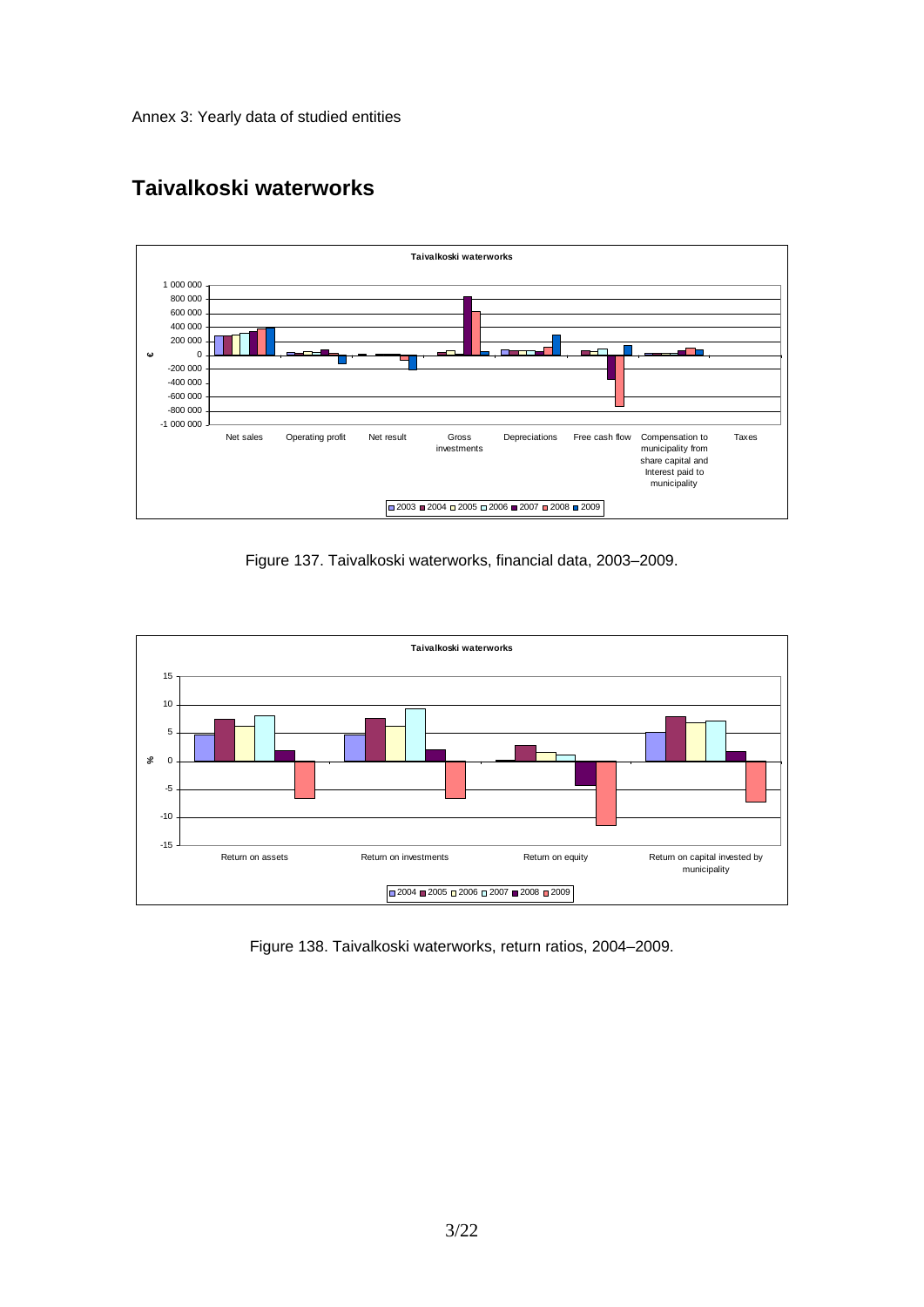Annex 3: Yearly data of studied entities

## Taivalkoski waterworks

Figure 137. Taivalkoski waterworks, financial data, 2003–2009.

Figure 138. Taivalkoski waterworks, return ratios, 2004–2009.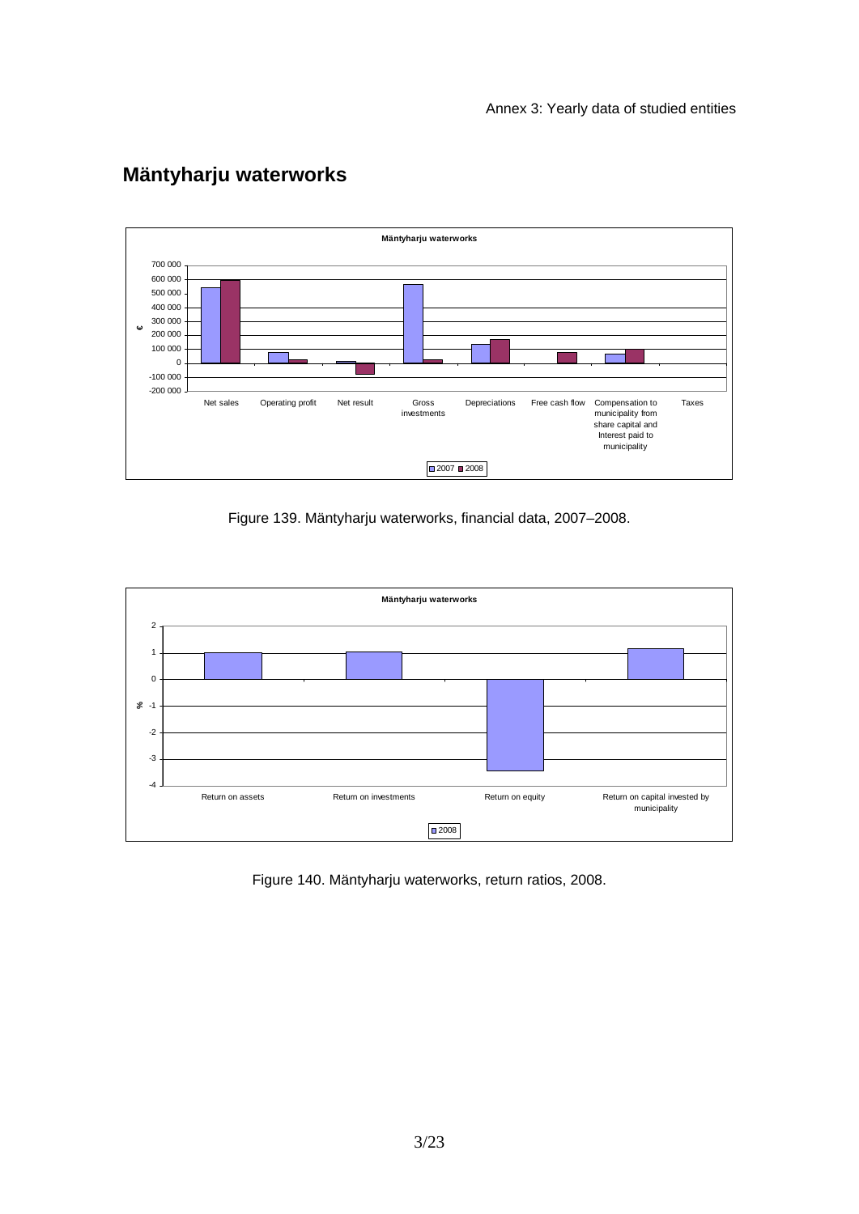## Mäntyharju waterworks

Figure 139. Mäntyharju waterworks, financial data, 2007–2008.

Figure 140. Mäntyharju waterworks, return ratios, 2008.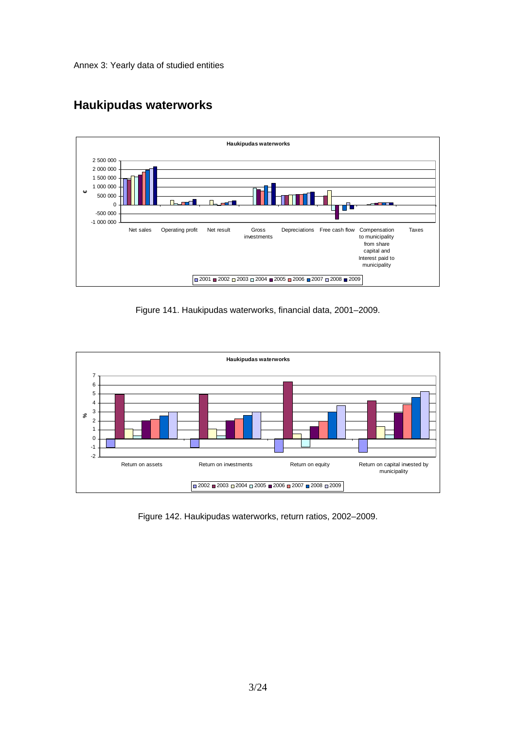Annex 3: Yearly data of studied entities

## Haukipudas waterworks

Figure 141. Haukipudas waterworks, financial data, 2001–2009.

Figure 142. Haukipudas waterworks, return ratios, 2002–2009.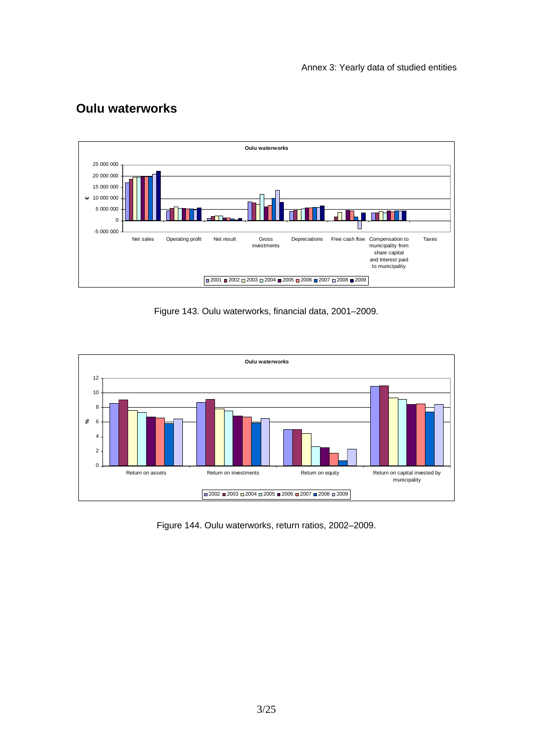## Oulu waterworks

Figure 143. Oulu waterworks, financial data, 2001–2009.

Figure 144. Oulu waterworks, return ratios, 2002–2009.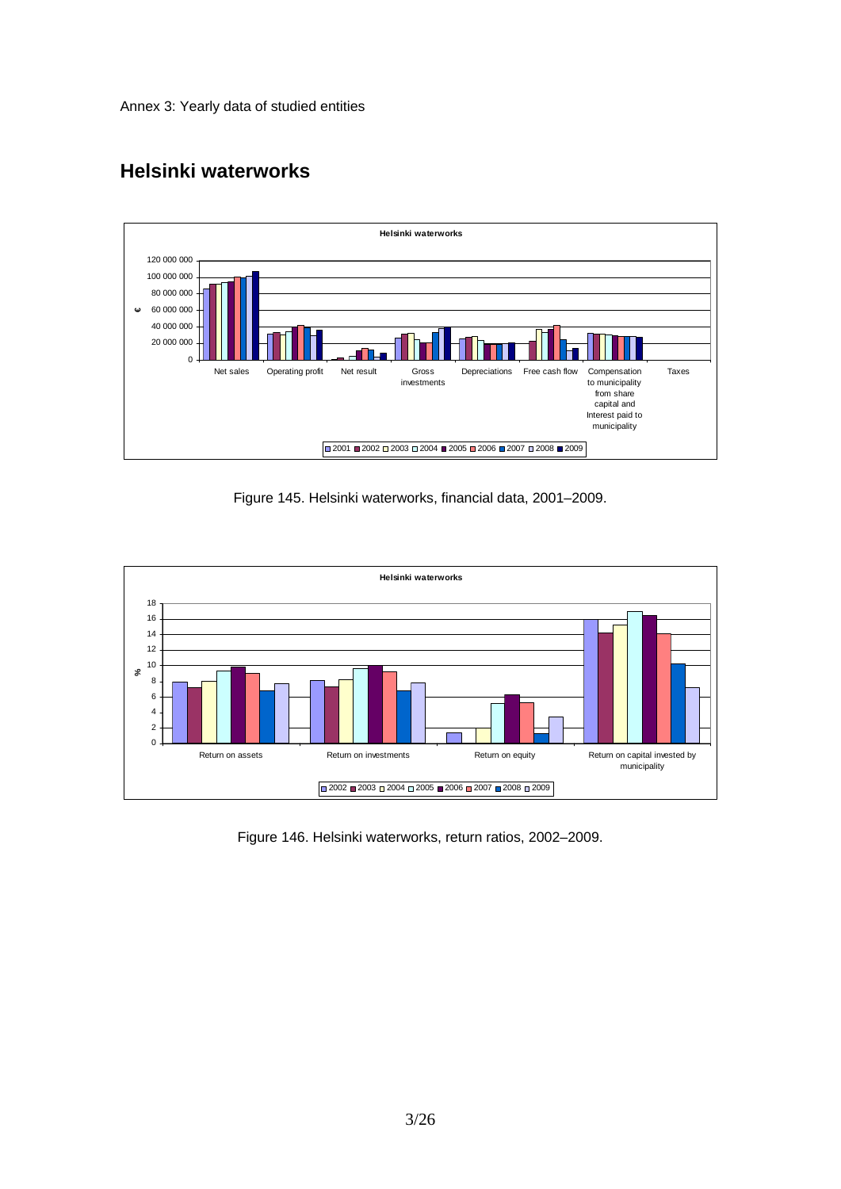Annex 3: Yearly data of studied entities

## Helsinki waterworks

Figure 145. Helsinki waterworks, financial data, 2001–2009.

Figure 146. Helsinki waterworks, return ratios, 2002–2009.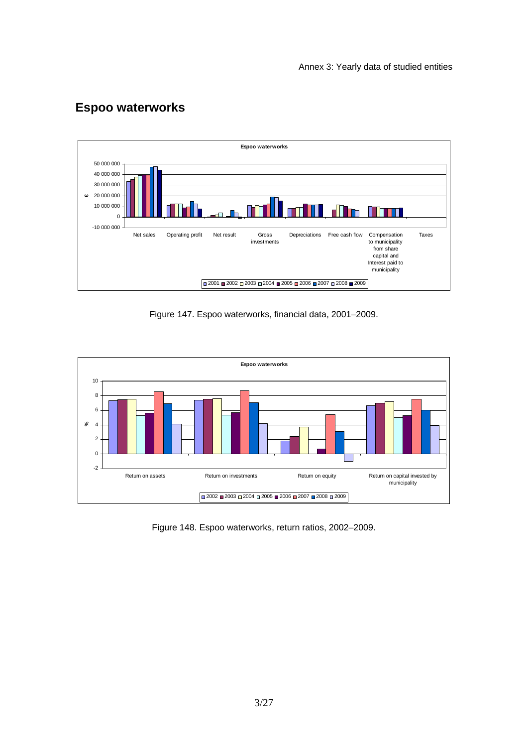## Espoo waterworks

Figure 147. Espoo waterworks, financial data, 2001–2009.

Figure 148. Espoo waterworks, return ratios, 2002–2009.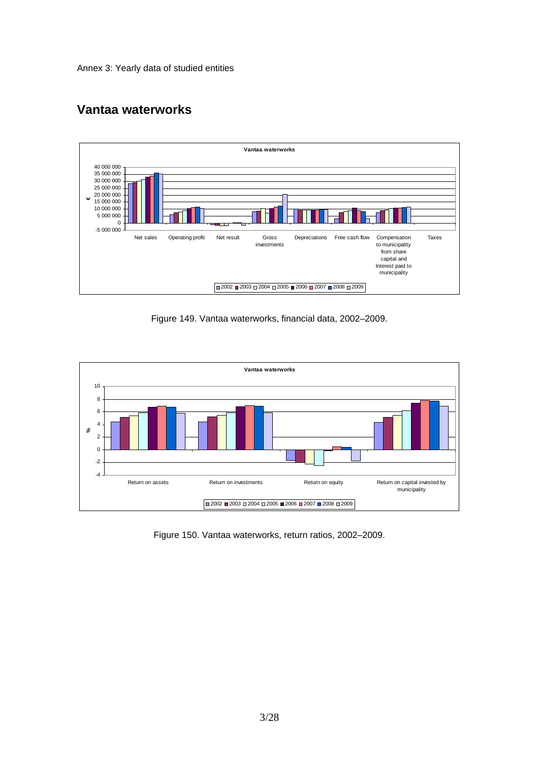Annex 3: Yearly data of studied entities

## Vantaa waterworks

Figure 149. Vantaa waterworks, financial data, 2002–2009.

Figure 150. Vantaa waterworks, return ratios, 2002–2009.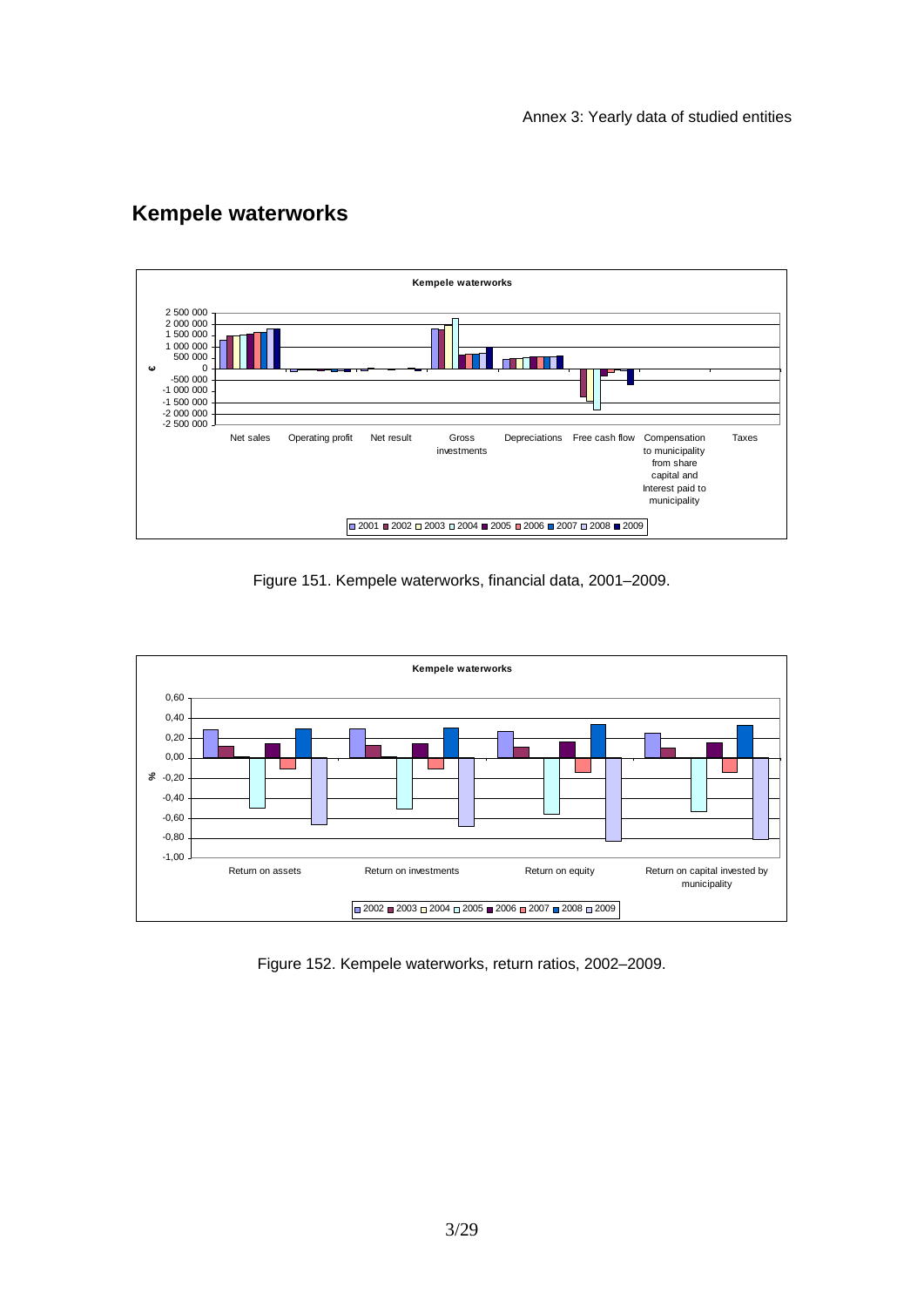## Kempele waterworks

Figure 151. Kempele waterworks, financial data, 2001–2009.

Figure 152. Kempele waterworks, return ratios, 2002–2009.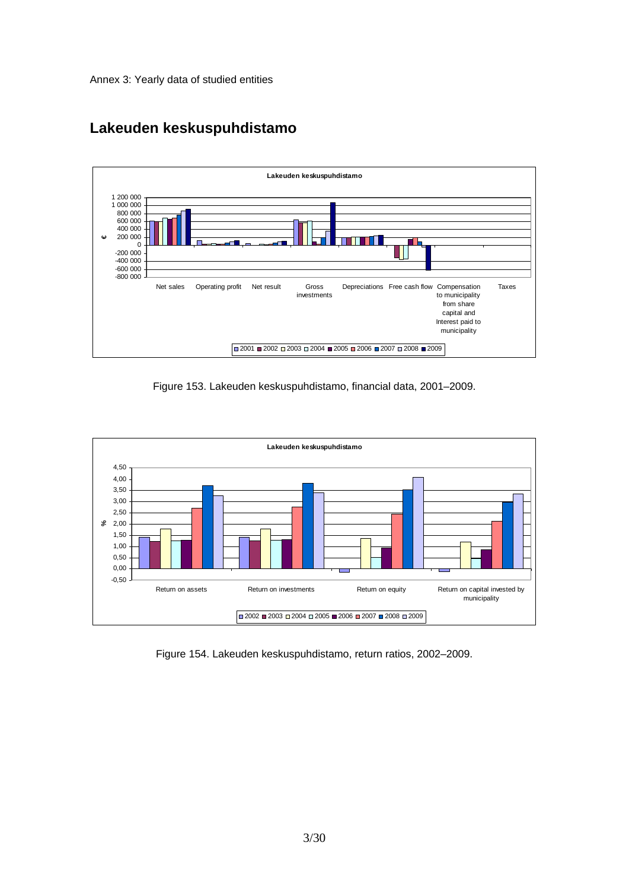Annex 3: Yearly data of studied entities

## Lakeuden keskuspuhdistamo

Figure 153. Lakeuden keskuspuhdistamo, financial data, 2001–2009.

Figure 154. Lakeuden keskuspuhdistamo, return ratios, 2002–2009.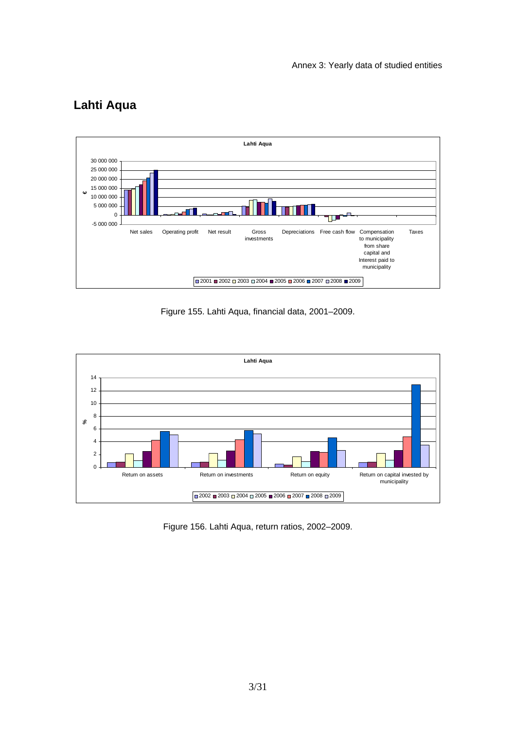## Lahti Aqua

Figure 155. Lahti Aqua, financial data, 2001–2009.

Figure 156. Lahti Aqua, return ratios, 2002–2009.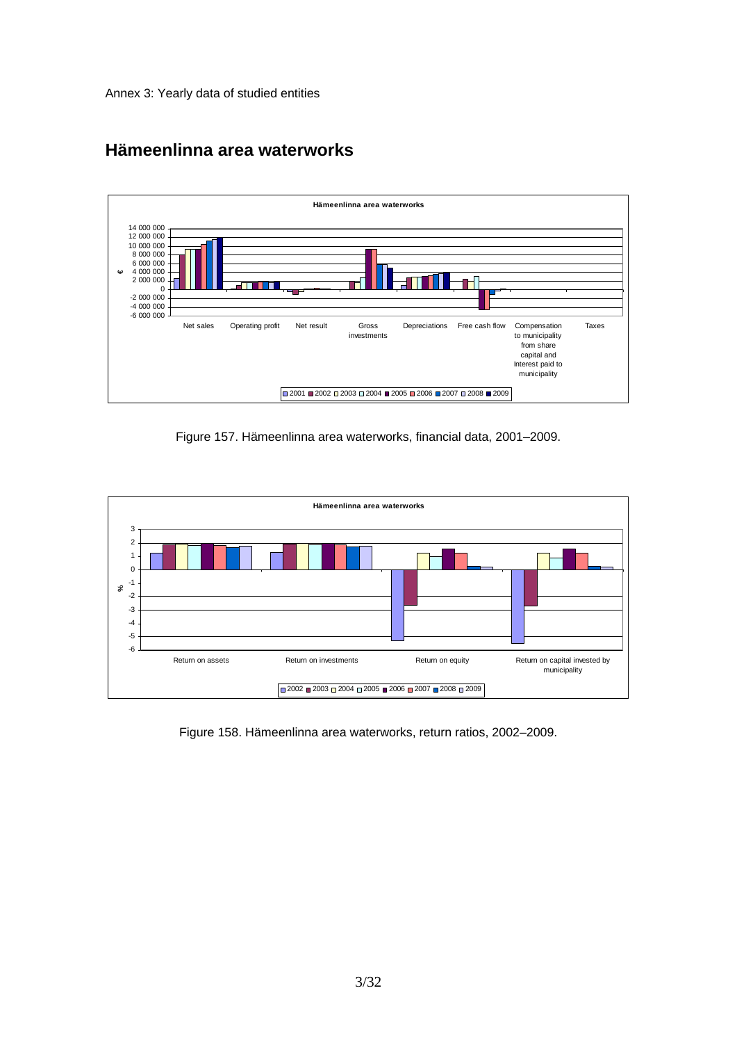Annex 3: Yearly data of studied entities

## Hämeenlinna area waterworks

Figure 157. Hämeenlinna area waterworks, financial data, 2001–2009.

Figure 158. Hämeenlinna area waterworks, return ratios, 2002–2009.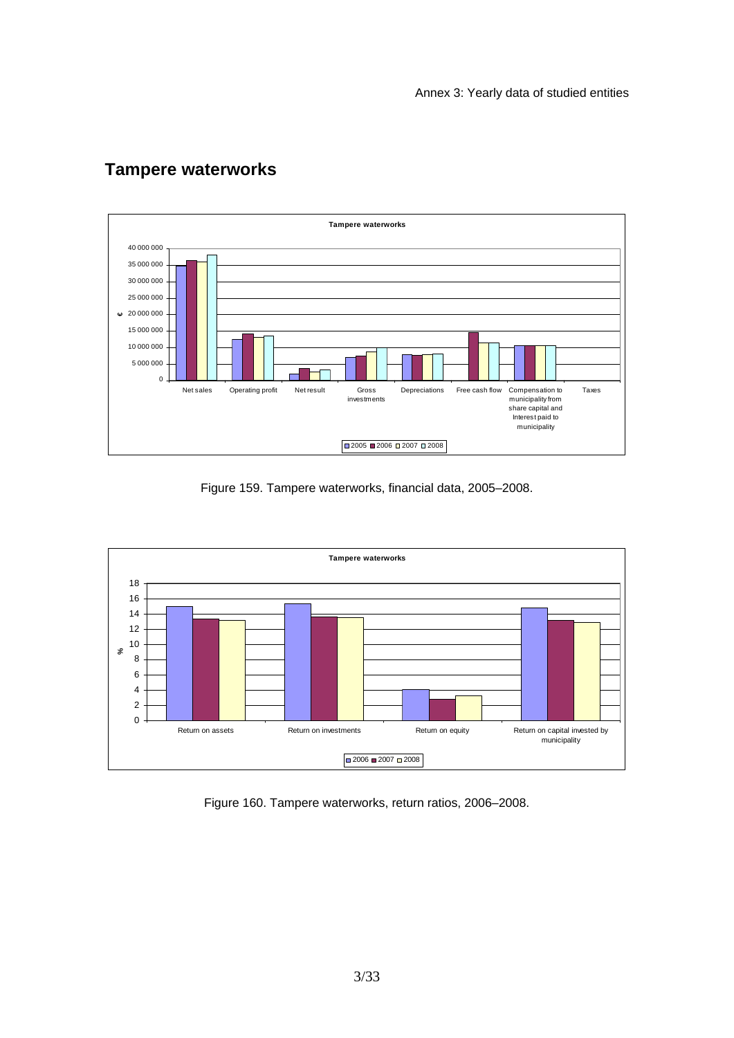## Tampere waterworks

Figure 159. Tampere waterworks, financial data, 2005–2008.

Figure 160. Tampere waterworks, return ratios, 2006–2008.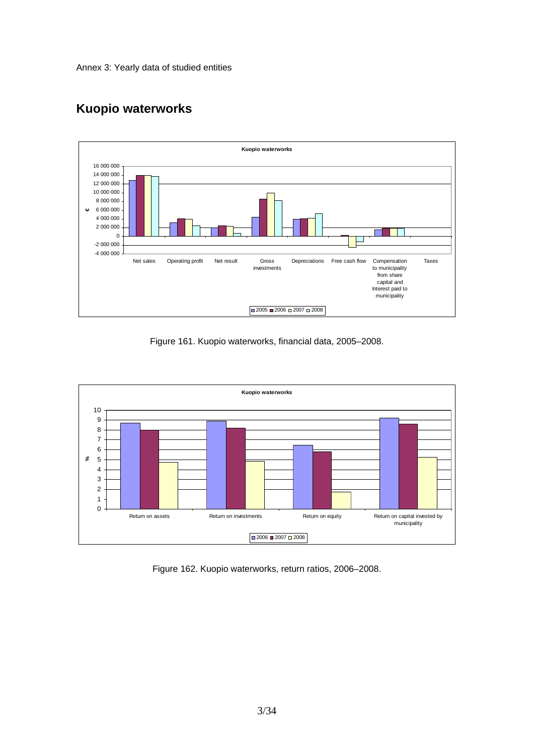Annex 3: Yearly data of studied entities

## Kuopio waterworks

Figure 161. Kuopio waterworks, financial data, 2005–2008.

Figure 162. Kuopio waterworks, return ratios, 2006–2008.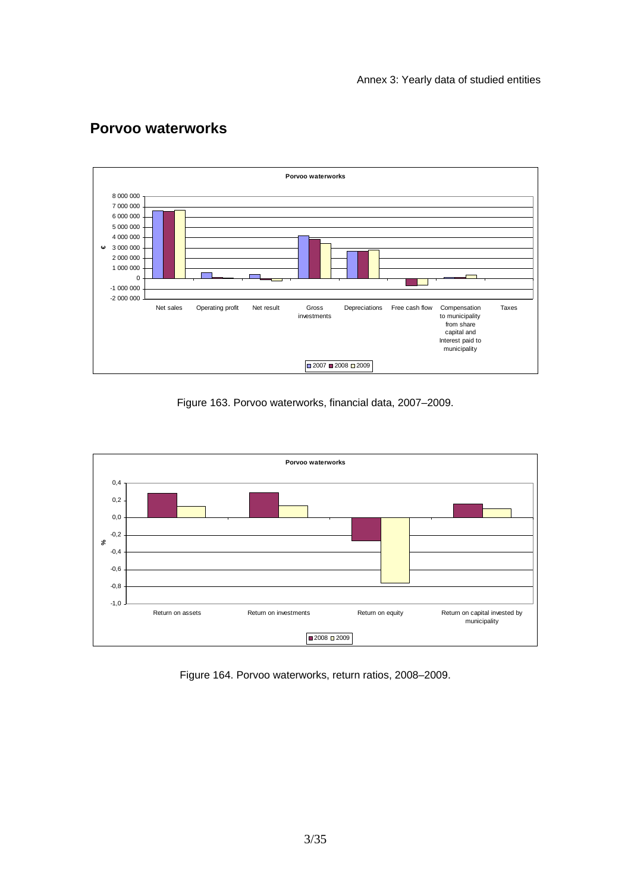## Porvoo waterworks

Figure 163. Porvoo waterworks, financial data, 2007–2009.

Figure 164. Porvoo waterworks, return ratios, 2008–2009.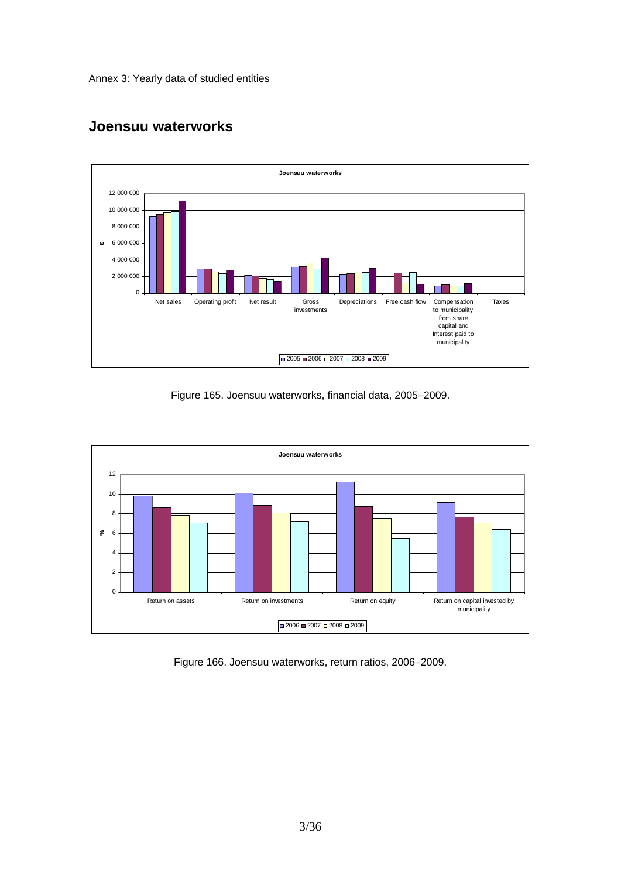Annex 3: Yearly data of studied entities

## Joensuu waterworks

Figure 165. Joensuu waterworks, financial data, 2005–2009.

Figure 166. Joensuu waterworks, return ratios, 2006–2009.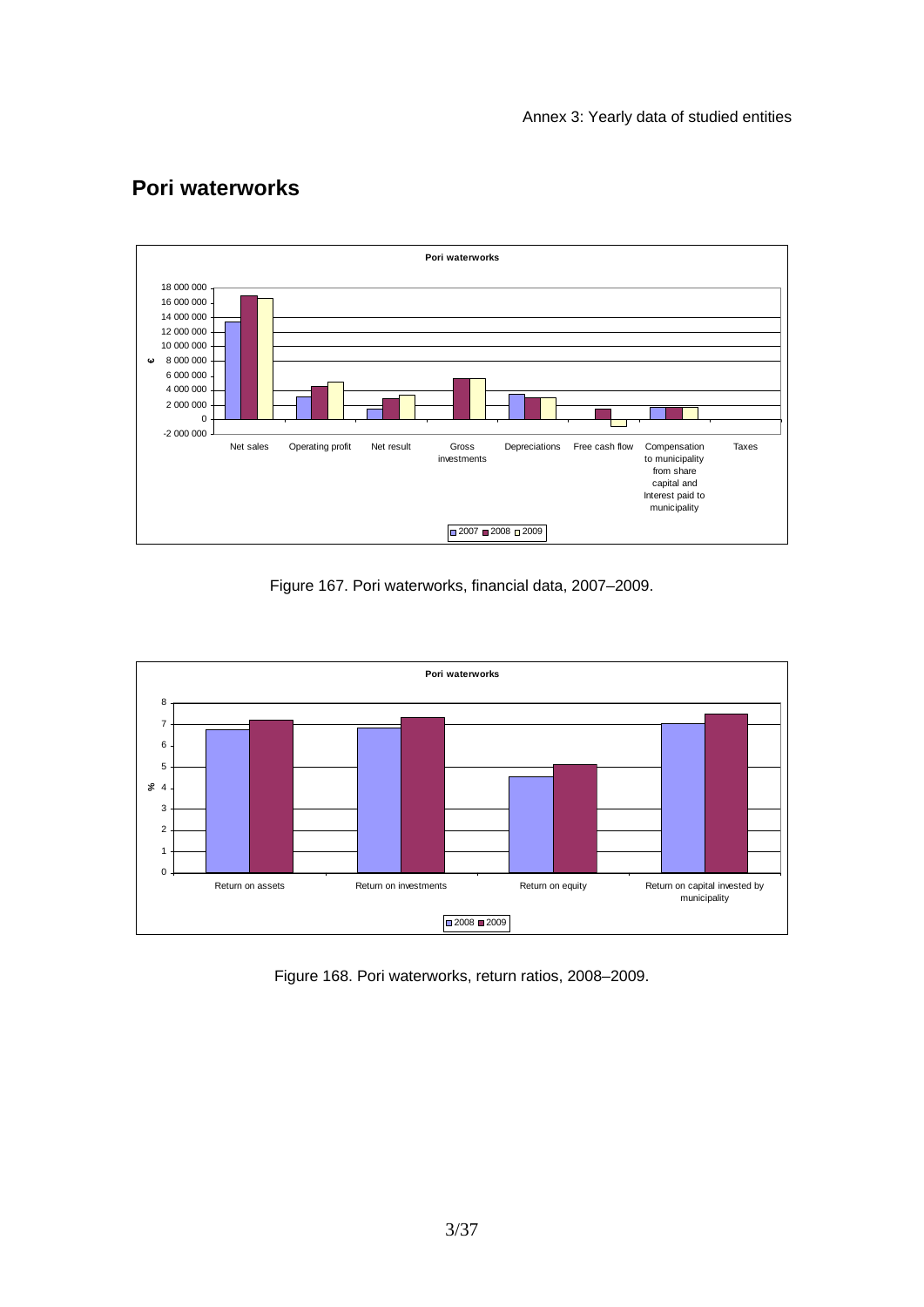## Pori waterworks

Figure 167. Pori waterworks, financial data, 2007–2009.

Figure 168. Pori waterworks, return ratios, 2008–2009.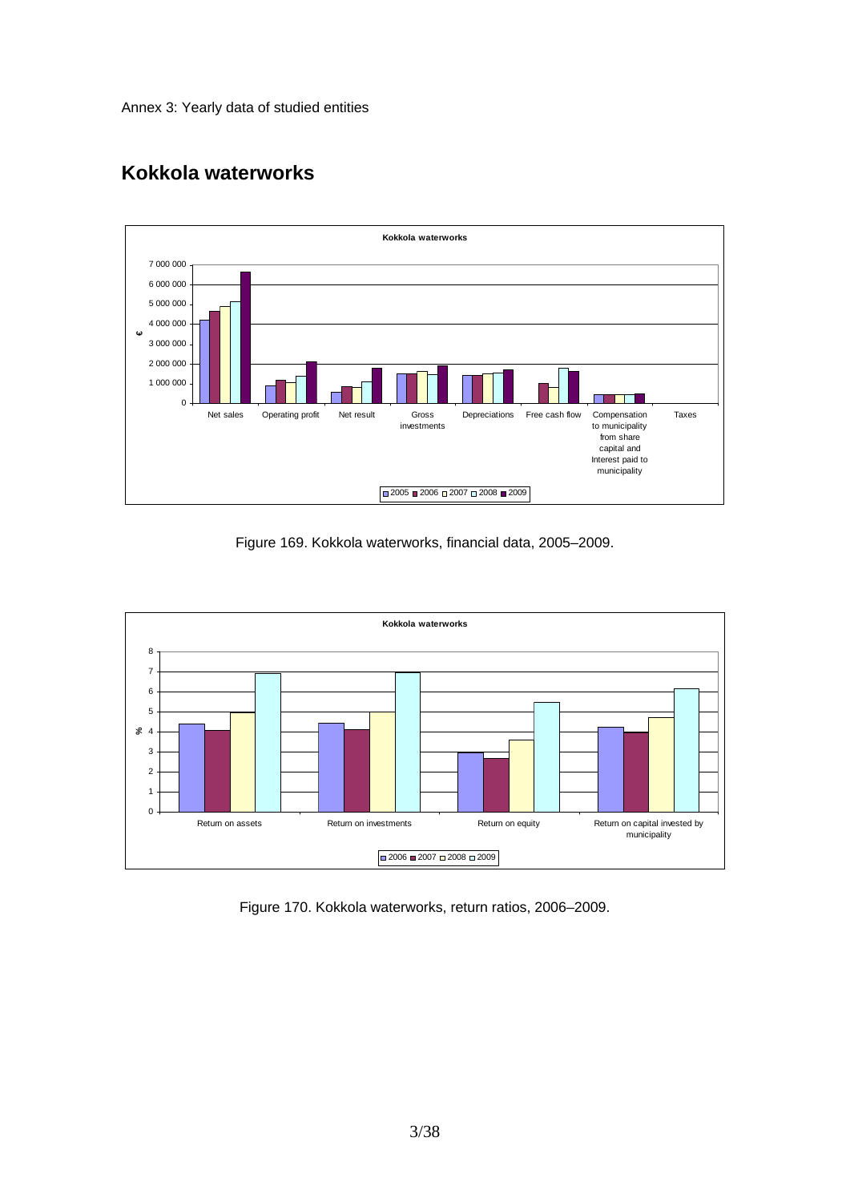Annex 3: Yearly data of studied entities

## Kokkola waterworks

Figure 169. Kokkola waterworks, financial data, 2005–2009.

Figure 170. Kokkola waterworks, return ratios, 2006–2009.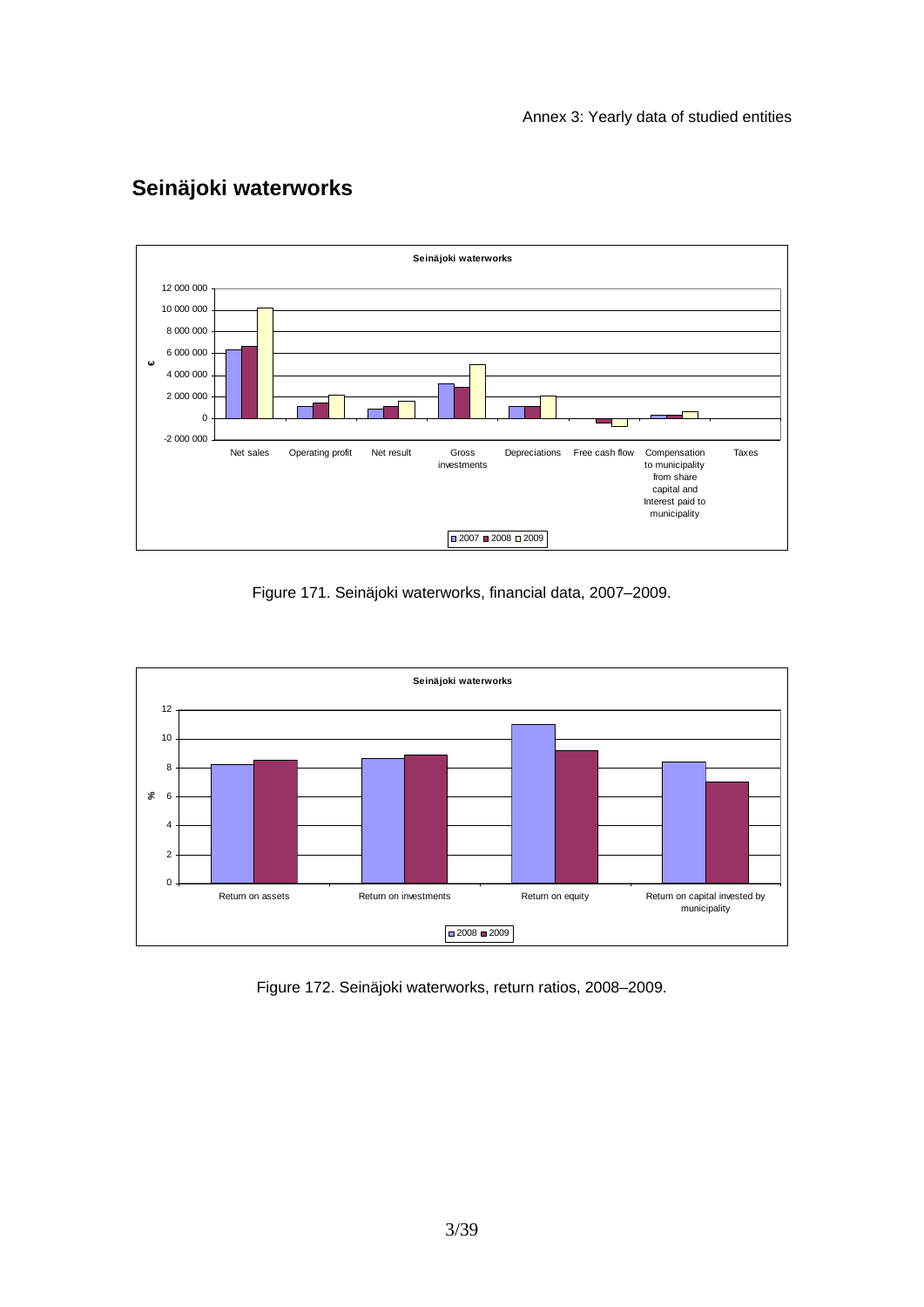## Seinäjoki waterworks

Figure 171. Seinäjoki waterworks, financial data, 2007–2009.

Figure 172. Seinäjoki waterworks, return ratios, 2008–2009.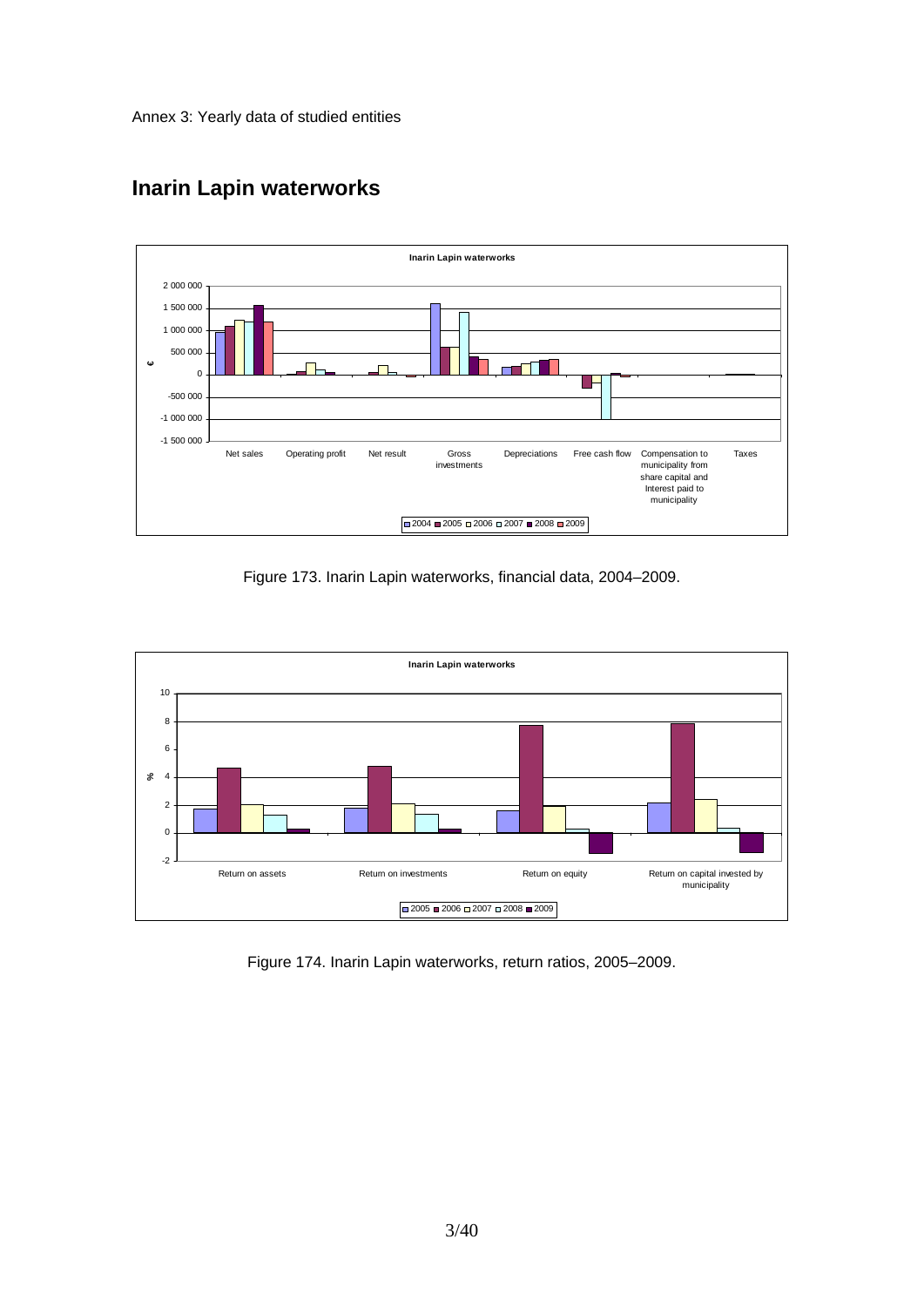Annex 3: Yearly data of studied entities

## Inarin Lapin waterworks

Figure 173. Inarin Lapin waterworks, financial data, 2004–2009.

Figure 174. Inarin Lapin waterworks, return ratios, 2005–2009.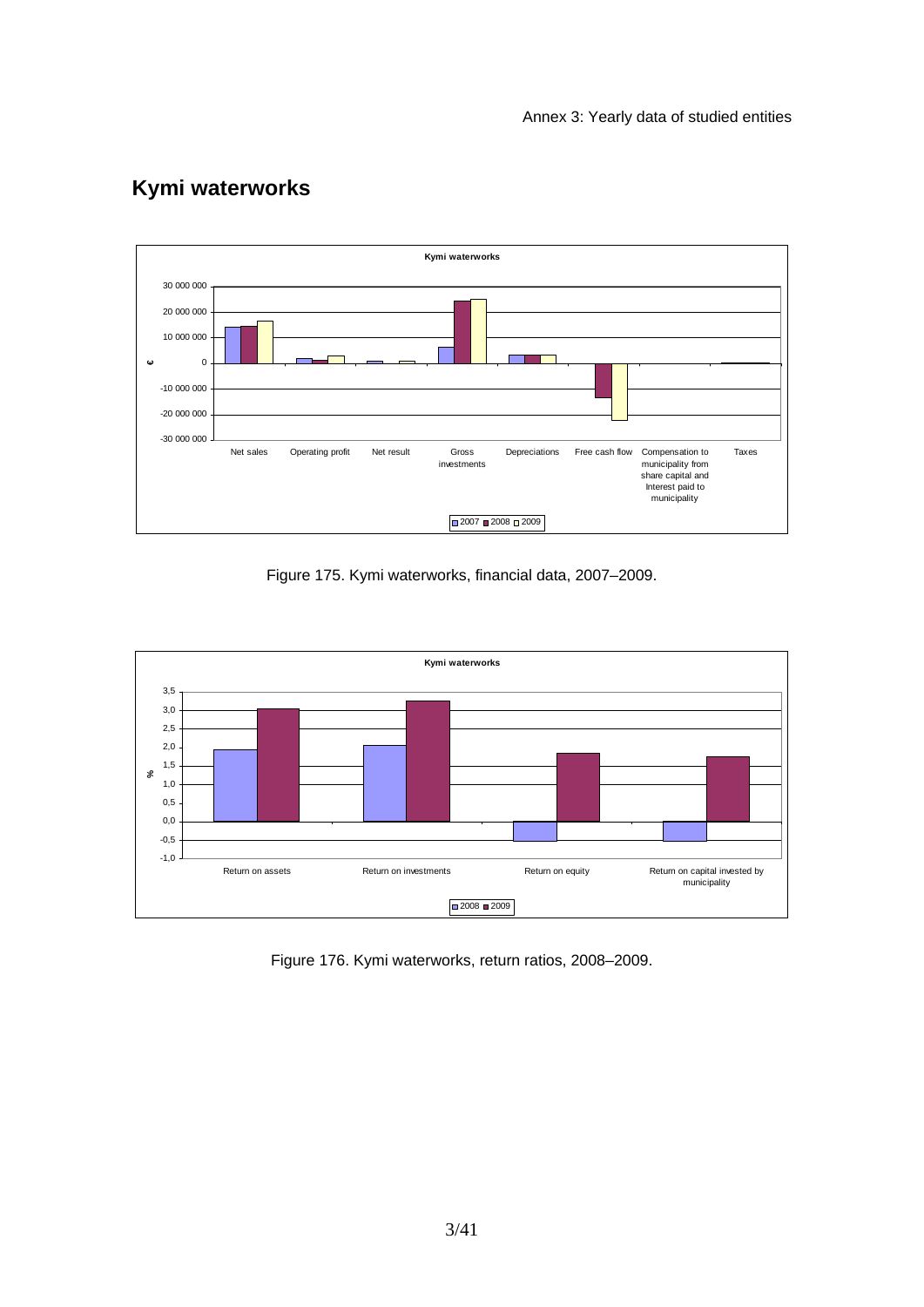## Kymi waterworks

Figure 175. Kymi waterworks, financial data, 2007–2009.

Figure 176. Kymi waterworks, return ratios, 2008–2009.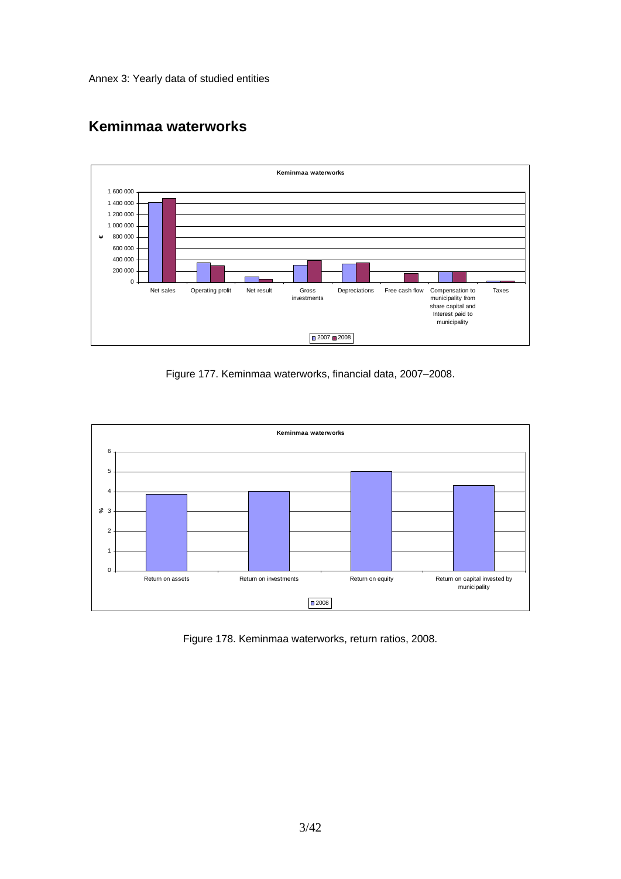Annex 3: Yearly data of studied entities

## Keminmaa waterworks

Figure 177. Keminmaa waterworks, financial data, 2007–2008.

Figure 178. Keminmaa waterworks, return ratios, 2008.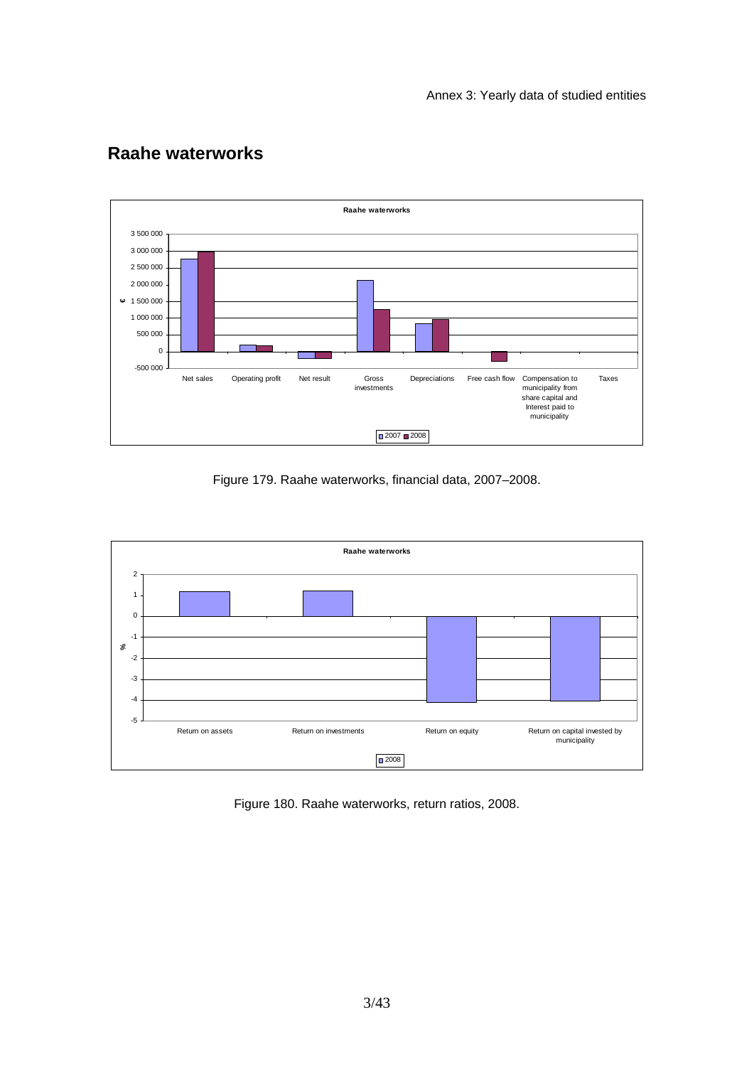## Raahe waterworks

Figure 179. Raahe waterworks, financial data, 2007–2008.

Figure 180. Raahe waterworks, return ratios, 2008.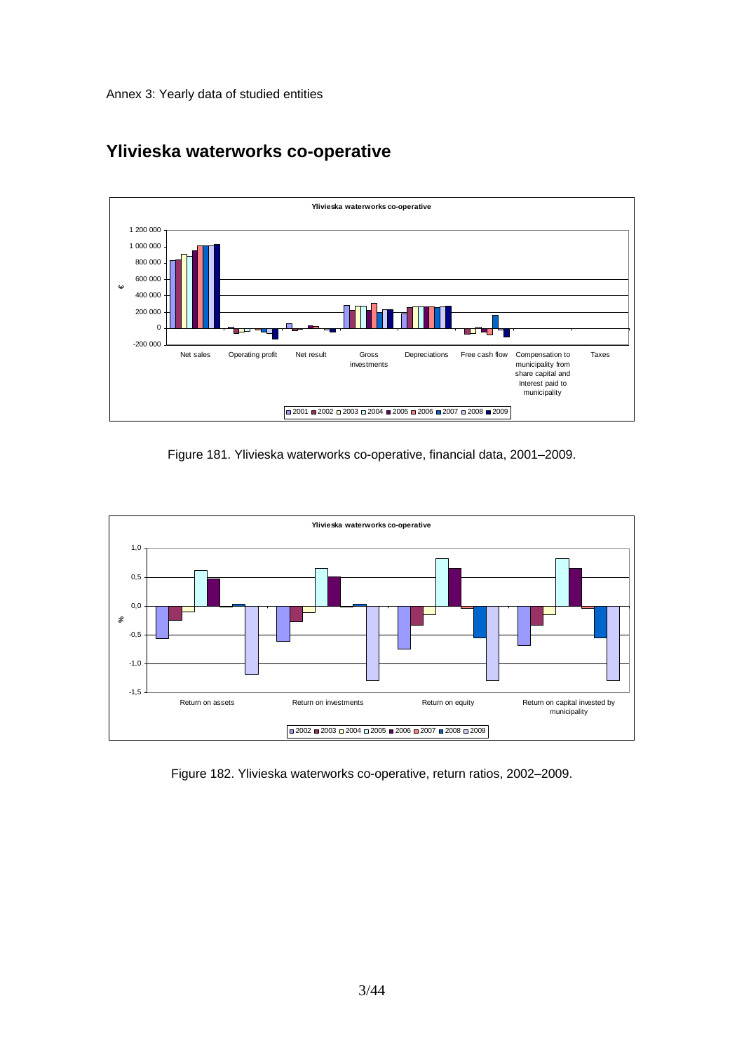Annex 3: Yearly data of studied entities

## Ylivieska waterworks co-operative

Figure 181. Ylivieska waterworks co-operative, financial data, 2001–2009.

Figure 182. Ylivieska waterworks co-operative, return ratios, 2002–2009.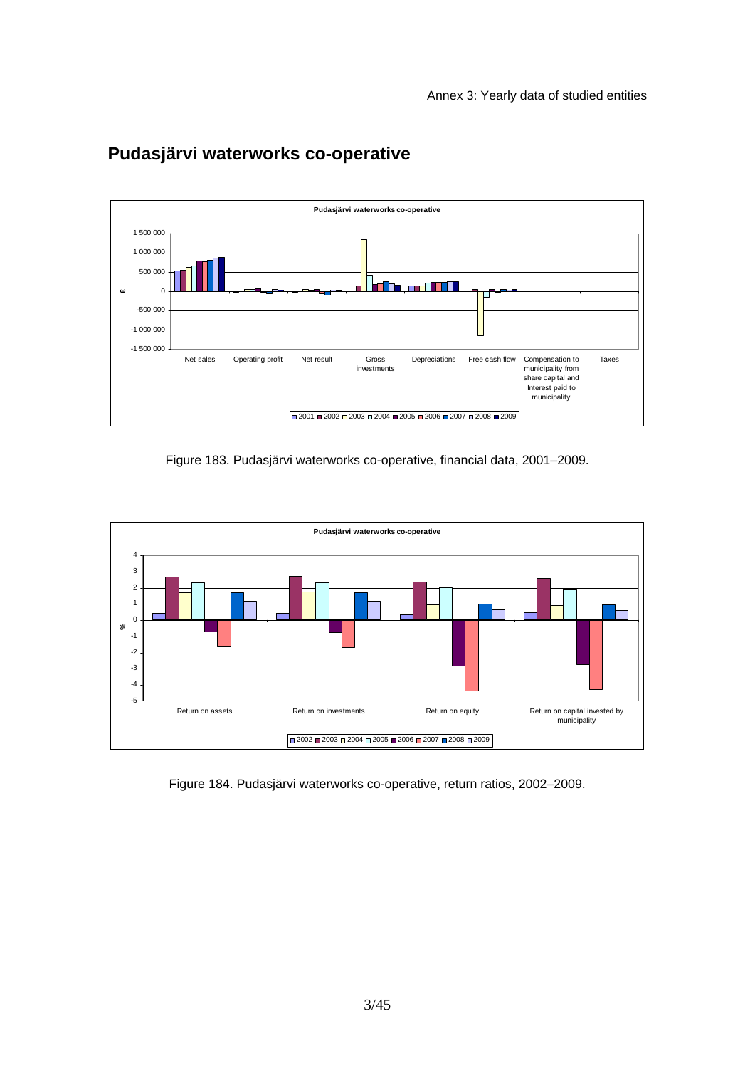# Pudasjärvi waterworks co-operative

Figure 183. Pudasjärvi waterworks co-operative, financial data, 2001–2009.

Figure 184. Pudasjärvi waterworks co-operative, return ratios, 2002–2009.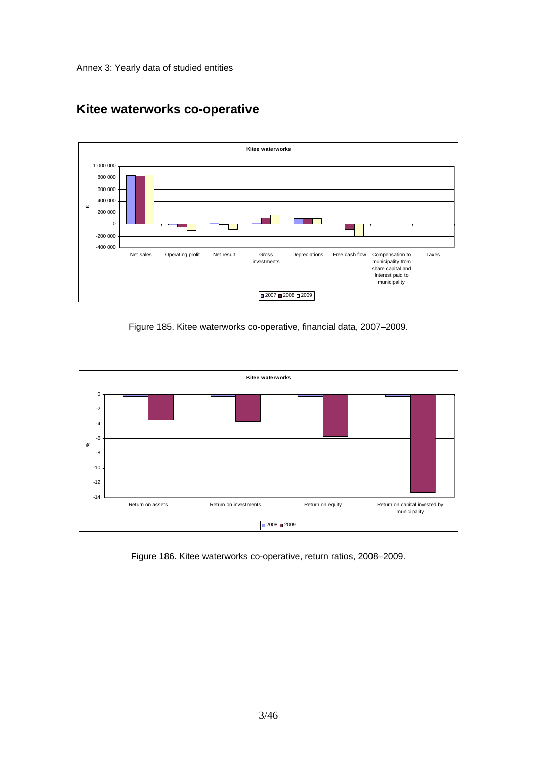Annex 3: Yearly data of studied entities

## Kitee waterworks co-operative

Figure 185. Kitee waterworks co-operative, financial data, 2007–2009.

Figure 186. Kitee waterworks co-operative, return ratios, 2008–2009.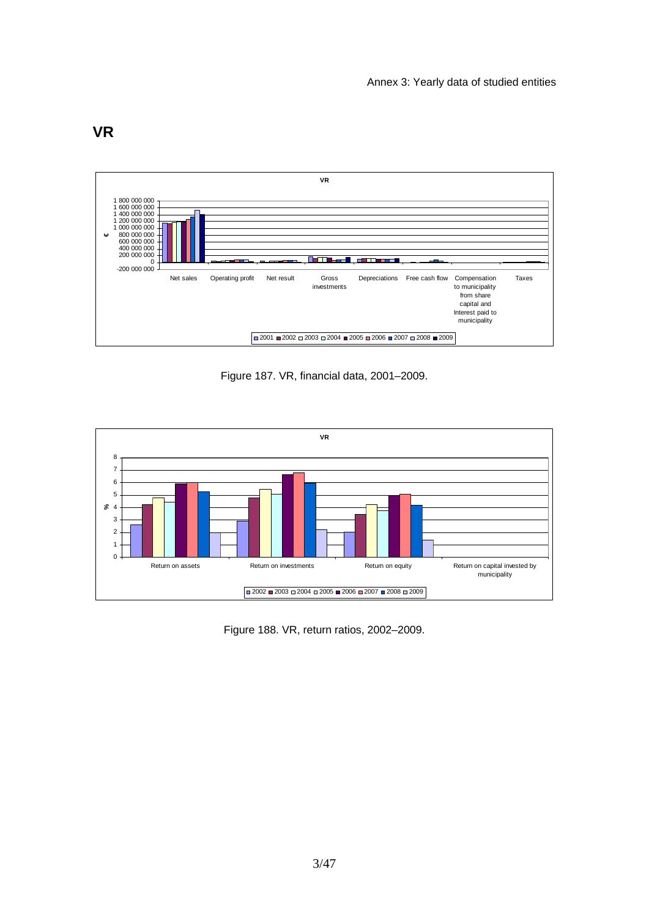# VR

Figure 187. VR, financial data, 2001–2009.

Figure 188. VR, return ratios, 2002–2009.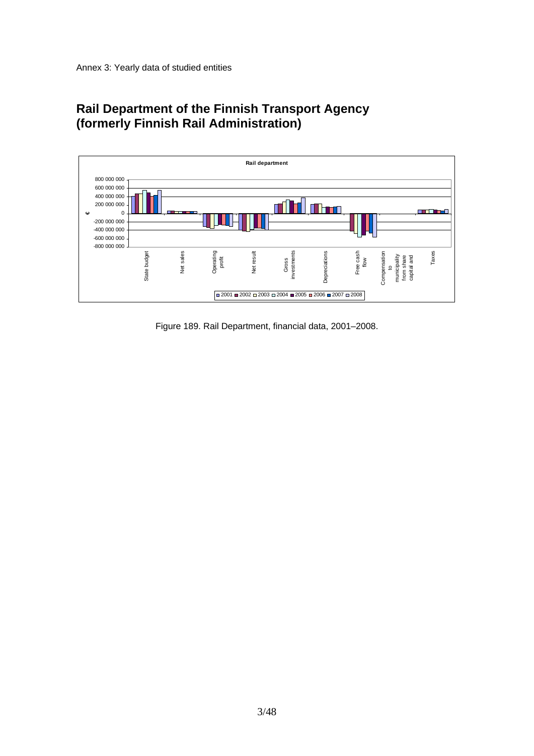Annex 3: Yearly data of studied entities

# Rail Department of the Finnish Transport Agency (formerly Finnish Rail Administration)

Figure 189. Rail Department, financial data, 2001–2008.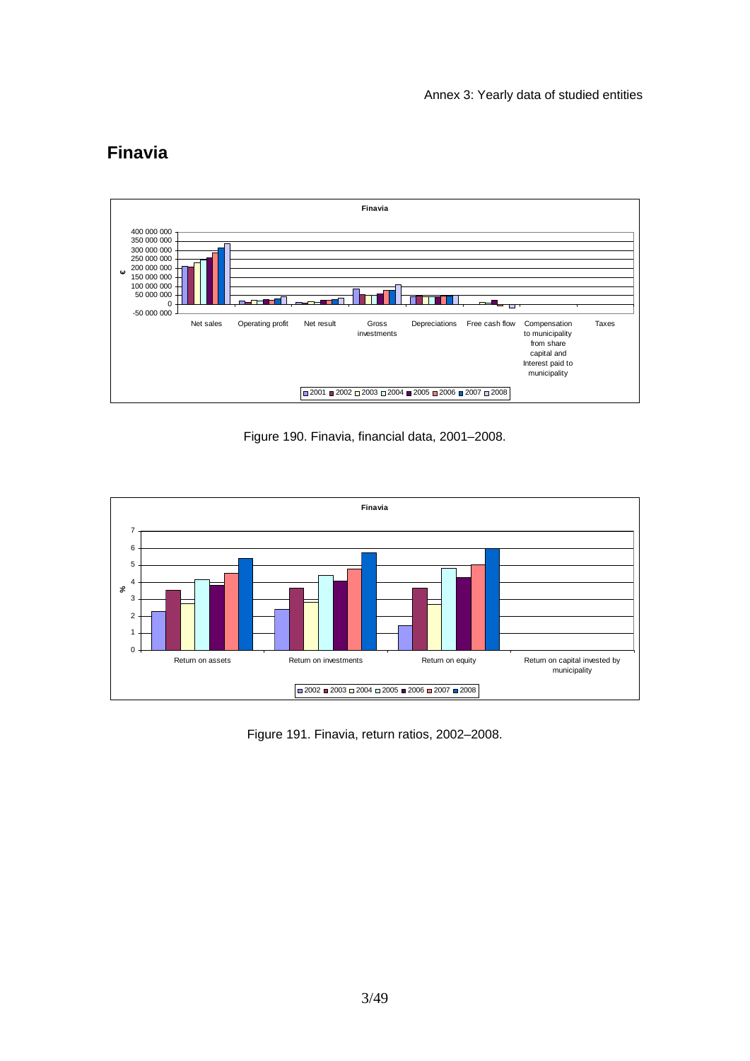## Finavia

Figure 190. Finavia, financial data, 2001–2008.

Figure 191. Finavia, return ratios, 2002–2008.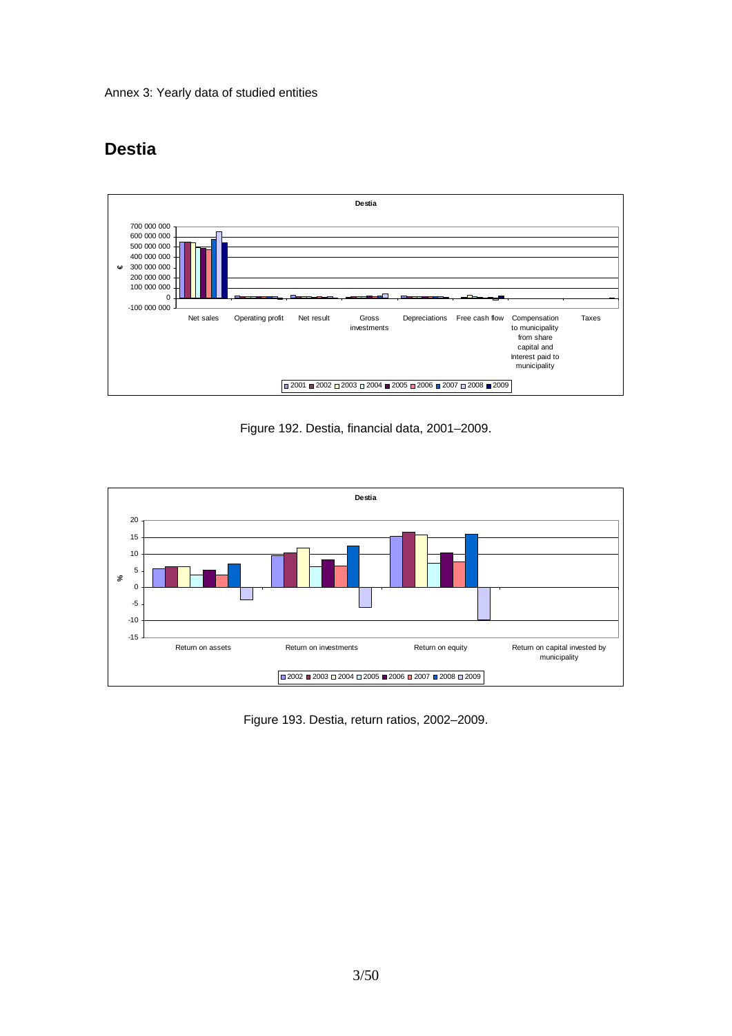Annex 3: Yearly data of studied entities

## Destia

Figure 192. Destia, financial data, 2001–2009.

Figure 193. Destia, return ratios, 2002–2009.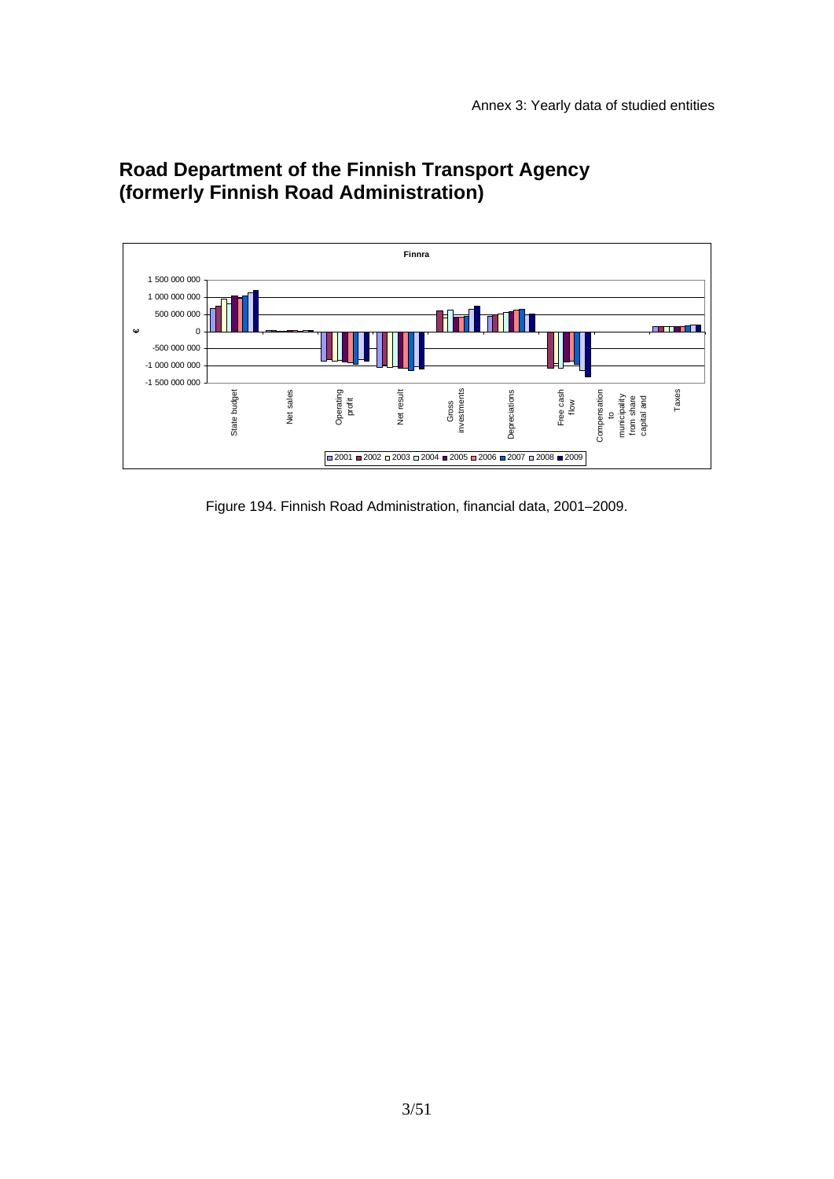# Road Department of the Finnish Transport Agency (formerly Finnish Road Administration)

Figure 194. Finnish Road Administration, financial data, 2001–2009.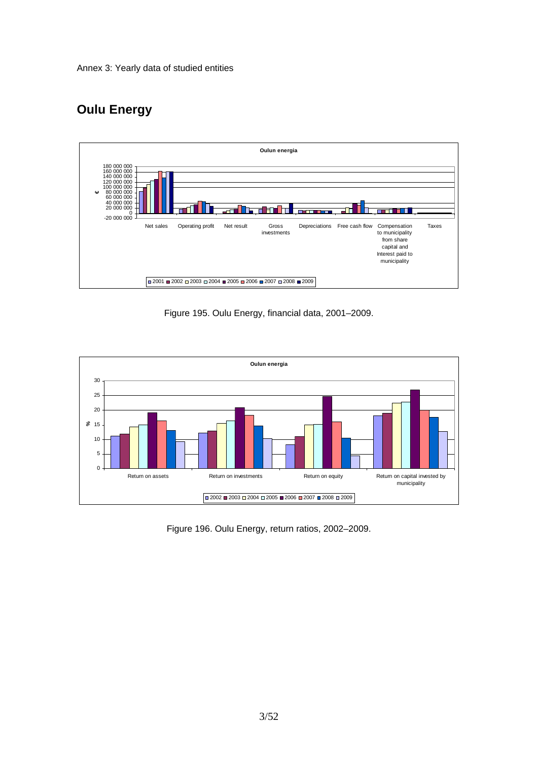Annex 3: Yearly data of studied entities

## Oulu Energy

Figure 195. Oulu Energy, financial data, 2001–2009.

Figure 196. Oulu Energy, return ratios, 2002–2009.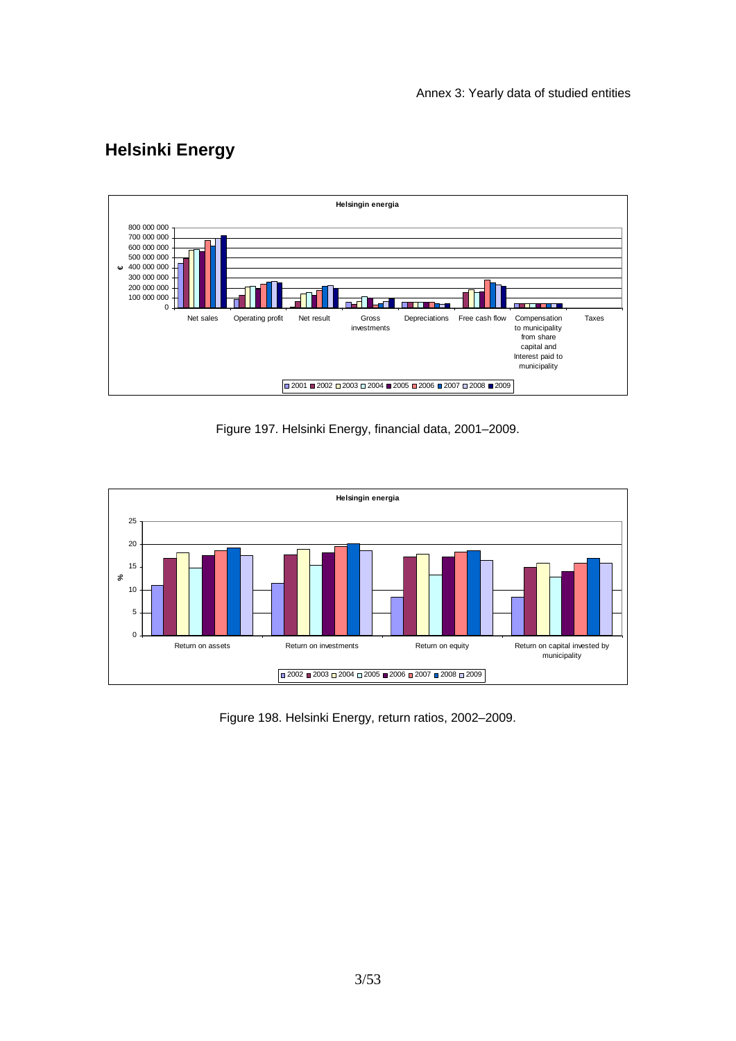## Helsinki Energy

Figure 197. Helsinki Energy, financial data, 2001–2009.

Figure 198. Helsinki Energy, return ratios, 2002–2009.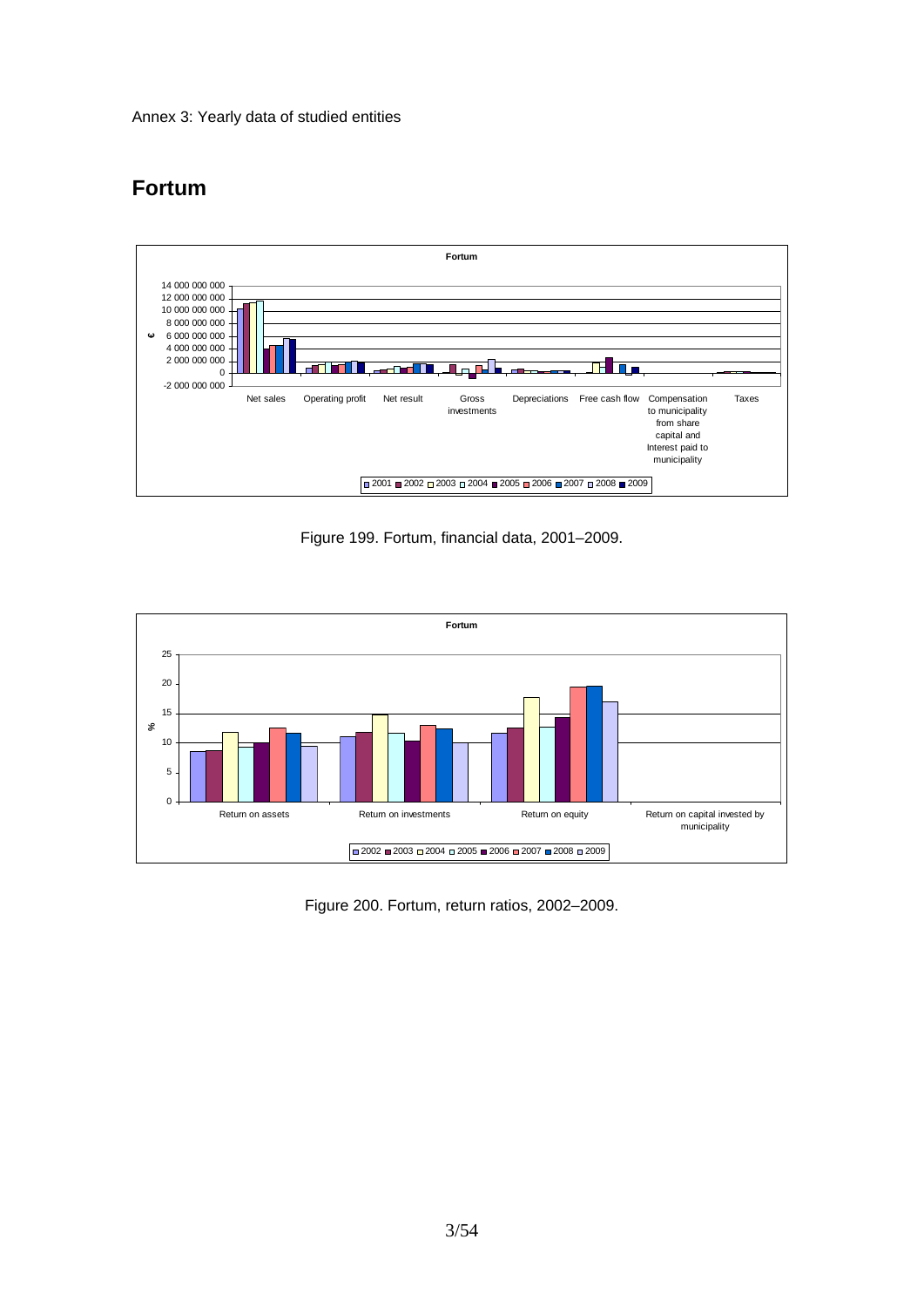Annex 3: Yearly data of studied entities

## Fortum

Figure 199. Fortum, financial data, 2001–2009.

Figure 200. Fortum, return ratios, 2002–2009.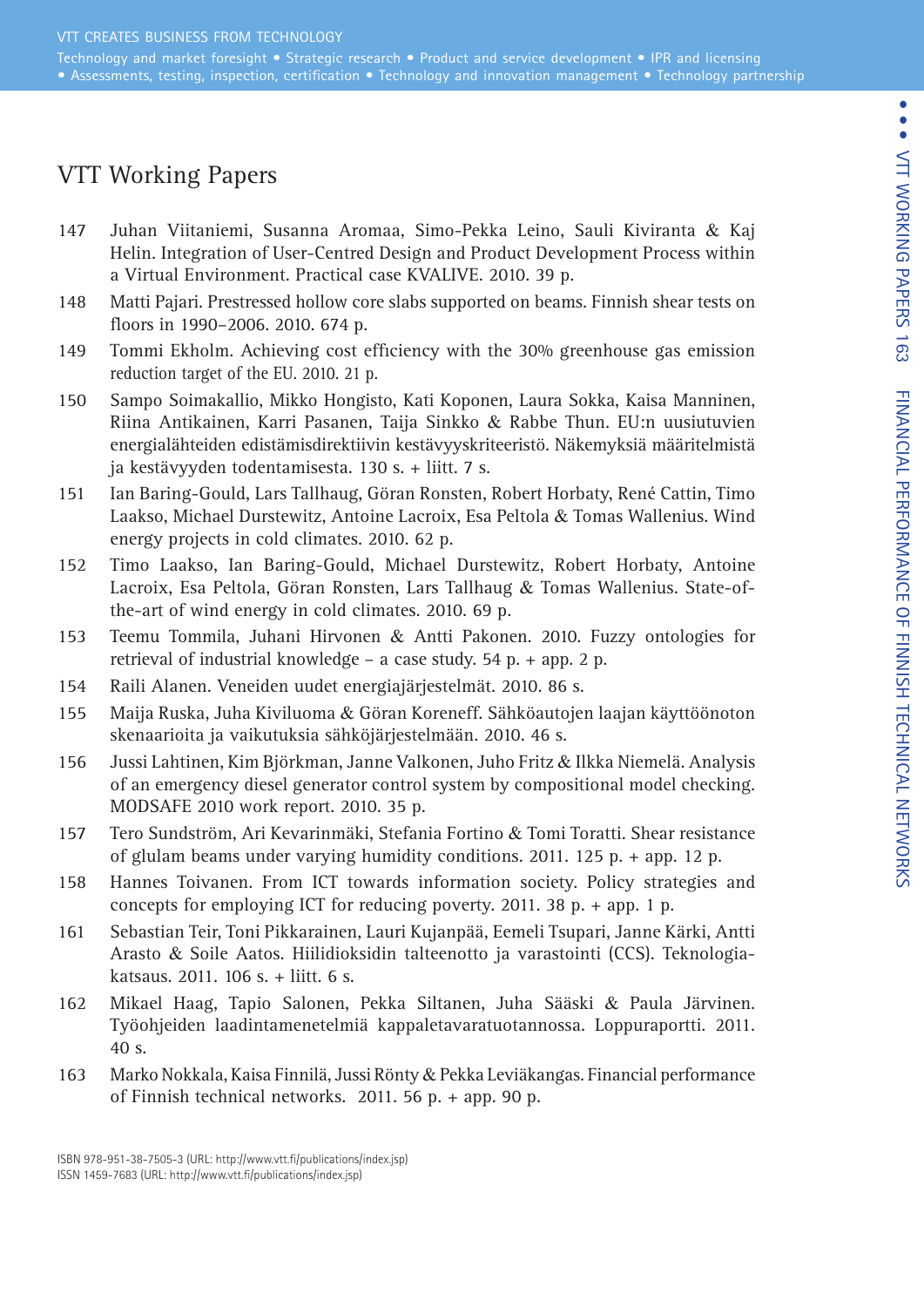VTT CREATES BUSINESS FROM TECHNOLOGY

Technology and market foresight • Strategic research • Product and service development • IPR and licensing • Assessments, testing, inspection, certification • Technology and innovation management • Technology partnership

# VTT Working Papers

147 Juhan Viitaniemi, Susanna Aromaa, Simo-Pekka Leino, Sauli Kiviranta & Kaj Helin. Integration of User-Centred Design and Product Development Process within a Virtual Environment. Practical case KVALIVE. 2010. 39 p.

148 Matti Pajari. Prestressed hollow core slabs supported on beams. Finnish shear tests on floors in 1990–2006. 2010. 674 p.

149 Tommi Ekholm. Achieving cost efficiency with the 30% greenhouse gas emission reduction target of the EU. 2010. 21 p.

150 Sampo Soimakallio, Mikko Hongisto, Kati Koponen, Laura Sokka, Kaisa Manninen, Riina Antikainen, Karri Pasanen, Taija Sinkko & Rabbe Thun. EU:n uusiutuvien energialähteiden edistämisdirektiivin kestävyyskriteeristö. Näkemyksiä määritelmistä ja kestävyyden todentamisesta. 130 s. + liitt. 7 s.

151 Ian Baring-Gould, Lars Tallhaug, Göran Ronsten, Robert Horbaty, René Cattin, Timo Laakso, Michael Durstewitz, Antoine Lacroix, Esa Peltola & Tomas Wallenius. Wind energy projects in cold climates. 2010. 62 p.

152 Timo Laakso, Ian Baring-Gould, Michael Durstewitz, Robert Horbaty, Antoine Lacroix, Esa Peltola, Göran Ronsten, Lars Tallhaug & Tomas Wallenius. State-of-the-art of wind energy in cold climates. 2010. 69 p.

153 Teemu Tommila, Juhani Hirvonen & Antti Pakonen. 2010. Fuzzy ontologies for retrieval of industrial knowledge – a case study. 54 p. + app. 2 p.

154 Raili Alanen. Veneiden uudet energiajärjestelmät. 2010. 86 s.

155 Maija Ruska, Juha Kiviluoma & Göran Koreneff. Sähköautojen laajan käyttöönoton skenaarioita ja vaikutuksia sähköjärjestelmään. 2010. 46 s.

156 Jussi Lahtinen, Kim Björkman, Janne Valkonen, Juho Fritz & Ilkka Niemelä. Analysis of an emergency diesel generator control system by compositional model checking. MODSAFE 2010 work report. 2010. 35 p.

157 Tero Sundström, Ari Kevarinmäki, Stefania Fortino & Tomi Toratti. Shear resistance of glulam beams under varying humidity conditions. 2011. 125 p. + app. 12 p.

158 Hannes Toivanen. From ICT towards information society. Policy strategies and concepts for employing ICT for reducing poverty. 2011. 38 p. + app. 1 p.

161 Sebastian Teir, Toni Pikkarainen, Lauri Kujanpää, Eemeli Tsupari, Janne Kärki, Antti Arasto & Soile Aatos. Hiilidioksidin talteenotto ja varastointi (CCS). Teknologiakatsaus. 2011. 106 s. + liitt. 6 s.

162 Mikael Haag, Tapio Salonen, Pekka Siltanen, Juha Sääski & Paula Järvinen. Työohjeiden laadintamenetelmiä kappaletavaratuotannossa. Loppuraportti. 2011. 40 s.

163 Marko Nokkala, Kaisa Finnilä, Jussi Rönty & Pekka Leviäkangas. Financial performance of Finnish technical networks. 2011. 56 p. + app. 90 p.

ISBN 978-951-38-7505-3 (URL: http://www.vtt.fi/publications/index.jsp)
ISSN 1459-7683 (URL: http://www.vtt.fi/publications/index.jsp)

VTT WORKING PAPERS 163 FINANCIAL PERFORMANCE OF FINNISH TECHNICAL NETWORKS